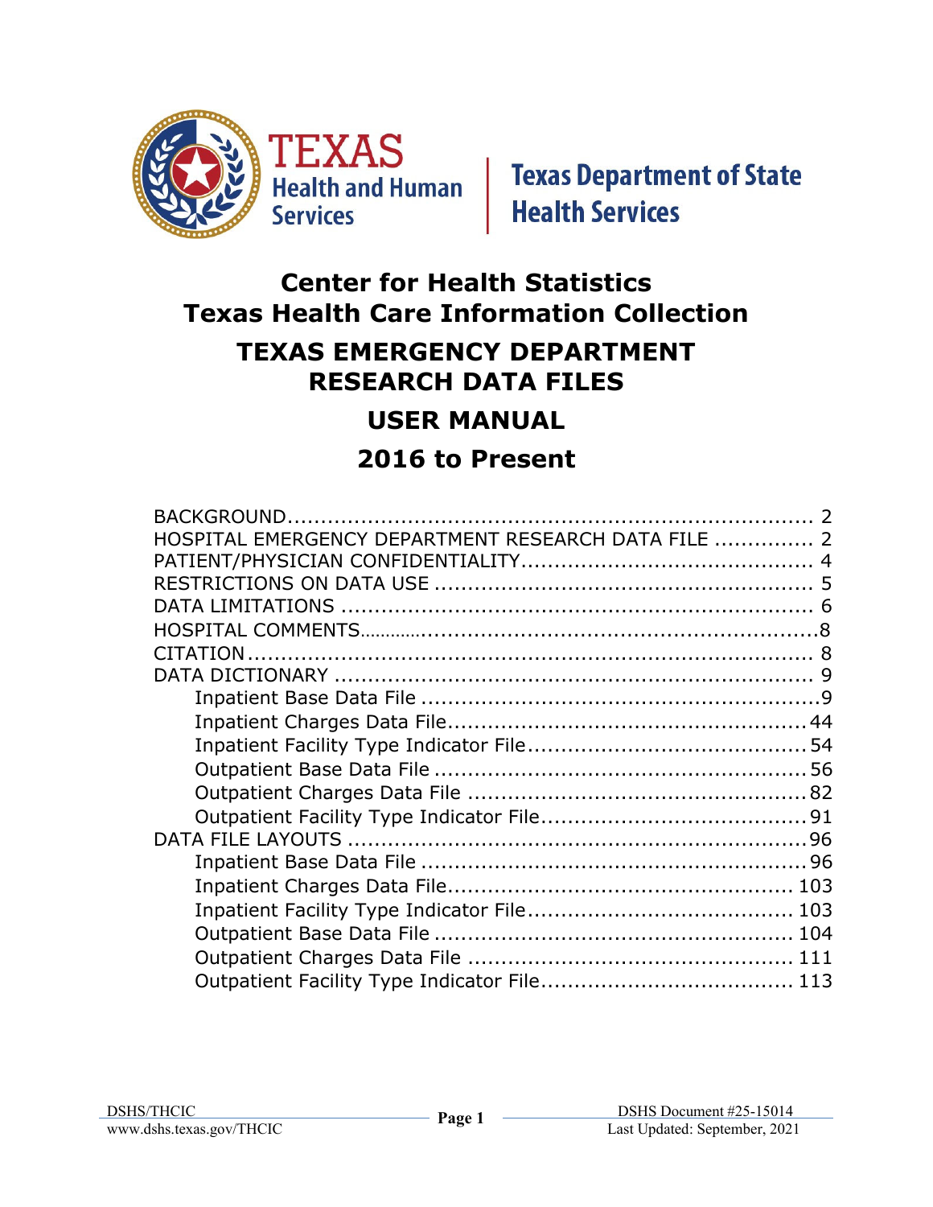TEXAS Health and Human Services | Texas Department of State Health Services

# Center for Health Statistics
# Texas Health Care Information Collection

# TEXAS EMERGENCY DEPARTMENT RESEARCH DATA FILES

# USER MANUAL

# 2016 to Present

BACKGROUND ........ 2
HOSPITAL EMERGENCY DEPARTMENT RESEARCH DATA FILE ........ 2
PATIENT/PHYSICIAN CONFIDENTIALITY ........ 4
RESTRICTIONS ON DATA USE ........ 5
DATA LIMITATIONS ........ 6
HOSPITAL COMMENTS ........ 8
CITATION ........ 8
DATA DICTIONARY ........ 9
- Inpatient Base Data File ........ 9
- Inpatient Charges Data File ........ 44
- Inpatient Facility Type Indicator File ........ 54
- Outpatient Base Data File ........ 56
- Outpatient Charges Data File ........ 82
- Outpatient Facility Type Indicator File ........ 91

DATA FILE LAYOUTS ........ 96
- Inpatient Base Data File ........ 96
- Inpatient Charges Data File ........ 103
- Inpatient Facility Type Indicator File ........ 103
- Outpatient Base Data File ........ 104
- Outpatient Charges Data File ........ 111
- Outpatient Facility Type Indicator File ........ 113

DSHS/THCIC
www.dshs.texas.gov/THCIC

DSHS Document #25-15014
Last Updated: September, 2021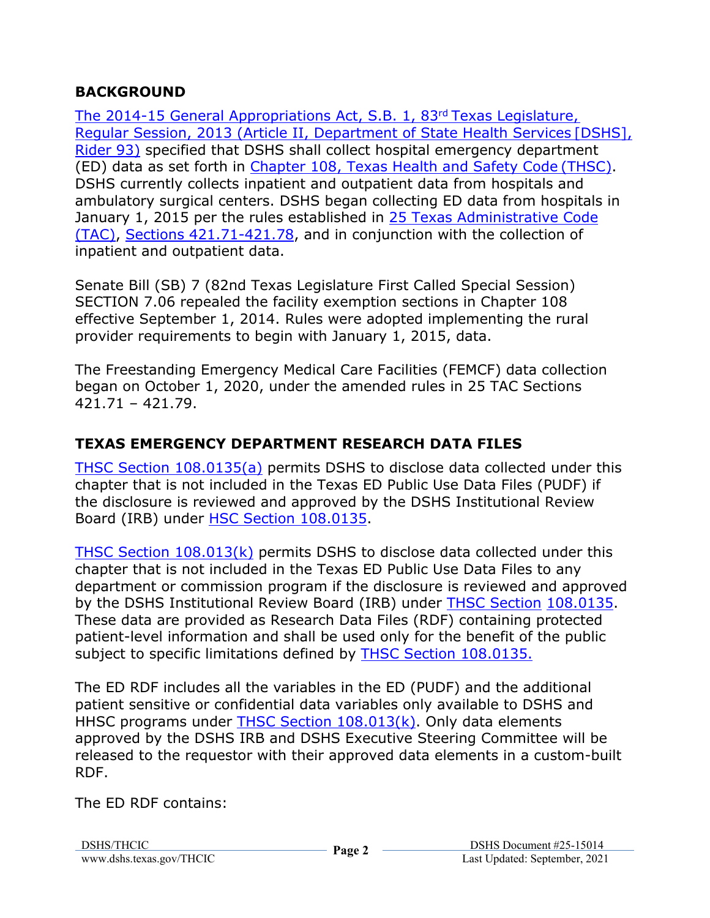## BACKGROUND

The 2014-15 General Appropriations Act, S.B. 1, 83rd Texas Legislature, Regular Session, 2013 (Article II, Department of State Health Services [DSHS], Rider 93) specified that DSHS shall collect hospital emergency department (ED) data as set forth in Chapter 108, Texas Health and Safety Code (THSC). DSHS currently collects inpatient and outpatient data from hospitals and ambulatory surgical centers. DSHS began collecting ED data from hospitals in January 1, 2015 per the rules established in 25 Texas Administrative Code (TAC), Sections 421.71-421.78, and in conjunction with the collection of inpatient and outpatient data.

Senate Bill (SB) 7 (82nd Texas Legislature First Called Special Session) SECTION 7.06 repealed the facility exemption sections in Chapter 108 effective September 1, 2014. Rules were adopted implementing the rural provider requirements to begin with January 1, 2015, data.

The Freestanding Emergency Medical Care Facilities (FEMCF) data collection began on October 1, 2020, under the amended rules in 25 TAC Sections 421.71 – 421.79.

## TEXAS EMERGENCY DEPARTMENT RESEARCH DATA FILES

THSC Section 108.0135(a) permits DSHS to disclose data collected under this chapter that is not included in the Texas ED Public Use Data Files (PUDF) if the disclosure is reviewed and approved by the DSHS Institutional Review Board (IRB) under HSC Section 108.0135.

THSC Section 108.013(k) permits DSHS to disclose data collected under this chapter that is not included in the Texas ED Public Use Data Files to any department or commission program if the disclosure is reviewed and approved by the DSHS Institutional Review Board (IRB) under THSC Section 108.0135. These data are provided as Research Data Files (RDF) containing protected patient-level information and shall be used only for the benefit of the public subject to specific limitations defined by THSC Section 108.0135.

The ED RDF includes all the variables in the ED (PUDF) and the additional patient sensitive or confidential data variables only available to DSHS and HHSC programs under THSC Section 108.013(k). Only data elements approved by the DSHS IRB and DSHS Executive Steering Committee will be released to the requestor with their approved data elements in a custom-built RDF.

The ED RDF contains: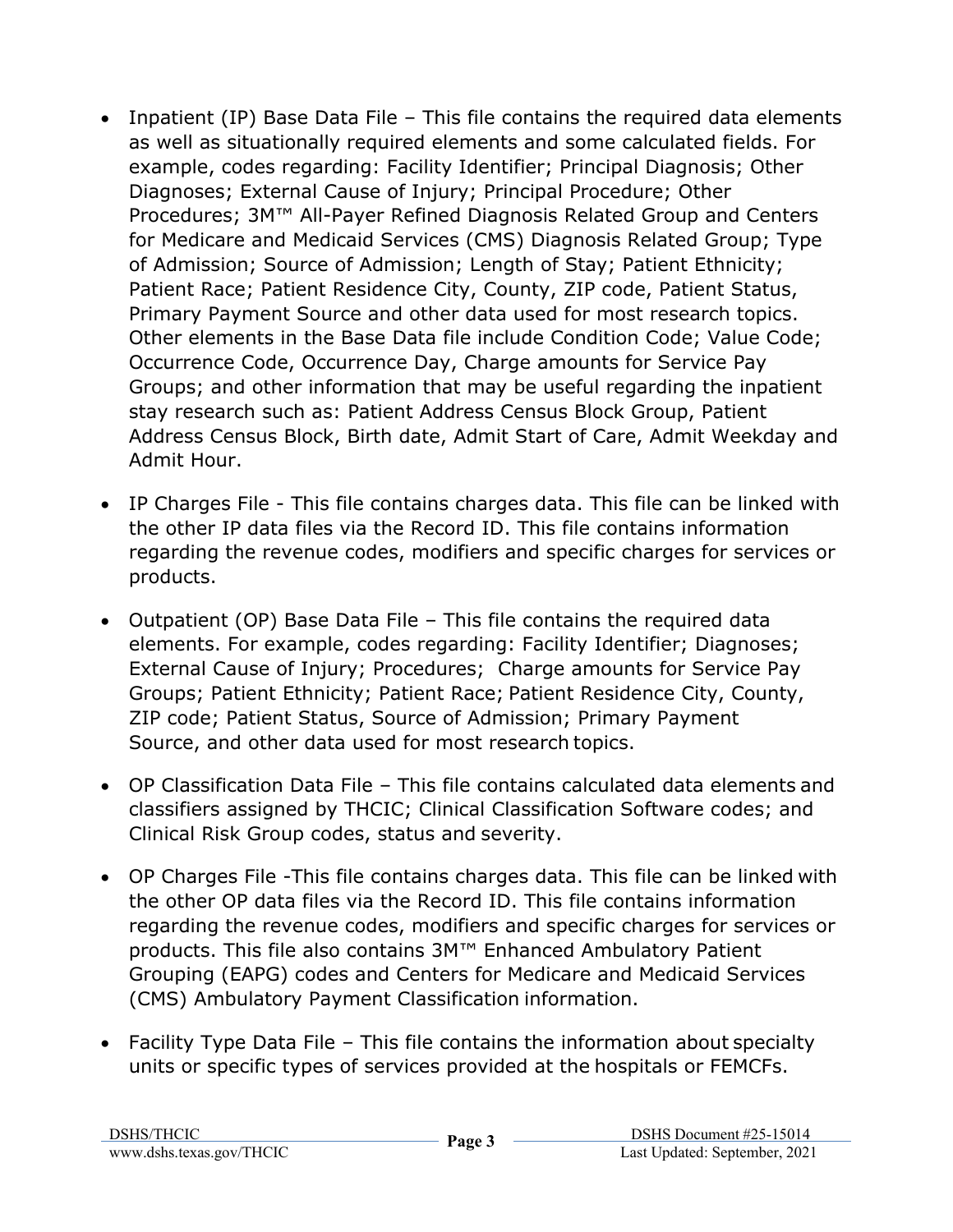- Inpatient (IP) Base Data File – This file contains the required data elements as well as situationally required elements and some calculated fields. For example, codes regarding: Facility Identifier; Principal Diagnosis; Other Diagnoses; External Cause of Injury; Principal Procedure; Other Procedures; 3M™ All-Payer Refined Diagnosis Related Group and Centers for Medicare and Medicaid Services (CMS) Diagnosis Related Group; Type of Admission; Source of Admission; Length of Stay; Patient Ethnicity; Patient Race; Patient Residence City, County, ZIP code, Patient Status, Primary Payment Source and other data used for most research topics. Other elements in the Base Data file include Condition Code; Value Code; Occurrence Code, Occurrence Day, Charge amounts for Service Pay Groups; and other information that may be useful regarding the inpatient stay research such as: Patient Address Census Block Group, Patient Address Census Block, Birth date, Admit Start of Care, Admit Weekday and Admit Hour.

- IP Charges File - This file contains charges data. This file can be linked with the other IP data files via the Record ID. This file contains information regarding the revenue codes, modifiers and specific charges for services or products.

- Outpatient (OP) Base Data File – This file contains the required data elements. For example, codes regarding: Facility Identifier; Diagnoses; External Cause of Injury; Procedures; Charge amounts for Service Pay Groups; Patient Ethnicity; Patient Race; Patient Residence City, County, ZIP code; Patient Status, Source of Admission; Primary Payment Source, and other data used for most research topics.

- OP Classification Data File – This file contains calculated data elements and classifiers assigned by THCIC; Clinical Classification Software codes; and Clinical Risk Group codes, status and severity.

- OP Charges File -This file contains charges data. This file can be linked with the other OP data files via the Record ID. This file contains information regarding the revenue codes, modifiers and specific charges for services or products. This file also contains 3M™ Enhanced Ambulatory Patient Grouping (EAPG) codes and Centers for Medicare and Medicaid Services (CMS) Ambulatory Payment Classification information.

- Facility Type Data File – This file contains the information about specialty units or specific types of services provided at the hospitals or FEMCFs.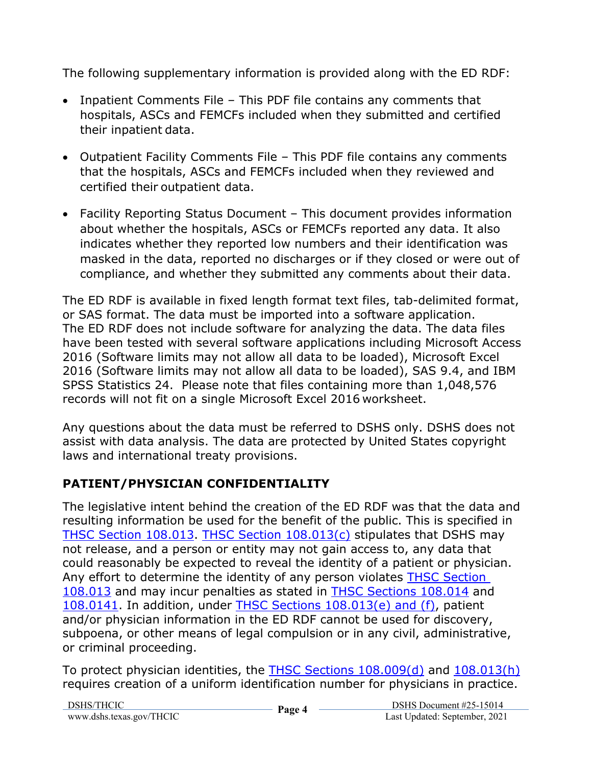The following supplementary information is provided along with the ED RDF:

- Inpatient Comments File – This PDF file contains any comments that hospitals, ASCs and FEMCFs included when they submitted and certified their inpatient data.
- Outpatient Facility Comments File – This PDF file contains any comments that the hospitals, ASCs and FEMCFs included when they reviewed and certified their outpatient data.
- Facility Reporting Status Document – This document provides information about whether the hospitals, ASCs or FEMCFs reported any data. It also indicates whether they reported low numbers and their identification was masked in the data, reported no discharges or if they closed or were out of compliance, and whether they submitted any comments about their data.

The ED RDF is available in fixed length format text files, tab-delimited format, or SAS format. The data must be imported into a software application. The ED RDF does not include software for analyzing the data. The data files have been tested with several software applications including Microsoft Access 2016 (Software limits may not allow all data to be loaded), Microsoft Excel 2016 (Software limits may not allow all data to be loaded), SAS 9.4, and IBM SPSS Statistics 24. Please note that files containing more than 1,048,576 records will not fit on a single Microsoft Excel 2016 worksheet.

Any questions about the data must be referred to DSHS only. DSHS does not assist with data analysis. The data are protected by United States copyright laws and international treaty provisions.

## PATIENT/PHYSICIAN CONFIDENTIALITY

The legislative intent behind the creation of the ED RDF was that the data and resulting information be used for the benefit of the public. This is specified in THSC Section 108.013. THSC Section 108.013(c) stipulates that DSHS may not release, and a person or entity may not gain access to, any data that could reasonably be expected to reveal the identity of a patient or physician. Any effort to determine the identity of any person violates THSC Section 108.013 and may incur penalties as stated in THSC Sections 108.014 and 108.0141. In addition, under THSC Sections 108.013(e) and (f), patient and/or physician information in the ED RDF cannot be used for discovery, subpoena, or other means of legal compulsion or in any civil, administrative, or criminal proceeding.

To protect physician identities, the THSC Sections 108.009(d) and 108.013(h) requires creation of a uniform identification number for physicians in practice.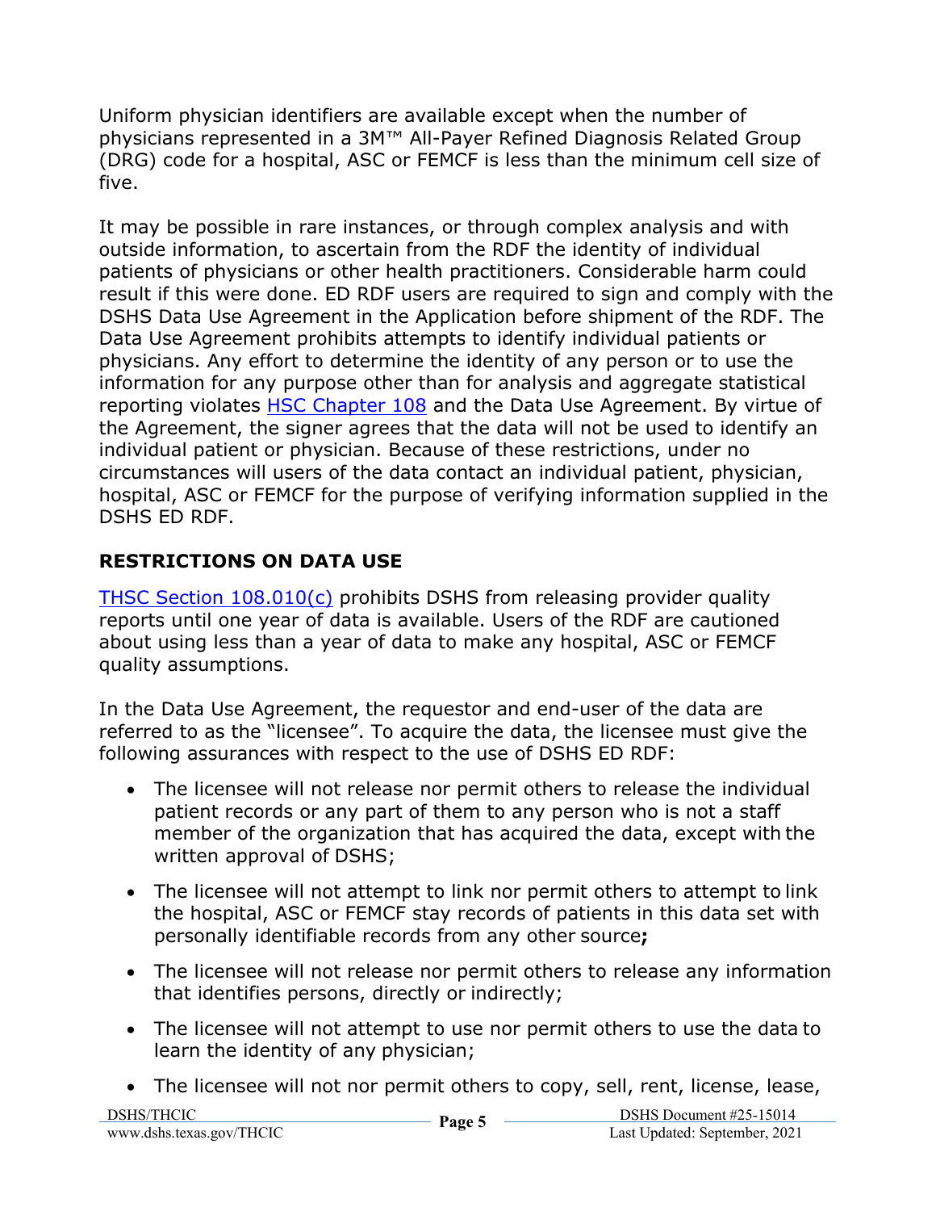Uniform physician identifiers are available except when the number of physicians represented in a 3M™ All-Payer Refined Diagnosis Related Group (DRG) code for a hospital, ASC or FEMCF is less than the minimum cell size of five.

It may be possible in rare instances, or through complex analysis and with outside information, to ascertain from the RDF the identity of individual patients of physicians or other health practitioners. Considerable harm could result if this were done. ED RDF users are required to sign and comply with the DSHS Data Use Agreement in the Application before shipment of the RDF. The Data Use Agreement prohibits attempts to identify individual patients or physicians. Any effort to determine the identity of any person or to use the information for any purpose other than for analysis and aggregate statistical reporting violates HSC Chapter 108 and the Data Use Agreement. By virtue of the Agreement, the signer agrees that the data will not be used to identify an individual patient or physician. Because of these restrictions, under no circumstances will users of the data contact an individual patient, physician, hospital, ASC or FEMCF for the purpose of verifying information supplied in the DSHS ED RDF.

## RESTRICTIONS ON DATA USE

THSC Section 108.010(c) prohibits DSHS from releasing provider quality reports until one year of data is available. Users of the RDF are cautioned about using less than a year of data to make any hospital, ASC or FEMCF quality assumptions.

In the Data Use Agreement, the requestor and end-user of the data are referred to as the "licensee". To acquire the data, the licensee must give the following assurances with respect to the use of DSHS ED RDF:

- The licensee will not release nor permit others to release the individual patient records or any part of them to any person who is not a staff member of the organization that has acquired the data, except with the written approval of DSHS;
- The licensee will not attempt to link nor permit others to attempt to link the hospital, ASC or FEMCF stay records of patients in this data set with personally identifiable records from any other source**;**
- The licensee will not release nor permit others to release any information that identifies persons, directly or indirectly;
- The licensee will not attempt to use nor permit others to use the data to learn the identity of any physician;
- The licensee will not nor permit others to copy, sell, rent, license, lease,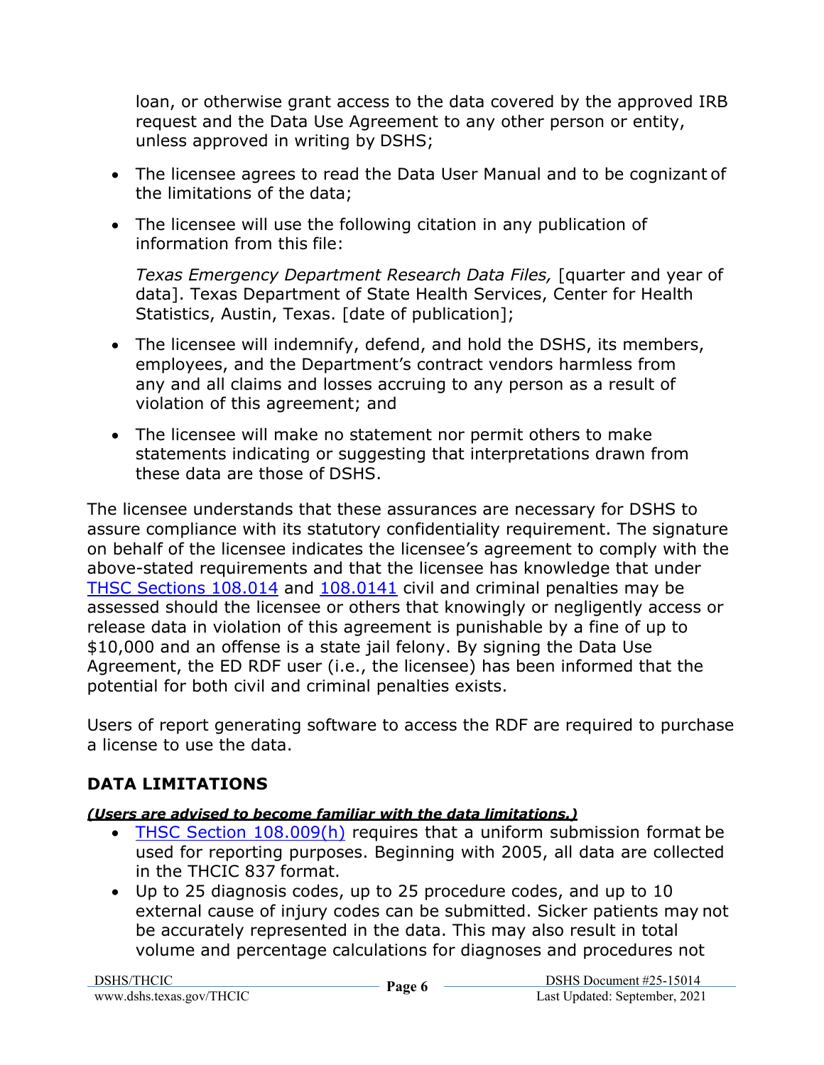loan, or otherwise grant access to the data covered by the approved IRB request and the Data Use Agreement to any other person or entity, unless approved in writing by DSHS;

- The licensee agrees to read the Data User Manual and to be cognizant of the limitations of the data;
- The licensee will use the following citation in any publication of information from this file:

  *Texas Emergency Department Research Data Files,* [quarter and year of data]. Texas Department of State Health Services, Center for Health Statistics, Austin, Texas. [date of publication];
- The licensee will indemnify, defend, and hold the DSHS, its members, employees, and the Department's contract vendors harmless from any and all claims and losses accruing to any person as a result of violation of this agreement; and
- The licensee will make no statement nor permit others to make statements indicating or suggesting that interpretations drawn from these data are those of DSHS.

The licensee understands that these assurances are necessary for DSHS to assure compliance with its statutory confidentiality requirement. The signature on behalf of the licensee indicates the licensee's agreement to comply with the above-stated requirements and that the licensee has knowledge that under THSC Sections 108.014 and 108.0141 civil and criminal penalties may be assessed should the licensee or others that knowingly or negligently access or release data in violation of this agreement is punishable by a fine of up to $10,000 and an offense is a state jail felony. By signing the Data Use Agreement, the ED RDF user (i.e., the licensee) has been informed that the potential for both civil and criminal penalties exists.

Users of report generating software to access the RDF are required to purchase a license to use the data.

## DATA LIMITATIONS

***(Users are advised to become familiar with the data limitations.)***

- THSC Section 108.009(h) requires that a uniform submission format be used for reporting purposes. Beginning with 2005, all data are collected in the THCIC 837 format.
- Up to 25 diagnosis codes, up to 25 procedure codes, and up to 10 external cause of injury codes can be submitted. Sicker patients may not be accurately represented in the data. This may also result in total volume and percentage calculations for diagnoses and procedures not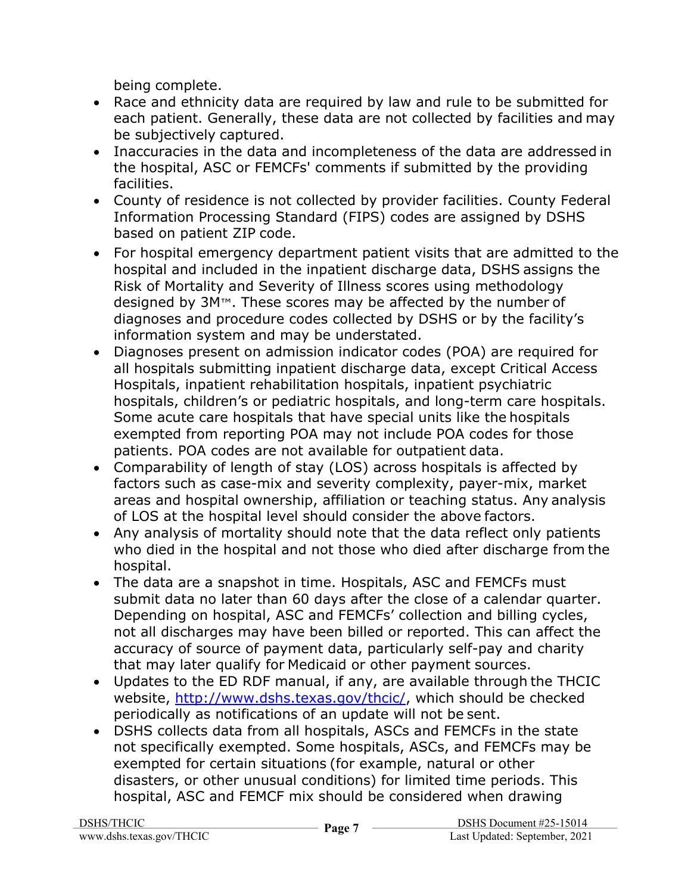being complete.

- Race and ethnicity data are required by law and rule to be submitted for each patient. Generally, these data are not collected by facilities and may be subjectively captured.
- Inaccuracies in the data and incompleteness of the data are addressed in the hospital, ASC or FEMCFs' comments if submitted by the providing facilities.
- County of residence is not collected by provider facilities. County Federal Information Processing Standard (FIPS) codes are assigned by DSHS based on patient ZIP code.
- For hospital emergency department patient visits that are admitted to the hospital and included in the inpatient discharge data, DSHS assigns the Risk of Mortality and Severity of Illness scores using methodology designed by 3M™. These scores may be affected by the number of diagnoses and procedure codes collected by DSHS or by the facility's information system and may be understated.
- Diagnoses present on admission indicator codes (POA) are required for all hospitals submitting inpatient discharge data, except Critical Access Hospitals, inpatient rehabilitation hospitals, inpatient psychiatric hospitals, children's or pediatric hospitals, and long-term care hospitals. Some acute care hospitals that have special units like the hospitals exempted from reporting POA may not include POA codes for those patients. POA codes are not available for outpatient data.
- Comparability of length of stay (LOS) across hospitals is affected by factors such as case-mix and severity complexity, payer-mix, market areas and hospital ownership, affiliation or teaching status. Any analysis of LOS at the hospital level should consider the above factors.
- Any analysis of mortality should note that the data reflect only patients who died in the hospital and not those who died after discharge from the hospital.
- The data are a snapshot in time. Hospitals, ASC and FEMCFs must submit data no later than 60 days after the close of a calendar quarter. Depending on hospital, ASC and FEMCFs' collection and billing cycles, not all discharges may have been billed or reported. This can affect the accuracy of source of payment data, particularly self-pay and charity that may later qualify for Medicaid or other payment sources.
- Updates to the ED RDF manual, if any, are available through the THCIC website, http://www.dshs.texas.gov/thcic/, which should be checked periodically as notifications of an update will not be sent.
- DSHS collects data from all hospitals, ASCs and FEMCFs in the state not specifically exempted. Some hospitals, ASCs, and FEMCFs may be exempted for certain situations (for example, natural or other disasters, or other unusual conditions) for limited time periods. This hospital, ASC and FEMCF mix should be considered when drawing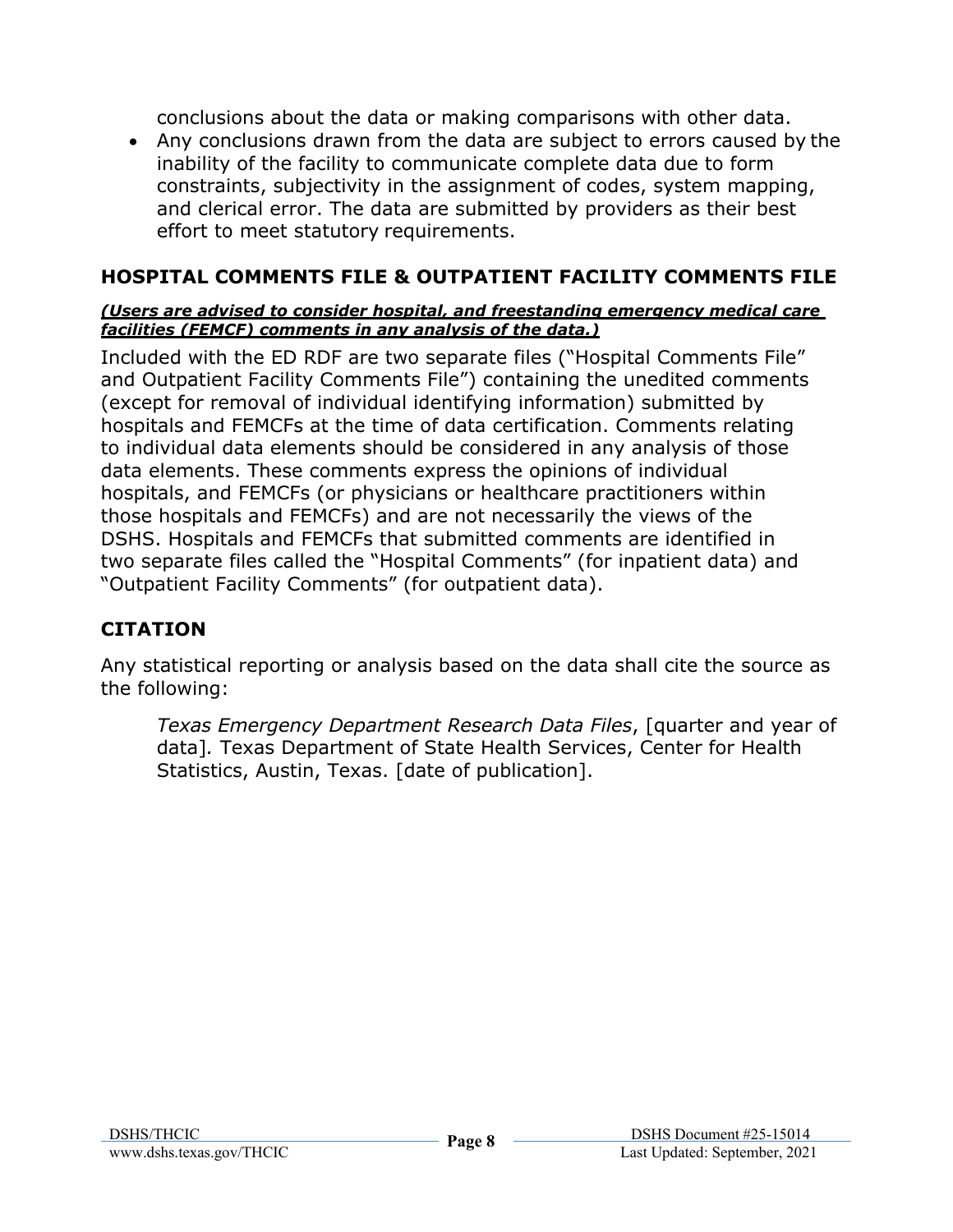conclusions about the data or making comparisons with other data.

- Any conclusions drawn from the data are subject to errors caused by the inability of the facility to communicate complete data due to form constraints, subjectivity in the assignment of codes, system mapping, and clerical error. The data are submitted by providers as their best effort to meet statutory requirements.

## HOSPITAL COMMENTS FILE & OUTPATIENT FACILITY COMMENTS FILE

***(Users are advised to consider hospital, and freestanding emergency medical care facilities (FEMCF) comments in any analysis of the data.)***

Included with the ED RDF are two separate files ("Hospital Comments File" and Outpatient Facility Comments File") containing the unedited comments (except for removal of individual identifying information) submitted by hospitals and FEMCFs at the time of data certification. Comments relating to individual data elements should be considered in any analysis of those data elements. These comments express the opinions of individual hospitals, and FEMCFs (or physicians or healthcare practitioners within those hospitals and FEMCFs) and are not necessarily the views of the DSHS. Hospitals and FEMCFs that submitted comments are identified in two separate files called the "Hospital Comments" (for inpatient data) and "Outpatient Facility Comments" (for outpatient data).

## CITATION

Any statistical reporting or analysis based on the data shall cite the source as the following:

> *Texas Emergency Department Research Data Files*, [quarter and year of data]. Texas Department of State Health Services, Center for Health Statistics, Austin, Texas. [date of publication].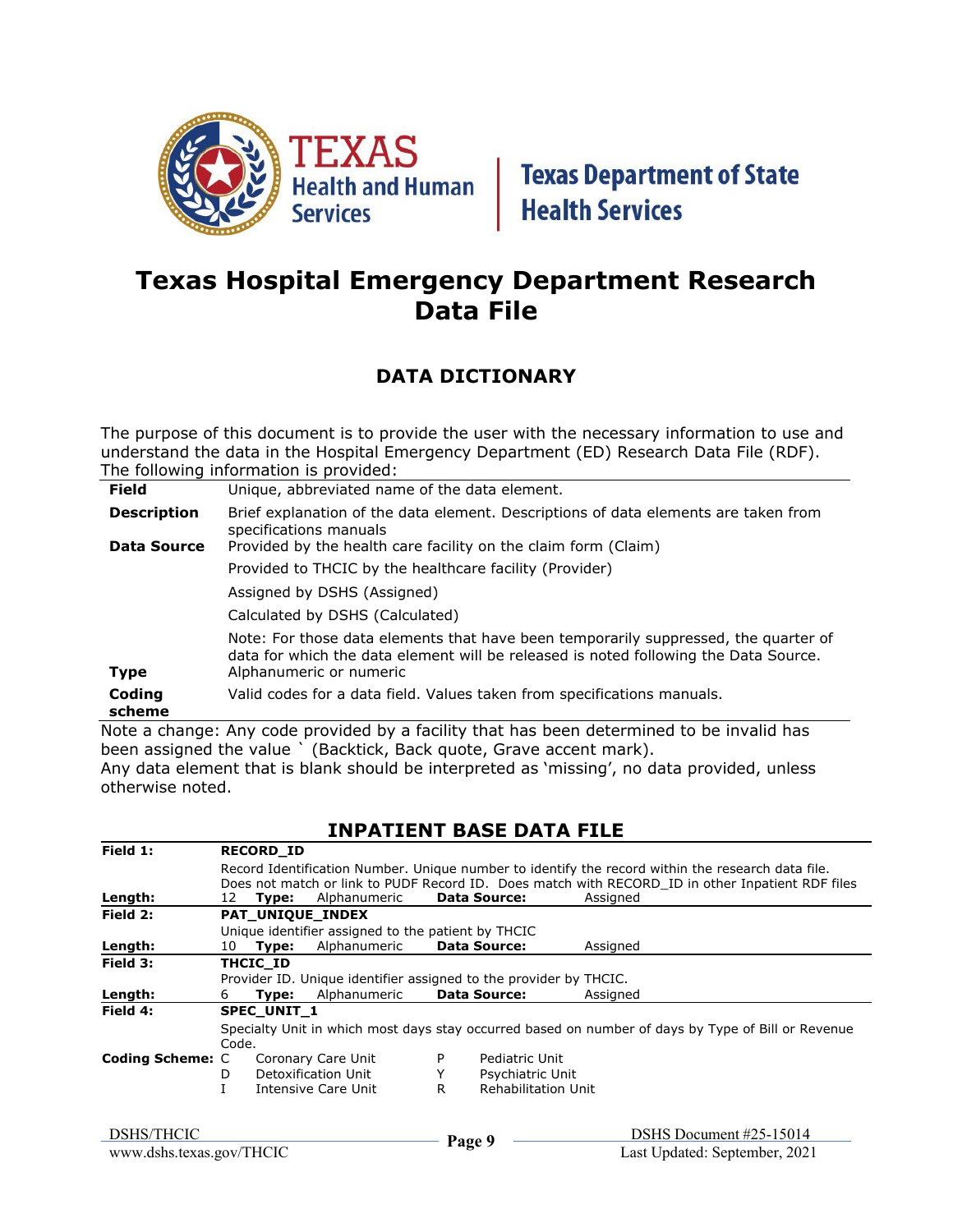Texas Health and Human Services | Texas Department of State Health Services

# Texas Hospital Emergency Department Research Data File

## DATA DICTIONARY

The purpose of this document is to provide the user with the necessary information to use and understand the data in the Hospital Emergency Department (ED) Research Data File (RDF). The following information is provided:

| | |
|---|---|
| **Field** | Unique, abbreviated name of the data element. |
| **Description** | Brief explanation of the data element. Descriptions of data elements are taken from specifications manuals |
| **Data Source** | Provided by the health care facility on the claim form (Claim) |
| | Provided to THCIC by the healthcare facility (Provider) |
| | Assigned by DSHS (Assigned) |
| | Calculated by DSHS (Calculated) |
| | Note: For those data elements that have been temporarily suppressed, the quarter of data for which the data element will be released is noted following the Data Source. |
| **Type** | Alphanumeric or numeric |
| **Coding scheme** | Valid codes for a data field. Values taken from specifications manuals. |

Note a change: Any code provided by a facility that has been determined to be invalid has been assigned the value ` (Backtick, Back quote, Grave accent mark).
Any data element that is blank should be interpreted as 'missing', no data provided, unless otherwise noted.

## INPATIENT BASE DATA FILE

**Field 1:** **RECORD_ID**

Record Identification Number. Unique number to identify the record within the research data file. Does not match or link to PUDF Record ID. Does match with RECORD_ID in other Inpatient RDF files

**Length:** 12 **Type:** Alphanumeric **Data Source:** Assigned

**Field 2:** **PAT_UNIQUE_INDEX**

Unique identifier assigned to the patient by THCIC

**Length:** 10 **Type:** Alphanumeric **Data Source:** Assigned

**Field 3:** **THCIC_ID**

Provider ID. Unique identifier assigned to the provider by THCIC.

**Length:** 6 **Type:** Alphanumeric **Data Source:** Assigned

**Field 4:** **SPEC_UNIT_1**

Specialty Unit in which most days stay occurred based on number of days by Type of Bill or Revenue Code.

**Coding Scheme:**

| Code | Description | Code | Description |
|---|---|---|---|
| C | Coronary Care Unit | P | Pediatric Unit |
| D | Detoxification Unit | Y | Psychiatric Unit |
| I | Intensive Care Unit | R | Rehabilitation Unit |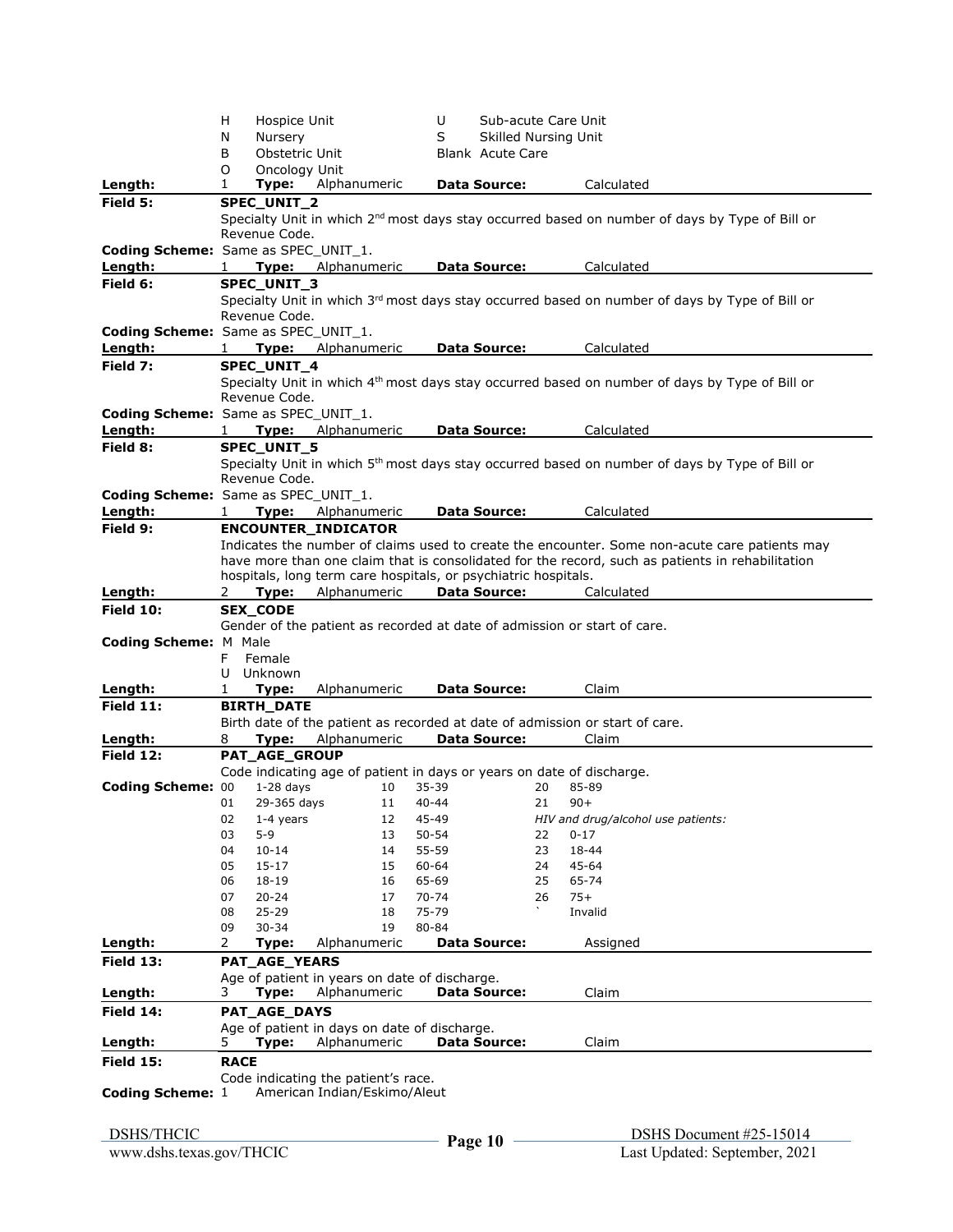| | | | |
|---|---|---|---|
| H | Hospice Unit | U | Sub-acute Care Unit |
| N | Nursery | S | Skilled Nursing Unit |
| B | Obstetric Unit | Blank | Acute Care |
| O | Oncology Unit | | |

**Length:** 1 **Type:** Alphanumeric **Data Source:** Calculated

---

**Field 5:** **SPEC_UNIT_2**

Specialty Unit in which 2nd most days stay occurred based on number of days by Type of Bill or Revenue Code.

**Coding Scheme:** Same as SPEC_UNIT_1.

**Length:** 1 **Type:** Alphanumeric **Data Source:** Calculated

---

**Field 6:** **SPEC_UNIT_3**

Specialty Unit in which 3rd most days stay occurred based on number of days by Type of Bill or Revenue Code.

**Coding Scheme:** Same as SPEC_UNIT_1.

**Length:** 1 **Type:** Alphanumeric **Data Source:** Calculated

---

**Field 7:** **SPEC_UNIT_4**

Specialty Unit in which 4th most days stay occurred based on number of days by Type of Bill or Revenue Code.

**Coding Scheme:** Same as SPEC_UNIT_1.

**Length:** 1 **Type:** Alphanumeric **Data Source:** Calculated

---

**Field 8:** **SPEC_UNIT_5**

Specialty Unit in which 5th most days stay occurred based on number of days by Type of Bill or Revenue Code.

**Coding Scheme:** Same as SPEC_UNIT_1.

**Length:** 1 **Type:** Alphanumeric **Data Source:** Calculated

---

**Field 9:** **ENCOUNTER_INDICATOR**

Indicates the number of claims used to create the encounter. Some non-acute care patients may have more than one claim that is consolidated for the record, such as patients in rehabilitation hospitals, long term care hospitals, or psychiatric hospitals.

**Length:** 2 **Type:** Alphanumeric **Data Source:** Calculated

---

**Field 10:** **SEX_CODE**

Gender of the patient as recorded at date of admission or start of care.

**Coding Scheme:**

- M Male
- F Female
- U Unknown

**Length:** 1 **Type:** Alphanumeric **Data Source:** Claim

---

**Field 11:** **BIRTH_DATE**

Birth date of the patient as recorded at date of admission or start of care.

**Length:** 8 **Type:** Alphanumeric **Data Source:** Claim

---

**Field 12:** **PAT_AGE_GROUP**

Code indicating age of patient in days or years on date of discharge.

**Coding Scheme:**

| | | | | | |
|---|---|---|---|---|---|
| 00 | 1-28 days | 10 | 35-39 | 20 | 85-89 |
| 01 | 29-365 days | 11 | 40-44 | 21 | 90+ |
| 02 | 1-4 years | 12 | 45-49 | | *HIV and drug/alcohol use patients:* |
| 03 | 5-9 | 13 | 50-54 | 22 | 0-17 |
| 04 | 10-14 | 14 | 55-59 | 23 | 18-44 |
| 05 | 15-17 | 15 | 60-64 | 24 | 45-64 |
| 06 | 18-19 | 16 | 65-69 | 25 | 65-74 |
| 07 | 20-24 | 17 | 70-74 | 26 | 75+ |
| 08 | 25-29 | 18 | 75-79 | ` | Invalid |
| 09 | 30-34 | 19 | 80-84 | | |

**Length:** 2 **Type:** Alphanumeric **Data Source:** Assigned

---

**Field 13:** **PAT_AGE_YEARS**

Age of patient in years on date of discharge.

**Length:** 3 **Type:** Alphanumeric **Data Source:** Claim

---

**Field 14:** **PAT_AGE_DAYS**

Age of patient in days on date of discharge.

**Length:** 5 **Type:** Alphanumeric **Data Source:** Claim

---

**Field 15:** **RACE**

Code indicating the patient's race.

**Coding Scheme:** 1 American Indian/Eskimo/Aleut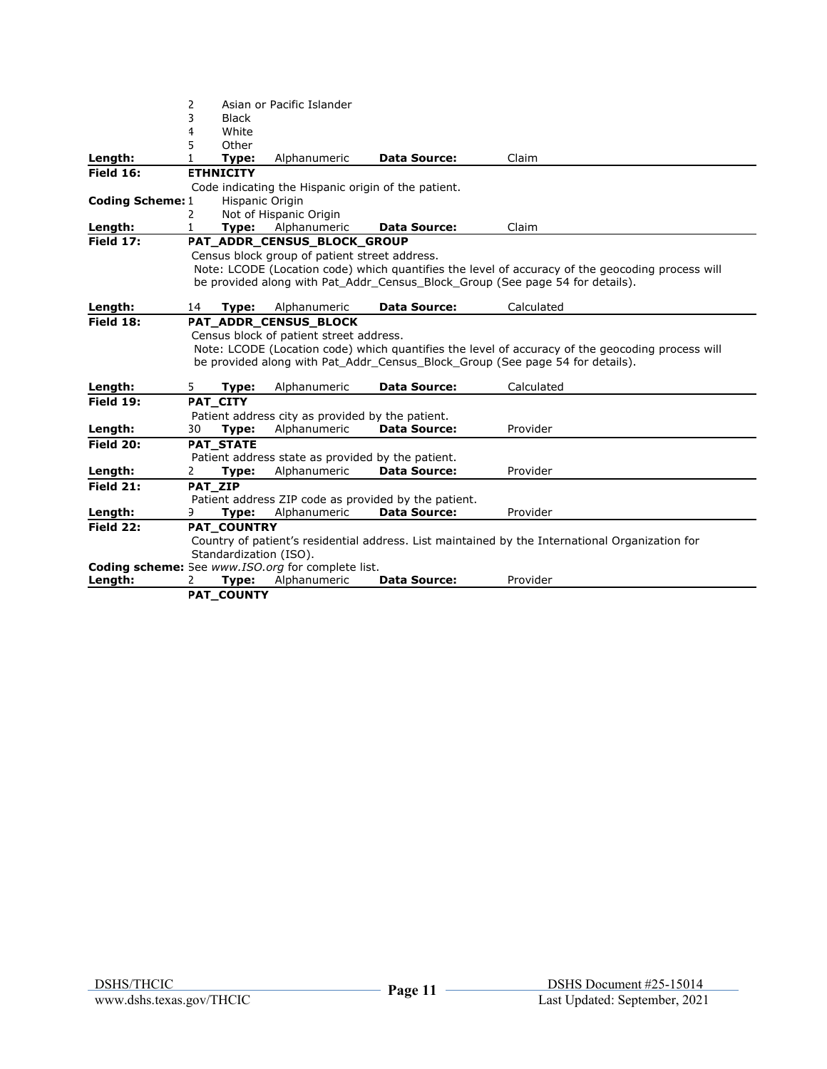2 Asian or Pacific Islander
3 Black
4 White
5 Other

**Length:** 1 **Type:** Alphanumeric **Data Source:** Claim

---

**Field 16:** **ETHNICITY**

Code indicating the Hispanic origin of the patient.

**Coding Scheme:**
1 Hispanic Origin
2 Not of Hispanic Origin

**Length:** 1 **Type:** Alphanumeric **Data Source:** Claim

---

**Field 17:** **PAT_ADDR_CENSUS_BLOCK_GROUP**

Census block group of patient street address.
Note: LCODE (Location code) which quantifies the level of accuracy of the geocoding process will be provided along with Pat_Addr_Census_Block_Group (See page 54 for details).

**Length:** 14 **Type:** Alphanumeric **Data Source:** Calculated

---

**Field 18:** **PAT_ADDR_CENSUS_BLOCK**

Census block of patient street address.
Note: LCODE (Location code) which quantifies the level of accuracy of the geocoding process will be provided along with Pat_Addr_Census_Block_Group (See page 54 for details).

**Length:** 5 **Type:** Alphanumeric **Data Source:** Calculated

---

**Field 19:** **PAT_CITY**

Patient address city as provided by the patient.

**Length:** 30 **Type:** Alphanumeric **Data Source:** Provider

---

**Field 20:** **PAT_STATE**

Patient address state as provided by the patient.

**Length:** 2 **Type:** Alphanumeric **Data Source:** Provider

---

**Field 21:** **PAT_ZIP**

Patient address ZIP code as provided by the patient.

**Length:** 9 **Type:** Alphanumeric **Data Source:** Provider

---

**Field 22:** **PAT_COUNTRY**

Country of patient's residential address. List maintained by the International Organization for Standardization (ISO).

**Coding scheme:** See *www.ISO.org* for complete list.

**Length:** 2 **Type:** Alphanumeric **Data Source:** Provider

---

**PAT_COUNTY**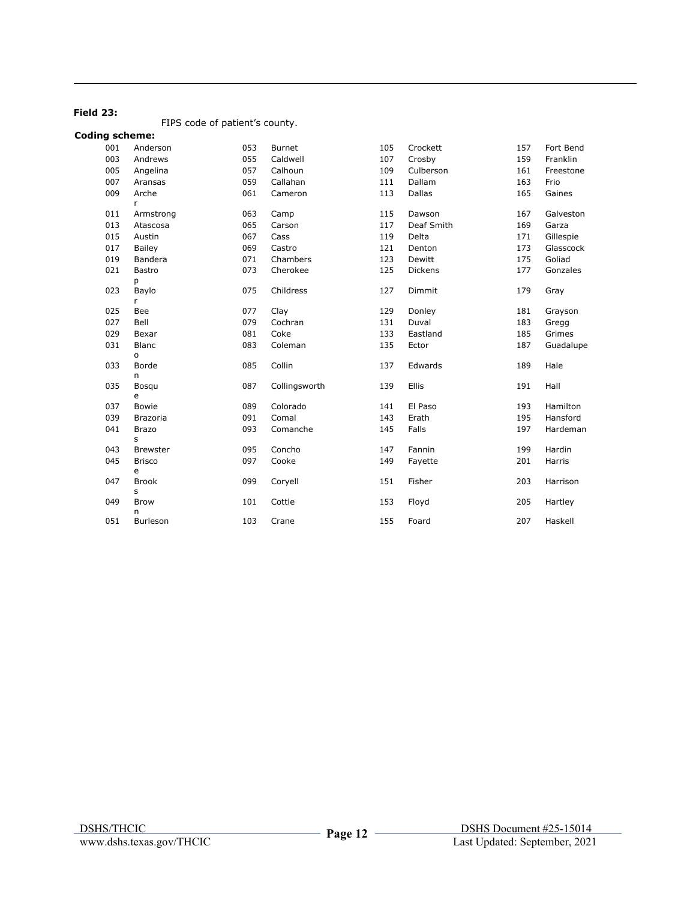**Field 23:**

FIPS code of patient's county.

**Coding scheme:**

| Code | County | Code | County | Code | County | Code | County |
|---|---|---|---|---|---|---|---|
| 001 | Anderson | 053 | Burnet | 105 | Crockett | 157 | Fort Bend |
| 003 | Andrews | 055 | Caldwell | 107 | Crosby | 159 | Franklin |
| 005 | Angelina | 057 | Calhoun | 109 | Culberson | 161 | Freestone |
| 007 | Aransas | 059 | Callahan | 111 | Dallam | 163 | Frio |
| 009 | Archer | 061 | Cameron | 113 | Dallas | 165 | Gaines |
| 011 | Armstrong | 063 | Camp | 115 | Dawson | 167 | Galveston |
| 013 | Atascosa | 065 | Carson | 117 | Deaf Smith | 169 | Garza |
| 015 | Austin | 067 | Cass | 119 | Delta | 171 | Gillespie |
| 017 | Bailey | 069 | Castro | 121 | Denton | 173 | Glasscock |
| 019 | Bandera | 071 | Chambers | 123 | Dewitt | 175 | Goliad |
| 021 | Bastrop | 073 | Cherokee | 125 | Dickens | 177 | Gonzales |
| 023 | Baylor | 075 | Childress | 127 | Dimmit | 179 | Gray |
| 025 | Bee | 077 | Clay | 129 | Donley | 181 | Grayson |
| 027 | Bell | 079 | Cochran | 131 | Duval | 183 | Gregg |
| 029 | Bexar | 081 | Coke | 133 | Eastland | 185 | Grimes |
| 031 | Blanco | 083 | Coleman | 135 | Ector | 187 | Guadalupe |
| 033 | Borden | 085 | Collin | 137 | Edwards | 189 | Hale |
| 035 | Bosque | 087 | Collingsworth | 139 | Ellis | 191 | Hall |
| 037 | Bowie | 089 | Colorado | 141 | El Paso | 193 | Hamilton |
| 039 | Brazoria | 091 | Comal | 143 | Erath | 195 | Hansford |
| 041 | Brazos | 093 | Comanche | 145 | Falls | 197 | Hardeman |
| 043 | Brewster | 095 | Concho | 147 | Fannin | 199 | Hardin |
| 045 | Brisco e | 097 | Cooke | 149 | Fayette | 201 | Harris |
| 047 | Brooks | 099 | Coryell | 151 | Fisher | 203 | Harrison |
| 049 | Brown | 101 | Cottle | 153 | Floyd | 205 | Hartley |
| 051 | Burleson | 103 | Crane | 155 | Foard | 207 | Haskell |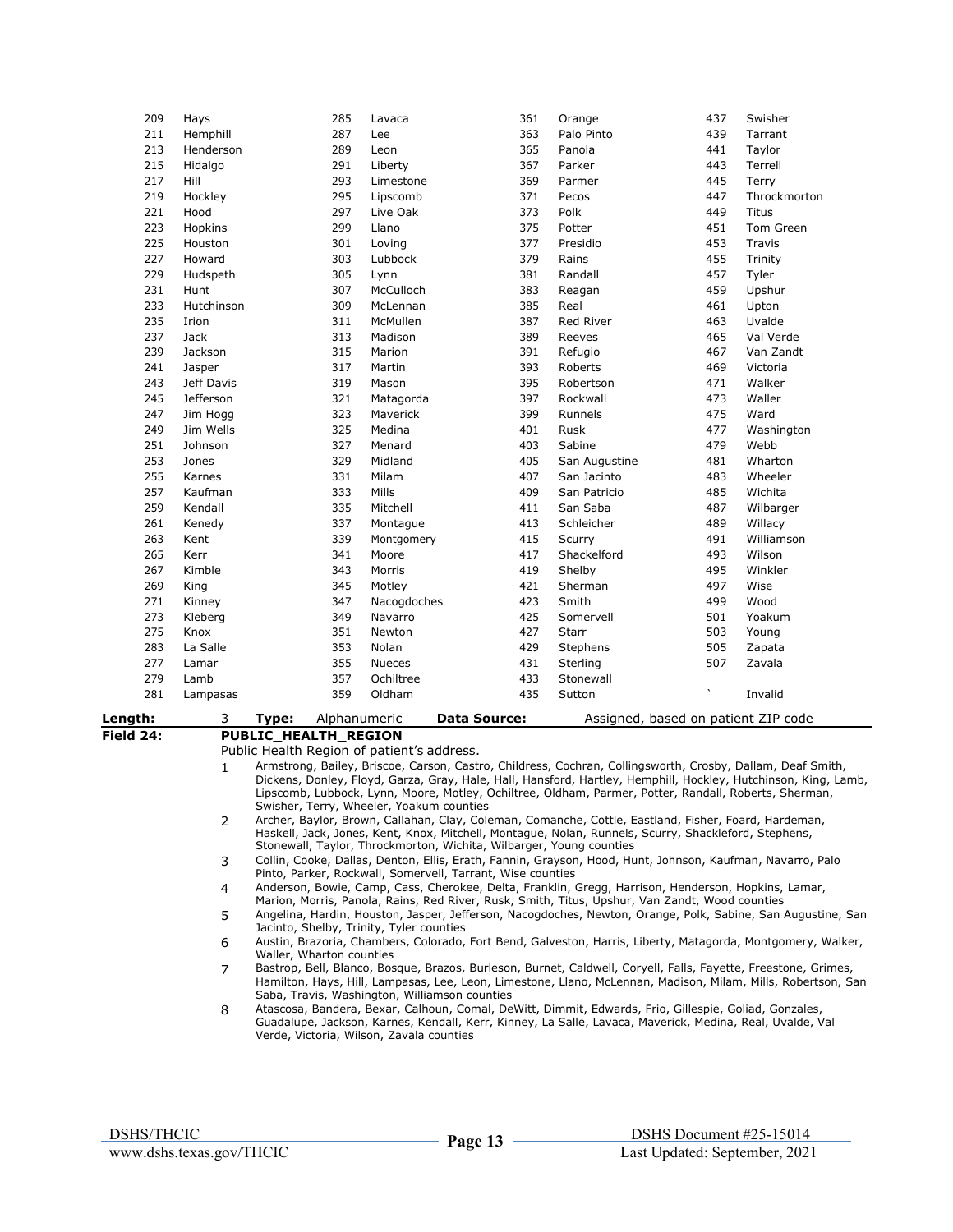| | | | | | | | |
|---|---|---|---|---|---|---|---|
| 209 | Hays | 285 | Lavaca | 361 | Orange | 437 | Swisher |
| 211 | Hemphill | 287 | Lee | 363 | Palo Pinto | 439 | Tarrant |
| 213 | Henderson | 289 | Leon | 365 | Panola | 441 | Taylor |
| 215 | Hidalgo | 291 | Liberty | 367 | Parker | 443 | Terrell |
| 217 | Hill | 293 | Limestone | 369 | Parmer | 445 | Terry |
| 219 | Hockley | 295 | Lipscomb | 371 | Pecos | 447 | Throckmorton |
| 221 | Hood | 297 | Live Oak | 373 | Polk | 449 | Titus |
| 223 | Hopkins | 299 | Llano | 375 | Potter | 451 | Tom Green |
| 225 | Houston | 301 | Loving | 377 | Presidio | 453 | Travis |
| 227 | Howard | 303 | Lubbock | 379 | Rains | 455 | Trinity |
| 229 | Hudspeth | 305 | Lynn | 381 | Randall | 457 | Tyler |
| 231 | Hunt | 307 | McCulloch | 383 | Reagan | 459 | Upshur |
| 233 | Hutchinson | 309 | McLennan | 385 | Real | 461 | Upton |
| 235 | Irion | 311 | McMullen | 387 | Red River | 463 | Uvalde |
| 237 | Jack | 313 | Madison | 389 | Reeves | 465 | Val Verde |
| 239 | Jackson | 315 | Marion | 391 | Refugio | 467 | Van Zandt |
| 241 | Jasper | 317 | Martin | 393 | Roberts | 469 | Victoria |
| 243 | Jeff Davis | 319 | Mason | 395 | Robertson | 471 | Walker |
| 245 | Jefferson | 321 | Matagorda | 397 | Rockwall | 473 | Waller |
| 247 | Jim Hogg | 323 | Maverick | 399 | Runnels | 475 | Ward |
| 249 | Jim Wells | 325 | Medina | 401 | Rusk | 477 | Washington |
| 251 | Johnson | 327 | Menard | 403 | Sabine | 479 | Webb |
| 253 | Jones | 329 | Midland | 405 | San Augustine | 481 | Wharton |
| 255 | Karnes | 331 | Milam | 407 | San Jacinto | 483 | Wheeler |
| 257 | Kaufman | 333 | Mills | 409 | San Patricio | 485 | Wichita |
| 259 | Kendall | 335 | Mitchell | 411 | San Saba | 487 | Wilbarger |
| 261 | Kenedy | 337 | Montague | 413 | Schleicher | 489 | Willacy |
| 263 | Kent | 339 | Montgomery | 415 | Scurry | 491 | Williamson |
| 265 | Kerr | 341 | Moore | 417 | Shackelford | 493 | Wilson |
| 267 | Kimble | 343 | Morris | 419 | Shelby | 495 | Winkler |
| 269 | King | 345 | Motley | 421 | Sherman | 497 | Wise |
| 271 | Kinney | 347 | Nacogdoches | 423 | Smith | 499 | Wood |
| 273 | Kleberg | 349 | Navarro | 425 | Somervell | 501 | Yoakum |
| 275 | Knox | 351 | Newton | 427 | Starr | 503 | Young |
| 283 | La Salle | 353 | Nolan | 429 | Stephens | 505 | Zapata |
| 277 | Lamar | 355 | Nueces | 431 | Sterling | 507 | Zavala |
| 279 | Lamb | 357 | Ochiltree | 433 | Stonewall | | |
| 281 | Lampasas | 359 | Oldham | 435 | Sutton | ` | Invalid |

**Length:** 3 **Type:** Alphanumeric **Data Source:** Assigned, based on patient ZIP code

**Field 24:** **PUBLIC_HEALTH_REGION**

Public Health Region of patient's address.

| | |
|---|---|
| 1 | Armstrong, Bailey, Briscoe, Carson, Castro, Childress, Cochran, Collingsworth, Crosby, Dallam, Deaf Smith, Dickens, Donley, Floyd, Garza, Gray, Hale, Hall, Hansford, Hartley, Hemphill, Hockley, Hutchinson, King, Lamb, Lipscomb, Lubbock, Lynn, Moore, Motley, Ochiltree, Oldham, Parmer, Potter, Randall, Roberts, Sherman, Swisher, Terry, Wheeler, Yoakum counties |
| 2 | Archer, Baylor, Brown, Callahan, Clay, Coleman, Comanche, Cottle, Eastland, Fisher, Foard, Hardeman, Haskell, Jack, Jones, Kent, Knox, Mitchell, Montague, Nolan, Runnels, Scurry, Shackleford, Stephens, Stonewall, Taylor, Throckmorton, Wichita, Wilbarger, Young counties |
| 3 | Collin, Cooke, Dallas, Denton, Ellis, Erath, Fannin, Grayson, Hood, Hunt, Johnson, Kaufman, Navarro, Palo Pinto, Parker, Rockwall, Somervell, Tarrant, Wise counties |
| 4 | Anderson, Bowie, Camp, Cass, Cherokee, Delta, Franklin, Gregg, Harrison, Henderson, Hopkins, Lamar, Marion, Morris, Panola, Rains, Red River, Rusk, Smith, Titus, Upshur, Van Zandt, Wood counties |
| 5 | Angelina, Hardin, Houston, Jasper, Jefferson, Nacogdoches, Newton, Orange, Polk, Sabine, San Augustine, San Jacinto, Shelby, Trinity, Tyler counties |
| 6 | Austin, Brazoria, Chambers, Colorado, Fort Bend, Galveston, Harris, Liberty, Matagorda, Montgomery, Walker, Waller, Wharton counties |
| 7 | Bastrop, Bell, Blanco, Bosque, Brazos, Burleson, Burnet, Caldwell, Coryell, Falls, Fayette, Freestone, Grimes, Hamilton, Hays, Hill, Lampasas, Lee, Leon, Limestone, Llano, McLennan, Madison, Milam, Mills, Robertson, San Saba, Travis, Washington, Williamson counties |
| 8 | Atascosa, Bandera, Bexar, Calhoun, Comal, DeWitt, Dimmit, Edwards, Frio, Gillespie, Goliad, Gonzales, Guadalupe, Jackson, Karnes, Kendall, Kerr, Kinney, La Salle, Lavaca, Maverick, Medina, Real, Uvalde, Val Verde, Victoria, Wilson, Zavala counties |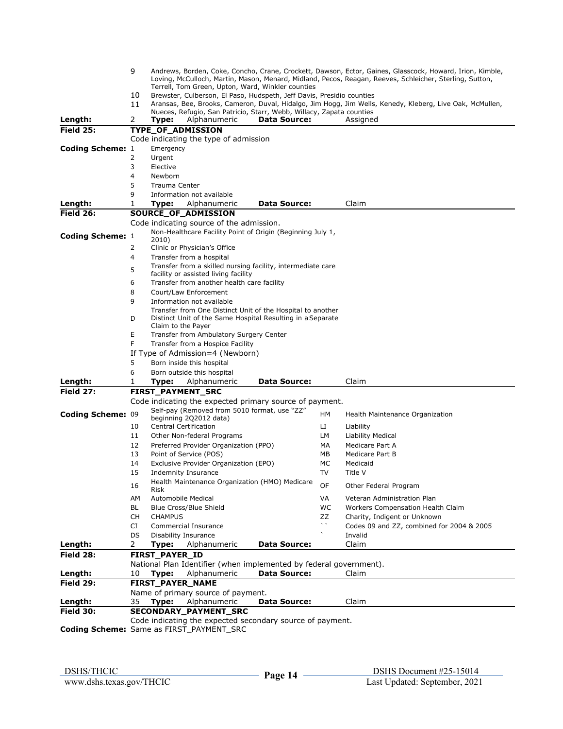| | |
|---|---|
| 9 | Andrews, Borden, Coke, Concho, Crane, Crockett, Dawson, Ector, Gaines, Glasscock, Howard, Irion, Kimble, Loving, McCulloch, Martin, Mason, Menard, Midland, Pecos, Reagan, Reeves, Schleicher, Sterling, Sutton, Terrell, Tom Green, Upton, Ward, Winkler counties |
| 10 | Brewster, Culberson, El Paso, Hudspeth, Jeff Davis, Presidio counties |
| 11 | Aransas, Bee, Brooks, Cameron, Duval, Hidalgo, Jim Hogg, Jim Wells, Kenedy, Kleberg, Live Oak, McMullen, Nueces, Refugio, San Patricio, Starr, Webb, Willacy, Zapata counties |

**Length:** 2 **Type:** Alphanumeric **Data Source:** Assigned

---

**Field 25:** **TYPE_OF_ADMISSION**

Code indicating the type of admission

**Coding Scheme:**

| Code | Description |
|---|---|
| 1 | Emergency |
| 2 | Urgent |
| 3 | Elective |
| 4 | Newborn |
| 5 | Trauma Center |
| 9 | Information not available |

**Length:** 1 **Type:** Alphanumeric **Data Source:** Claim

---

**Field 26:** **SOURCE_OF_ADMISSION**

Code indicating source of the admission.

**Coding Scheme:**

| Code | Description |
|---|---|
| 1 | Non-Healthcare Facility Point of Origin (Beginning July 1, 2010) |
| 2 | Clinic or Physician's Office |
| 4 | Transfer from a hospital |
| 5 | Transfer from a skilled nursing facility, intermediate care facility or assisted living facility |
| 6 | Transfer from another health care facility |
| 8 | Court/Law Enforcement |
| 9 | Information not available |
| D | Transfer from One Distinct Unit of the Hospital to another Distinct Unit of the Same Hospital Resulting in a Separate Claim to the Payer |
| E | Transfer from Ambulatory Surgery Center |
| F | Transfer from a Hospice Facility |

If Type of Admission=4 (Newborn)

| Code | Description |
|---|---|
| 5 | Born inside this hospital |
| 6 | Born outside this hospital |

**Length:** 1 **Type:** Alphanumeric **Data Source:** Claim

---

**Field 27:** **FIRST_PAYMENT_SRC**

Code indicating the expected primary source of payment.

**Coding Scheme:**

| Code | Description | Code | Description |
|---|---|---|---|
| 09 | Self-pay (Removed from 5010 format, use "ZZ" beginning 2Q2012 data) | HM | Health Maintenance Organization |
| 10 | Central Certification | LI | Liability |
| 11 | Other Non-federal Programs | LM | Liability Medical |
| 12 | Preferred Provider Organization (PPO) | MA | Medicare Part A |
| 13 | Point of Service (POS) | MB | Medicare Part B |
| 14 | Exclusive Provider Organization (EPO) | MC | Medicaid |
| 15 | Indemnity Insurance | TV | Title V |
| 16 | Health Maintenance Organization (HMO) Medicare Risk | OF | Other Federal Program |
| AM | Automobile Medical | VA | Veteran Administration Plan |
| BL | Blue Cross/Blue Shield | WC | Workers Compensation Health Claim |
| CH | CHAMPUS | ZZ | Charity, Indigent or Unknown |
| CI | Commercial Insurance | `` | Codes 09 and ZZ, combined for 2004 & 2005 |
| DS | Disability Insurance | ` | Invalid |

**Length:** 2 **Type:** Alphanumeric **Data Source:** Claim

---

**Field 28:** **FIRST_PAYER_ID**

National Plan Identifier (when implemented by federal government).

**Length:** 10 **Type:** Alphanumeric **Data Source:** Claim

---

**Field 29:** **FIRST_PAYER_NAME**

Name of primary source of payment.

**Length:** 35 **Type:** Alphanumeric **Data Source:** Claim

---

**Field 30:** **SECONDARY_PAYMENT_SRC**

Code indicating the expected secondary source of payment.

**Coding Scheme:** Same as FIRST_PAYMENT_SRC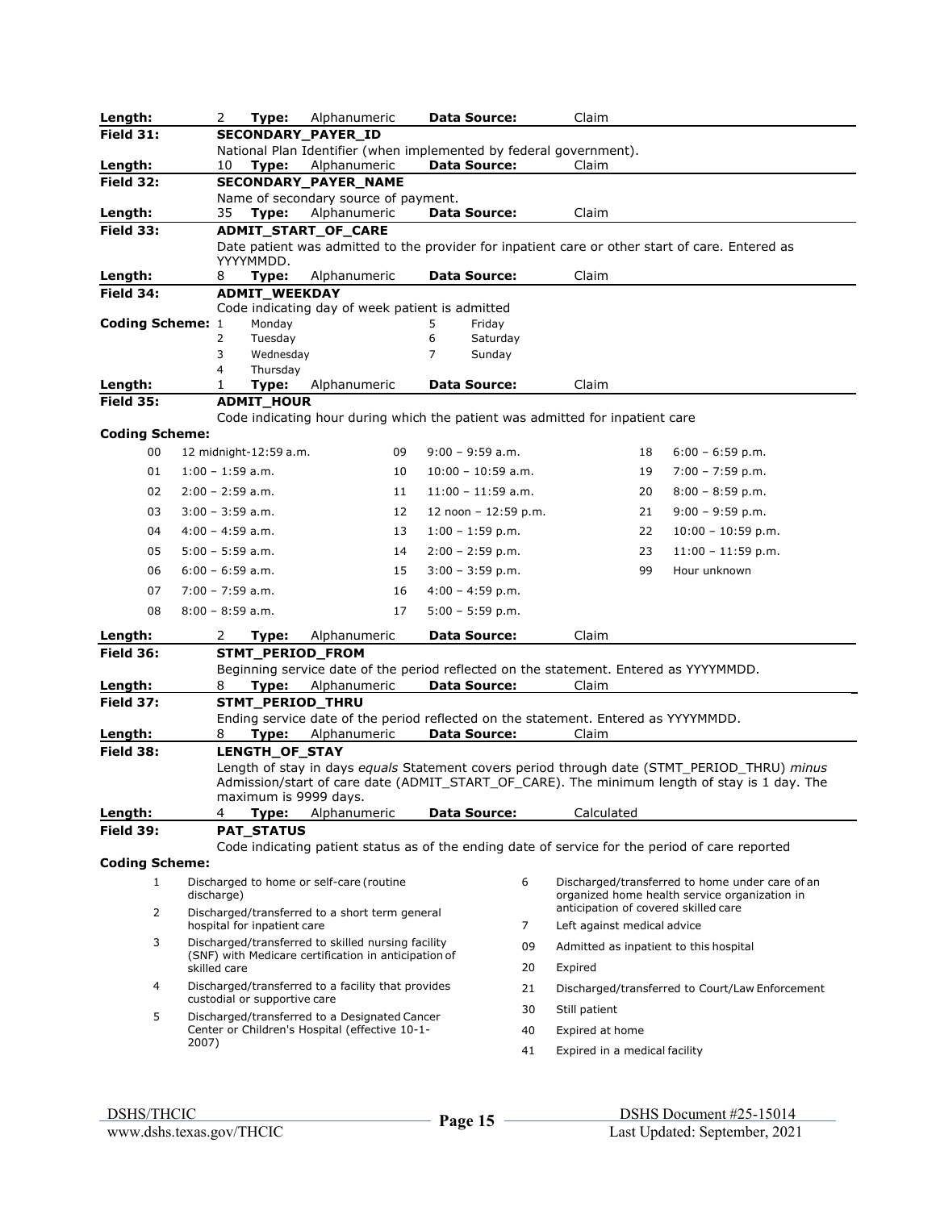**Length:** 2 **Type:** Alphanumeric **Data Source:** Claim

**Field 31:** **SECONDARY_PAYER_ID**

National Plan Identifier (when implemented by federal government).

**Length:** 10 **Type:** Alphanumeric **Data Source:** Claim

**Field 32:** **SECONDARY_PAYER_NAME**

Name of secondary source of payment.

**Length:** 35 **Type:** Alphanumeric **Data Source:** Claim

**Field 33:** **ADMIT_START_OF_CARE**

Date patient was admitted to the provider for inpatient care or other start of care. Entered as YYYYMMDD.

**Length:** 8 **Type:** Alphanumeric **Data Source:** Claim

**Field 34:** **ADMIT_WEEKDAY**

Code indicating day of week patient is admitted

**Coding Scheme:**

| Code | Day | Code | Day |
|---|---|---|---|
| 1 | Monday | 5 | Friday |
| 2 | Tuesday | 6 | Saturday |
| 3 | Wednesday | 7 | Sunday |
| 4 | Thursday | | |

**Length:** 1 **Type:** Alphanumeric **Data Source:** Claim

**Field 35:** **ADMIT_HOUR**

Code indicating hour during which the patient was admitted for inpatient care

**Coding Scheme:**

| Code | Hour | Code | Hour | Code | Hour |
|---|---|---|---|---|---|
| 00 | 12 midnight-12:59 a.m. | 09 | 9:00 – 9:59 a.m. | 18 | 6:00 – 6:59 p.m. |
| 01 | 1:00 – 1:59 a.m. | 10 | 10:00 – 10:59 a.m. | 19 | 7:00 – 7:59 p.m. |
| 02 | 2:00 – 2:59 a.m. | 11 | 11:00 – 11:59 a.m. | 20 | 8:00 – 8:59 p.m. |
| 03 | 3:00 – 3:59 a.m. | 12 | 12 noon – 12:59 p.m. | 21 | 9:00 – 9:59 p.m. |
| 04 | 4:00 – 4:59 a.m. | 13 | 1:00 – 1:59 p.m. | 22 | 10:00 – 10:59 p.m. |
| 05 | 5:00 – 5:59 a.m. | 14 | 2:00 – 2:59 p.m. | 23 | 11:00 – 11:59 p.m. |
| 06 | 6:00 – 6:59 a.m. | 15 | 3:00 – 3:59 p.m. | 99 | Hour unknown |
| 07 | 7:00 – 7:59 a.m. | 16 | 4:00 – 4:59 p.m. | | |
| 08 | 8:00 – 8:59 a.m. | 17 | 5:00 – 5:59 p.m. | | |

**Length:** 2 **Type:** Alphanumeric **Data Source:** Claim

**Field 36:** **STMT_PERIOD_FROM**

Beginning service date of the period reflected on the statement. Entered as YYYYMMDD.

**Length:** 8 **Type:** Alphanumeric **Data Source:** Claim

**Field 37:** **STMT_PERIOD_THRU**

Ending service date of the period reflected on the statement. Entered as YYYYMMDD.

**Length:** 8 **Type:** Alphanumeric **Data Source:** Claim

**Field 38:** **LENGTH_OF_STAY**

Length of stay in days *equals* Statement covers period through date (STMT_PERIOD_THRU) *minus* Admission/start of care date (ADMIT_START_OF_CARE). The minimum length of stay is 1 day. The maximum is 9999 days.

**Length:** 4 **Type:** Alphanumeric **Data Source:** Calculated

**Field 39:** **PAT_STATUS**

Code indicating patient status as of the ending date of service for the period of care reported

**Coding Scheme:**

| Code | Description | Code | Description |
|---|---|---|---|
| 1 | Discharged to home or self-care (routine discharge) | 6 | Discharged/transferred to home under care of an organized home health service organization in anticipation of covered skilled care |
| 2 | Discharged/transferred to a short term general hospital for inpatient care | 7 | Left against medical advice |
| 3 | Discharged/transferred to skilled nursing facility (SNF) with Medicare certification in anticipation of skilled care | 09 | Admitted as inpatient to this hospital |
| | | 20 | Expired |
| 4 | Discharged/transferred to a facility that provides custodial or supportive care | 21 | Discharged/transferred to Court/Law Enforcement |
| | | 30 | Still patient |
| 5 | Discharged/transferred to a Designated Cancer Center or Children's Hospital (effective 10-1-2007) | 40 | Expired at home |
| | | 41 | Expired in a medical facility |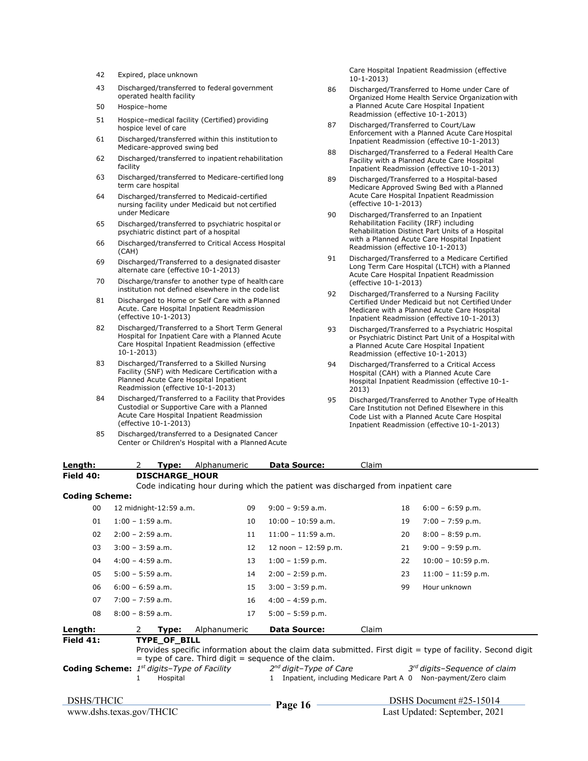| Code | Description |
| --- | --- |
| 42 | Expired, place unknown |
| 43 | Discharged/transferred to federal government operated health facility |
| 50 | Hospice–home |
| 51 | Hospice–medical facility (Certified) providing hospice level of care |
| 61 | Discharged/transferred within this institution to Medicare-approved swing bed |
| 62 | Discharged/transferred to inpatient rehabilitation facility |
| 63 | Discharged/transferred to Medicare-certified long term care hospital |
| 64 | Discharged/transferred to Medicaid-certified nursing facility under Medicaid but not certified under Medicare |
| 65 | Discharged/transferred to psychiatric hospital or psychiatric distinct part of a hospital |
| 66 | Discharged/transferred to Critical Access Hospital (CAH) |
| 69 | Discharged/Transferred to a designated disaster alternate care (effective 10-1-2013) |
| 70 | Discharge/transfer to another type of health care institution not defined elsewhere in the code list |
| 81 | Discharged to Home or Self Care with a Planned Acute. Care Hospital Inpatient Readmission (effective 10-1-2013) |
| 82 | Discharged/Transferred to a Short Term General Hospital for Inpatient Care with a Planned Acute Care Hospital Inpatient Readmission (effective 10-1-2013) |
| 83 | Discharged/Transferred to a Skilled Nursing Facility (SNF) with Medicare Certification with a Planned Acute Care Hospital Inpatient Readmission (effective 10-1-2013) |
| 84 | Discharged/Transferred to a Facility that Provides Custodial or Supportive Care with a Planned Acute Care Hospital Inpatient Readmission (effective 10-1-2013) |
| 85 | Discharged/transferred to a Designated Cancer Center or Children's Hospital with a Planned Acute Care Hospital Inpatient Readmission (effective 10-1-2013) |
| 86 | Discharged/Transferred to Home under Care of Organized Home Health Service Organization with a Planned Acute Care Hospital Inpatient Readmission (effective 10-1-2013) |
| 87 | Discharged/Transferred to Court/Law Enforcement with a Planned Acute Care Hospital Inpatient Readmission (effective 10-1-2013) |
| 88 | Discharged/Transferred to a Federal Health Care Facility with a Planned Acute Care Hospital Inpatient Readmission (effective 10-1-2013) |
| 89 | Discharged/Transferred to a Hospital-based Medicare Approved Swing Bed with a Planned Acute Care Hospital Inpatient Readmission (effective 10-1-2013) |
| 90 | Discharged/Transferred to an Inpatient Rehabilitation Facility (IRF) including Rehabilitation Distinct Part Units of a Hospital with a Planned Acute Care Hospital Inpatient Readmission (effective 10-1-2013) |
| 91 | Discharged/Transferred to a Medicare Certified Long Term Care Hospital (LTCH) with a Planned Acute Care Hospital Inpatient Readmission (effective 10-1-2013) |
| 92 | Discharged/Transferred to a Nursing Facility Certified Under Medicaid but not Certified Under Medicare with a Planned Acute Care Hospital Inpatient Readmission (effective 10-1-2013) |
| 93 | Discharged/Transferred to a Psychiatric Hospital or Psychiatric Distinct Part Unit of a Hospital with a Planned Acute Care Hospital Inpatient Readmission (effective 10-1-2013) |
| 94 | Discharged/Transferred to a Critical Access Hospital (CAH) with a Planned Acute Care Hospital Inpatient Readmission (effective 10-1-2013) |
| 95 | Discharged/Transferred to Another Type of Health Care Institution not Defined Elsewhere in this Code List with a Planned Acute Care Hospital Inpatient Readmission (effective 10-1-2013) |

**Length:** 2 **Type:** Alphanumeric **Data Source:** Claim

**Field 40:** **DISCHARGE_HOUR**

Code indicating hour during which the patient was discharged from inpatient care

**Coding Scheme:**

| Code | Hour | Code | Hour | Code | Hour |
| --- | --- | --- | --- | --- | --- |
| 00 | 12 midnight-12:59 a.m. | 09 | 9:00 – 9:59 a.m. | 18 | 6:00 – 6:59 p.m. |
| 01 | 1:00 – 1:59 a.m. | 10 | 10:00 – 10:59 a.m. | 19 | 7:00 – 7:59 p.m. |
| 02 | 2:00 – 2:59 a.m. | 11 | 11:00 – 11:59 a.m. | 20 | 8:00 – 8:59 p.m. |
| 03 | 3:00 – 3:59 a.m. | 12 | 12 noon – 12:59 p.m. | 21 | 9:00 – 9:59 p.m. |
| 04 | 4:00 – 4:59 a.m. | 13 | 1:00 – 1:59 p.m. | 22 | 10:00 – 10:59 p.m. |
| 05 | 5:00 – 5:59 a.m. | 14 | 2:00 – 2:59 p.m. | 23 | 11:00 – 11:59 p.m. |
| 06 | 6:00 – 6:59 a.m. | 15 | 3:00 – 3:59 p.m. | 99 | Hour unknown |
| 07 | 7:00 – 7:59 a.m. | 16 | 4:00 – 4:59 p.m. | | |
| 08 | 8:00 – 8:59 a.m. | 17 | 5:00 – 5:59 p.m. | | |

**Length:** 2 **Type:** Alphanumeric **Data Source:** Claim

**Field 41:** **TYPE_OF_BILL**

Provides specific information about the claim data submitted. First digit = type of facility. Second digit = type of care. Third digit = sequence of the claim.

**Coding Scheme:**

| 1st digits–Type of Facility | 2nd digit–Type of Care | 3rd digits–Sequence of claim |
| --- | --- | --- |
| 1 Hospital | 1 Inpatient, including Medicare Part A | 0 Non-payment/Zero claim |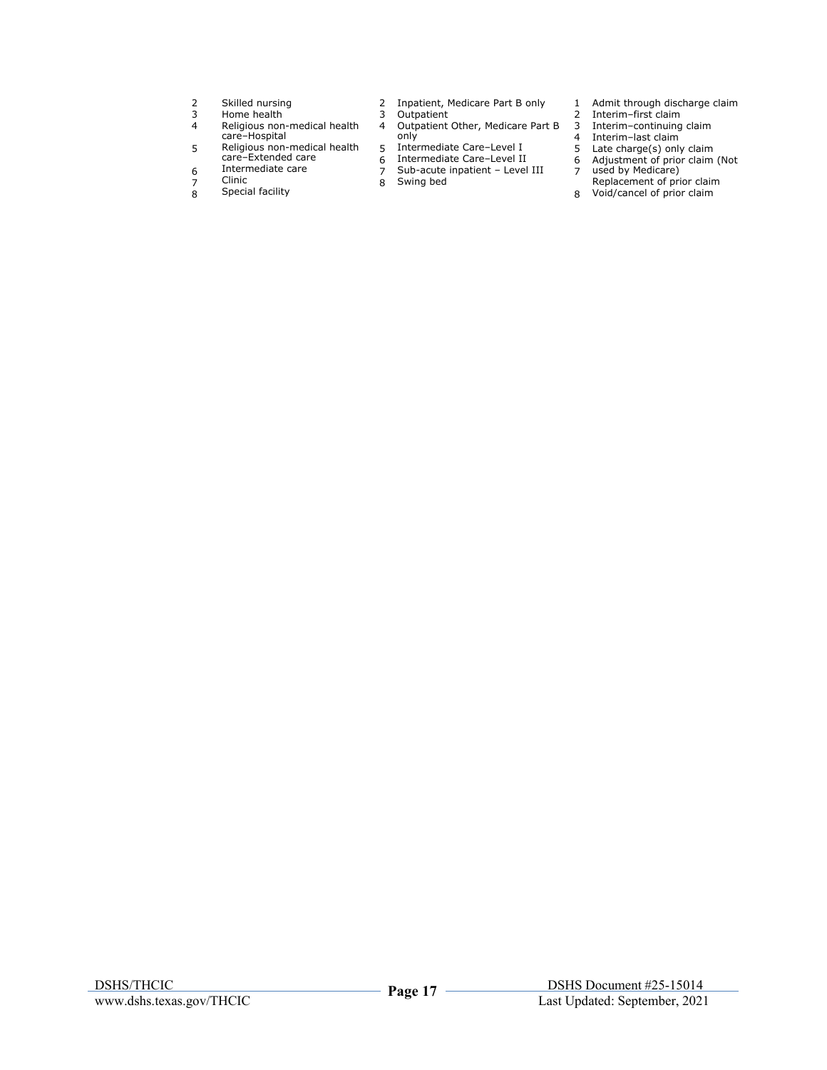| | | | | | |
|---|---|---|---|---|---|
| 2 | Skilled nursing | 2 | Inpatient, Medicare Part B only | 1 | Admit through discharge claim |
| 3 | Home health | 3 | Outpatient | 2 | Interim–first claim |
| 4 | Religious non-medical health care–Hospital | 4 | Outpatient Other, Medicare Part B only | 3 | Interim–continuing claim |
| 5 | Religious non-medical health care–Extended care | 5 | Intermediate Care–Level I | 4 | Interim–last claim |
| 6 | Intermediate care | 6 | Intermediate Care–Level II | 5 | Late charge(s) only claim |
| 7 | Clinic | 7 | Sub-acute inpatient – Level III | 6 | Adjustment of prior claim (Not used by Medicare) |
| 8 | Special facility | 8 | Swing bed | 7 | Replacement of prior claim |
| | | | | 8 | Void/cancel of prior claim |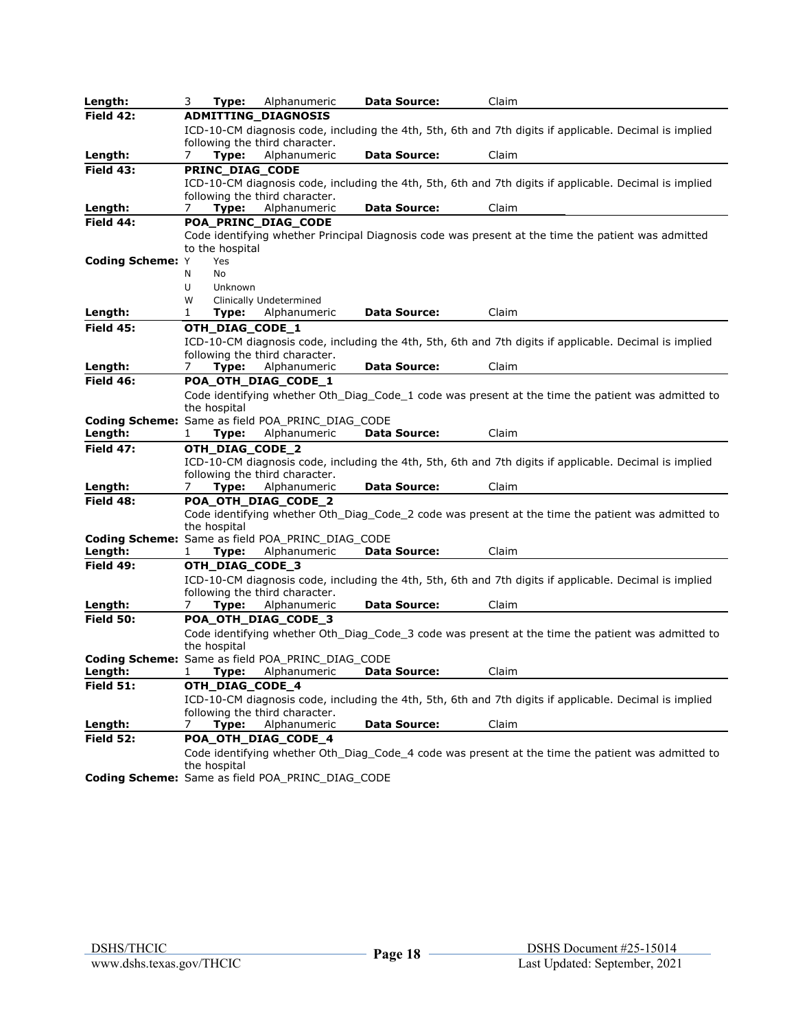**Length:** 3 **Type:** Alphanumeric **Data Source:** Claim

**Field 42:** **ADMITTING_DIAGNOSIS**

ICD-10-CM diagnosis code, including the 4th, 5th, 6th and 7th digits if applicable. Decimal is implied following the third character.

**Length:** 7 **Type:** Alphanumeric **Data Source:** Claim

**Field 43:** **PRINC_DIAG_CODE**

ICD-10-CM diagnosis code, including the 4th, 5th, 6th and 7th digits if applicable. Decimal is implied following the third character.

**Length:** 7 **Type:** Alphanumeric **Data Source:** Claim

**Field 44:** **POA_PRINC_DIAG_CODE**

Code identifying whether Principal Diagnosis code was present at the time the patient was admitted to the hospital

**Coding Scheme:**
- Y Yes
- N No
- U Unknown
- W Clinically Undetermined

**Length:** 1 **Type:** Alphanumeric **Data Source:** Claim

**Field 45:** **OTH_DIAG_CODE_1**

ICD-10-CM diagnosis code, including the 4th, 5th, 6th and 7th digits if applicable. Decimal is implied following the third character.

**Length:** 7 **Type:** Alphanumeric **Data Source:** Claim

**Field 46:** **POA_OTH_DIAG_CODE_1**

Code identifying whether Oth_Diag_Code_1 code was present at the time the patient was admitted to the hospital

**Coding Scheme:** Same as field POA_PRINC_DIAG_CODE

**Length:** 1 **Type:** Alphanumeric **Data Source:** Claim

**Field 47:** **OTH_DIAG_CODE_2**

ICD-10-CM diagnosis code, including the 4th, 5th, 6th and 7th digits if applicable. Decimal is implied following the third character.

**Length:** 7 **Type:** Alphanumeric **Data Source:** Claim

**Field 48:** **POA_OTH_DIAG_CODE_2**

Code identifying whether Oth_Diag_Code_2 code was present at the time the patient was admitted to the hospital

**Coding Scheme:** Same as field POA_PRINC_DIAG_CODE

**Length:** 1 **Type:** Alphanumeric **Data Source:** Claim

**Field 49:** **OTH_DIAG_CODE_3**

ICD-10-CM diagnosis code, including the 4th, 5th, 6th and 7th digits if applicable. Decimal is implied following the third character.

**Length:** 7 **Type:** Alphanumeric **Data Source:** Claim

**Field 50:** **POA_OTH_DIAG_CODE_3**

Code identifying whether Oth_Diag_Code_3 code was present at the time the patient was admitted to the hospital

**Coding Scheme:** Same as field POA_PRINC_DIAG_CODE

**Length:** 1 **Type:** Alphanumeric **Data Source:** Claim

**Field 51:** **OTH_DIAG_CODE_4**

ICD-10-CM diagnosis code, including the 4th, 5th, 6th and 7th digits if applicable. Decimal is implied following the third character.

**Length:** 7 **Type:** Alphanumeric **Data Source:** Claim

**Field 52:** **POA_OTH_DIAG_CODE_4**

Code identifying whether Oth_Diag_Code_4 code was present at the time the patient was admitted to the hospital

**Coding Scheme:** Same as field POA_PRINC_DIAG_CODE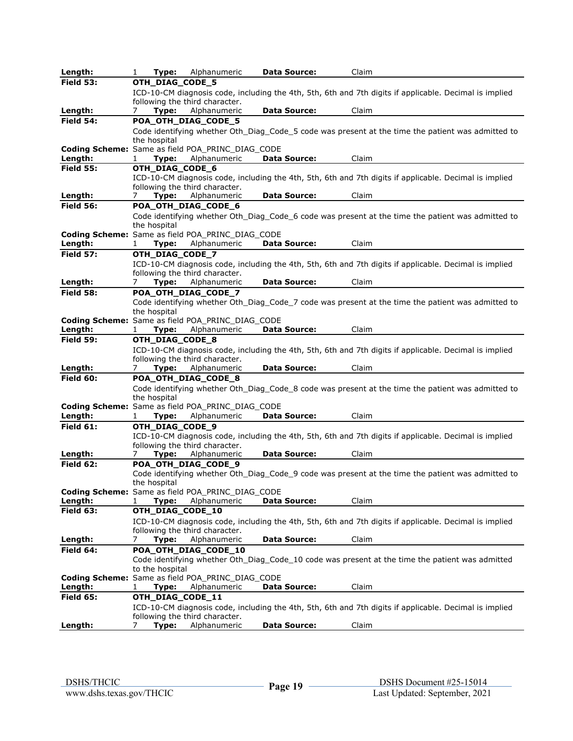**Length:** 1 **Type:** Alphanumeric **Data Source:** Claim

---

**Field 53:** **OTH_DIAG_CODE_5**

ICD-10-CM diagnosis code, including the 4th, 5th, 6th and 7th digits if applicable. Decimal is implied following the third character.

**Length:** 7 **Type:** Alphanumeric **Data Source:** Claim

---

**Field 54:** **POA_OTH_DIAG_CODE_5**

Code identifying whether Oth_Diag_Code_5 code was present at the time the patient was admitted to the hospital

**Coding Scheme:** Same as field POA_PRINC_DIAG_CODE

**Length:** 1 **Type:** Alphanumeric **Data Source:** Claim

---

**Field 55:** **OTH_DIAG_CODE_6**

ICD-10-CM diagnosis code, including the 4th, 5th, 6th and 7th digits if applicable. Decimal is implied following the third character.

**Length:** 7 **Type:** Alphanumeric **Data Source:** Claim

---

**Field 56:** **POA_OTH_DIAG_CODE_6**

Code identifying whether Oth_Diag_Code_6 code was present at the time the patient was admitted to the hospital

**Coding Scheme:** Same as field POA_PRINC_DIAG_CODE

**Length:** 1 **Type:** Alphanumeric **Data Source:** Claim

---

**Field 57:** **OTH_DIAG_CODE_7**

ICD-10-CM diagnosis code, including the 4th, 5th, 6th and 7th digits if applicable. Decimal is implied following the third character.

**Length:** 7 **Type:** Alphanumeric **Data Source:** Claim

---

**Field 58:** **POA_OTH_DIAG_CODE_7**

Code identifying whether Oth_Diag_Code_7 code was present at the time the patient was admitted to the hospital

**Coding Scheme:** Same as field POA_PRINC_DIAG_CODE

**Length:** 1 **Type:** Alphanumeric **Data Source:** Claim

---

**Field 59:** **OTH_DIAG_CODE_8**

ICD-10-CM diagnosis code, including the 4th, 5th, 6th and 7th digits if applicable. Decimal is implied following the third character.

**Length:** 7 **Type:** Alphanumeric **Data Source:** Claim

---

**Field 60:** **POA_OTH_DIAG_CODE_8**

Code identifying whether Oth_Diag_Code_8 code was present at the time the patient was admitted to the hospital

**Coding Scheme:** Same as field POA_PRINC_DIAG_CODE

**Length:** 1 **Type:** Alphanumeric **Data Source:** Claim

---

**Field 61:** **OTH_DIAG_CODE_9**

ICD-10-CM diagnosis code, including the 4th, 5th, 6th and 7th digits if applicable. Decimal is implied following the third character.

**Length:** 7 **Type:** Alphanumeric **Data Source:** Claim

---

**Field 62:** **POA_OTH_DIAG_CODE_9**

Code identifying whether Oth_Diag_Code_9 code was present at the time the patient was admitted to the hospital

**Coding Scheme:** Same as field POA_PRINC_DIAG_CODE

**Length:** 1 **Type:** Alphanumeric **Data Source:** Claim

---

**Field 63:** **OTH_DIAG_CODE_10**

ICD-10-CM diagnosis code, including the 4th, 5th, 6th and 7th digits if applicable. Decimal is implied following the third character.

**Length:** 7 **Type:** Alphanumeric **Data Source:** Claim

---

**Field 64:** **POA_OTH_DIAG_CODE_10**

Code identifying whether Oth_Diag_Code_10 code was present at the time the patient was admitted to the hospital

**Coding Scheme:** Same as field POA_PRINC_DIAG_CODE

**Length:** 1 **Type:** Alphanumeric **Data Source:** Claim

---

**Field 65:** **OTH_DIAG_CODE_11**

ICD-10-CM diagnosis code, including the 4th, 5th, 6th and 7th digits if applicable. Decimal is implied following the third character.

**Length:** 7 **Type:** Alphanumeric **Data Source:** Claim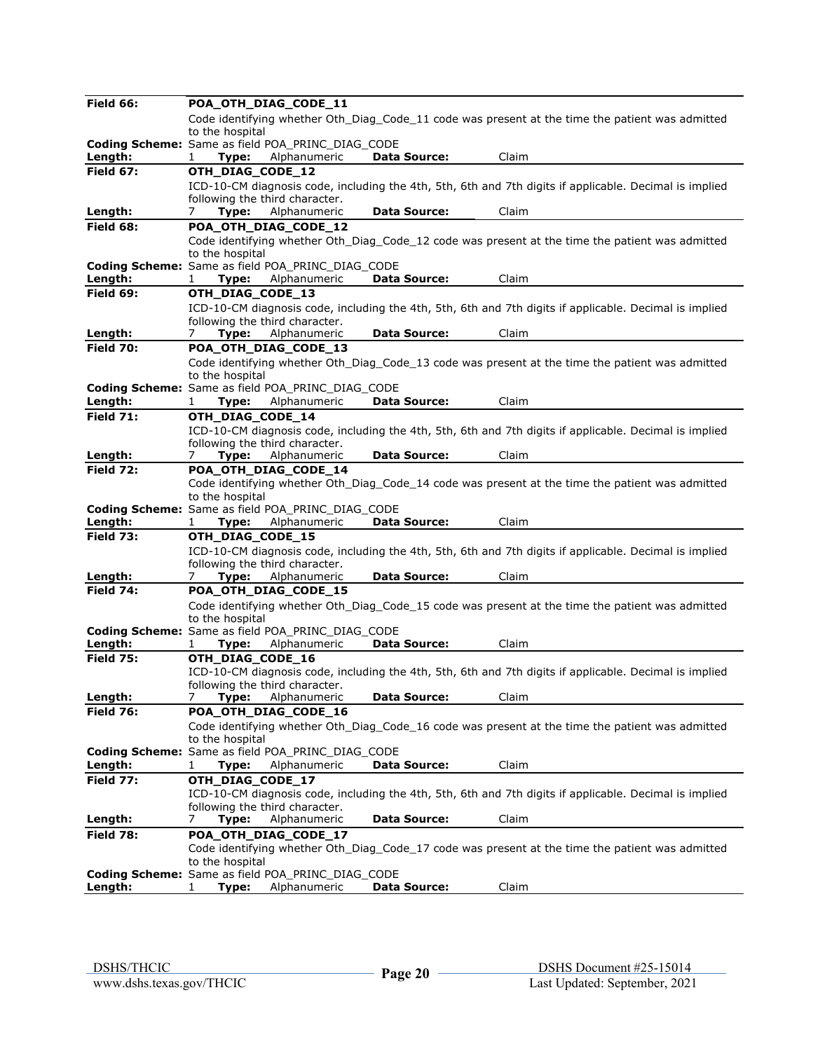**Field 66:** **POA_OTH_DIAG_CODE_11**

Code identifying whether Oth_Diag_Code_11 code was present at the time the patient was admitted to the hospital

**Coding Scheme:** Same as field POA_PRINC_DIAG_CODE

**Length:** 1 **Type:** Alphanumeric **Data Source:** Claim

---

**Field 67:** **OTH_DIAG_CODE_12**

ICD-10-CM diagnosis code, including the 4th, 5th, 6th and 7th digits if applicable. Decimal is implied following the third character.

**Length:** 7 **Type:** Alphanumeric **Data Source:** Claim

---

**Field 68:** **POA_OTH_DIAG_CODE_12**

Code identifying whether Oth_Diag_Code_12 code was present at the time the patient was admitted to the hospital

**Coding Scheme:** Same as field POA_PRINC_DIAG_CODE

**Length:** 1 **Type:** Alphanumeric **Data Source:** Claim

---

**Field 69:** **OTH_DIAG_CODE_13**

ICD-10-CM diagnosis code, including the 4th, 5th, 6th and 7th digits if applicable. Decimal is implied following the third character.

**Length:** 7 **Type:** Alphanumeric **Data Source:** Claim

---

**Field 70:** **POA_OTH_DIAG_CODE_13**

Code identifying whether Oth_Diag_Code_13 code was present at the time the patient was admitted to the hospital

**Coding Scheme:** Same as field POA_PRINC_DIAG_CODE

**Length:** 1 **Type:** Alphanumeric **Data Source:** Claim

---

**Field 71:** **OTH_DIAG_CODE_14**

ICD-10-CM diagnosis code, including the 4th, 5th, 6th and 7th digits if applicable. Decimal is implied following the third character.

**Length:** 7 **Type:** Alphanumeric **Data Source:** Claim

---

**Field 72:** **POA_OTH_DIAG_CODE_14**

Code identifying whether Oth_Diag_Code_14 code was present at the time the patient was admitted to the hospital

**Coding Scheme:** Same as field POA_PRINC_DIAG_CODE

**Length:** 1 **Type:** Alphanumeric **Data Source:** Claim

---

**Field 73:** **OTH_DIAG_CODE_15**

ICD-10-CM diagnosis code, including the 4th, 5th, 6th and 7th digits if applicable. Decimal is implied following the third character.

**Length:** 7 **Type:** Alphanumeric **Data Source:** Claim

---

**Field 74:** **POA_OTH_DIAG_CODE_15**

Code identifying whether Oth_Diag_Code_15 code was present at the time the patient was admitted to the hospital

**Coding Scheme:** Same as field POA_PRINC_DIAG_CODE

**Length:** 1 **Type:** Alphanumeric **Data Source:** Claim

---

**Field 75:** **OTH_DIAG_CODE_16**

ICD-10-CM diagnosis code, including the 4th, 5th, 6th and 7th digits if applicable. Decimal is implied following the third character.

**Length:** 7 **Type:** Alphanumeric **Data Source:** Claim

---

**Field 76:** **POA_OTH_DIAG_CODE_16**

Code identifying whether Oth_Diag_Code_16 code was present at the time the patient was admitted to the hospital

**Coding Scheme:** Same as field POA_PRINC_DIAG_CODE

**Length:** 1 **Type:** Alphanumeric **Data Source:** Claim

---

**Field 77:** **OTH_DIAG_CODE_17**

ICD-10-CM diagnosis code, including the 4th, 5th, 6th and 7th digits if applicable. Decimal is implied following the third character.

**Length:** 7 **Type:** Alphanumeric **Data Source:** Claim

---

**Field 78:** **POA_OTH_DIAG_CODE_17**

Code identifying whether Oth_Diag_Code_17 code was present at the time the patient was admitted to the hospital

**Coding Scheme:** Same as field POA_PRINC_DIAG_CODE

**Length:** 1 **Type:** Alphanumeric **Data Source:** Claim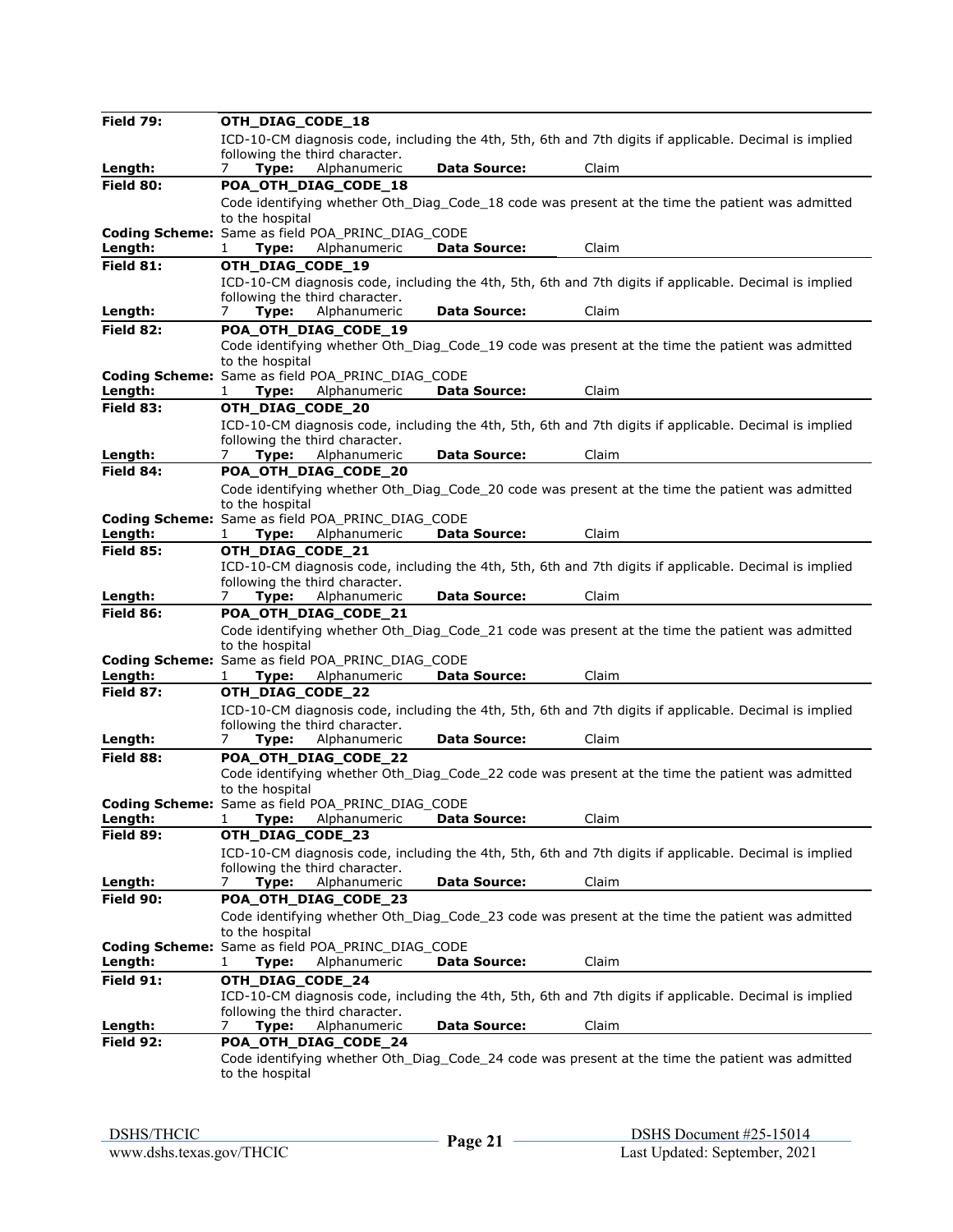**Field 79:** **OTH_DIAG_CODE_18**

ICD-10-CM diagnosis code, including the 4th, 5th, 6th and 7th digits if applicable. Decimal is implied following the third character.

**Length:** 7 **Type:** Alphanumeric **Data Source:** Claim

---

**Field 80:** **POA_OTH_DIAG_CODE_18**

Code identifying whether Oth_Diag_Code_18 code was present at the time the patient was admitted to the hospital

**Coding Scheme:** Same as field POA_PRINC_DIAG_CODE

**Length:** 1 **Type:** Alphanumeric **Data Source:** Claim

---

**Field 81:** **OTH_DIAG_CODE_19**

ICD-10-CM diagnosis code, including the 4th, 5th, 6th and 7th digits if applicable. Decimal is implied following the third character.

**Length:** 7 **Type:** Alphanumeric **Data Source:** Claim

---

**Field 82:** **POA_OTH_DIAG_CODE_19**

Code identifying whether Oth_Diag_Code_19 code was present at the time the patient was admitted to the hospital

**Coding Scheme:** Same as field POA_PRINC_DIAG_CODE

**Length:** 1 **Type:** Alphanumeric **Data Source:** Claim

---

**Field 83:** **OTH_DIAG_CODE_20**

ICD-10-CM diagnosis code, including the 4th, 5th, 6th and 7th digits if applicable. Decimal is implied following the third character.

**Length:** 7 **Type:** Alphanumeric **Data Source:** Claim

---

**Field 84:** **POA_OTH_DIAG_CODE_20**

Code identifying whether Oth_Diag_Code_20 code was present at the time the patient was admitted to the hospital

**Coding Scheme:** Same as field POA_PRINC_DIAG_CODE

**Length:** 1 **Type:** Alphanumeric **Data Source:** Claim

---

**Field 85:** **OTH_DIAG_CODE_21**

ICD-10-CM diagnosis code, including the 4th, 5th, 6th and 7th digits if applicable. Decimal is implied following the third character.

**Length:** 7 **Type:** Alphanumeric **Data Source:** Claim

---

**Field 86:** **POA_OTH_DIAG_CODE_21**

Code identifying whether Oth_Diag_Code_21 code was present at the time the patient was admitted to the hospital

**Coding Scheme:** Same as field POA_PRINC_DIAG_CODE

**Length:** 1 **Type:** Alphanumeric **Data Source:** Claim

---

**Field 87:** **OTH_DIAG_CODE_22**

ICD-10-CM diagnosis code, including the 4th, 5th, 6th and 7th digits if applicable. Decimal is implied following the third character.

**Length:** 7 **Type:** Alphanumeric **Data Source:** Claim

---

**Field 88:** **POA_OTH_DIAG_CODE_22**

Code identifying whether Oth_Diag_Code_22 code was present at the time the patient was admitted to the hospital

**Coding Scheme:** Same as field POA_PRINC_DIAG_CODE

**Length:** 1 **Type:** Alphanumeric **Data Source:** Claim

---

**Field 89:** **OTH_DIAG_CODE_23**

ICD-10-CM diagnosis code, including the 4th, 5th, 6th and 7th digits if applicable. Decimal is implied following the third character.

**Length:** 7 **Type:** Alphanumeric **Data Source:** Claim

---

**Field 90:** **POA_OTH_DIAG_CODE_23**

Code identifying whether Oth_Diag_Code_23 code was present at the time the patient was admitted to the hospital

**Coding Scheme:** Same as field POA_PRINC_DIAG_CODE

**Length:** 1 **Type:** Alphanumeric **Data Source:** Claim

---

**Field 91:** **OTH_DIAG_CODE_24**

ICD-10-CM diagnosis code, including the 4th, 5th, 6th and 7th digits if applicable. Decimal is implied following the third character.

**Length:** 7 **Type:** Alphanumeric **Data Source:** Claim

---

**Field 92:** **POA_OTH_DIAG_CODE_24**

Code identifying whether Oth_Diag_Code_24 code was present at the time the patient was admitted to the hospital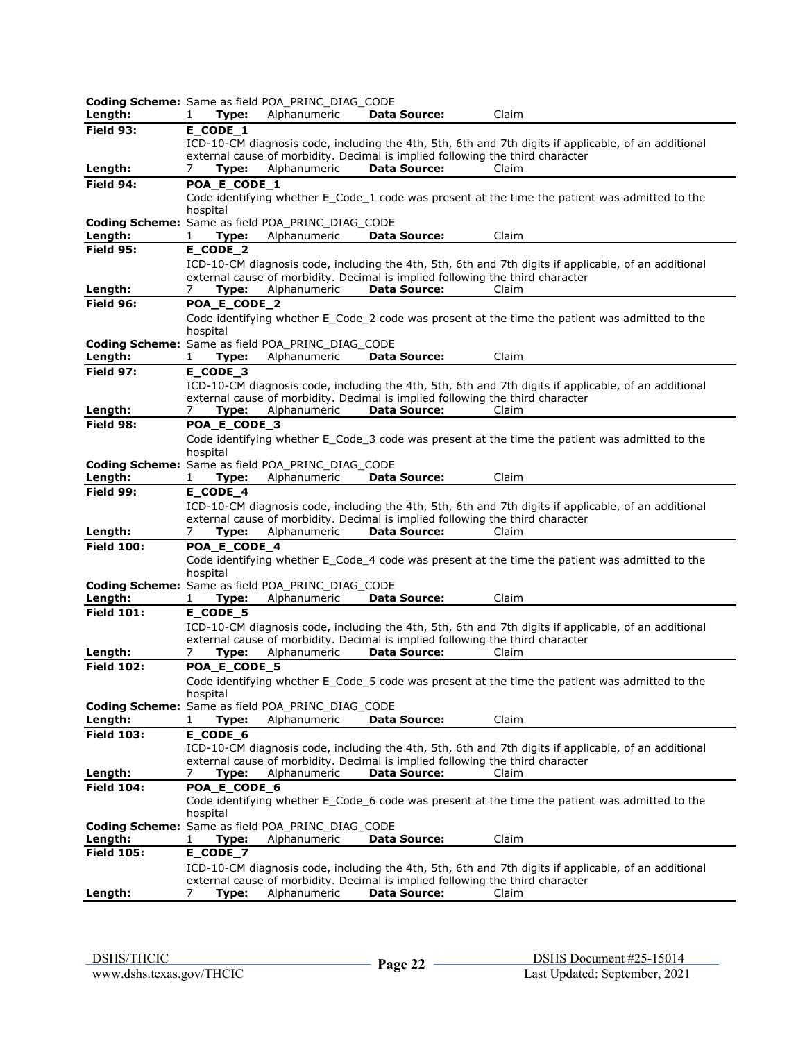**Coding Scheme:** Same as field POA_PRINC_DIAG_CODE
**Length:** 1 **Type:** Alphanumeric **Data Source:** Claim

---

**Field 93:** **E_CODE_1**
ICD-10-CM diagnosis code, including the 4th, 5th, 6th and 7th digits if applicable, of an additional external cause of morbidity. Decimal is implied following the third character
**Length:** 7 **Type:** Alphanumeric **Data Source:** Claim

---

**Field 94:** **POA_E_CODE_1**
Code identifying whether E_Code_1 code was present at the time the patient was admitted to the hospital
**Coding Scheme:** Same as field POA_PRINC_DIAG_CODE
**Length:** 1 **Type:** Alphanumeric **Data Source:** Claim

---

**Field 95:** **E_CODE_2**
ICD-10-CM diagnosis code, including the 4th, 5th, 6th and 7th digits if applicable, of an additional external cause of morbidity. Decimal is implied following the third character
**Length:** 7 **Type:** Alphanumeric **Data Source:** Claim

---

**Field 96:** **POA_E_CODE_2**
Code identifying whether E_Code_2 code was present at the time the patient was admitted to the hospital
**Coding Scheme:** Same as field POA_PRINC_DIAG_CODE
**Length:** 1 **Type:** Alphanumeric **Data Source:** Claim

---

**Field 97:** **E_CODE_3**
ICD-10-CM diagnosis code, including the 4th, 5th, 6th and 7th digits if applicable, of an additional external cause of morbidity. Decimal is implied following the third character
**Length:** 7 **Type:** Alphanumeric **Data Source:** Claim

---

**Field 98:** **POA_E_CODE_3**
Code identifying whether E_Code_3 code was present at the time the patient was admitted to the hospital
**Coding Scheme:** Same as field POA_PRINC_DIAG_CODE
**Length:** 1 **Type:** Alphanumeric **Data Source:** Claim

---

**Field 99:** **E_CODE_4**
ICD-10-CM diagnosis code, including the 4th, 5th, 6th and 7th digits if applicable, of an additional external cause of morbidity. Decimal is implied following the third character
**Length:** 7 **Type:** Alphanumeric **Data Source:** Claim

---

**Field 100:** **POA_E_CODE_4**
Code identifying whether E_Code_4 code was present at the time the patient was admitted to the hospital
**Coding Scheme:** Same as field POA_PRINC_DIAG_CODE
**Length:** 1 **Type:** Alphanumeric **Data Source:** Claim

---

**Field 101:** **E_CODE_5**
ICD-10-CM diagnosis code, including the 4th, 5th, 6th and 7th digits if applicable, of an additional external cause of morbidity. Decimal is implied following the third character
**Length:** 7 **Type:** Alphanumeric **Data Source:** Claim

---

**Field 102:** **POA_E_CODE_5**
Code identifying whether E_Code_5 code was present at the time the patient was admitted to the hospital
**Coding Scheme:** Same as field POA_PRINC_DIAG_CODE
**Length:** 1 **Type:** Alphanumeric **Data Source:** Claim

---

**Field 103:** **E_CODE_6**
ICD-10-CM diagnosis code, including the 4th, 5th, 6th and 7th digits if applicable, of an additional external cause of morbidity. Decimal is implied following the third character
**Length:** 7 **Type:** Alphanumeric **Data Source:** Claim

---

**Field 104:** **POA_E_CODE_6**
Code identifying whether E_Code_6 code was present at the time the patient was admitted to the hospital
**Coding Scheme:** Same as field POA_PRINC_DIAG_CODE
**Length:** 1 **Type:** Alphanumeric **Data Source:** Claim

---

**Field 105:** **E_CODE_7**
ICD-10-CM diagnosis code, including the 4th, 5th, 6th and 7th digits if applicable, of an additional external cause of morbidity. Decimal is implied following the third character
**Length:** 7 **Type:** Alphanumeric **Data Source:** Claim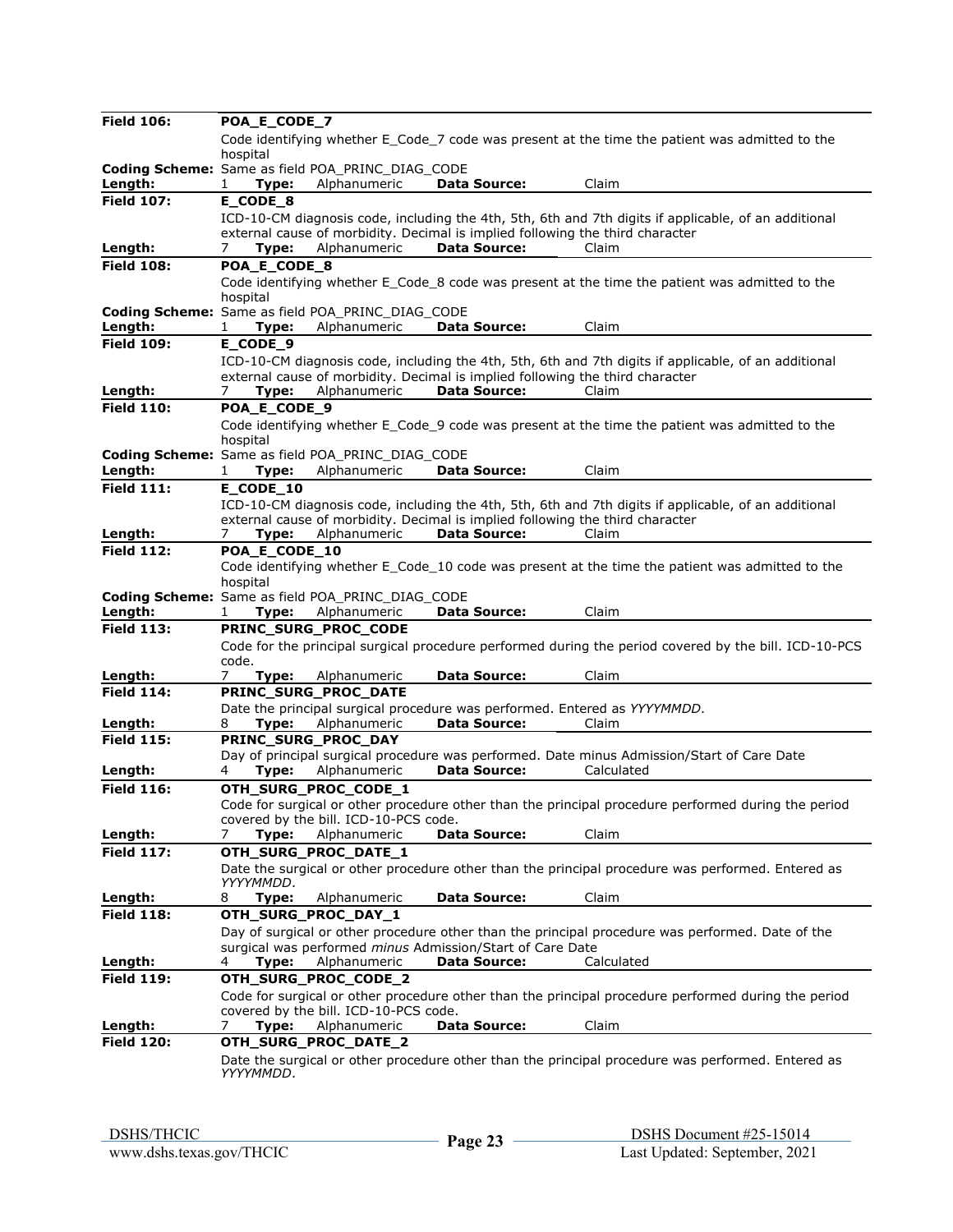**Field 106:** **POA_E_CODE_7**

Code identifying whether E_Code_7 code was present at the time the patient was admitted to the hospital

**Coding Scheme:** Same as field POA_PRINC_DIAG_CODE

**Length:** 1 **Type:** Alphanumeric **Data Source:** Claim

---

**Field 107:** **E_CODE_8**

ICD-10-CM diagnosis code, including the 4th, 5th, 6th and 7th digits if applicable, of an additional external cause of morbidity. Decimal is implied following the third character

**Length:** 7 **Type:** Alphanumeric **Data Source:** Claim

---

**Field 108:** **POA_E_CODE_8**

Code identifying whether E_Code_8 code was present at the time the patient was admitted to the hospital

**Coding Scheme:** Same as field POA_PRINC_DIAG_CODE

**Length:** 1 **Type:** Alphanumeric **Data Source:** Claim

---

**Field 109:** **E_CODE_9**

ICD-10-CM diagnosis code, including the 4th, 5th, 6th and 7th digits if applicable, of an additional external cause of morbidity. Decimal is implied following the third character

**Length:** 7 **Type:** Alphanumeric **Data Source:** Claim

---

**Field 110:** **POA_E_CODE_9**

Code identifying whether E_Code_9 code was present at the time the patient was admitted to the hospital

**Coding Scheme:** Same as field POA_PRINC_DIAG_CODE

**Length:** 1 **Type:** Alphanumeric **Data Source:** Claim

---

**Field 111:** **E_CODE_10**

ICD-10-CM diagnosis code, including the 4th, 5th, 6th and 7th digits if applicable, of an additional external cause of morbidity. Decimal is implied following the third character

**Length:** 7 **Type:** Alphanumeric **Data Source:** Claim

---

**Field 112:** **POA_E_CODE_10**

Code identifying whether E_Code_10 code was present at the time the patient was admitted to the hospital

**Coding Scheme:** Same as field POA_PRINC_DIAG_CODE

**Length:** 1 **Type:** Alphanumeric **Data Source:** Claim

---

**Field 113:** **PRINC_SURG_PROC_CODE**

Code for the principal surgical procedure performed during the period covered by the bill. ICD-10-PCS code.

**Length:** 7 **Type:** Alphanumeric **Data Source:** Claim

---

**Field 114:** **PRINC_SURG_PROC_DATE**

Date the principal surgical procedure was performed. Entered as *YYYYMMDD*.

**Length:** 8 **Type:** Alphanumeric **Data Source:** Claim

---

**Field 115:** **PRINC_SURG_PROC_DAY**

Day of principal surgical procedure was performed. Date minus Admission/Start of Care Date

**Length:** 4 **Type:** Alphanumeric **Data Source:** Calculated

---

**Field 116:** **OTH_SURG_PROC_CODE_1**

Code for surgical or other procedure other than the principal procedure performed during the period covered by the bill. ICD-10-PCS code.

**Length:** 7 **Type:** Alphanumeric **Data Source:** Claim

---

**Field 117:** **OTH_SURG_PROC_DATE_1**

Date the surgical or other procedure other than the principal procedure was performed. Entered as *YYYYMMDD*.

**Length:** 8 **Type:** Alphanumeric **Data Source:** Claim

---

**Field 118:** **OTH_SURG_PROC_DAY_1**

Day of surgical or other procedure other than the principal procedure was performed. Date of the surgical was performed *minus* Admission/Start of Care Date

**Length:** 4 **Type:** Alphanumeric **Data Source:** Calculated

---

**Field 119:** **OTH_SURG_PROC_CODE_2**

Code for surgical or other procedure other than the principal procedure performed during the period covered by the bill. ICD-10-PCS code.

**Length:** 7 **Type:** Alphanumeric **Data Source:** Claim

---

**Field 120:** **OTH_SURG_PROC_DATE_2**

Date the surgical or other procedure other than the principal procedure was performed. Entered as *YYYYMMDD*.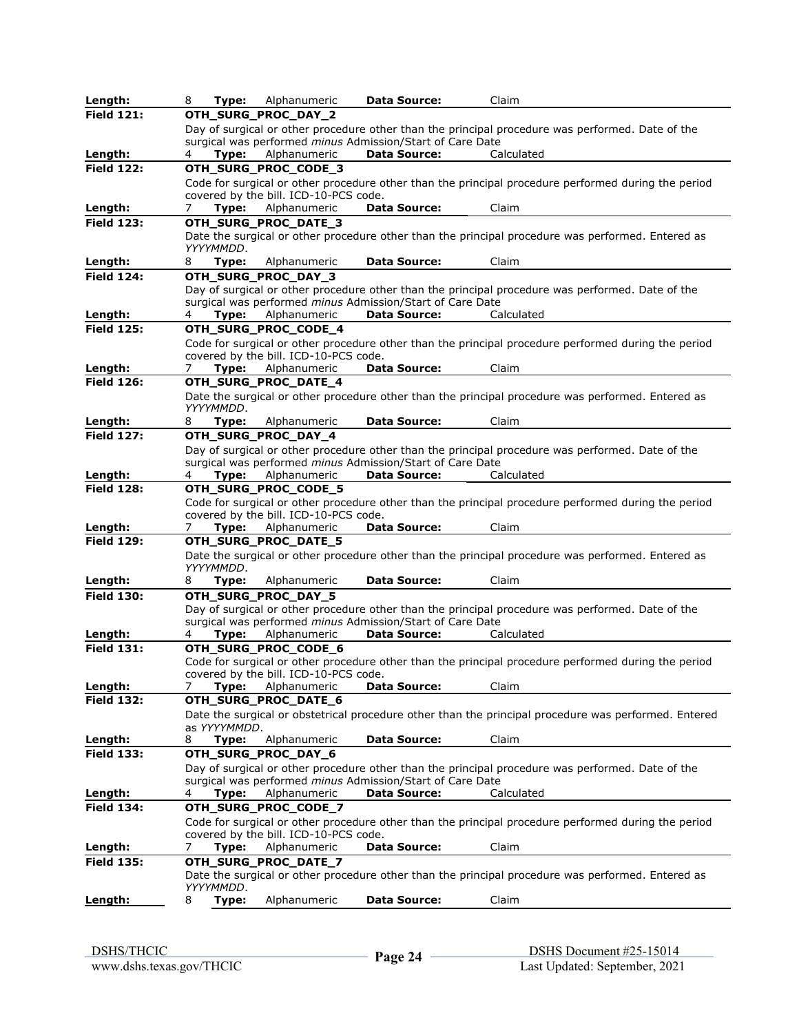| | |
|---|---|
| **Length:** | 8 **Type:** Alphanumeric **Data Source:** Claim |
| **Field 121:** | **OTH_SURG_PROC_DAY_2** |
| | Day of surgical or other procedure other than the principal procedure was performed. Date of the surgical was performed *minus* Admission/Start of Care Date |
| **Length:** | 4 **Type:** Alphanumeric **Data Source:** Calculated |
| **Field 122:** | **OTH_SURG_PROC_CODE_3** |
| | Code for surgical or other procedure other than the principal procedure performed during the period covered by the bill. ICD-10-PCS code. |
| **Length:** | 7 **Type:** Alphanumeric **Data Source:** Claim |
| **Field 123:** | **OTH_SURG_PROC_DATE_3** |
| | Date the surgical or other procedure other than the principal procedure was performed. Entered as *YYYYMMDD*. |
| **Length:** | 8 **Type:** Alphanumeric **Data Source:** Claim |
| **Field 124:** | **OTH_SURG_PROC_DAY_3** |
| | Day of surgical or other procedure other than the principal procedure was performed. Date of the surgical was performed *minus* Admission/Start of Care Date |
| **Length:** | 4 **Type:** Alphanumeric **Data Source:** Calculated |
| **Field 125:** | **OTH_SURG_PROC_CODE_4** |
| | Code for surgical or other procedure other than the principal procedure performed during the period covered by the bill. ICD-10-PCS code. |
| **Length:** | 7 **Type:** Alphanumeric **Data Source:** Claim |
| **Field 126:** | **OTH_SURG_PROC_DATE_4** |
| | Date the surgical or other procedure other than the principal procedure was performed. Entered as *YYYYMMDD*. |
| **Length:** | 8 **Type:** Alphanumeric **Data Source:** Claim |
| **Field 127:** | **OTH_SURG_PROC_DAY_4** |
| | Day of surgical or other procedure other than the principal procedure was performed. Date of the surgical was performed *minus* Admission/Start of Care Date |
| **Length:** | 4 **Type:** Alphanumeric **Data Source:** Calculated |
| **Field 128:** | **OTH_SURG_PROC_CODE_5** |
| | Code for surgical or other procedure other than the principal procedure performed during the period covered by the bill. ICD-10-PCS code. |
| **Length:** | 7 **Type:** Alphanumeric **Data Source:** Claim |
| **Field 129:** | **OTH_SURG_PROC_DATE_5** |
| | Date the surgical or other procedure other than the principal procedure was performed. Entered as *YYYYMMDD*. |
| **Length:** | 8 **Type:** Alphanumeric **Data Source:** Claim |
| **Field 130:** | **OTH_SURG_PROC_DAY_5** |
| | Day of surgical or other procedure other than the principal procedure was performed. Date of the surgical was performed *minus* Admission/Start of Care Date |
| **Length:** | 4 **Type:** Alphanumeric **Data Source:** Calculated |
| **Field 131:** | **OTH_SURG_PROC_CODE_6** |
| | Code for surgical or other procedure other than the principal procedure performed during the period covered by the bill. ICD-10-PCS code. |
| **Length:** | 7 **Type:** Alphanumeric **Data Source:** Claim |
| **Field 132:** | **OTH_SURG_PROC_DATE_6** |
| | Date the surgical or obstetrical procedure other than the principal procedure was performed. Entered as *YYYYMMDD*. |
| **Length:** | 8 **Type:** Alphanumeric **Data Source:** Claim |
| **Field 133:** | **OTH_SURG_PROC_DAY_6** |
| | Day of surgical or other procedure other than the principal procedure was performed. Date of the surgical was performed *minus* Admission/Start of Care Date |
| **Length:** | 4 **Type:** Alphanumeric **Data Source:** Calculated |
| **Field 134:** | **OTH_SURG_PROC_CODE_7** |
| | Code for surgical or other procedure other than the principal procedure performed during the period covered by the bill. ICD-10-PCS code. |
| **Length:** | 7 **Type:** Alphanumeric **Data Source:** Claim |
| **Field 135:** | **OTH_SURG_PROC_DATE_7** |
| | Date the surgical or other procedure other than the principal procedure was performed. Entered as *YYYYMMDD*. |
| **Length:** | 8 **Type:** Alphanumeric **Data Source:** Claim |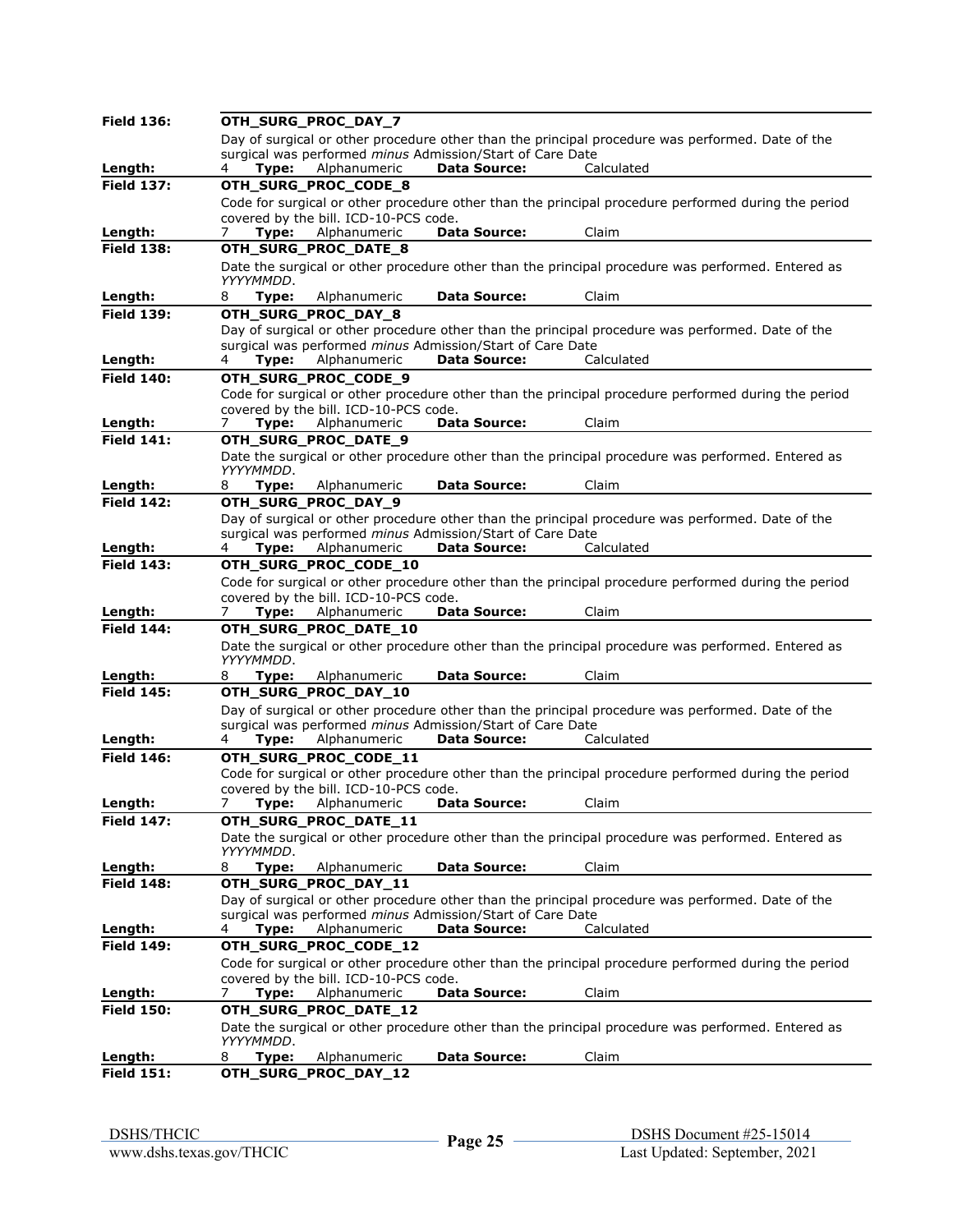**Field 136:** **OTH_SURG_PROC_DAY_7**

Day of surgical or other procedure other than the principal procedure was performed. Date of the surgical was performed *minus* Admission/Start of Care Date

**Length:** 4 **Type:** Alphanumeric **Data Source:** Calculated

---

**Field 137:** **OTH_SURG_PROC_CODE_8**

Code for surgical or other procedure other than the principal procedure performed during the period covered by the bill. ICD-10-PCS code.

**Length:** 7 **Type:** Alphanumeric **Data Source:** Claim

---

**Field 138:** **OTH_SURG_PROC_DATE_8**

Date the surgical or other procedure other than the principal procedure was performed. Entered as *YYYYMMDD*.

**Length:** 8 **Type:** Alphanumeric **Data Source:** Claim

---

**Field 139:** **OTH_SURG_PROC_DAY_8**

Day of surgical or other procedure other than the principal procedure was performed. Date of the surgical was performed *minus* Admission/Start of Care Date

**Length:** 4 **Type:** Alphanumeric **Data Source:** Calculated

---

**Field 140:** **OTH_SURG_PROC_CODE_9**

Code for surgical or other procedure other than the principal procedure performed during the period covered by the bill. ICD-10-PCS code.

**Length:** 7 **Type:** Alphanumeric **Data Source:** Claim

---

**Field 141:** **OTH_SURG_PROC_DATE_9**

Date the surgical or other procedure other than the principal procedure was performed. Entered as *YYYYMMDD*.

**Length:** 8 **Type:** Alphanumeric **Data Source:** Claim

---

**Field 142:** **OTH_SURG_PROC_DAY_9**

Day of surgical or other procedure other than the principal procedure was performed. Date of the surgical was performed *minus* Admission/Start of Care Date

**Length:** 4 **Type:** Alphanumeric **Data Source:** Calculated

---

**Field 143:** **OTH_SURG_PROC_CODE_10**

Code for surgical or other procedure other than the principal procedure performed during the period covered by the bill. ICD-10-PCS code.

**Length:** 7 **Type:** Alphanumeric **Data Source:** Claim

---

**Field 144:** **OTH_SURG_PROC_DATE_10**

Date the surgical or other procedure other than the principal procedure was performed. Entered as *YYYYMMDD*.

**Length:** 8 **Type:** Alphanumeric **Data Source:** Claim

---

**Field 145:** **OTH_SURG_PROC_DAY_10**

Day of surgical or other procedure other than the principal procedure was performed. Date of the surgical was performed *minus* Admission/Start of Care Date

**Length:** 4 **Type:** Alphanumeric **Data Source:** Calculated

---

**Field 146:** **OTH_SURG_PROC_CODE_11**

Code for surgical or other procedure other than the principal procedure performed during the period covered by the bill. ICD-10-PCS code.

**Length:** 7 **Type:** Alphanumeric **Data Source:** Claim

---

**Field 147:** **OTH_SURG_PROC_DATE_11**

Date the surgical or other procedure other than the principal procedure was performed. Entered as *YYYYMMDD*.

**Length:** 8 **Type:** Alphanumeric **Data Source:** Claim

---

**Field 148:** **OTH_SURG_PROC_DAY_11**

Day of surgical or other procedure other than the principal procedure was performed. Date of the surgical was performed *minus* Admission/Start of Care Date

**Length:** 4 **Type:** Alphanumeric **Data Source:** Calculated

---

**Field 149:** **OTH_SURG_PROC_CODE_12**

Code for surgical or other procedure other than the principal procedure performed during the period covered by the bill. ICD-10-PCS code.

**Length:** 7 **Type:** Alphanumeric **Data Source:** Claim

---

**Field 150:** **OTH_SURG_PROC_DATE_12**

Date the surgical or other procedure other than the principal procedure was performed. Entered as *YYYYMMDD*.

**Length:** 8 **Type:** Alphanumeric **Data Source:** Claim

---

**Field 151:** **OTH_SURG_PROC_DAY_12**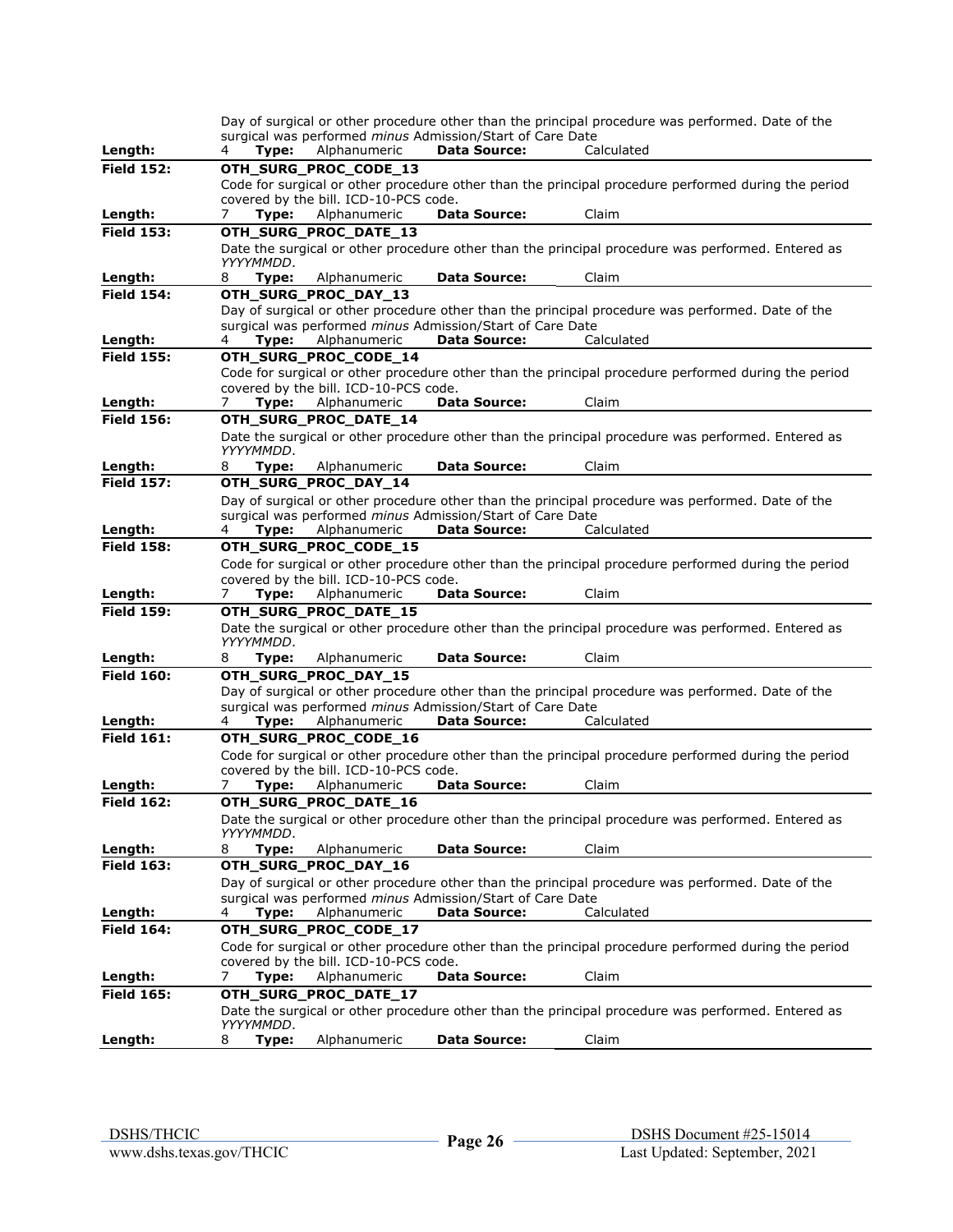| | |
|---|---|
| | Day of surgical or other procedure other than the principal procedure was performed. Date of the surgical was performed *minus* Admission/Start of Care Date |
| **Length:** | 4 **Type:** Alphanumeric **Data Source:** Calculated |
| **Field 152:** | **OTH_SURG_PROC_CODE_13** |
| | Code for surgical or other procedure other than the principal procedure performed during the period covered by the bill. ICD-10-PCS code. |
| **Length:** | 7 **Type:** Alphanumeric **Data Source:** Claim |
| **Field 153:** | **OTH_SURG_PROC_DATE_13** |
| | Date the surgical or other procedure other than the principal procedure was performed. Entered as *YYYYMMDD*. |
| **Length:** | 8 **Type:** Alphanumeric **Data Source:** Claim |
| **Field 154:** | **OTH_SURG_PROC_DAY_13** |
| | Day of surgical or other procedure other than the principal procedure was performed. Date of the surgical was performed *minus* Admission/Start of Care Date |
| **Length:** | 4 **Type:** Alphanumeric **Data Source:** Calculated |
| **Field 155:** | **OTH_SURG_PROC_CODE_14** |
| | Code for surgical or other procedure other than the principal procedure performed during the period covered by the bill. ICD-10-PCS code. |
| **Length:** | 7 **Type:** Alphanumeric **Data Source:** Claim |
| **Field 156:** | **OTH_SURG_PROC_DATE_14** |
| | Date the surgical or other procedure other than the principal procedure was performed. Entered as *YYYYMMDD*. |
| **Length:** | 8 **Type:** Alphanumeric **Data Source:** Claim |
| **Field 157:** | **OTH_SURG_PROC_DAY_14** |
| | Day of surgical or other procedure other than the principal procedure was performed. Date of the surgical was performed *minus* Admission/Start of Care Date |
| **Length:** | 4 **Type:** Alphanumeric **Data Source:** Calculated |
| **Field 158:** | **OTH_SURG_PROC_CODE_15** |
| | Code for surgical or other procedure other than the principal procedure performed during the period covered by the bill. ICD-10-PCS code. |
| **Length:** | 7 **Type:** Alphanumeric **Data Source:** Claim |
| **Field 159:** | **OTH_SURG_PROC_DATE_15** |
| | Date the surgical or other procedure other than the principal procedure was performed. Entered as *YYYYMMDD*. |
| **Length:** | 8 **Type:** Alphanumeric **Data Source:** Claim |
| **Field 160:** | **OTH_SURG_PROC_DAY_15** |
| | Day of surgical or other procedure other than the principal procedure was performed. Date of the surgical was performed *minus* Admission/Start of Care Date |
| **Length:** | 4 **Type:** Alphanumeric **Data Source:** Calculated |
| **Field 161:** | **OTH_SURG_PROC_CODE_16** |
| | Code for surgical or other procedure other than the principal procedure performed during the period covered by the bill. ICD-10-PCS code. |
| **Length:** | 7 **Type:** Alphanumeric **Data Source:** Claim |
| **Field 162:** | **OTH_SURG_PROC_DATE_16** |
| | Date the surgical or other procedure other than the principal procedure was performed. Entered as *YYYYMMDD*. |
| **Length:** | 8 **Type:** Alphanumeric **Data Source:** Claim |
| **Field 163:** | **OTH_SURG_PROC_DAY_16** |
| | Day of surgical or other procedure other than the principal procedure was performed. Date of the surgical was performed *minus* Admission/Start of Care Date |
| **Length:** | 4 **Type:** Alphanumeric **Data Source:** Calculated |
| **Field 164:** | **OTH_SURG_PROC_CODE_17** |
| | Code for surgical or other procedure other than the principal procedure performed during the period covered by the bill. ICD-10-PCS code. |
| **Length:** | 7 **Type:** Alphanumeric **Data Source:** Claim |
| **Field 165:** | **OTH_SURG_PROC_DATE_17** |
| | Date the surgical or other procedure other than the principal procedure was performed. Entered as *YYYYMMDD*. |
| **Length:** | 8 **Type:** Alphanumeric **Data Source:** Claim |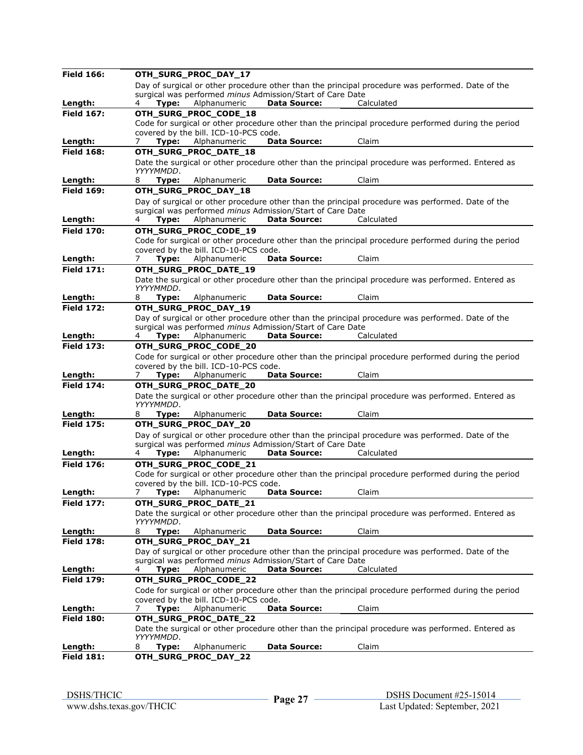**Field 166:** **OTH_SURG_PROC_DAY_17**

Day of surgical or other procedure other than the principal procedure was performed. Date of the surgical was performed *minus* Admission/Start of Care Date

**Length:** 4 **Type:** Alphanumeric **Data Source:** Calculated

---

**Field 167:** **OTH_SURG_PROC_CODE_18**

Code for surgical or other procedure other than the principal procedure performed during the period covered by the bill. ICD-10-PCS code.

**Length:** 7 **Type:** Alphanumeric **Data Source:** Claim

---

**Field 168:** **OTH_SURG_PROC_DATE_18**

Date the surgical or other procedure other than the principal procedure was performed. Entered as *YYYYMMDD*.

**Length:** 8 **Type:** Alphanumeric **Data Source:** Claim

---

**Field 169:** **OTH_SURG_PROC_DAY_18**

Day of surgical or other procedure other than the principal procedure was performed. Date of the surgical was performed *minus* Admission/Start of Care Date

**Length:** 4 **Type:** Alphanumeric **Data Source:** Calculated

---

**Field 170:** **OTH_SURG_PROC_CODE_19**

Code for surgical or other procedure other than the principal procedure performed during the period covered by the bill. ICD-10-PCS code.

**Length:** 7 **Type:** Alphanumeric **Data Source:** Claim

---

**Field 171:** **OTH_SURG_PROC_DATE_19**

Date the surgical or other procedure other than the principal procedure was performed. Entered as *YYYYMMDD*.

**Length:** 8 **Type:** Alphanumeric **Data Source:** Claim

---

**Field 172:** **OTH_SURG_PROC_DAY_19**

Day of surgical or other procedure other than the principal procedure was performed. Date of the surgical was performed *minus* Admission/Start of Care Date

**Length:** 4 **Type:** Alphanumeric **Data Source:** Calculated

---

**Field 173:** **OTH_SURG_PROC_CODE_20**

Code for surgical or other procedure other than the principal procedure performed during the period covered by the bill. ICD-10-PCS code.

**Length:** 7 **Type:** Alphanumeric **Data Source:** Claim

---

**Field 174:** **OTH_SURG_PROC_DATE_20**

Date the surgical or other procedure other than the principal procedure was performed. Entered as *YYYYMMDD*.

**Length:** 8 **Type:** Alphanumeric **Data Source:** Claim

---

**Field 175:** **OTH_SURG_PROC_DAY_20**

Day of surgical or other procedure other than the principal procedure was performed. Date of the surgical was performed *minus* Admission/Start of Care Date

**Length:** 4 **Type:** Alphanumeric **Data Source:** Calculated

---

**Field 176:** **OTH_SURG_PROC_CODE_21**

Code for surgical or other procedure other than the principal procedure performed during the period covered by the bill. ICD-10-PCS code.

**Length:** 7 **Type:** Alphanumeric **Data Source:** Claim

---

**Field 177:** **OTH_SURG_PROC_DATE_21**

Date the surgical or other procedure other than the principal procedure was performed. Entered as *YYYYMMDD*.

**Length:** 8 **Type:** Alphanumeric **Data Source:** Claim

---

**Field 178:** **OTH_SURG_PROC_DAY_21**

Day of surgical or other procedure other than the principal procedure was performed. Date of the surgical was performed *minus* Admission/Start of Care Date

**Length:** 4 **Type:** Alphanumeric **Data Source:** Calculated

---

**Field 179:** **OTH_SURG_PROC_CODE_22**

Code for surgical or other procedure other than the principal procedure performed during the period covered by the bill. ICD-10-PCS code.

**Length:** 7 **Type:** Alphanumeric **Data Source:** Claim

---

**Field 180:** **OTH_SURG_PROC_DATE_22**

Date the surgical or other procedure other than the principal procedure was performed. Entered as *YYYYMMDD*.

**Length:** 8 **Type:** Alphanumeric **Data Source:** Claim

---

**Field 181:** **OTH_SURG_PROC_DAY_22**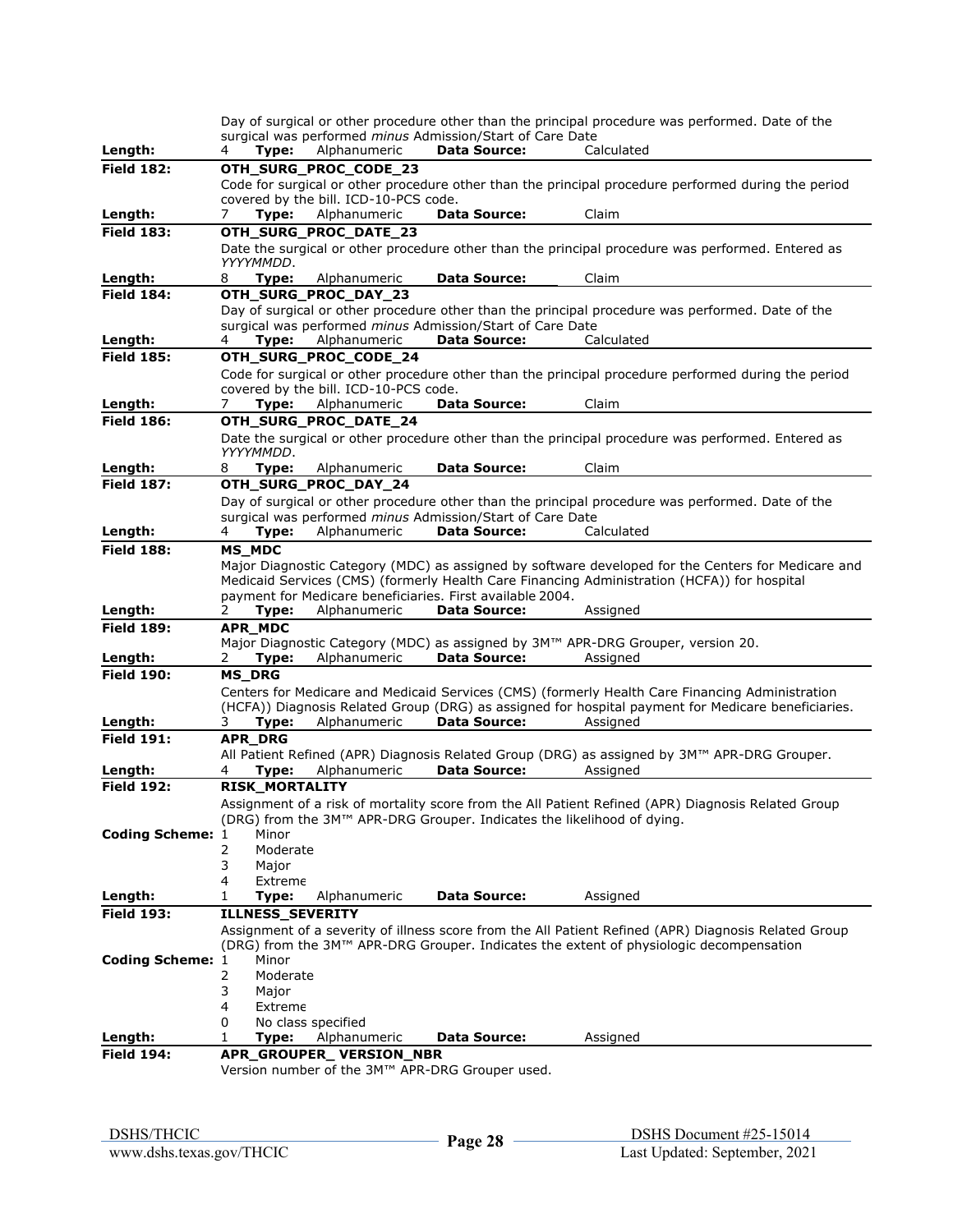Day of surgical or other procedure other than the principal procedure was performed. Date of the surgical was performed *minus* Admission/Start of Care Date

**Length:** 4 **Type:** Alphanumeric **Data Source:** Calculated

---

**Field 182:** **OTH_SURG_PROC_CODE_23**

Code for surgical or other procedure other than the principal procedure performed during the period covered by the bill. ICD-10-PCS code.

**Length:** 7 **Type:** Alphanumeric **Data Source:** Claim

---

**Field 183:** **OTH_SURG_PROC_DATE_23**

Date the surgical or other procedure other than the principal procedure was performed. Entered as *YYYYMMDD*.

**Length:** 8 **Type:** Alphanumeric **Data Source:** Claim

---

**Field 184:** **OTH_SURG_PROC_DAY_23**

Day of surgical or other procedure other than the principal procedure was performed. Date of the surgical was performed *minus* Admission/Start of Care Date

**Length:** 4 **Type:** Alphanumeric **Data Source:** Calculated

---

**Field 185:** **OTH_SURG_PROC_CODE_24**

Code for surgical or other procedure other than the principal procedure performed during the period covered by the bill. ICD-10-PCS code.

**Length:** 7 **Type:** Alphanumeric **Data Source:** Claim

---

**Field 186:** **OTH_SURG_PROC_DATE_24**

Date the surgical or other procedure other than the principal procedure was performed. Entered as *YYYYMMDD*.

**Length:** 8 **Type:** Alphanumeric **Data Source:** Claim

---

**Field 187:** **OTH_SURG_PROC_DAY_24**

Day of surgical or other procedure other than the principal procedure was performed. Date of the surgical was performed *minus* Admission/Start of Care Date

**Length:** 4 **Type:** Alphanumeric **Data Source:** Calculated

---

**Field 188:** **MS_MDC**

Major Diagnostic Category (MDC) as assigned by software developed for the Centers for Medicare and Medicaid Services (CMS) (formerly Health Care Financing Administration (HCFA)) for hospital payment for Medicare beneficiaries. First available 2004.

**Length:** 2 **Type:** Alphanumeric **Data Source:** Assigned

---

**Field 189:** **APR_MDC**

Major Diagnostic Category (MDC) as assigned by 3M™ APR-DRG Grouper, version 20.

**Length:** 2 **Type:** Alphanumeric **Data Source:** Assigned

---

**Field 190:** **MS_DRG**

Centers for Medicare and Medicaid Services (CMS) (formerly Health Care Financing Administration (HCFA)) Diagnosis Related Group (DRG) as assigned for hospital payment for Medicare beneficiaries.

**Length:** 3 **Type:** Alphanumeric **Data Source:** Assigned

---

**Field 191:** **APR_DRG**

All Patient Refined (APR) Diagnosis Related Group (DRG) as assigned by 3M™ APR-DRG Grouper.

**Length:** 4 **Type:** Alphanumeric **Data Source:** Assigned

---

**Field 192:** **RISK_MORTALITY**

Assignment of a risk of mortality score from the All Patient Refined (APR) Diagnosis Related Group (DRG) from the 3M™ APR-DRG Grouper. Indicates the likelihood of dying.

**Coding Scheme:**

- 1 Minor
- 2 Moderate
- 3 Major
- 4 Extreme

**Length:** 1 **Type:** Alphanumeric **Data Source:** Assigned

---

**Field 193:** **ILLNESS_SEVERITY**

Assignment of a severity of illness score from the All Patient Refined (APR) Diagnosis Related Group (DRG) from the 3M™ APR-DRG Grouper. Indicates the extent of physiologic decompensation

**Coding Scheme:**

- 1 Minor
- 2 Moderate
- 3 Major
- 4 Extreme
- 0 No class specified

**Length:** 1 **Type:** Alphanumeric **Data Source:** Assigned

---

**Field 194:** **APR_GROUPER_ VERSION_NBR**

Version number of the 3M™ APR-DRG Grouper used.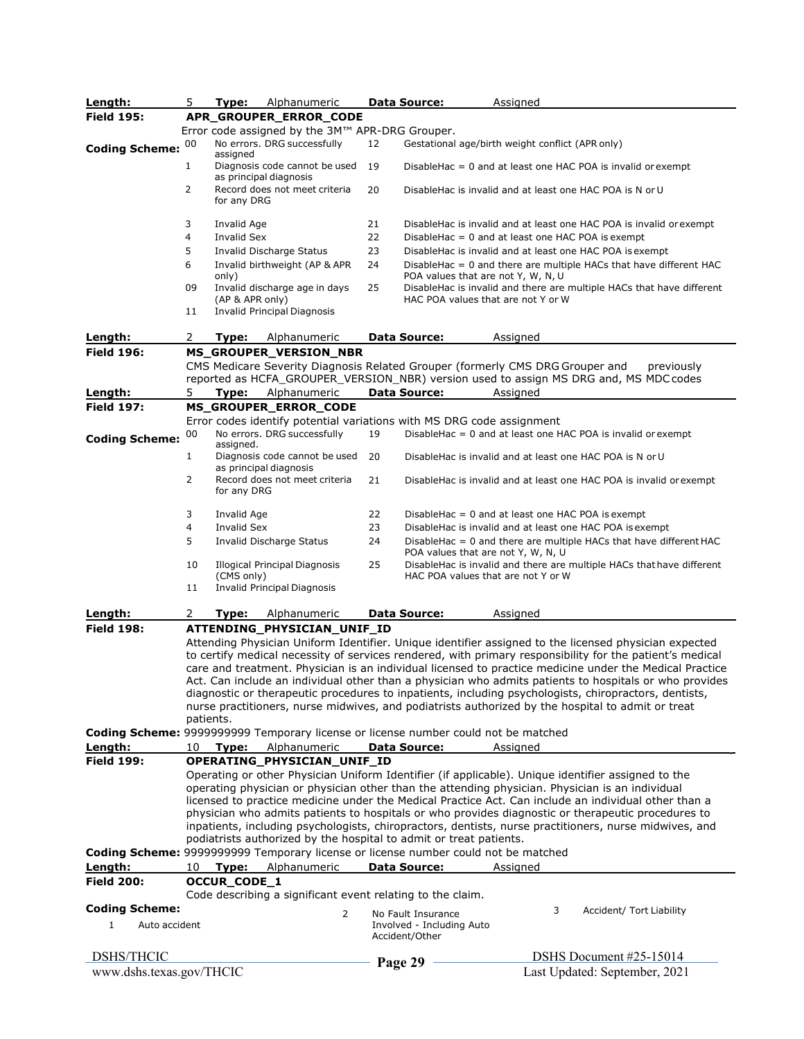| | | | | | |
|---|---|---|---|---|---|
| **Length:** | 5 | **Type:** Alphanumeric | **Data Source:** | Assigned | |

**Field 195:** **APR_GROUPER_ERROR_CODE**

Error code assigned by the 3M™ APR-DRG Grouper.

**Coding Scheme:**

| Code | Description | Code | Description |
|---|---|---|---|
| 00 | No errors. DRG successfully assigned | 12 | Gestational age/birth weight conflict (APR only) |
| 1 | Diagnosis code cannot be used as principal diagnosis | 19 | DisableHac = 0 and at least one HAC POA is invalid or exempt |
| 2 | Record does not meet criteria for any DRG | 20 | DisableHac is invalid and at least one HAC POA is N or U |
| 3 | Invalid Age | 21 | DisableHac is invalid and at least one HAC POA is invalid or exempt |
| 4 | Invalid Sex | 22 | DisableHac = 0 and at least one HAC POA is exempt |
| 5 | Invalid Discharge Status | 23 | DisableHac is invalid and at least one HAC POA is exempt |
| 6 | Invalid birthweight (AP & APR only) | 24 | DisableHac = 0 and there are multiple HACs that have different HAC POA values that are not Y, W, N, U |
| 09 | Invalid discharge age in days (AP & APR only) | 25 | DisableHac is invalid and there are multiple HACs that have different HAC POA values that are not Y or W |
| 11 | Invalid Principal Diagnosis | | |

**Length:** 2 **Type:** Alphanumeric **Data Source:** Assigned

**Field 196:** **MS_GROUPER_VERSION_NBR**

CMS Medicare Severity Diagnosis Related Grouper (formerly CMS DRG Grouper and previously reported as HCFA_GROUPER_VERSION_NBR) version used to assign MS DRG and, MS MDC codes

**Length:** 5 **Type:** Alphanumeric **Data Source:** Assigned

**Field 197:** **MS_GROUPER_ERROR_CODE**

Error codes identify potential variations with MS DRG code assignment

**Coding Scheme:**

| Code | Description | Code | Description |
|---|---|---|---|
| 00 | No errors. DRG successfully assigned. | 19 | DisableHac = 0 and at least one HAC POA is invalid or exempt |
| 1 | Diagnosis code cannot be used as principal diagnosis | 20 | DisableHac is invalid and at least one HAC POA is N or U |
| 2 | Record does not meet criteria for any DRG | 21 | DisableHac is invalid and at least one HAC POA is invalid or exempt |
| 3 | Invalid Age | 22 | DisableHac = 0 and at least one HAC POA is exempt |
| 4 | Invalid Sex | 23 | DisableHac is invalid and at least one HAC POA is exempt |
| 5 | Invalid Discharge Status | 24 | DisableHac = 0 and there are multiple HACs that have different HAC POA values that are not Y, W, N, U |
| 10 | Illogical Principal Diagnosis (CMS only) | 25 | DisableHac is invalid and there are multiple HACs that have different HAC POA values that are not Y or W |
| 11 | Invalid Principal Diagnosis | | |

**Length:** 2 **Type:** Alphanumeric **Data Source:** Assigned

**Field 198:** **ATTENDING_PHYSICIAN_UNIF_ID**

Attending Physician Uniform Identifier. Unique identifier assigned to the licensed physician expected to certify medical necessity of services rendered, with primary responsibility for the patient's medical care and treatment. Physician is an individual licensed to practice medicine under the Medical Practice Act. Can include an individual other than a physician who admits patients to hospitals or who provides diagnostic or therapeutic procedures to inpatients, including psychologists, chiropractors, dentists, nurse practitioners, nurse midwives, and podiatrists authorized by the hospital to admit or treat patients.

**Coding Scheme:** 9999999999 Temporary license or license number could not be matched

**Length:** 10 **Type:** Alphanumeric **Data Source:** Assigned

**Field 199:** **OPERATING_PHYSICIAN_UNIF_ID**

Operating or other Physician Uniform Identifier (if applicable). Unique identifier assigned to the operating physician or physician other than the attending physician. Physician is an individual licensed to practice medicine under the Medical Practice Act. Can include an individual other than a physician who admits patients to hospitals or who provides diagnostic or therapeutic procedures to inpatients, including psychologists, chiropractors, dentists, nurse practitioners, nurse midwives, and podiatrists authorized by the hospital to admit or treat patients.

**Coding Scheme:** 9999999999 Temporary license or license number could not be matched

**Length:** 10 **Type:** Alphanumeric **Data Source:** Assigned

**Field 200:** **OCCUR_CODE_1**

Code describing a significant event relating to the claim.

**Coding Scheme:**

| Code | Description | Code | Description | Code | Description |
|---|---|---|---|---|---|
| 1 | Auto accident | 2 | No Fault Insurance Involved - Including Auto Accident/Other | 3 | Accident/ Tort Liability |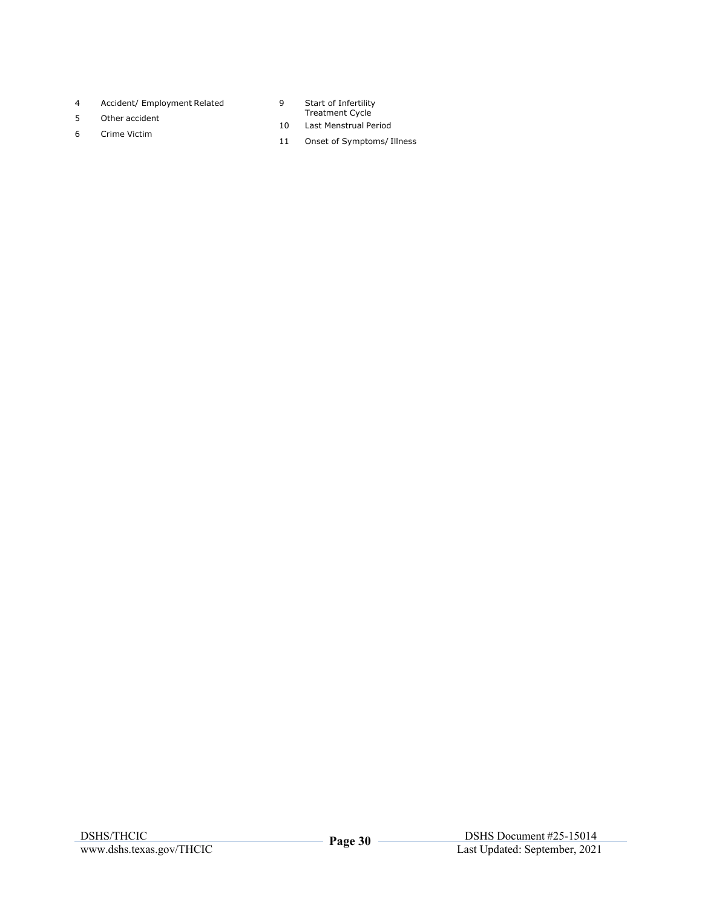| | | | |
|---|---|---|---|
| 4 | Accident/ Employment Related | 9 | Start of Infertility Treatment Cycle |
| 5 | Other accident | 10 | Last Menstrual Period |
| 6 | Crime Victim | 11 | Onset of Symptoms/ Illness |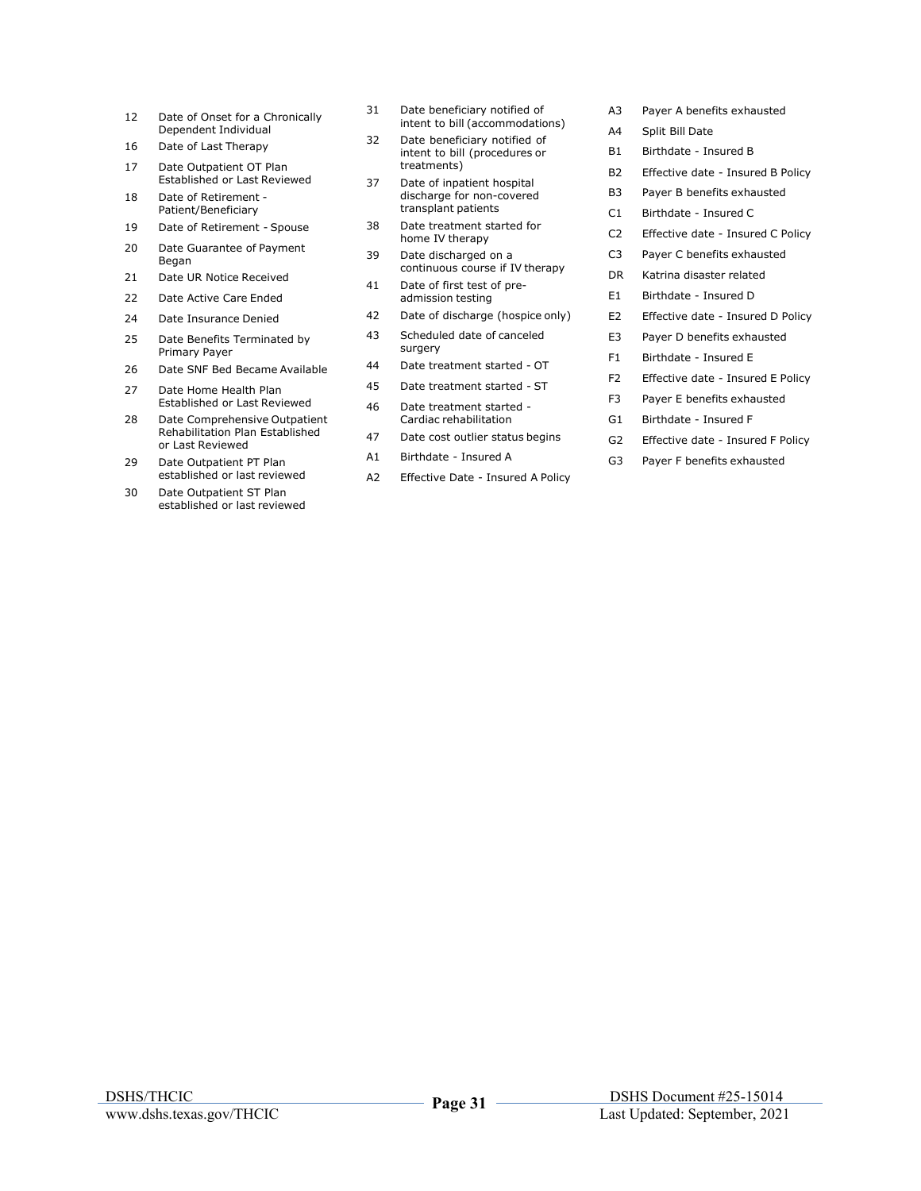| Code | Description |
|---|---|
| 12 | Date of Onset for a Chronically Dependent Individual |
| 16 | Date of Last Therapy |
| 17 | Date Outpatient OT Plan Established or Last Reviewed |
| 18 | Date of Retirement - Patient/Beneficiary |
| 19 | Date of Retirement - Spouse |
| 20 | Date Guarantee of Payment Began |
| 21 | Date UR Notice Received |
| 22 | Date Active Care Ended |
| 24 | Date Insurance Denied |
| 25 | Date Benefits Terminated by Primary Payer |
| 26 | Date SNF Bed Became Available |
| 27 | Date Home Health Plan Established or Last Reviewed |
| 28 | Date Comprehensive Outpatient Rehabilitation Plan Established or Last Reviewed |
| 29 | Date Outpatient PT Plan established or last reviewed |
| 30 | Date Outpatient ST Plan established or last reviewed |
| 31 | Date beneficiary notified of intent to bill (accommodations) |
| 32 | Date beneficiary notified of intent to bill (procedures or treatments) |
| 37 | Date of inpatient hospital discharge for non-covered transplant patients |
| 38 | Date treatment started for home IV therapy |
| 39 | Date discharged on a continuous course if IV therapy |
| 41 | Date of first test of pre-admission testing |
| 42 | Date of discharge (hospice only) |
| 43 | Scheduled date of canceled surgery |
| 44 | Date treatment started - OT |
| 45 | Date treatment started - ST |
| 46 | Date treatment started - Cardiac rehabilitation |
| 47 | Date cost outlier status begins |
| A1 | Birthdate - Insured A |
| A2 | Effective Date - Insured A Policy |
| A3 | Payer A benefits exhausted |
| A4 | Split Bill Date |
| B1 | Birthdate - Insured B |
| B2 | Effective date - Insured B Policy |
| B3 | Payer B benefits exhausted |
| C1 | Birthdate - Insured C |
| C2 | Effective date - Insured C Policy |
| C3 | Payer C benefits exhausted |
| DR | Katrina disaster related |
| E1 | Birthdate - Insured D |
| E2 | Effective date - Insured D Policy |
| E3 | Payer D benefits exhausted |
| F1 | Birthdate - Insured E |
| F2 | Effective date - Insured E Policy |
| F3 | Payer E benefits exhausted |
| G1 | Birthdate - Insured F |
| G2 | Effective date - Insured F Policy |
| G3 | Payer F benefits exhausted |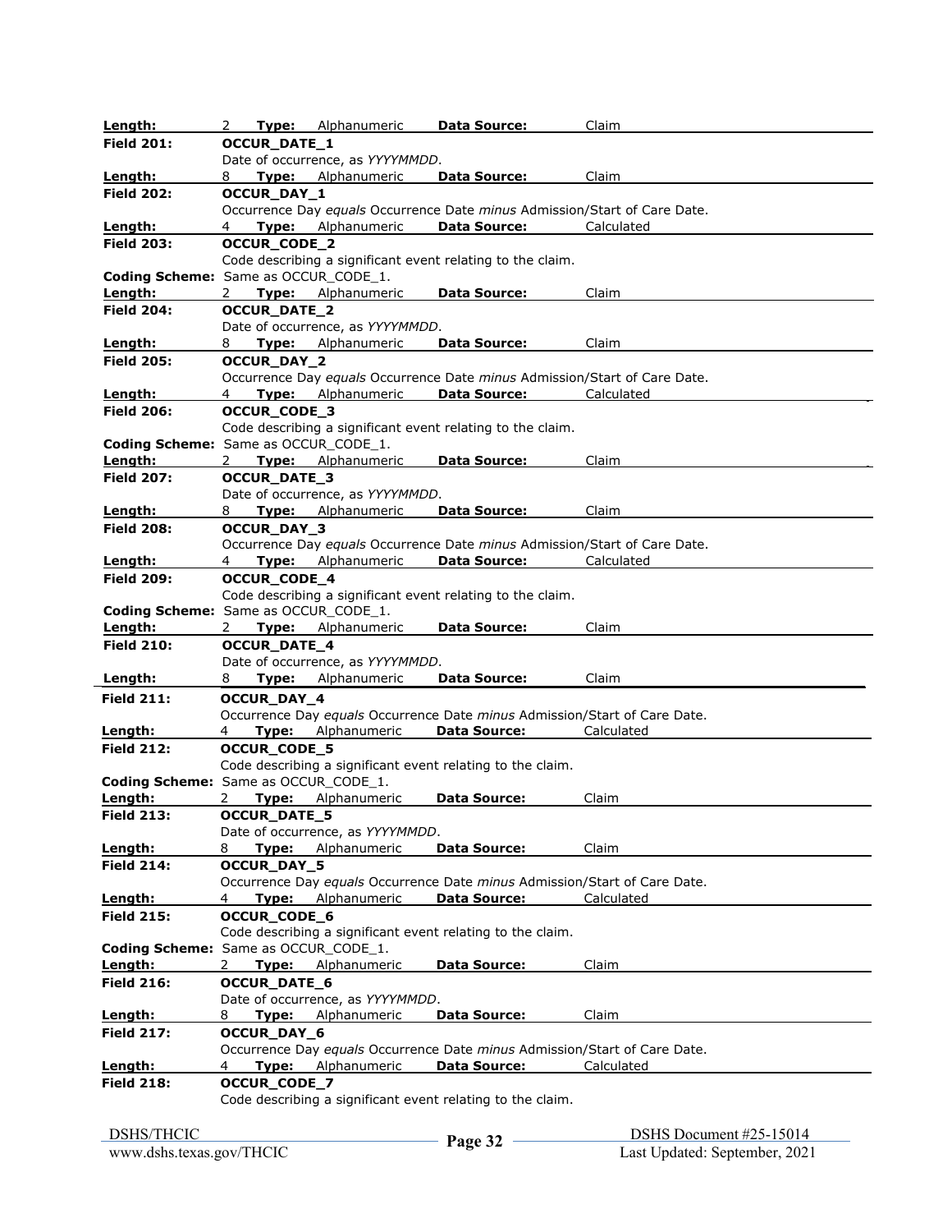**Length:** 2 **Type:** Alphanumeric **Data Source:** Claim

**Field 201:** **OCCUR_DATE_1**

Date of occurrence, as *YYYYMMDD*.

**Length:** 8 **Type:** Alphanumeric **Data Source:** Claim

**Field 202:** **OCCUR_DAY_1**

Occurrence Day *equals* Occurrence Date *minus* Admission/Start of Care Date.

**Length:** 4 **Type:** Alphanumeric **Data Source:** Calculated

**Field 203:** **OCCUR_CODE_2**

Code describing a significant event relating to the claim.

**Coding Scheme:** Same as OCCUR_CODE_1.

**Length:** 2 **Type:** Alphanumeric **Data Source:** Claim

**Field 204:** **OCCUR_DATE_2**

Date of occurrence, as *YYYYMMDD*.

**Length:** 8 **Type:** Alphanumeric **Data Source:** Claim

**Field 205:** **OCCUR_DAY_2**

Occurrence Day *equals* Occurrence Date *minus* Admission/Start of Care Date.

**Length:** 4 **Type:** Alphanumeric **Data Source:** Calculated

**Field 206:** **OCCUR_CODE_3**

Code describing a significant event relating to the claim.

**Coding Scheme:** Same as OCCUR_CODE_1.

**Length:** 2 **Type:** Alphanumeric **Data Source:** Claim

**Field 207:** **OCCUR_DATE_3**

Date of occurrence, as *YYYYMMDD*.

**Length:** 8 **Type:** Alphanumeric **Data Source:** Claim

**Field 208:** **OCCUR_DAY_3**

Occurrence Day *equals* Occurrence Date *minus* Admission/Start of Care Date.

**Length:** 4 **Type:** Alphanumeric **Data Source:** Calculated

**Field 209:** **OCCUR_CODE_4**

Code describing a significant event relating to the claim.

**Coding Scheme:** Same as OCCUR_CODE_1.

**Length:** 2 **Type:** Alphanumeric **Data Source:** Claim

**Field 210:** **OCCUR_DATE_4**

Date of occurrence, as *YYYYMMDD*.

**Length:** 8 **Type:** Alphanumeric **Data Source:** Claim

**Field 211:** **OCCUR_DAY_4**

Occurrence Day *equals* Occurrence Date *minus* Admission/Start of Care Date.

**Length:** 4 **Type:** Alphanumeric **Data Source:** Calculated

**Field 212:** **OCCUR_CODE_5**

Code describing a significant event relating to the claim.

**Coding Scheme:** Same as OCCUR_CODE_1.

**Length:** 2 **Type:** Alphanumeric **Data Source:** Claim

**Field 213:** **OCCUR_DATE_5**

Date of occurrence, as *YYYYMMDD*.

**Length:** 8 **Type:** Alphanumeric **Data Source:** Claim

**Field 214:** **OCCUR_DAY_5**

Occurrence Day *equals* Occurrence Date *minus* Admission/Start of Care Date.

**Length:** 4 **Type:** Alphanumeric **Data Source:** Calculated

**Field 215:** **OCCUR_CODE_6**

Code describing a significant event relating to the claim.

**Coding Scheme:** Same as OCCUR_CODE_1.

**Length:** 2 **Type:** Alphanumeric **Data Source:** Claim

**Field 216:** **OCCUR_DATE_6**

Date of occurrence, as *YYYYMMDD*.

**Length:** 8 **Type:** Alphanumeric **Data Source:** Claim

**Field 217:** **OCCUR_DAY_6**

Occurrence Day *equals* Occurrence Date *minus* Admission/Start of Care Date.

**Length:** 4 **Type:** Alphanumeric **Data Source:** Calculated

**Field 218:** **OCCUR_CODE_7**

Code describing a significant event relating to the claim.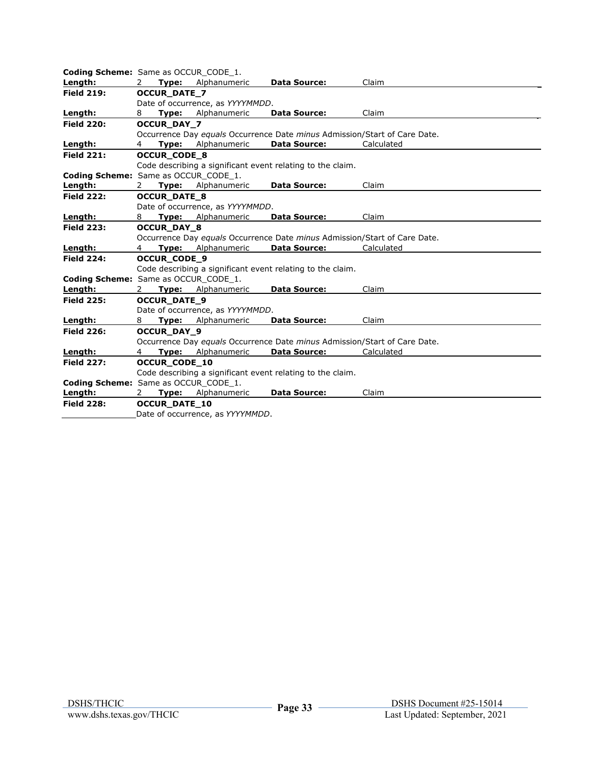**Coding Scheme:** Same as OCCUR_CODE_1.
**Length:** 2 **Type:** Alphanumeric **Data Source:** Claim

**Field 219:** **OCCUR_DATE_7**
Date of occurrence, as *YYYYMMDD*.
**Length:** 8 **Type:** Alphanumeric **Data Source:** Claim

**Field 220:** **OCCUR_DAY_7**
Occurrence Day *equals* Occurrence Date *minus* Admission/Start of Care Date.
**Length:** 4 **Type:** Alphanumeric **Data Source:** Calculated

**Field 221:** **OCCUR_CODE_8**
Code describing a significant event relating to the claim.
**Coding Scheme:** Same as OCCUR_CODE_1.
**Length:** 2 **Type:** Alphanumeric **Data Source:** Claim

**Field 222:** **OCCUR_DATE_8**
Date of occurrence, as *YYYYMMDD*.
**Length:** 8 **Type:** Alphanumeric **Data Source:** Claim

**Field 223:** **OCCUR_DAY_8**
Occurrence Day *equals* Occurrence Date *minus* Admission/Start of Care Date.
**Length:** 4 **Type:** Alphanumeric **Data Source:** Calculated

**Field 224:** **OCCUR_CODE_9**
Code describing a significant event relating to the claim.
**Coding Scheme:** Same as OCCUR_CODE_1.
**Length:** 2 **Type:** Alphanumeric **Data Source:** Claim

**Field 225:** **OCCUR_DATE_9**
Date of occurrence, as *YYYYMMDD*.
**Length:** 8 **Type:** Alphanumeric **Data Source:** Claim

**Field 226:** **OCCUR_DAY_9**
Occurrence Day *equals* Occurrence Date *minus* Admission/Start of Care Date.
**Length:** 4 **Type:** Alphanumeric **Data Source:** Calculated

**Field 227:** **OCCUR_CODE_10**
Code describing a significant event relating to the claim.
**Coding Scheme:** Same as OCCUR_CODE_1.
**Length:** 2 **Type:** Alphanumeric **Data Source:** Claim

**Field 228:** **OCCUR_DATE_10**
Date of occurrence, as *YYYYMMDD*.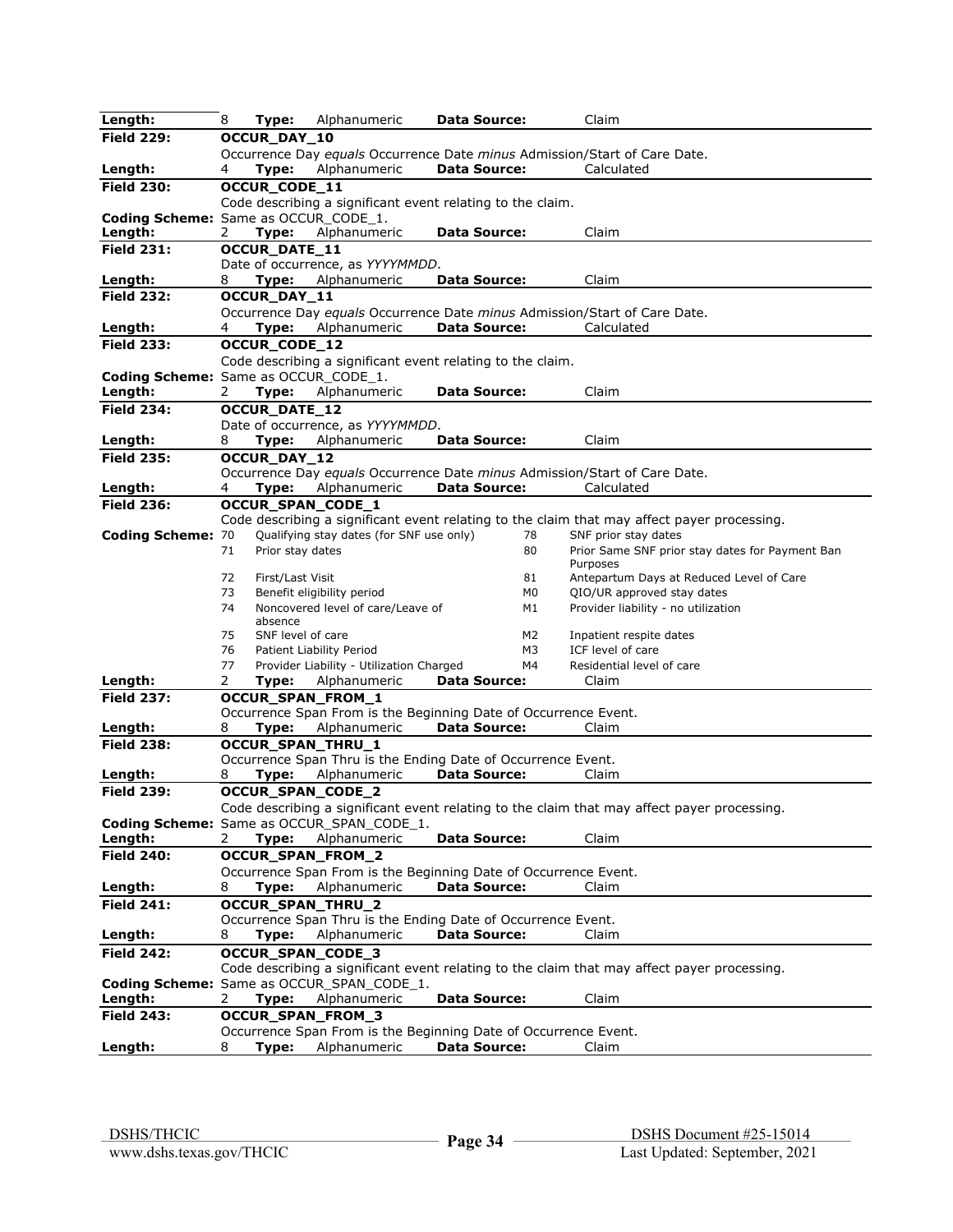| | | | | | |
|---|---|---|---|---|---|
| **Length:** | 8 | **Type:** | Alphanumeric | **Data Source:** | Claim |

**Field 229:** **OCCUR_DAY_10**

Occurrence Day *equals* Occurrence Date *minus* Admission/Start of Care Date.

**Length:** 4 **Type:** Alphanumeric **Data Source:** Calculated

---

**Field 230:** **OCCUR_CODE_11**

Code describing a significant event relating to the claim.

**Coding Scheme:** Same as OCCUR_CODE_1.

**Length:** 2 **Type:** Alphanumeric **Data Source:** Claim

---

**Field 231:** **OCCUR_DATE_11**

Date of occurrence, as *YYYYMMDD*.

**Length:** 8 **Type:** Alphanumeric **Data Source:** Claim

---

**Field 232:** **OCCUR_DAY_11**

Occurrence Day *equals* Occurrence Date *minus* Admission/Start of Care Date.

**Length:** 4 **Type:** Alphanumeric **Data Source:** Calculated

---

**Field 233:** **OCCUR_CODE_12**

Code describing a significant event relating to the claim.

**Coding Scheme:** Same as OCCUR_CODE_1.

**Length:** 2 **Type:** Alphanumeric **Data Source:** Claim

---

**Field 234:** **OCCUR_DATE_12**

Date of occurrence, as *YYYYMMDD*.

**Length:** 8 **Type:** Alphanumeric **Data Source:** Claim

---

**Field 235:** **OCCUR_DAY_12**

Occurrence Day *equals* Occurrence Date *minus* Admission/Start of Care Date.

**Length:** 4 **Type:** Alphanumeric **Data Source:** Calculated

---

**Field 236:** **OCCUR_SPAN_CODE_1**

Code describing a significant event relating to the claim that may affect payer processing.

**Coding Scheme:**

| Code | Description | Code | Description |
|---|---|---|---|
| 70 | Qualifying stay dates (for SNF use only) | 78 | SNF prior stay dates |
| 71 | Prior stay dates | 80 | Prior Same SNF prior stay dates for Payment Ban Purposes |
| 72 | First/Last Visit | 81 | Antepartum Days at Reduced Level of Care |
| 73 | Benefit eligibility period | M0 | QIO/UR approved stay dates |
| 74 | Noncovered level of care/Leave of absence | M1 | Provider liability - no utilization |
| 75 | SNF level of care | M2 | Inpatient respite dates |
| 76 | Patient Liability Period | M3 | ICF level of care |
| 77 | Provider Liability - Utilization Charged | M4 | Residential level of care |

**Length:** 2 **Type:** Alphanumeric **Data Source:** Claim

---

**Field 237:** **OCCUR_SPAN_FROM_1**

Occurrence Span From is the Beginning Date of Occurrence Event.

**Length:** 8 **Type:** Alphanumeric **Data Source:** Claim

---

**Field 238:** **OCCUR_SPAN_THRU_1**

Occurrence Span Thru is the Ending Date of Occurrence Event.

**Length:** 8 **Type:** Alphanumeric **Data Source:** Claim

---

**Field 239:** **OCCUR_SPAN_CODE_2**

Code describing a significant event relating to the claim that may affect payer processing.

**Coding Scheme:** Same as OCCUR_SPAN_CODE_1.

**Length:** 2 **Type:** Alphanumeric **Data Source:** Claim

---

**Field 240:** **OCCUR_SPAN_FROM_2**

Occurrence Span From is the Beginning Date of Occurrence Event.

**Length:** 8 **Type:** Alphanumeric **Data Source:** Claim

---

**Field 241:** **OCCUR_SPAN_THRU_2**

Occurrence Span Thru is the Ending Date of Occurrence Event.

**Length:** 8 **Type:** Alphanumeric **Data Source:** Claim

---

**Field 242:** **OCCUR_SPAN_CODE_3**

Code describing a significant event relating to the claim that may affect payer processing.

**Coding Scheme:** Same as OCCUR_SPAN_CODE_1.

**Length:** 2 **Type:** Alphanumeric **Data Source:** Claim

---

**Field 243:** **OCCUR_SPAN_FROM_3**

Occurrence Span From is the Beginning Date of Occurrence Event.

**Length:** 8 **Type:** Alphanumeric **Data Source:** Claim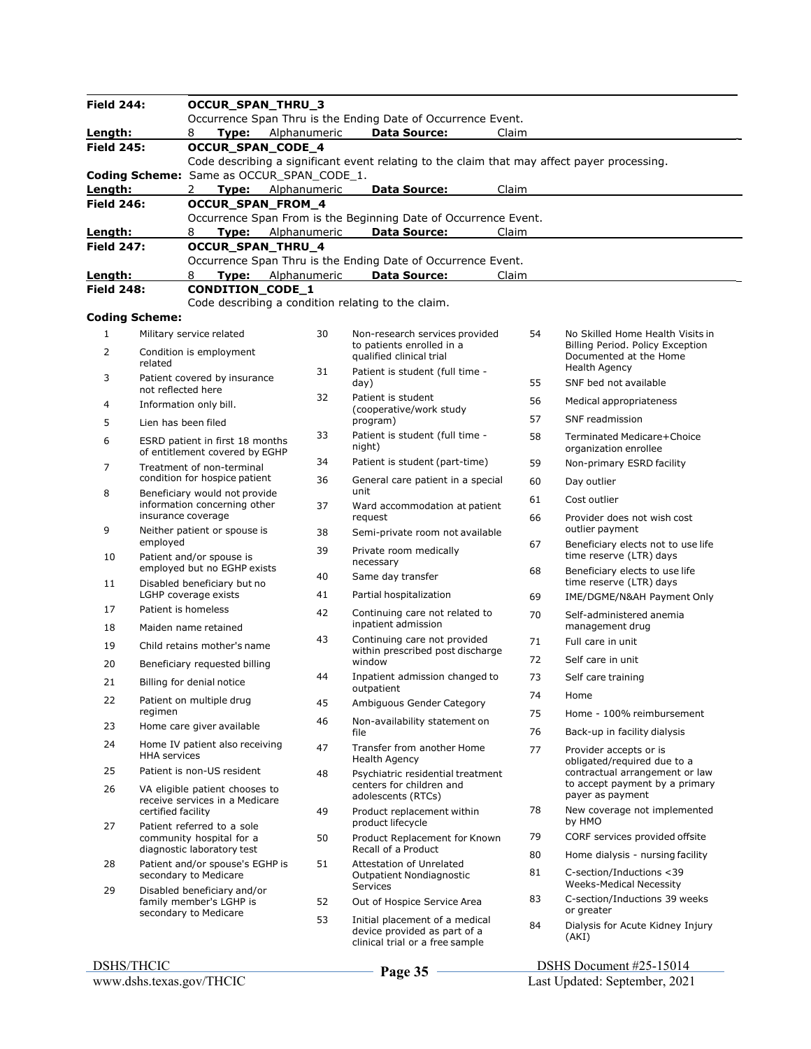**Field 244:** **OCCUR_SPAN_THRU_3**

Occurrence Span Thru is the Ending Date of Occurrence Event.

**Length:** 8 **Type:** Alphanumeric **Data Source:** Claim

**Field 245:** **OCCUR_SPAN_CODE_4**

Code describing a significant event relating to the claim that may affect payer processing.

**Coding Scheme:** Same as OCCUR_SPAN_CODE_1.

**Length:** 2 **Type:** Alphanumeric **Data Source:** Claim

**Field 246:** **OCCUR_SPAN_FROM_4**

Occurrence Span From is the Beginning Date of Occurrence Event.

**Length:** 8 **Type:** Alphanumeric **Data Source:** Claim

**Field 247:** **OCCUR_SPAN_THRU_4**

Occurrence Span Thru is the Ending Date of Occurrence Event.

**Length:** 8 **Type:** Alphanumeric **Data Source:** Claim

**Field 248:** **CONDITION_CODE_1**

Code describing a condition relating to the claim.

**Coding Scheme:**

| Code | Description |
|---|---|
| 1 | Military service related |
| 2 | Condition is employment related |
| 3 | Patient covered by insurance not reflected here |
| 4 | Information only bill. |
| 5 | Lien has been filed |
| 6 | ESRD patient in first 18 months of entitlement covered by EGHP |
| 7 | Treatment of non-terminal condition for hospice patient |
| 8 | Beneficiary would not provide information concerning other insurance coverage |
| 9 | Neither patient or spouse is employed |
| 10 | Patient and/or spouse is employed but no EGHP exists |
| 11 | Disabled beneficiary but no LGHP coverage exists |
| 17 | Patient is homeless |
| 18 | Maiden name retained |
| 19 | Child retains mother's name |
| 20 | Beneficiary requested billing |
| 21 | Billing for denial notice |
| 22 | Patient on multiple drug regimen |
| 23 | Home care giver available |
| 24 | Home IV patient also receiving HHA services |
| 25 | Patient is non-US resident |
| 26 | VA eligible patient chooses to receive services in a Medicare certified facility |
| 27 | Patient referred to a sole community hospital for a diagnostic laboratory test |
| 28 | Patient and/or spouse's EGHP is secondary to Medicare |
| 29 | Disabled beneficiary and/or family member's LGHP is secondary to Medicare |
| 30 | Non-research services provided to patients enrolled in a qualified clinical trial |
| 31 | Patient is student (full time - day) |
| 32 | Patient is student (cooperative/work study program) |
| 33 | Patient is student (full time - night) |
| 34 | Patient is student (part-time) |
| 36 | General care patient in a special unit |
| 37 | Ward accommodation at patient request |
| 38 | Semi-private room not available |
| 39 | Private room medically necessary |
| 40 | Same day transfer |
| 41 | Partial hospitalization |
| 42 | Continuing care not related to inpatient admission |
| 43 | Continuing care not provided within prescribed post discharge window |
| 44 | Inpatient admission changed to outpatient |
| 45 | Ambiguous Gender Category |
| 46 | Non-availability statement on file |
| 47 | Transfer from another Home Health Agency |
| 48 | Psychiatric residential treatment centers for children and adolescents (RTCs) |
| 49 | Product replacement within product lifecycle |
| 50 | Product Replacement for Known Recall of a Product |
| 51 | Attestation of Unrelated Outpatient Nondiagnostic Services |
| 52 | Out of Hospice Service Area |
| 53 | Initial placement of a medical device provided as part of a clinical trial or a free sample |
| 54 | No Skilled Home Health Visits in Billing Period. Policy Exception Documented at the Home Health Agency |
| 55 | SNF bed not available |
| 56 | Medical appropriateness |
| 57 | SNF readmission |
| 58 | Terminated Medicare+Choice organization enrollee |
| 59 | Non-primary ESRD facility |
| 60 | Day outlier |
| 61 | Cost outlier |
| 66 | Provider does not wish cost outlier payment |
| 67 | Beneficiary elects not to use life time reserve (LTR) days |
| 68 | Beneficiary elects to use life time reserve (LTR) days |
| 69 | IME/DGME/N&AH Payment Only |
| 70 | Self-administered anemia management drug |
| 71 | Full care in unit |
| 72 | Self care in unit |
| 73 | Self care training |
| 74 | Home |
| 75 | Home - 100% reimbursement |
| 76 | Back-up in facility dialysis |
| 77 | Provider accepts or is obligated/required due to a contractual arrangement or law to accept payment by a primary payer as payment |
| 78 | New coverage not implemented by HMO |
| 79 | CORF services provided offsite |
| 80 | Home dialysis - nursing facility |
| 81 | C-section/Inductions <39 Weeks-Medical Necessity |
| 83 | C-section/Inductions 39 weeks or greater |
| 84 | Dialysis for Acute Kidney Injury (AKI) |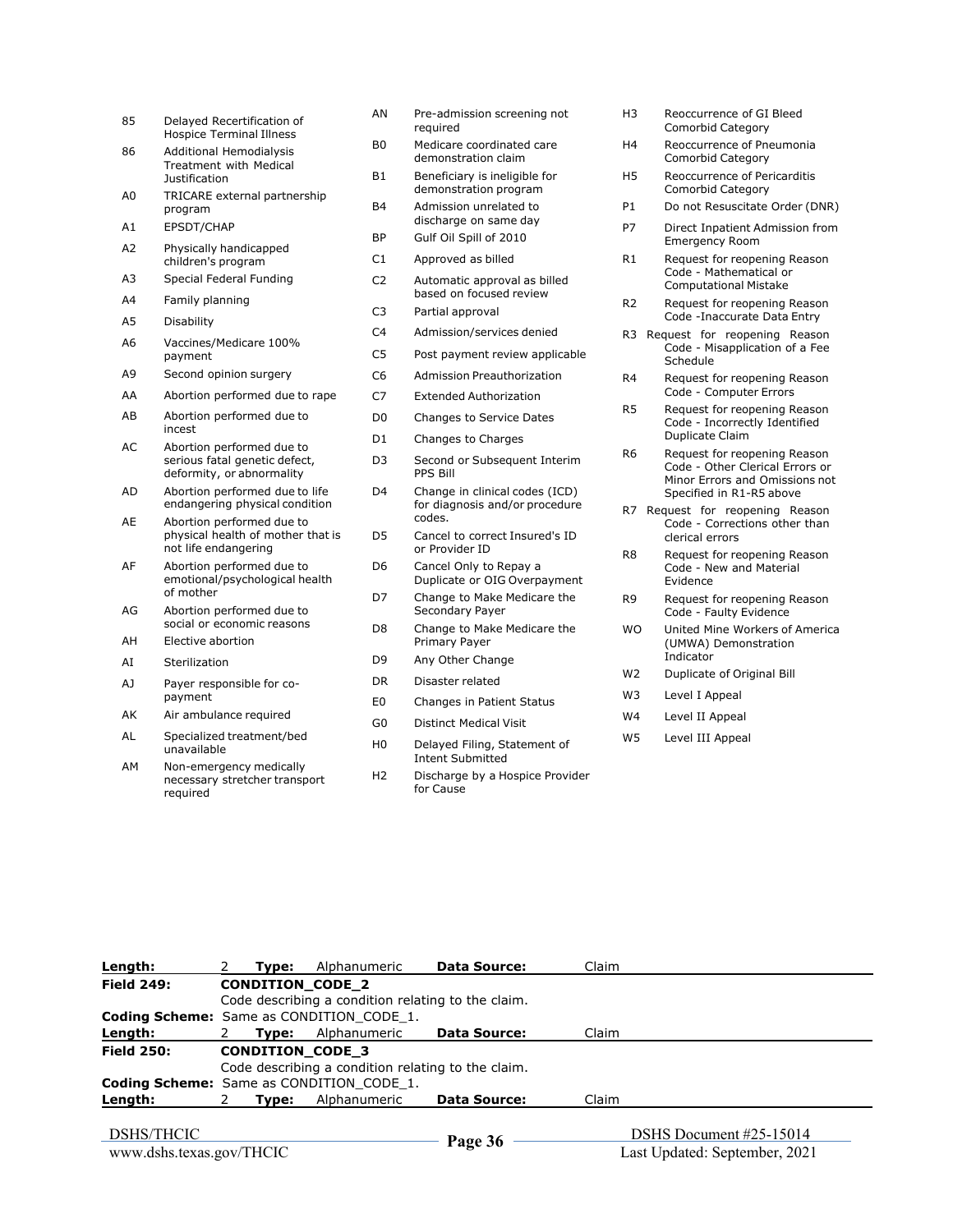| Code | Description |
|---|---|
| 85 | Delayed Recertification of Hospice Terminal Illness |
| 86 | Additional Hemodialysis Treatment with Medical Justification |
| A0 | TRICARE external partnership program |
| A1 | EPSDT/CHAP |
| A2 | Physically handicapped children's program |
| A3 | Special Federal Funding |
| A4 | Family planning |
| A5 | Disability |
| A6 | Vaccines/Medicare 100% payment |
| A9 | Second opinion surgery |
| AA | Abortion performed due to rape |
| AB | Abortion performed due to incest |
| AC | Abortion performed due to serious fatal genetic defect, deformity, or abnormality |
| AD | Abortion performed due to life endangering physical condition |
| AE | Abortion performed due to physical health of mother that is not life endangering |
| AF | Abortion performed due to emotional/psychological health of mother |
| AG | Abortion performed due to social or economic reasons |
| AH | Elective abortion |
| AI | Sterilization |
| AJ | Payer responsible for co-payment |
| AK | Air ambulance required |
| AL | Specialized treatment/bed unavailable |
| AM | Non-emergency medically necessary stretcher transport required |
| AN | Pre-admission screening not required |
| B0 | Medicare coordinated care demonstration claim |
| B1 | Beneficiary is ineligible for demonstration program |
| B4 | Admission unrelated to discharge on same day |
| BP | Gulf Oil Spill of 2010 |
| C1 | Approved as billed |
| C2 | Automatic approval as billed based on focused review |
| C3 | Partial approval |
| C4 | Admission/services denied |
| C5 | Post payment review applicable |
| C6 | Admission Preauthorization |
| C7 | Extended Authorization |
| D0 | Changes to Service Dates |
| D1 | Changes to Charges |
| D3 | Second or Subsequent Interim PPS Bill |
| D4 | Change in clinical codes (ICD) for diagnosis and/or procedure codes. |
| D5 | Cancel to correct Insured's ID or Provider ID |
| D6 | Cancel Only to Repay a Duplicate or OIG Overpayment |
| D7 | Change to Make Medicare the Secondary Payer |
| D8 | Change to Make Medicare the Primary Payer |
| D9 | Any Other Change |
| DR | Disaster related |
| E0 | Changes in Patient Status |
| G0 | Distinct Medical Visit |
| H0 | Delayed Filing, Statement of Intent Submitted |
| H2 | Discharge by a Hospice Provider for Cause |
| H3 | Reoccurrence of GI Bleed Comorbid Category |
| H4 | Reoccurrence of Pneumonia Comorbid Category |
| H5 | Reoccurrence of Pericarditis Comorbid Category |
| P1 | Do not Resuscitate Order (DNR) |
| P7 | Direct Inpatient Admission from Emergency Room |
| R1 | Request for reopening Reason Code - Mathematical or Computational Mistake |
| R2 | Request for reopening Reason Code -Inaccurate Data Entry |
| R3 | Request for reopening Reason Code - Misapplication of a Fee Schedule |
| R4 | Request for reopening Reason Code - Computer Errors |
| R5 | Request for reopening Reason Code - Incorrectly Identified Duplicate Claim |
| R6 | Request for reopening Reason Code - Other Clerical Errors or Minor Errors and Omissions not Specified in R1-R5 above |
| R7 | Request for reopening Reason Code - Corrections other than clerical errors |
| R8 | Request for reopening Reason Code - New and Material Evidence |
| R9 | Request for reopening Reason Code - Faulty Evidence |
| WO | United Mine Workers of America (UMWA) Demonstration Indicator |
| W2 | Duplicate of Original Bill |
| W3 | Level I Appeal |
| W4 | Level II Appeal |
| W5 | Level III Appeal |

**Length:** 2 **Type:** Alphanumeric **Data Source:** Claim

---

**Field 249:** **CONDITION_CODE_2**

Code describing a condition relating to the claim.

**Coding Scheme:** Same as CONDITION_CODE_1.

**Length:** 2 **Type:** Alphanumeric **Data Source:** Claim

---

**Field 250:** **CONDITION_CODE_3**

Code describing a condition relating to the claim.

**Coding Scheme:** Same as CONDITION_CODE_1.

**Length:** 2 **Type:** Alphanumeric **Data Source:** Claim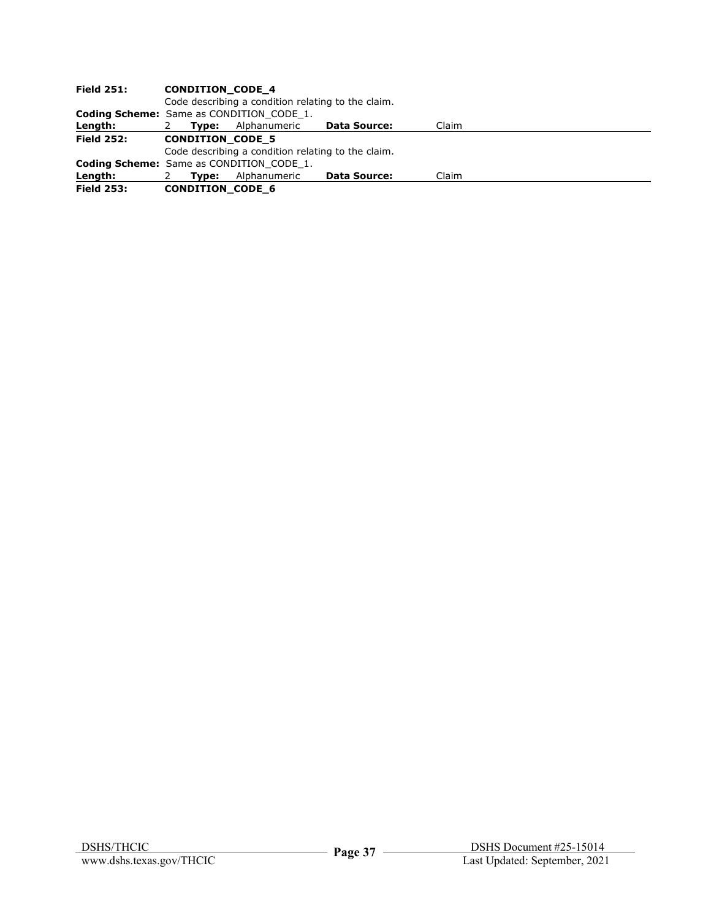**Field 251:** **CONDITION_CODE_4**

Code describing a condition relating to the claim.

**Coding Scheme:** Same as CONDITION_CODE_1.

**Length:** 2 **Type:** Alphanumeric **Data Source:** Claim

---

**Field 252:** **CONDITION_CODE_5**

Code describing a condition relating to the claim.

**Coding Scheme:** Same as CONDITION_CODE_1.

**Length:** 2 **Type:** Alphanumeric **Data Source:** Claim

---

**Field 253:** **CONDITION_CODE_6**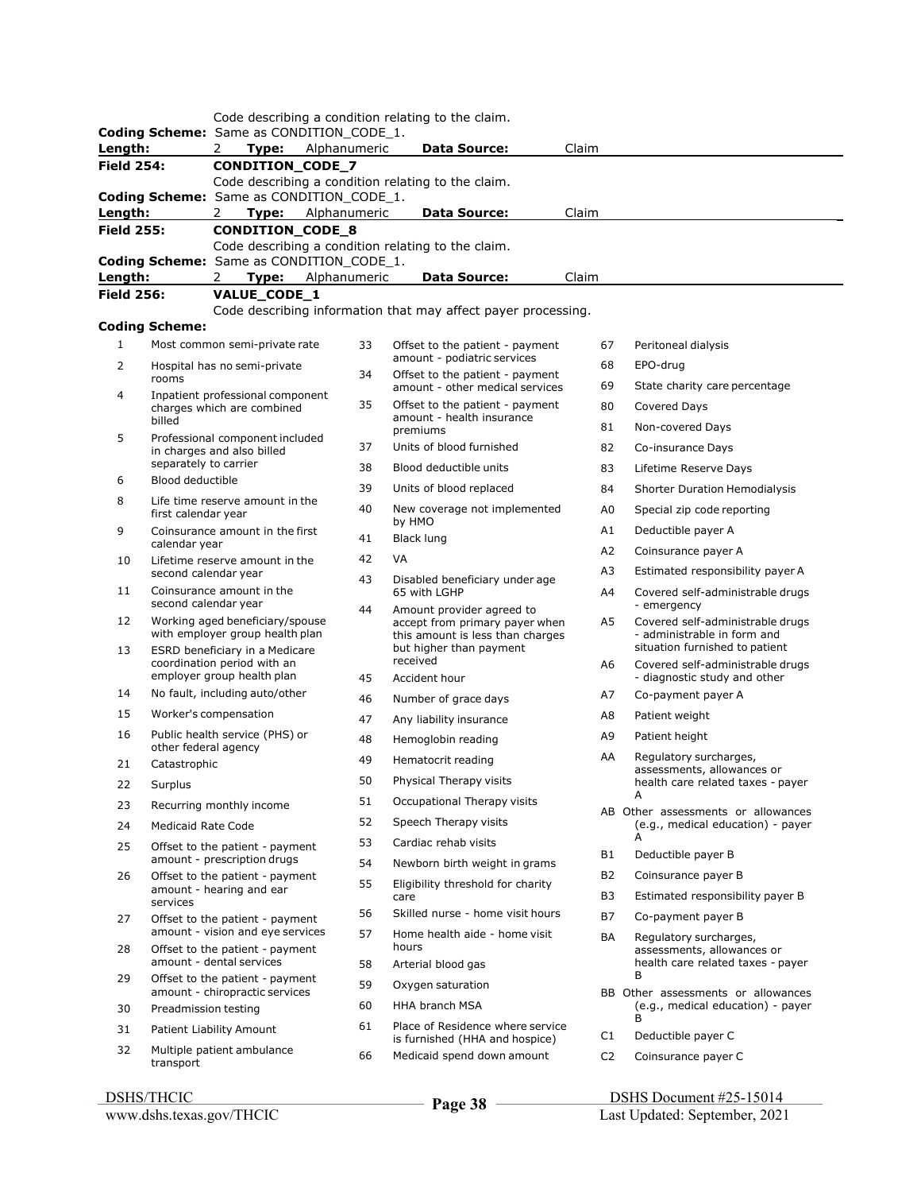Code describing a condition relating to the claim.

**Coding Scheme:** Same as CONDITION_CODE_1.

**Length:** 2 **Type:** Alphanumeric **Data Source:** Claim

**Field 254:** **CONDITION_CODE_7**

Code describing a condition relating to the claim.

**Coding Scheme:** Same as CONDITION_CODE_1.

**Length:** 2 **Type:** Alphanumeric **Data Source:** Claim

**Field 255:** **CONDITION_CODE_8**

Code describing a condition relating to the claim.

**Coding Scheme:** Same as CONDITION_CODE_1.

**Length:** 2 **Type:** Alphanumeric **Data Source:** Claim

**Field 256:** **VALUE_CODE_1**

Code describing information that may affect payer processing.

**Coding Scheme:**

| Code | Description |
|---|---|
| 1 | Most common semi-private rate |
| 2 | Hospital has no semi-private rooms |
| 4 | Inpatient professional component charges which are combined billed |
| 5 | Professional component included in charges and also billed separately to carrier |
| 6 | Blood deductible |
| 8 | Life time reserve amount in the first calendar year |
| 9 | Coinsurance amount in the first calendar year |
| 10 | Lifetime reserve amount in the second calendar year |
| 11 | Coinsurance amount in the second calendar year |
| 12 | Working aged beneficiary/spouse with employer group health plan |
| 13 | ESRD beneficiary in a Medicare coordination period with an employer group health plan |
| 14 | No fault, including auto/other |
| 15 | Worker's compensation |
| 16 | Public health service (PHS) or other federal agency |
| 21 | Catastrophic |
| 22 | Surplus |
| 23 | Recurring monthly income |
| 24 | Medicaid Rate Code |
| 25 | Offset to the patient - payment amount - prescription drugs |
| 26 | Offset to the patient - payment amount - hearing and ear services |
| 27 | Offset to the patient - payment amount - vision and eye services |
| 28 | Offset to the patient - payment amount - dental services |
| 29 | Offset to the patient - payment amount - chiropractic services |
| 30 | Preadmission testing |
| 31 | Patient Liability Amount |
| 32 | Multiple patient ambulance transport |
| 33 | Offset to the patient - payment amount - podiatric services |
| 34 | Offset to the patient - payment amount - other medical services |
| 35 | Offset to the patient - payment amount - health insurance premiums |
| 37 | Units of blood furnished |
| 38 | Blood deductible units |
| 39 | Units of blood replaced |
| 40 | New coverage not implemented by HMO |
| 41 | Black lung |
| 42 | VA |
| 43 | Disabled beneficiary under age 65 with LGHP |
| 44 | Amount provider agreed to accept from primary payer when this amount is less than charges but higher than payment received |
| 45 | Accident hour |
| 46 | Number of grace days |
| 47 | Any liability insurance |
| 48 | Hemoglobin reading |
| 49 | Hematocrit reading |
| 50 | Physical Therapy visits |
| 51 | Occupational Therapy visits |
| 52 | Speech Therapy visits |
| 53 | Cardiac rehab visits |
| 54 | Newborn birth weight in grams |
| 55 | Eligibility threshold for charity care |
| 56 | Skilled nurse - home visit hours |
| 57 | Home health aide - home visit hours |
| 58 | Arterial blood gas |
| 59 | Oxygen saturation |
| 60 | HHA branch MSA |
| 61 | Place of Residence where service is furnished (HHA and hospice) |
| 66 | Medicaid spend down amount |
| 67 | Peritoneal dialysis |
| 68 | EPO-drug |
| 69 | State charity care percentage |
| 80 | Covered Days |
| 81 | Non-covered Days |
| 82 | Co-insurance Days |
| 83 | Lifetime Reserve Days |
| 84 | Shorter Duration Hemodialysis |
| A0 | Special zip code reporting |
| A1 | Deductible payer A |
| A2 | Coinsurance payer A |
| A3 | Estimated responsibility payer A |
| A4 | Covered self-administrable drugs - emergency |
| A5 | Covered self-administrable drugs - administrable in form and situation furnished to patient |
| A6 | Covered self-administrable drugs - diagnostic study and other |
| A7 | Co-payment payer A |
| A8 | Patient weight |
| A9 | Patient height |
| AA | Regulatory surcharges, assessments, allowances or health care related taxes - payer A |
| AB | Other assessments or allowances (e.g., medical education) - payer A |
| B1 | Deductible payer B |
| B2 | Coinsurance payer B |
| B3 | Estimated responsibility payer B |
| B7 | Co-payment payer B |
| BA | Regulatory surcharges, assessments, allowances or health care related taxes - payer B |
| BB | Other assessments or allowances (e.g., medical education) - payer B |
| C1 | Deductible payer C |
| C2 | Coinsurance payer C |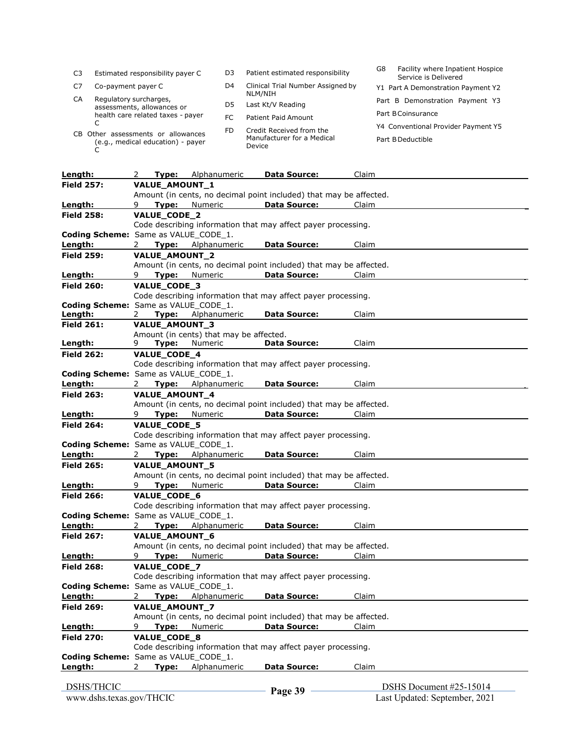| Code | Description |
|---|---|
| C3 | Estimated responsibility payer C |
| C7 | Co-payment payer C |
| CA | Regulatory surcharges, assessments, allowances or health care related taxes - payer C |
| CB | Other assessments or allowances (e.g., medical education) - payer C |
| D3 | Patient estimated responsibility |
| D4 | Clinical Trial Number Assigned by NLM/NIH |
| D5 | Last Kt/V Reading |
| FC | Patient Paid Amount |
| FD | Credit Received from the Manufacturer for a Medical Device |
| G8 | Facility where Inpatient Hospice Service is Delivered |
| Y1 | Part A Demonstration Payment |
| Y2 | Part B Demonstration Payment |
| Y3 | Part B Coinsurance |
| Y4 | Conventional Provider Payment |
| Y5 | Part B Deductible |

**Length:** 2 **Type:** Alphanumeric **Data Source:** Claim

**Field 257:** **VALUE_AMOUNT_1**
Amount (in cents, no decimal point included) that may be affected.
**Length:** 9 **Type:** Numeric **Data Source:** Claim

**Field 258:** **VALUE_CODE_2**
Code describing information that may affect payer processing.
**Coding Scheme:** Same as VALUE_CODE_1.
**Length:** 2 **Type:** Alphanumeric **Data Source:** Claim

**Field 259:** **VALUE_AMOUNT_2**
Amount (in cents, no decimal point included) that may be affected.
**Length:** 9 **Type:** Numeric **Data Source:** Claim

**Field 260:** **VALUE_CODE_3**
Code describing information that may affect payer processing.
**Coding Scheme:** Same as VALUE_CODE_1.
**Length:** 2 **Type:** Alphanumeric **Data Source:** Claim

**Field 261:** **VALUE_AMOUNT_3**
Amount (in cents) that may be affected.
**Length:** 9 **Type:** Numeric **Data Source:** Claim

**Field 262:** **VALUE_CODE_4**
Code describing information that may affect payer processing.
**Coding Scheme:** Same as VALUE_CODE_1.
**Length:** 2 **Type:** Alphanumeric **Data Source:** Claim

**Field 263:** **VALUE_AMOUNT_4**
Amount (in cents, no decimal point included) that may be affected.
**Length:** 9 **Type:** Numeric **Data Source:** Claim

**Field 264:** **VALUE_CODE_5**
Code describing information that may affect payer processing.
**Coding Scheme:** Same as VALUE_CODE_1.
**Length:** 2 **Type:** Alphanumeric **Data Source:** Claim

**Field 265:** **VALUE_AMOUNT_5**
Amount (in cents, no decimal point included) that may be affected.
**Length:** 9 **Type:** Numeric **Data Source:** Claim

**Field 266:** **VALUE_CODE_6**
Code describing information that may affect payer processing.
**Coding Scheme:** Same as VALUE_CODE_1.
**Length:** 2 **Type:** Alphanumeric **Data Source:** Claim

**Field 267:** **VALUE_AMOUNT_6**
Amount (in cents, no decimal point included) that may be affected.
**Length:** 9 **Type:** Numeric **Data Source:** Claim

**Field 268:** **VALUE_CODE_7**
Code describing information that may affect payer processing.
**Coding Scheme:** Same as VALUE_CODE_1.
**Length:** 2 **Type:** Alphanumeric **Data Source:** Claim

**Field 269:** **VALUE_AMOUNT_7**
Amount (in cents, no decimal point included) that may be affected.
**Length:** 9 **Type:** Numeric **Data Source:** Claim

**Field 270:** **VALUE_CODE_8**
Code describing information that may affect payer processing.
**Coding Scheme:** Same as VALUE_CODE_1.
**Length:** 2 **Type:** Alphanumeric **Data Source:** Claim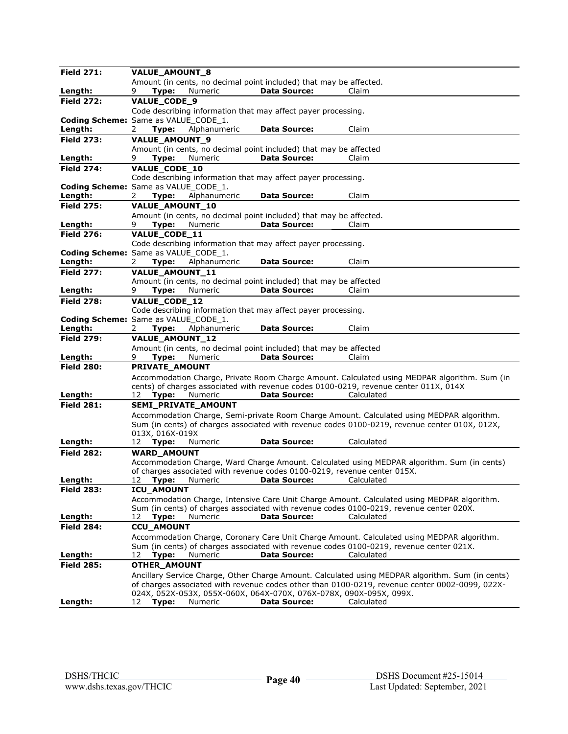**Field 271:** **VALUE_AMOUNT_8**
Amount (in cents, no decimal point included) that may be affected.
**Length:** 9 **Type:** Numeric **Data Source:** Claim

**Field 272:** **VALUE_CODE_9**
Code describing information that may affect payer processing.
**Coding Scheme:** Same as VALUE_CODE_1.
**Length:** 2 **Type:** Alphanumeric **Data Source:** Claim

**Field 273:** **VALUE_AMOUNT_9**
Amount (in cents, no decimal point included) that may be affected
**Length:** 9 **Type:** Numeric **Data Source:** Claim

**Field 274:** **VALUE_CODE_10**
Code describing information that may affect payer processing.
**Coding Scheme:** Same as VALUE_CODE_1.
**Length:** 2 **Type:** Alphanumeric **Data Source:** Claim

**Field 275:** **VALUE_AMOUNT_10**
Amount (in cents, no decimal point included) that may be affected.
**Length:** 9 **Type:** Numeric **Data Source:** Claim

**Field 276:** **VALUE_CODE_11**
Code describing information that may affect payer processing.
**Coding Scheme:** Same as VALUE_CODE_1.
**Length:** 2 **Type:** Alphanumeric **Data Source:** Claim

**Field 277:** **VALUE_AMOUNT_11**
Amount (in cents, no decimal point included) that may be affected
**Length:** 9 **Type:** Numeric **Data Source:** Claim

**Field 278:** **VALUE_CODE_12**
Code describing information that may affect payer processing.
**Coding Scheme:** Same as VALUE_CODE_1.
**Length:** 2 **Type:** Alphanumeric **Data Source:** Claim

**Field 279:** **VALUE_AMOUNT_12**
Amount (in cents, no decimal point included) that may be affected
**Length:** 9 **Type:** Numeric **Data Source:** Claim

**Field 280:** **PRIVATE_AMOUNT**
Accommodation Charge, Private Room Charge Amount. Calculated using MEDPAR algorithm. Sum (in cents) of charges associated with revenue codes 0100-0219, revenue center 011X, 014X
**Length:** 12 **Type:** Numeric **Data Source:** Calculated

**Field 281:** **SEMI_PRIVATE_AMOUNT**
Accommodation Charge, Semi-private Room Charge Amount. Calculated using MEDPAR algorithm. Sum (in cents) of charges associated with revenue codes 0100-0219, revenue center 010X, 012X, 013X, 016X-019X
**Length:** 12 **Type:** Numeric **Data Source:** Calculated

**Field 282:** **WARD_AMOUNT**
Accommodation Charge, Ward Charge Amount. Calculated using MEDPAR algorithm. Sum (in cents) of charges associated with revenue codes 0100-0219, revenue center 015X.
**Length:** 12 **Type:** Numeric **Data Source:** Calculated

**Field 283:** **ICU_AMOUNT**
Accommodation Charge, Intensive Care Unit Charge Amount. Calculated using MEDPAR algorithm. Sum (in cents) of charges associated with revenue codes 0100-0219, revenue center 020X.
**Length:** 12 **Type:** Numeric **Data Source:** Calculated

**Field 284:** **CCU_AMOUNT**
Accommodation Charge, Coronary Care Unit Charge Amount. Calculated using MEDPAR algorithm. Sum (in cents) of charges associated with revenue codes 0100-0219, revenue center 021X.
**Length:** 12 **Type:** Numeric **Data Source:** Calculated

**Field 285:** **OTHER_AMOUNT**
Ancillary Service Charge, Other Charge Amount. Calculated using MEDPAR algorithm. Sum (in cents) of charges associated with revenue codes other than 0100-0219, revenue center 0002-0099, 022X-024X, 052X-053X, 055X-060X, 064X-070X, 076X-078X, 090X-095X, 099X.
**Length:** 12 **Type:** Numeric **Data Source:** Calculated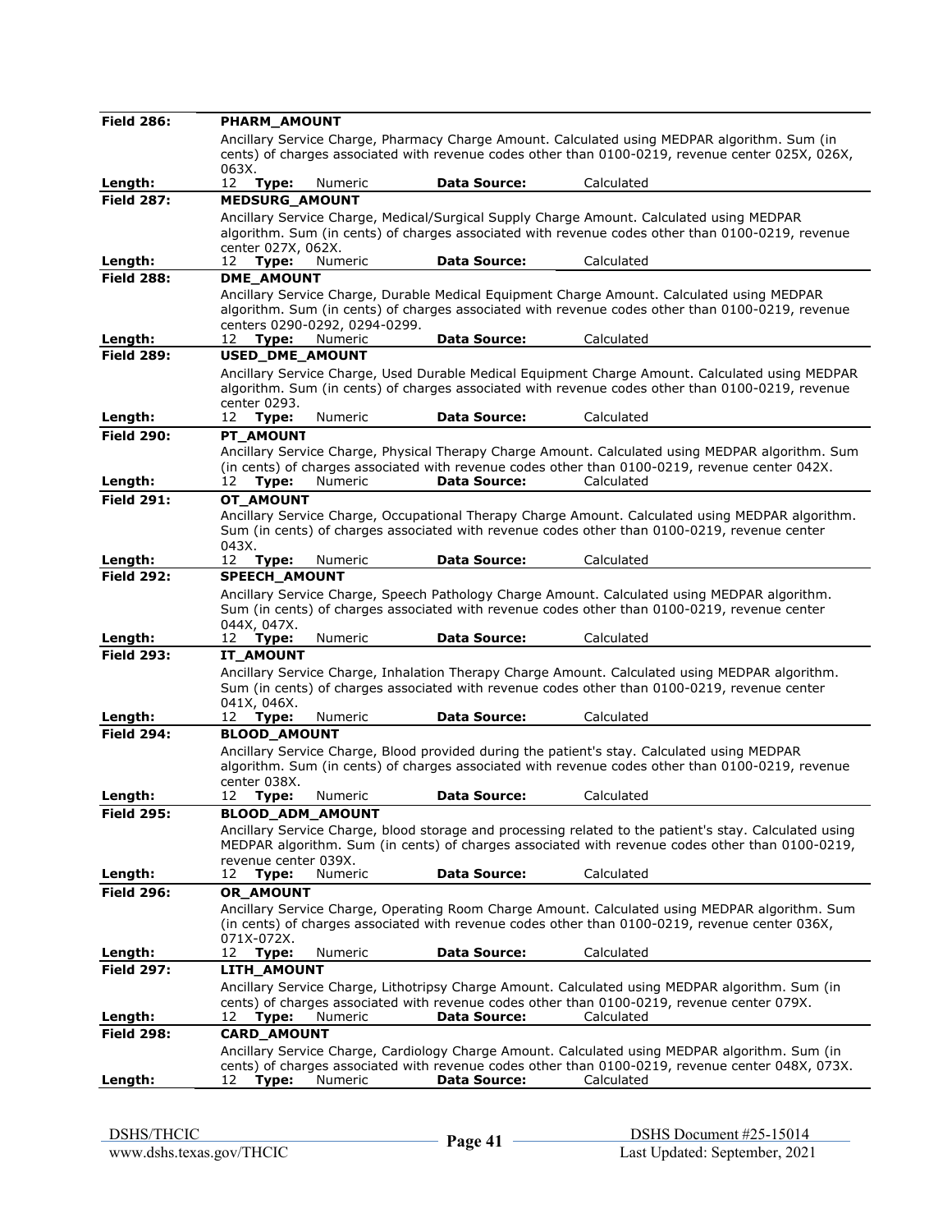**Field 286:** **PHARM_AMOUNT**

Ancillary Service Charge, Pharmacy Charge Amount. Calculated using MEDPAR algorithm. Sum (in cents) of charges associated with revenue codes other than 0100-0219, revenue center 025X, 026X, 063X.

**Length:** 12 **Type:** Numeric **Data Source:** Calculated

**Field 287:** **MEDSURG_AMOUNT**

Ancillary Service Charge, Medical/Surgical Supply Charge Amount. Calculated using MEDPAR algorithm. Sum (in cents) of charges associated with revenue codes other than 0100-0219, revenue center 027X, 062X.

**Length:** 12 **Type:** Numeric **Data Source:** Calculated

**Field 288:** **DME_AMOUNT**

Ancillary Service Charge, Durable Medical Equipment Charge Amount. Calculated using MEDPAR algorithm. Sum (in cents) of charges associated with revenue codes other than 0100-0219, revenue centers 0290-0292, 0294-0299.

**Length:** 12 **Type:** Numeric **Data Source:** Calculated

**Field 289:** **USED_DME_AMOUNT**

Ancillary Service Charge, Used Durable Medical Equipment Charge Amount. Calculated using MEDPAR algorithm. Sum (in cents) of charges associated with revenue codes other than 0100-0219, revenue center 0293.

**Length:** 12 **Type:** Numeric **Data Source:** Calculated

**Field 290:** **PT_AMOUNT**

Ancillary Service Charge, Physical Therapy Charge Amount. Calculated using MEDPAR algorithm. Sum (in cents) of charges associated with revenue codes other than 0100-0219, revenue center 042X.

**Length:** 12 **Type:** Numeric **Data Source:** Calculated

**Field 291:** **OT_AMOUNT**

Ancillary Service Charge, Occupational Therapy Charge Amount. Calculated using MEDPAR algorithm. Sum (in cents) of charges associated with revenue codes other than 0100-0219, revenue center 043X.

**Length:** 12 **Type:** Numeric **Data Source:** Calculated

**Field 292:** **SPEECH_AMOUNT**

Ancillary Service Charge, Speech Pathology Charge Amount. Calculated using MEDPAR algorithm. Sum (in cents) of charges associated with revenue codes other than 0100-0219, revenue center 044X, 047X.

**Length:** 12 **Type:** Numeric **Data Source:** Calculated

**Field 293:** **IT_AMOUNT**

Ancillary Service Charge, Inhalation Therapy Charge Amount. Calculated using MEDPAR algorithm. Sum (in cents) of charges associated with revenue codes other than 0100-0219, revenue center 041X, 046X.

**Length:** 12 **Type:** Numeric **Data Source:** Calculated

**Field 294:** **BLOOD_AMOUNT**

Ancillary Service Charge, Blood provided during the patient's stay. Calculated using MEDPAR algorithm. Sum (in cents) of charges associated with revenue codes other than 0100-0219, revenue center 038X.

**Length:** 12 **Type:** Numeric **Data Source:** Calculated

**Field 295:** **BLOOD_ADM_AMOUNT**

Ancillary Service Charge, blood storage and processing related to the patient's stay. Calculated using MEDPAR algorithm. Sum (in cents) of charges associated with revenue codes other than 0100-0219, revenue center 039X.

**Length:** 12 **Type:** Numeric **Data Source:** Calculated

**Field 296:** **OR_AMOUNT**

Ancillary Service Charge, Operating Room Charge Amount. Calculated using MEDPAR algorithm. Sum (in cents) of charges associated with revenue codes other than 0100-0219, revenue center 036X, 071X-072X.

**Length:** 12 **Type:** Numeric **Data Source:** Calculated

**Field 297:** **LITH_AMOUNT**

Ancillary Service Charge, Lithotripsy Charge Amount. Calculated using MEDPAR algorithm. Sum (in cents) of charges associated with revenue codes other than 0100-0219, revenue center 079X.

**Length:** 12 **Type:** Numeric **Data Source:** Calculated

**Field 298:** **CARD_AMOUNT**

Ancillary Service Charge, Cardiology Charge Amount. Calculated using MEDPAR algorithm. Sum (in cents) of charges associated with revenue codes other than 0100-0219, revenue center 048X, 073X.

**Length:** 12 **Type:** Numeric **Data Source:** Calculated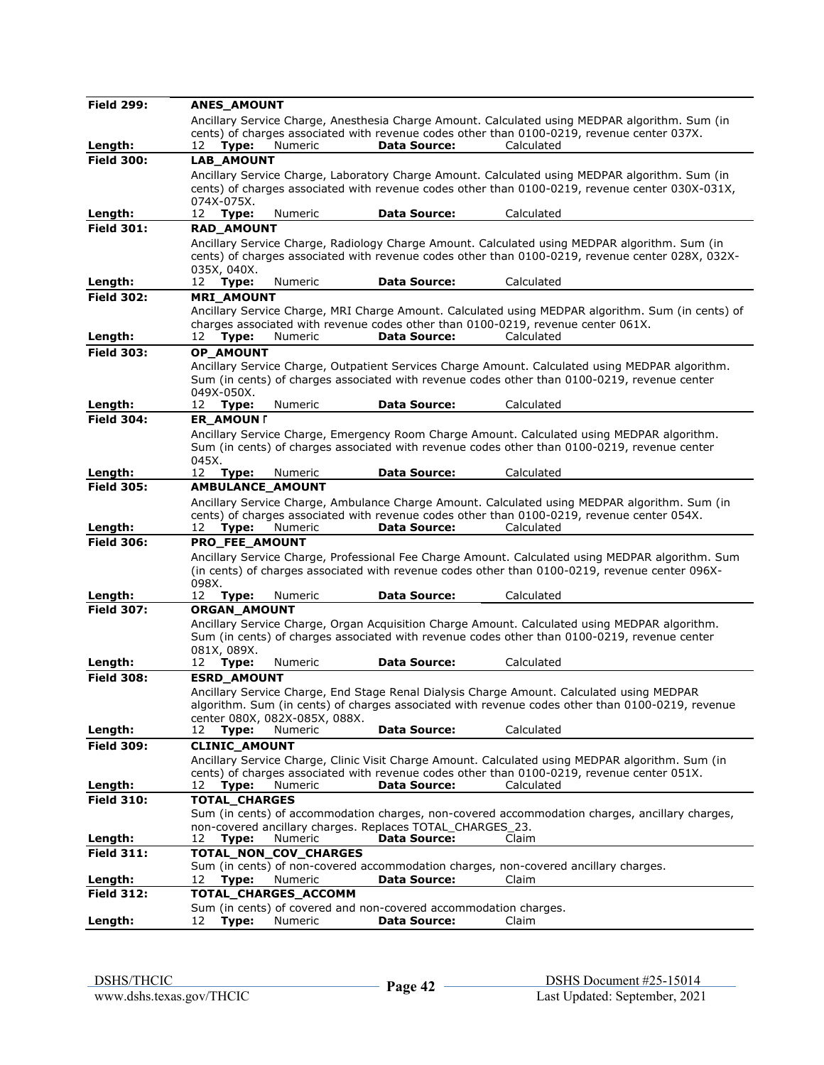**Field 299:** **ANES_AMOUNT**

Ancillary Service Charge, Anesthesia Charge Amount. Calculated using MEDPAR algorithm. Sum (in cents) of charges associated with revenue codes other than 0100-0219, revenue center 037X.

**Length:** 12 **Type:** Numeric **Data Source:** Calculated

---

**Field 300:** **LAB_AMOUNT**

Ancillary Service Charge, Laboratory Charge Amount. Calculated using MEDPAR algorithm. Sum (in cents) of charges associated with revenue codes other than 0100-0219, revenue center 030X-031X, 074X-075X.

**Length:** 12 **Type:** Numeric **Data Source:** Calculated

---

**Field 301:** **RAD_AMOUNT**

Ancillary Service Charge, Radiology Charge Amount. Calculated using MEDPAR algorithm. Sum (in cents) of charges associated with revenue codes other than 0100-0219, revenue center 028X, 032X-035X, 040X.

**Length:** 12 **Type:** Numeric **Data Source:** Calculated

---

**Field 302:** **MRI_AMOUNT**

Ancillary Service Charge, MRI Charge Amount. Calculated using MEDPAR algorithm. Sum (in cents) of charges associated with revenue codes other than 0100-0219, revenue center 061X.

**Length:** 12 **Type:** Numeric **Data Source:** Calculated

---

**Field 303:** **OP_AMOUNT**

Ancillary Service Charge, Outpatient Services Charge Amount. Calculated using MEDPAR algorithm. Sum (in cents) of charges associated with revenue codes other than 0100-0219, revenue center 049X-050X.

**Length:** 12 **Type:** Numeric **Data Source:** Calculated

---

**Field 304:** **ER_AMOUNT**

Ancillary Service Charge, Emergency Room Charge Amount. Calculated using MEDPAR algorithm. Sum (in cents) of charges associated with revenue codes other than 0100-0219, revenue center 045X.

**Length:** 12 **Type:** Numeric **Data Source:** Calculated

---

**Field 305:** **AMBULANCE_AMOUNT**

Ancillary Service Charge, Ambulance Charge Amount. Calculated using MEDPAR algorithm. Sum (in cents) of charges associated with revenue codes other than 0100-0219, revenue center 054X.

**Length:** 12 **Type:** Numeric **Data Source:** Calculated

---

**Field 306:** **PRO_FEE_AMOUNT**

Ancillary Service Charge, Professional Fee Charge Amount. Calculated using MEDPAR algorithm. Sum (in cents) of charges associated with revenue codes other than 0100-0219, revenue center 096X-098X.

**Length:** 12 **Type:** Numeric **Data Source:** Calculated

---

**Field 307:** **ORGAN_AMOUNT**

Ancillary Service Charge, Organ Acquisition Charge Amount. Calculated using MEDPAR algorithm. Sum (in cents) of charges associated with revenue codes other than 0100-0219, revenue center 081X, 089X.

**Length:** 12 **Type:** Numeric **Data Source:** Calculated

---

**Field 308:** **ESRD_AMOUNT**

Ancillary Service Charge, End Stage Renal Dialysis Charge Amount. Calculated using MEDPAR algorithm. Sum (in cents) of charges associated with revenue codes other than 0100-0219, revenue center 080X, 082X-085X, 088X.

**Length:** 12 **Type:** Numeric **Data Source:** Calculated

---

**Field 309:** **CLINIC_AMOUNT**

Ancillary Service Charge, Clinic Visit Charge Amount. Calculated using MEDPAR algorithm. Sum (in cents) of charges associated with revenue codes other than 0100-0219, revenue center 051X.

**Length:** 12 **Type:** Numeric **Data Source:** Calculated

---

**Field 310:** **TOTAL_CHARGES**

Sum (in cents) of accommodation charges, non-covered accommodation charges, ancillary charges, non-covered ancillary charges. Replaces TOTAL_CHARGES_23.

**Length:** 12 **Type:** Numeric **Data Source:** Claim

---

**Field 311:** **TOTAL_NON_COV_CHARGES**

Sum (in cents) of non-covered accommodation charges, non-covered ancillary charges.

**Length:** 12 **Type:** Numeric **Data Source:** Claim

---

**Field 312:** **TOTAL_CHARGES_ACCOMM**

Sum (in cents) of covered and non-covered accommodation charges.

**Length:** 12 **Type:** Numeric **Data Source:** Claim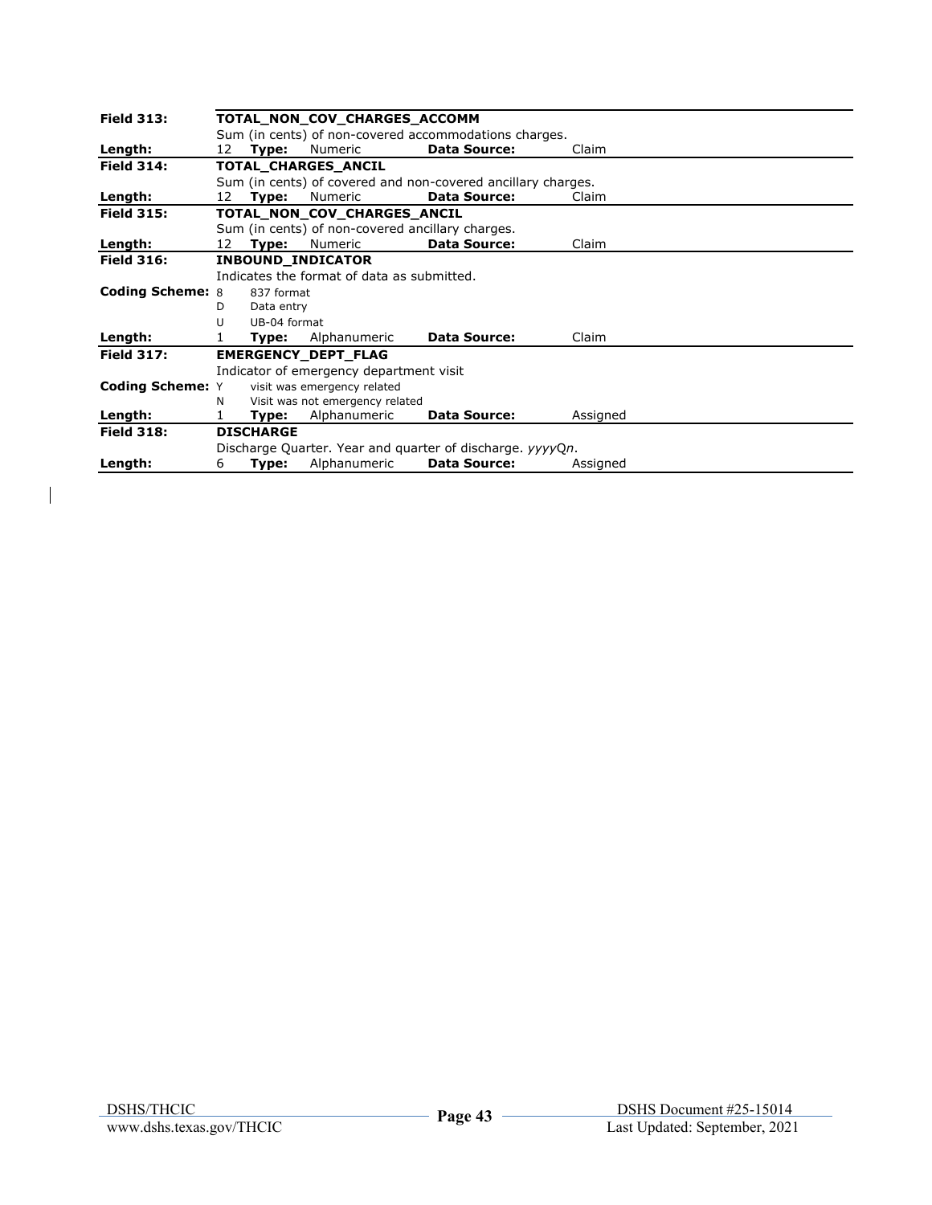| **Field 313:** | **TOTAL_NON_COV_CHARGES_ACCOMM** | | | | |
|---|---|---|---|---|---|
| | Sum (in cents) of non-covered accommodations charges. | | | | |
| **Length:** | 12 | **Type:** | Numeric | **Data Source:** | Claim |
| **Field 314:** | **TOTAL_CHARGES_ANCIL** | | | | |
| | Sum (in cents) of covered and non-covered ancillary charges. | | | | |
| **Length:** | 12 | **Type:** | Numeric | **Data Source:** | Claim |
| **Field 315:** | **TOTAL_NON_COV_CHARGES_ANCIL** | | | | |
| | Sum (in cents) of non-covered ancillary charges. | | | | |
| **Length:** | 12 | **Type:** | Numeric | **Data Source:** | Claim |
| **Field 316:** | **INBOUND_INDICATOR** | | | | |
| | Indicates the format of data as submitted. | | | | |
| **Coding Scheme:** | 8 | 837 format | | | |
| | D | Data entry | | | |
| | U | UB-04 format | | | |
| **Length:** | 1 | **Type:** | Alphanumeric | **Data Source:** | Claim |
| **Field 317:** | **EMERGENCY_DEPT_FLAG** | | | | |
| | Indicator of emergency department visit | | | | |
| **Coding Scheme:** | Y | visit was emergency related | | | |
| | N | Visit was not emergency related | | | |
| **Length:** | 1 | **Type:** | Alphanumeric | **Data Source:** | Assigned |
| **Field 318:** | **DISCHARGE** | | | | |
| | Discharge Quarter. Year and quarter of discharge. *yyyy*Q*n*. | | | | |
| **Length:** | 6 | **Type:** | Alphanumeric | **Data Source:** | Assigned |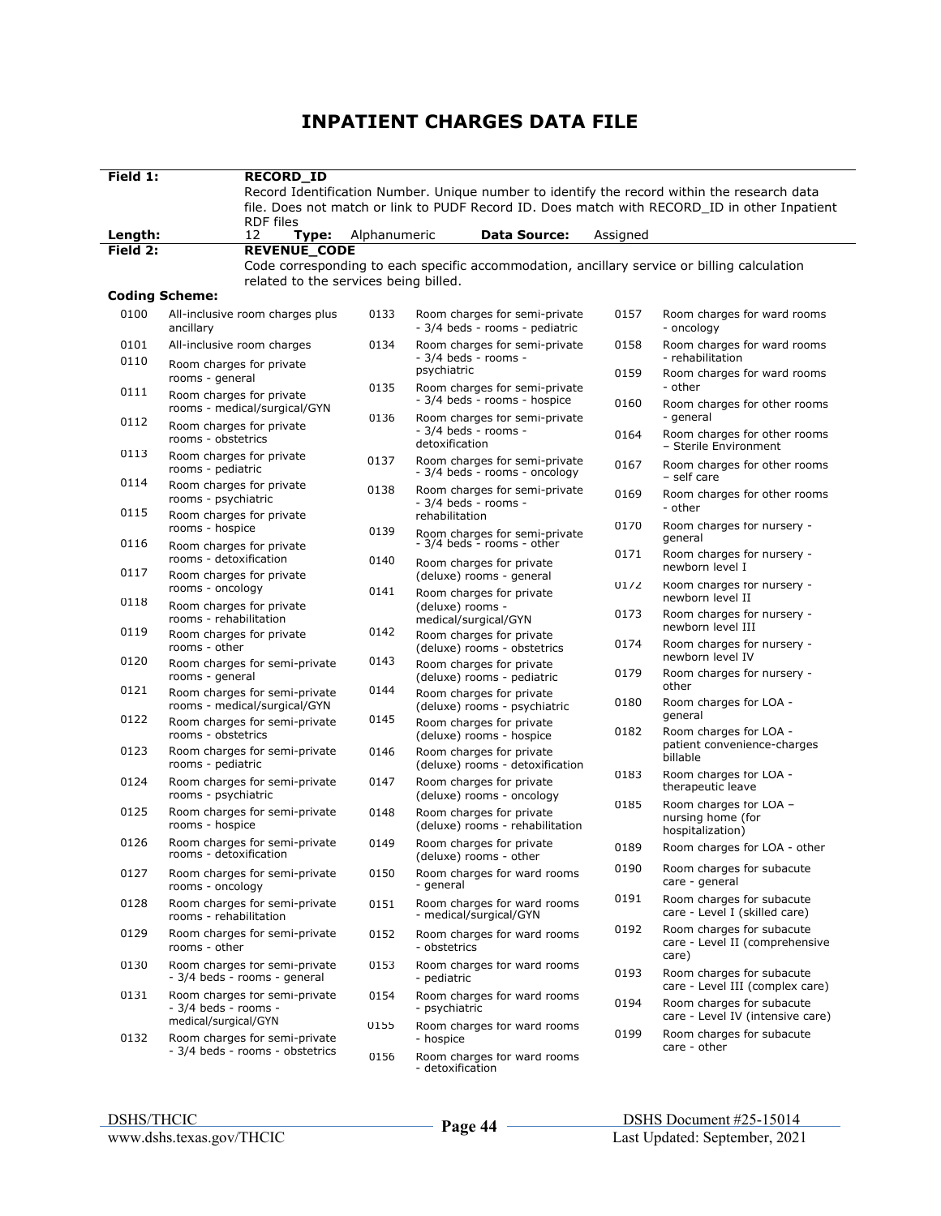# INPATIENT CHARGES DATA FILE

| | |
|---|---|
| **Field 1:** | **RECORD_ID** |
| | Record Identification Number. Unique number to identify the record within the research data file. Does not match or link to PUDF Record ID. Does match with RECORD_ID in other Inpatient RDF files |
| **Length:** | 12 **Type:** Alphanumeric **Data Source:** Assigned |
| **Field 2:** | **REVENUE_CODE** |
| | Code corresponding to each specific accommodation, ancillary service or billing calculation related to the services being billed. |

**Coding Scheme:**

| Code | Description |
|---|---|
| 0100 | All-inclusive room charges plus ancillary |
| 0101 | All-inclusive room charges |
| 0110 | Room charges for private rooms - general |
| 0111 | Room charges for private rooms - medical/surgical/GYN |
| 0112 | Room charges for private rooms - obstetrics |
| 0113 | Room charges for private rooms - pediatric |
| 0114 | Room charges for private rooms - psychiatric |
| 0115 | Room charges for private rooms - hospice |
| 0116 | Room charges for private rooms - detoxification |
| 0117 | Room charges for private rooms - oncology |
| 0118 | Room charges for private rooms - rehabilitation |
| 0119 | Room charges for private rooms - other |
| 0120 | Room charges for semi-private rooms - general |
| 0121 | Room charges for semi-private rooms - medical/surgical/GYN |
| 0122 | Room charges for semi-private rooms - obstetrics |
| 0123 | Room charges for semi-private rooms - pediatric |
| 0124 | Room charges for semi-private rooms - psychiatric |
| 0125 | Room charges for semi-private rooms - hospice |
| 0126 | Room charges for semi-private rooms - detoxification |
| 0127 | Room charges for semi-private rooms - oncology |
| 0128 | Room charges for semi-private rooms - rehabilitation |
| 0129 | Room charges for semi-private rooms - other |
| 0130 | Room charges for semi-private - 3/4 beds - rooms - general |
| 0131 | Room charges for semi-private - 3/4 beds - rooms - medical/surgical/GYN |
| 0132 | Room charges for semi-private - 3/4 beds - rooms - obstetrics |
| 0133 | Room charges for semi-private - 3/4 beds - rooms - pediatric |
| 0134 | Room charges for semi-private - 3/4 beds - rooms - psychiatric |
| 0135 | Room charges for semi-private - 3/4 beds - rooms - hospice |
| 0136 | Room charges for semi-private - 3/4 beds - rooms - detoxification |
| 0137 | Room charges for semi-private - 3/4 beds - rooms - oncology |
| 0138 | Room charges for semi-private - 3/4 beds - rooms - rehabilitation |
| 0139 | Room charges for semi-private - 3/4 beds - rooms - other |
| 0140 | Room charges for private (deluxe) rooms - general |
| 0141 | Room charges for private (deluxe) rooms - medical/surgical/GYN |
| 0142 | Room charges for private (deluxe) rooms - obstetrics |
| 0143 | Room charges for private (deluxe) rooms - pediatric |
| 0144 | Room charges for private (deluxe) rooms - psychiatric |
| 0145 | Room charges for private (deluxe) rooms - hospice |
| 0146 | Room charges for private (deluxe) rooms - detoxification |
| 0147 | Room charges for private (deluxe) rooms - oncology |
| 0148 | Room charges for private (deluxe) rooms - rehabilitation |
| 0149 | Room charges for private (deluxe) rooms - other |
| 0150 | Room charges for ward rooms - general |
| 0151 | Room charges for ward rooms - medical/surgical/GYN |
| 0152 | Room charges for ward rooms - obstetrics |
| 0153 | Room charges for ward rooms - pediatric |
| 0154 | Room charges for ward rooms - psychiatric |
| 0155 | Room charges for ward rooms - hospice |
| 0156 | Room charges for ward rooms - detoxification |
| 0157 | Room charges for ward rooms - oncology |
| 0158 | Room charges for ward rooms - rehabilitation |
| 0159 | Room charges for ward rooms - other |
| 0160 | Room charges for other rooms - general |
| 0164 | Room charges for other rooms – Sterile Environment |
| 0167 | Room charges for other rooms – self care |
| 0169 | Room charges for other rooms - other |
| 0170 | Room charges for nursery - general |
| 0171 | Room charges for nursery - newborn level I |
| 0172 | Room charges for nursery - newborn level II |
| 0173 | Room charges for nursery - newborn level III |
| 0174 | Room charges for nursery - newborn level IV |
| 0179 | Room charges for nursery - other |
| 0180 | Room charges for LOA - general |
| 0182 | Room charges for LOA - patient convenience-charges billable |
| 0183 | Room charges for LOA - therapeutic leave |
| 0185 | Room charges for LOA – nursing home (for hospitalization) |
| 0189 | Room charges for LOA - other |
| 0190 | Room charges for subacute care - general |
| 0191 | Room charges for subacute care - Level I (skilled care) |
| 0192 | Room charges for subacute care - Level II (comprehensive care) |
| 0193 | Room charges for subacute care - Level III (complex care) |
| 0194 | Room charges for subacute care - Level IV (intensive care) |
| 0199 | Room charges for subacute care - other |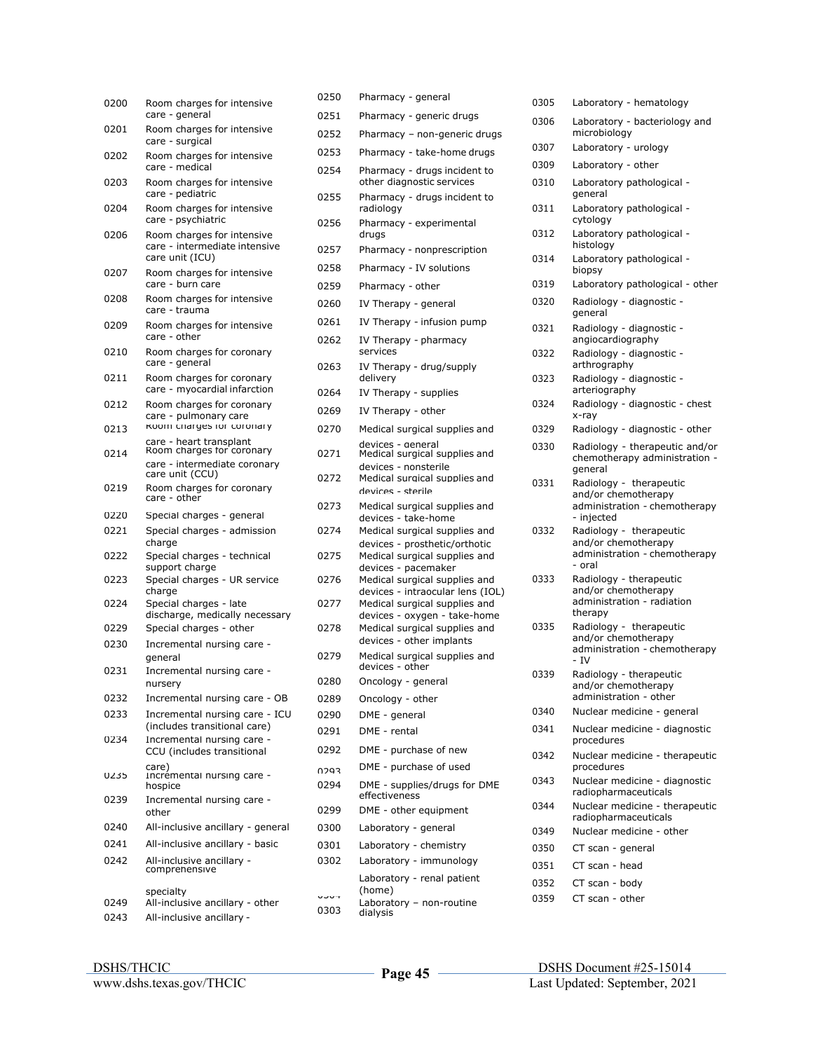| Code | Description |
|---|---|
| 0200 | Room charges for intensive care - general |
| 0201 | Room charges for intensive care - surgical |
| 0202 | Room charges for intensive care - medical |
| 0203 | Room charges for intensive care - pediatric |
| 0204 | Room charges for intensive care - psychiatric |
| 0206 | Room charges for intensive care - intermediate intensive care unit (ICU) |
| 0207 | Room charges for intensive care - burn care |
| 0208 | Room charges for intensive care - trauma |
| 0209 | Room charges for intensive care - other |
| 0210 | Room charges for coronary care - general |
| 0211 | Room charges for coronary care - myocardial infarction |
| 0212 | Room charges for coronary care - pulmonary care |
| 0213 | Room charges for coronary care - heart transplant |
| 0214 | Room charges for coronary care - intermediate coronary care unit (CCU) |
| 0219 | Room charges for coronary care - other |
| 0220 | Special charges - general |
| 0221 | Special charges - admission charge |
| 0222 | Special charges - technical support charge |
| 0223 | Special charges - UR service charge |
| 0224 | Special charges - late discharge, medically necessary |
| 0229 | Special charges - other |
| 0230 | Incremental nursing care - general |
| 0231 | Incremental nursing care - nursery |
| 0232 | Incremental nursing care - OB |
| 0233 | Incremental nursing care - ICU (includes transitional care) |
| 0234 | Incremental nursing care - CCU (includes transitional care) |
| 0235 | Incremental nursing care - hospice |
| 0239 | Incremental nursing care - other |
| 0240 | All-inclusive ancillary - general |
| 0241 | All-inclusive ancillary - basic |
| 0242 | All-inclusive ancillary - comprehensive |
| 0249 | All-inclusive ancillary - other |
| 0243 | All-inclusive ancillary - specialty |
| 0250 | Pharmacy - general |
| 0251 | Pharmacy - generic drugs |
| 0252 | Pharmacy – non-generic drugs |
| 0253 | Pharmacy - take-home drugs |
| 0254 | Pharmacy - drugs incident to other diagnostic services |
| 0255 | Pharmacy - drugs incident to radiology |
| 0256 | Pharmacy - experimental drugs |
| 0257 | Pharmacy - nonprescription |
| 0258 | Pharmacy - IV solutions |
| 0259 | Pharmacy - other |
| 0260 | IV Therapy - general |
| 0261 | IV Therapy - infusion pump |
| 0262 | IV Therapy - pharmacy services |
| 0263 | IV Therapy - drug/supply delivery |
| 0264 | IV Therapy - supplies |
| 0269 | IV Therapy - other |
| 0270 | Medical surgical supplies and devices - general |
| 0271 | Medical surgical supplies and devices - nonsterile |
| 0272 | Medical surgical supplies and devices - sterile |
| 0273 | Medical surgical supplies and devices - take-home |
| 0274 | Medical surgical supplies and devices - prosthetic/orthotic |
| 0275 | Medical surgical supplies and devices - pacemaker |
| 0276 | Medical surgical supplies and devices - intraocular lens (IOL) |
| 0277 | Medical surgical supplies and devices - oxygen - take-home |
| 0278 | Medical surgical supplies and devices - other implants |
| 0279 | Medical surgical supplies and devices - other |
| 0280 | Oncology - general |
| 0289 | Oncology - other |
| 0290 | DME - general |
| 0291 | DME - rental |
| 0292 | DME - purchase of new |
| 0293 | DME - purchase of used |
| 0294 | DME - supplies/drugs for DME effectiveness |
| 0299 | DME - other equipment |
| 0300 | Laboratory - general |
| 0301 | Laboratory - chemistry |
| 0302 | Laboratory - immunology |
| 0304 | Laboratory - renal patient (home) |
| 0303 | Laboratory – non-routine dialysis |
| 0305 | Laboratory - hematology |
| 0306 | Laboratory - bacteriology and microbiology |
| 0307 | Laboratory - urology |
| 0309 | Laboratory - other |
| 0310 | Laboratory pathological - general |
| 0311 | Laboratory pathological - cytology |
| 0312 | Laboratory pathological - histology |
| 0314 | Laboratory pathological - biopsy |
| 0319 | Laboratory pathological - other |
| 0320 | Radiology - diagnostic - general |
| 0321 | Radiology - diagnostic - angiocardiography |
| 0322 | Radiology - diagnostic - arthrography |
| 0323 | Radiology - diagnostic - arteriography |
| 0324 | Radiology - diagnostic - chest x-ray |
| 0329 | Radiology - diagnostic - other |
| 0330 | Radiology - therapeutic and/or chemotherapy administration - general |
| 0331 | Radiology - therapeutic and/or chemotherapy administration - chemotherapy - injected |
| 0332 | Radiology - therapeutic and/or chemotherapy administration - chemotherapy - oral |
| 0333 | Radiology - therapeutic and/or chemotherapy administration - radiation therapy |
| 0335 | Radiology - therapeutic and/or chemotherapy administration - chemotherapy - IV |
| 0339 | Radiology - therapeutic and/or chemotherapy administration - other |
| 0340 | Nuclear medicine - general |
| 0341 | Nuclear medicine - diagnostic procedures |
| 0342 | Nuclear medicine - therapeutic procedures |
| 0343 | Nuclear medicine - diagnostic radiopharmaceuticals |
| 0344 | Nuclear medicine - therapeutic radiopharmaceuticals |
| 0349 | Nuclear medicine - other |
| 0350 | CT scan - general |
| 0351 | CT scan - head |
| 0352 | CT scan - body |
| 0359 | CT scan - other |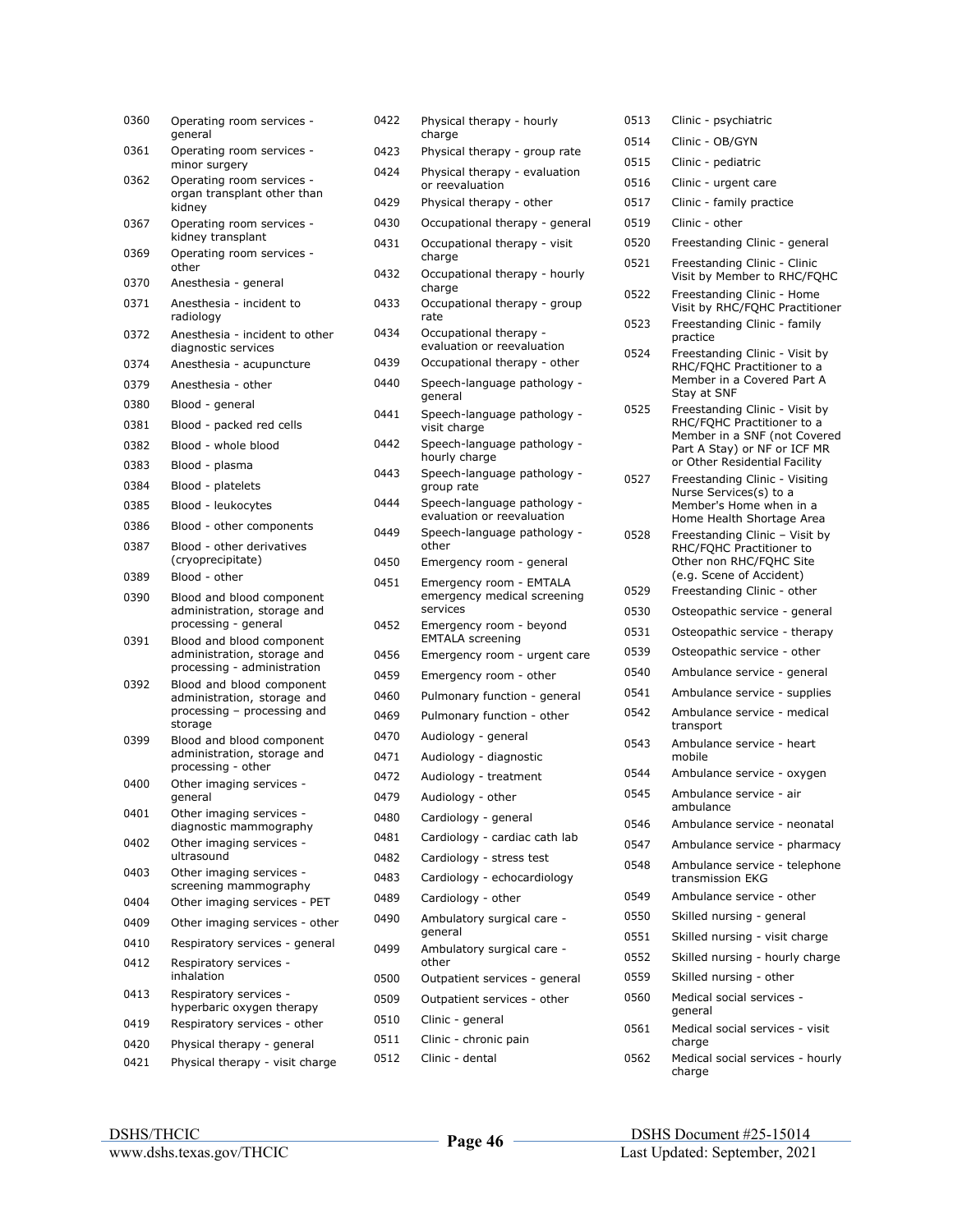| Code | Description |
|---|---|
| 0360 | Operating room services - general |
| 0361 | Operating room services - minor surgery |
| 0362 | Operating room services - organ transplant other than kidney |
| 0367 | Operating room services - kidney transplant |
| 0369 | Operating room services - other |
| 0370 | Anesthesia - general |
| 0371 | Anesthesia - incident to radiology |
| 0372 | Anesthesia - incident to other diagnostic services |
| 0374 | Anesthesia - acupuncture |
| 0379 | Anesthesia - other |
| 0380 | Blood - general |
| 0381 | Blood - packed red cells |
| 0382 | Blood - whole blood |
| 0383 | Blood - plasma |
| 0384 | Blood - platelets |
| 0385 | Blood - leukocytes |
| 0386 | Blood - other components |
| 0387 | Blood - other derivatives (cryoprecipitate) |
| 0389 | Blood - other |
| 0390 | Blood and blood component administration, storage and processing - general |
| 0391 | Blood and blood component administration, storage and processing - administration |
| 0392 | Blood and blood component administration, storage and processing – processing and storage |
| 0399 | Blood and blood component administration, storage and processing - other |
| 0400 | Other imaging services - general |
| 0401 | Other imaging services - diagnostic mammography |
| 0402 | Other imaging services - ultrasound |
| 0403 | Other imaging services - screening mammography |
| 0404 | Other imaging services - PET |
| 0409 | Other imaging services - other |
| 0410 | Respiratory services - general |
| 0412 | Respiratory services - inhalation |
| 0413 | Respiratory services - hyperbaric oxygen therapy |
| 0419 | Respiratory services - other |
| 0420 | Physical therapy - general |
| 0421 | Physical therapy - visit charge |
| 0422 | Physical therapy - hourly charge |
| 0423 | Physical therapy - group rate |
| 0424 | Physical therapy - evaluation or reevaluation |
| 0429 | Physical therapy - other |
| 0430 | Occupational therapy - general |
| 0431 | Occupational therapy - visit charge |
| 0432 | Occupational therapy - hourly charge |
| 0433 | Occupational therapy - group rate |
| 0434 | Occupational therapy - evaluation or reevaluation |
| 0439 | Occupational therapy - other |
| 0440 | Speech-language pathology - general |
| 0441 | Speech-language pathology - visit charge |
| 0442 | Speech-language pathology - hourly charge |
| 0443 | Speech-language pathology - group rate |
| 0444 | Speech-language pathology - evaluation or reevaluation |
| 0449 | Speech-language pathology - other |
| 0450 | Emergency room - general |
| 0451 | Emergency room - EMTALA emergency medical screening services |
| 0452 | Emergency room - beyond EMTALA screening |
| 0456 | Emergency room - urgent care |
| 0459 | Emergency room - other |
| 0460 | Pulmonary function - general |
| 0469 | Pulmonary function - other |
| 0470 | Audiology - general |
| 0471 | Audiology - diagnostic |
| 0472 | Audiology - treatment |
| 0479 | Audiology - other |
| 0480 | Cardiology - general |
| 0481 | Cardiology - cardiac cath lab |
| 0482 | Cardiology - stress test |
| 0483 | Cardiology - echocardiology |
| 0489 | Cardiology - other |
| 0490 | Ambulatory surgical care - general |
| 0499 | Ambulatory surgical care - other |
| 0500 | Outpatient services - general |
| 0509 | Outpatient services - other |
| 0510 | Clinic - general |
| 0511 | Clinic - chronic pain |
| 0512 | Clinic - dental |
| 0513 | Clinic - psychiatric |
| 0514 | Clinic - OB/GYN |
| 0515 | Clinic - pediatric |
| 0516 | Clinic - urgent care |
| 0517 | Clinic - family practice |
| 0519 | Clinic - other |
| 0520 | Freestanding Clinic - general |
| 0521 | Freestanding Clinic - Clinic Visit by Member to RHC/FQHC |
| 0522 | Freestanding Clinic - Home Visit by RHC/FQHC Practitioner |
| 0523 | Freestanding Clinic - family practice |
| 0524 | Freestanding Clinic - Visit by RHC/FQHC Practitioner to a Member in a Covered Part A Stay at SNF |
| 0525 | Freestanding Clinic - Visit by RHC/FQHC Practitioner to a Member in a SNF (not Covered Part A Stay) or NF or ICF MR or Other Residential Facility |
| 0527 | Freestanding Clinic - Visiting Nurse Services(s) to a Member's Home when in a Home Health Shortage Area |
| 0528 | Freestanding Clinic – Visit by RHC/FQHC Practitioner to Other non RHC/FQHC Site (e.g. Scene of Accident) |
| 0529 | Freestanding Clinic - other |
| 0530 | Osteopathic service - general |
| 0531 | Osteopathic service - therapy |
| 0539 | Osteopathic service - other |
| 0540 | Ambulance service - general |
| 0541 | Ambulance service - supplies |
| 0542 | Ambulance service - medical transport |
| 0543 | Ambulance service - heart mobile |
| 0544 | Ambulance service - oxygen |
| 0545 | Ambulance service - air ambulance |
| 0546 | Ambulance service - neonatal |
| 0547 | Ambulance service - pharmacy |
| 0548 | Ambulance service - telephone transmission EKG |
| 0549 | Ambulance service - other |
| 0550 | Skilled nursing - general |
| 0551 | Skilled nursing - visit charge |
| 0552 | Skilled nursing - hourly charge |
| 0559 | Skilled nursing - other |
| 0560 | Medical social services - general |
| 0561 | Medical social services - visit charge |
| 0562 | Medical social services - hourly charge |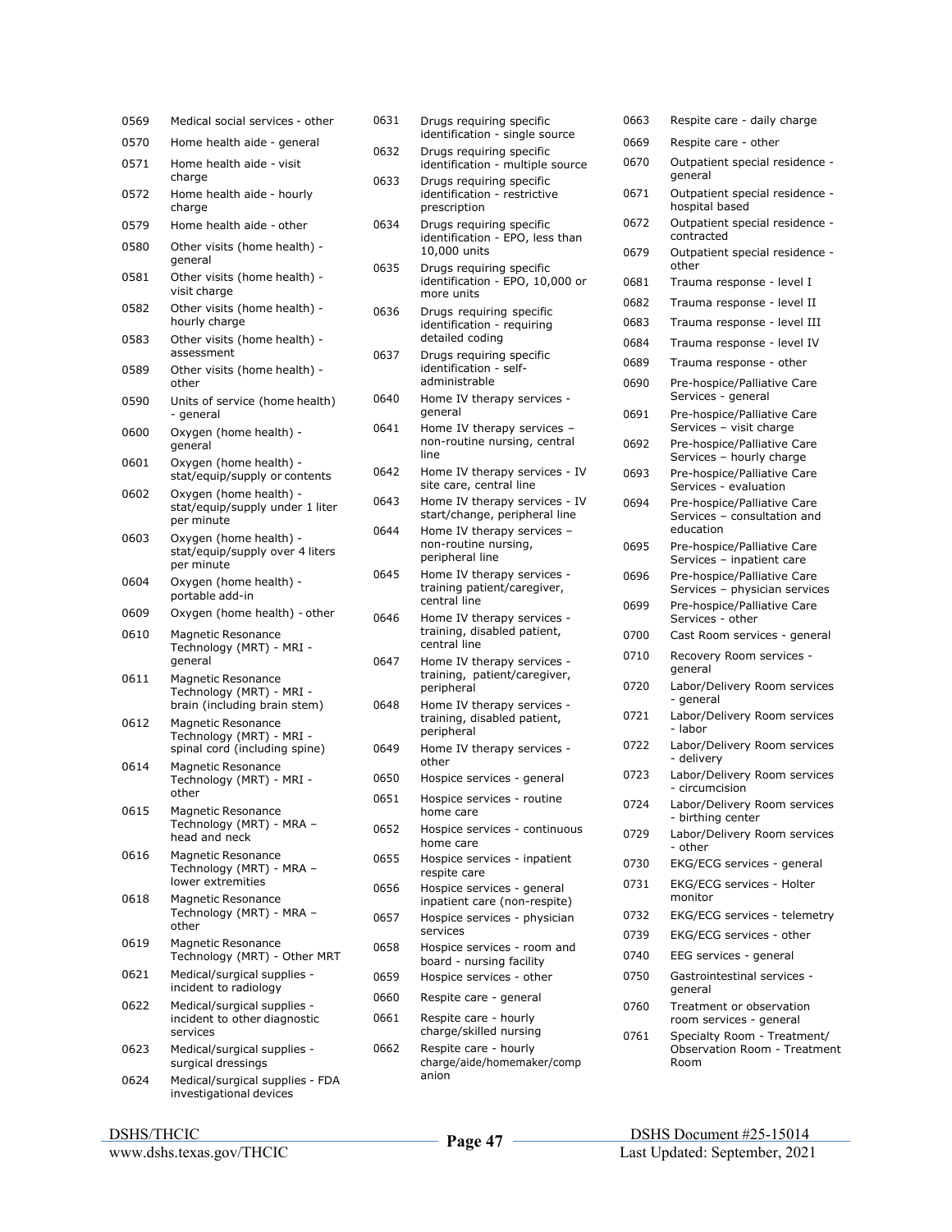| Code | Description |
| --- | --- |
| 0569 | Medical social services - other |
| 0570 | Home health aide - general |
| 0571 | Home health aide - visit charge |
| 0572 | Home health aide - hourly charge |
| 0579 | Home health aide - other |
| 0580 | Other visits (home health) - general |
| 0581 | Other visits (home health) - visit charge |
| 0582 | Other visits (home health) - hourly charge |
| 0583 | Other visits (home health) - assessment |
| 0589 | Other visits (home health) - other |
| 0590 | Units of service (home health) - general |
| 0600 | Oxygen (home health) - general |
| 0601 | Oxygen (home health) - stat/equip/supply or contents |
| 0602 | Oxygen (home health) - stat/equip/supply under 1 liter per minute |
| 0603 | Oxygen (home health) - stat/equip/supply over 4 liters per minute |
| 0604 | Oxygen (home health) - portable add-in |
| 0609 | Oxygen (home health) - other |
| 0610 | Magnetic Resonance Technology (MRT) - MRI - general |
| 0611 | Magnetic Resonance Technology (MRT) - MRI - brain (including brain stem) |
| 0612 | Magnetic Resonance Technology (MRT) - MRI - spinal cord (including spine) |
| 0614 | Magnetic Resonance Technology (MRT) - MRI - other |
| 0615 | Magnetic Resonance Technology (MRT) - MRA – head and neck |
| 0616 | Magnetic Resonance Technology (MRT) - MRA – lower extremities |
| 0618 | Magnetic Resonance Technology (MRT) - MRA – other |
| 0619 | Magnetic Resonance Technology (MRT) - Other MRT |
| 0621 | Medical/surgical supplies - incident to radiology |
| 0622 | Medical/surgical supplies - incident to other diagnostic services |
| 0623 | Medical/surgical supplies - surgical dressings |
| 0624 | Medical/surgical supplies - FDA investigational devices |
| 0631 | Drugs requiring specific identification - single source |
| 0632 | Drugs requiring specific identification - multiple source |
| 0633 | Drugs requiring specific identification - restrictive prescription |
| 0634 | Drugs requiring specific identification - EPO, less than 10,000 units |
| 0635 | Drugs requiring specific identification - EPO, 10,000 or more units |
| 0636 | Drugs requiring specific identification - requiring detailed coding |
| 0637 | Drugs requiring specific identification - self-administrable |
| 0640 | Home IV therapy services - general |
| 0641 | Home IV therapy services – non-routine nursing, central line |
| 0642 | Home IV therapy services - IV site care, central line |
| 0643 | Home IV therapy services - IV start/change, peripheral line |
| 0644 | Home IV therapy services – non-routine nursing, peripheral line |
| 0645 | Home IV therapy services - training patient/caregiver, central line |
| 0646 | Home IV therapy services - training, disabled patient, central line |
| 0647 | Home IV therapy services - training, patient/caregiver, peripheral |
| 0648 | Home IV therapy services - training, disabled patient, peripheral |
| 0649 | Home IV therapy services - other |
| 0650 | Hospice services - general |
| 0651 | Hospice services - routine home care |
| 0652 | Hospice services - continuous home care |
| 0655 | Hospice services - inpatient respite care |
| 0656 | Hospice services - general inpatient care (non-respite) |
| 0657 | Hospice services - physician services |
| 0658 | Hospice services - room and board - nursing facility |
| 0659 | Hospice services - other |
| 0660 | Respite care - general |
| 0661 | Respite care - hourly charge/skilled nursing |
| 0662 | Respite care - hourly charge/aide/homemaker/companion |
| 0663 | Respite care - daily charge |
| 0669 | Respite care - other |
| 0670 | Outpatient special residence - general |
| 0671 | Outpatient special residence - hospital based |
| 0672 | Outpatient special residence - contracted |
| 0679 | Outpatient special residence - other |
| 0681 | Trauma response - level I |
| 0682 | Trauma response - level II |
| 0683 | Trauma response - level III |
| 0684 | Trauma response - level IV |
| 0689 | Trauma response - other |
| 0690 | Pre-hospice/Palliative Care Services - general |
| 0691 | Pre-hospice/Palliative Care Services – visit charge |
| 0692 | Pre-hospice/Palliative Care Services – hourly charge |
| 0693 | Pre-hospice/Palliative Care Services - evaluation |
| 0694 | Pre-hospice/Palliative Care Services – consultation and education |
| 0695 | Pre-hospice/Palliative Care Services – inpatient care |
| 0696 | Pre-hospice/Palliative Care Services – physician services |
| 0699 | Pre-hospice/Palliative Care Services - other |
| 0700 | Cast Room services - general |
| 0710 | Recovery Room services - general |
| 0720 | Labor/Delivery Room services - general |
| 0721 | Labor/Delivery Room services - labor |
| 0722 | Labor/Delivery Room services - delivery |
| 0723 | Labor/Delivery Room services - circumcision |
| 0724 | Labor/Delivery Room services - birthing center |
| 0729 | Labor/Delivery Room services - other |
| 0730 | EKG/ECG services - general |
| 0731 | EKG/ECG services - Holter monitor |
| 0732 | EKG/ECG services - telemetry |
| 0739 | EKG/ECG services - other |
| 0740 | EEG services - general |
| 0750 | Gastrointestinal services - general |
| 0760 | Treatment or observation room services - general |
| 0761 | Specialty Room - Treatment/ Observation Room - Treatment Room |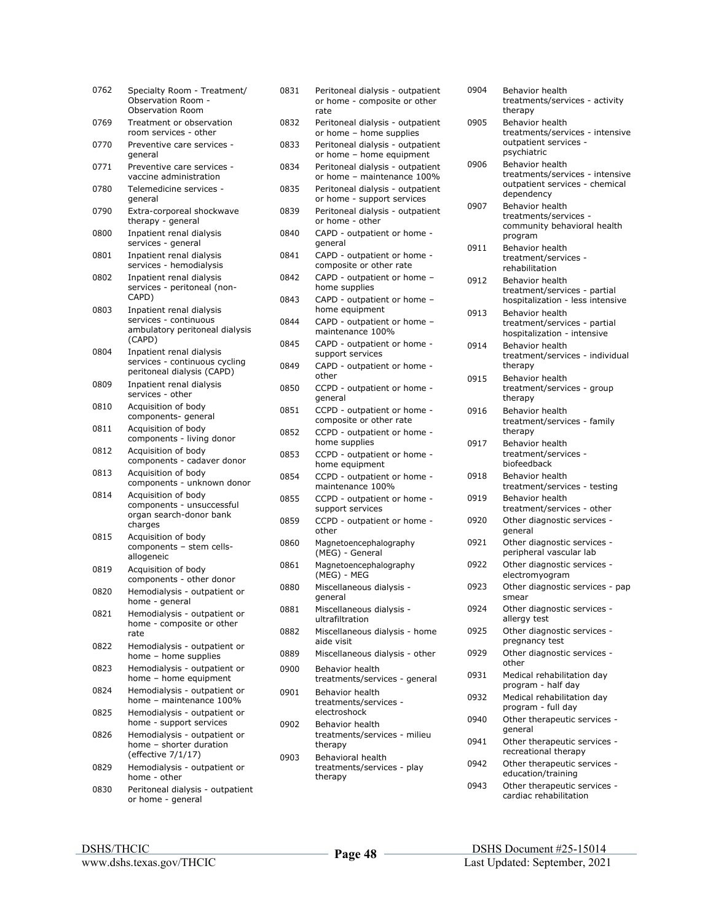| Code | Description |
|---|---|
| 0762 | Specialty Room - Treatment/ Observation Room - Observation Room |
| 0769 | Treatment or observation room services - other |
| 0770 | Preventive care services - general |
| 0771 | Preventive care services - vaccine administration |
| 0780 | Telemedicine services - general |
| 0790 | Extra-corporeal shockwave therapy - general |
| 0800 | Inpatient renal dialysis services - general |
| 0801 | Inpatient renal dialysis services - hemodialysis |
| 0802 | Inpatient renal dialysis services - peritoneal (non-CAPD) |
| 0803 | Inpatient renal dialysis services - continuous ambulatory peritoneal dialysis (CAPD) |
| 0804 | Inpatient renal dialysis services - continuous cycling peritoneal dialysis (CAPD) |
| 0809 | Inpatient renal dialysis services - other |
| 0810 | Acquisition of body components- general |
| 0811 | Acquisition of body components - living donor |
| 0812 | Acquisition of body components - cadaver donor |
| 0813 | Acquisition of body components - unknown donor |
| 0814 | Acquisition of body components - unsuccessful organ search-donor bank charges |
| 0815 | Acquisition of body components – stem cells-allogeneic |
| 0819 | Acquisition of body components - other donor |
| 0820 | Hemodialysis - outpatient or home - general |
| 0821 | Hemodialysis - outpatient or home - composite or other rate |
| 0822 | Hemodialysis - outpatient or home – home supplies |
| 0823 | Hemodialysis - outpatient or home – home equipment |
| 0824 | Hemodialysis - outpatient or home – maintenance 100% |
| 0825 | Hemodialysis - outpatient or home - support services |
| 0826 | Hemodialysis - outpatient or home – shorter duration (effective 7/1/17) |
| 0829 | Hemodialysis - outpatient or home - other |
| 0830 | Peritoneal dialysis - outpatient or home - general |
| 0831 | Peritoneal dialysis - outpatient or home - composite or other rate |
| 0832 | Peritoneal dialysis - outpatient or home – home supplies |
| 0833 | Peritoneal dialysis - outpatient or home – home equipment |
| 0834 | Peritoneal dialysis - outpatient or home – maintenance 100% |
| 0835 | Peritoneal dialysis - outpatient or home - support services |
| 0839 | Peritoneal dialysis - outpatient or home - other |
| 0840 | CAPD - outpatient or home - general |
| 0841 | CAPD - outpatient or home - composite or other rate |
| 0842 | CAPD - outpatient or home – home supplies |
| 0843 | CAPD - outpatient or home – home equipment |
| 0844 | CAPD - outpatient or home – maintenance 100% |
| 0845 | CAPD - outpatient or home - support services |
| 0849 | CAPD - outpatient or home - other |
| 0850 | CCPD - outpatient or home - general |
| 0851 | CCPD - outpatient or home - composite or other rate |
| 0852 | CCPD - outpatient or home - home supplies |
| 0853 | CCPD - outpatient or home - home equipment |
| 0854 | CCPD - outpatient or home - maintenance 100% |
| 0855 | CCPD - outpatient or home - support services |
| 0859 | CCPD - outpatient or home - other |
| 0860 | Magnetoencephalography (MEG) - General |
| 0861 | Magnetoencephalography (MEG) - MEG |
| 0880 | Miscellaneous dialysis - general |
| 0881 | Miscellaneous dialysis - ultrafiltration |
| 0882 | Miscellaneous dialysis - home aide visit |
| 0889 | Miscellaneous dialysis - other |
| 0900 | Behavior health treatments/services - general |
| 0901 | Behavior health treatments/services - electroshock |
| 0902 | Behavior health treatments/services - milieu therapy |
| 0903 | Behavioral health treatments/services - play therapy |
| 0904 | Behavior health treatments/services - activity therapy |
| 0905 | Behavior health treatments/services - intensive outpatient services - psychiatric |
| 0906 | Behavior health treatments/services - intensive outpatient services - chemical dependency |
| 0907 | Behavior health treatments/services - community behavioral health program |
| 0911 | Behavior health treatment/services - rehabilitation |
| 0912 | Behavior health treatment/services - partial hospitalization - less intensive |
| 0913 | Behavior health treatment/services - partial hospitalization - intensive |
| 0914 | Behavior health treatment/services - individual therapy |
| 0915 | Behavior health treatment/services - group therapy |
| 0916 | Behavior health treatment/services - family therapy |
| 0917 | Behavior health treatment/services - biofeedback |
| 0918 | Behavior health treatment/services - testing |
| 0919 | Behavior health treatment/services - other |
| 0920 | Other diagnostic services - general |
| 0921 | Other diagnostic services - peripheral vascular lab |
| 0922 | Other diagnostic services - electromyogram |
| 0923 | Other diagnostic services - pap smear |
| 0924 | Other diagnostic services - allergy test |
| 0925 | Other diagnostic services - pregnancy test |
| 0929 | Other diagnostic services - other |
| 0931 | Medical rehabilitation day program - half day |
| 0932 | Medical rehabilitation day program - full day |
| 0940 | Other therapeutic services - general |
| 0941 | Other therapeutic services - recreational therapy |
| 0942 | Other therapeutic services - education/training |
| 0943 | Other therapeutic services - cardiac rehabilitation |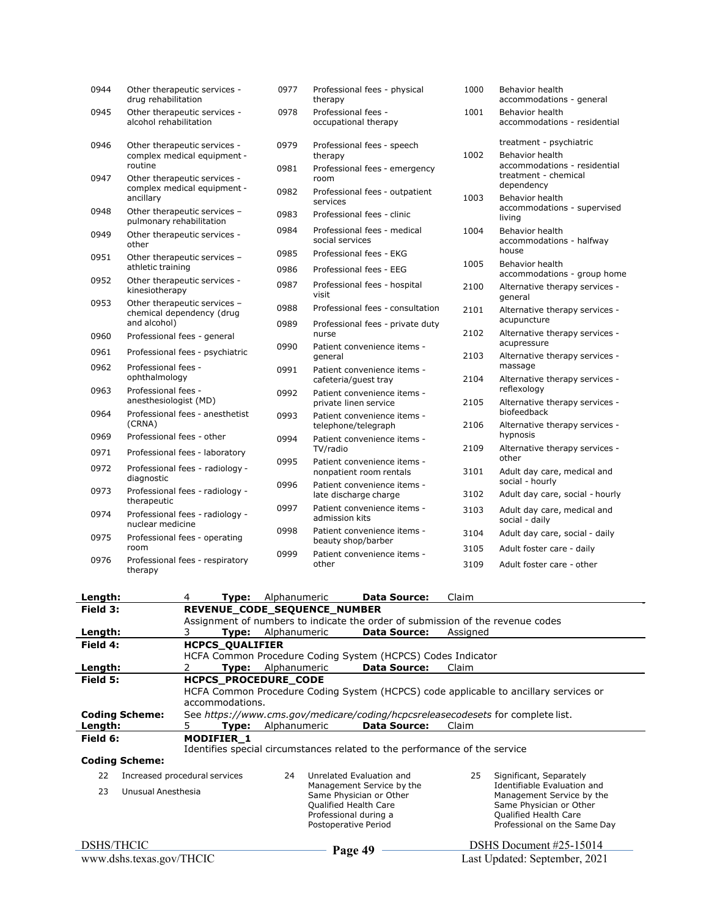| Code | Description |
|---|---|
| 0944 | Other therapeutic services - drug rehabilitation |
| 0945 | Other therapeutic services - alcohol rehabilitation |
| 0946 | Other therapeutic services - complex medical equipment - routine |
| 0947 | Other therapeutic services - complex medical equipment - ancillary |
| 0948 | Other therapeutic services – pulmonary rehabilitation |
| 0949 | Other therapeutic services - other |
| 0951 | Other therapeutic services – athletic training |
| 0952 | Other therapeutic services - kinesiotherapy |
| 0953 | Other therapeutic services – chemical dependency (drug and alcohol) |
| 0960 | Professional fees - general |
| 0961 | Professional fees - psychiatric |
| 0962 | Professional fees - ophthalmology |
| 0963 | Professional fees - anesthesiologist (MD) |
| 0964 | Professional fees - anesthetist (CRNA) |
| 0969 | Professional fees - other |
| 0971 | Professional fees - laboratory |
| 0972 | Professional fees - radiology - diagnostic |
| 0973 | Professional fees - radiology - therapeutic |
| 0974 | Professional fees - radiology - nuclear medicine |
| 0975 | Professional fees - operating room |
| 0976 | Professional fees - respiratory therapy |
| 0977 | Professional fees - physical therapy |
| 0978 | Professional fees - occupational therapy |
| 0979 | Professional fees - speech therapy |
| 0981 | Professional fees - emergency room |
| 0982 | Professional fees - outpatient services |
| 0983 | Professional fees - clinic |
| 0984 | Professional fees - medical social services |
| 0985 | Professional fees - EKG |
| 0986 | Professional fees - EEG |
| 0987 | Professional fees - hospital visit |
| 0988 | Professional fees - consultation |
| 0989 | Professional fees - private duty nurse |
| 0990 | Patient convenience items - general |
| 0991 | Patient convenience items - cafeteria/guest tray |
| 0992 | Patient convenience items - private linen service |
| 0993 | Patient convenience items - telephone/telegraph |
| 0994 | Patient convenience items - TV/radio |
| 0995 | Patient convenience items - nonpatient room rentals |
| 0996 | Patient convenience items - late discharge charge |
| 0997 | Patient convenience items - admission kits |
| 0998 | Patient convenience items - beauty shop/barber |
| 0999 | Patient convenience items - other |
| 1000 | Behavior health accommodations - general |
| 1001 | Behavior health accommodations - residential treatment - psychiatric |
| 1002 | Behavior health accommodations - residential treatment - chemical dependency |
| 1003 | Behavior health accommodations - supervised living |
| 1004 | Behavior health accommodations - halfway house |
| 1005 | Behavior health accommodations - group home |
| 2100 | Alternative therapy services - general |
| 2101 | Alternative therapy services - acupuncture |
| 2102 | Alternative therapy services - acupressure |
| 2103 | Alternative therapy services - massage |
| 2104 | Alternative therapy services - reflexology |
| 2105 | Alternative therapy services - biofeedback |
| 2106 | Alternative therapy services - hypnosis |
| 2109 | Alternative therapy services - other |
| 3101 | Adult day care, medical and social - hourly |
| 3102 | Adult day care, social - hourly |
| 3103 | Adult day care, medical and social - daily |
| 3104 | Adult day care, social - daily |
| 3105 | Adult foster care - daily |
| 3109 | Adult foster care - other |

**Length:** 4 **Type:** Alphanumeric **Data Source:** Claim

**Field 3:** **REVENUE_CODE_SEQUENCE_NUMBER**

Assignment of numbers to indicate the order of submission of the revenue codes

**Length:** 3 **Type:** Alphanumeric **Data Source:** Assigned

**Field 4:** **HCPCS_QUALIFIER**

HCFA Common Procedure Coding System (HCPCS) Codes Indicator

**Length:** 2 **Type:** Alphanumeric **Data Source:** Claim

**Field 5:** **HCPCS_PROCEDURE_CODE**

HCFA Common Procedure Coding System (HCPCS) code applicable to ancillary services or accommodations.

**Coding Scheme:** See *https://www.cms.gov/medicare/coding/hcpcsreleasecodesets* for complete list.

**Length:** 5 **Type:** Alphanumeric **Data Source:** Claim

**Field 6:** **MODIFIER_1**

Identifies special circumstances related to the performance of the service

**Coding Scheme:**

| Code | Description |
|---|---|
| 22 | Increased procedural services |
| 23 | Unusual Anesthesia |
| 24 | Unrelated Evaluation and Management Service by the Same Physician or Other Qualified Health Care Professional during a Postoperative Period |
| 25 | Significant, Separately Identifiable Evaluation and Management Service by the Same Physician or Other Qualified Health Care Professional on the Same Day |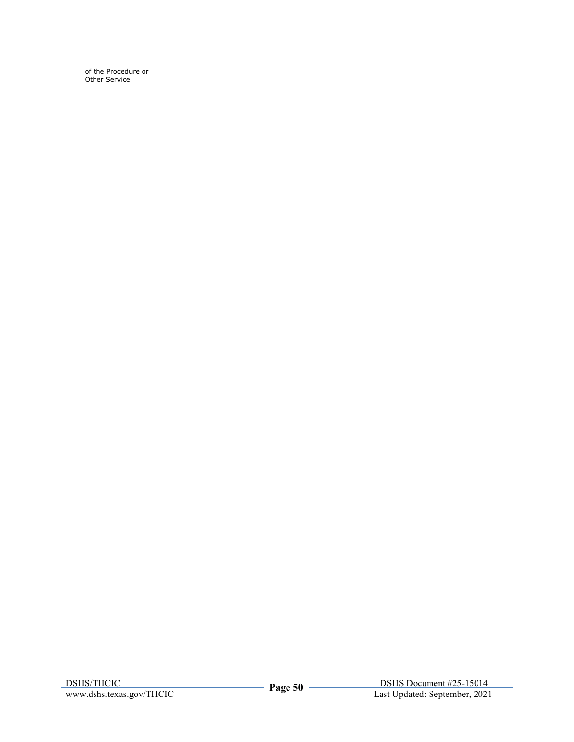of the Procedure or
Other Service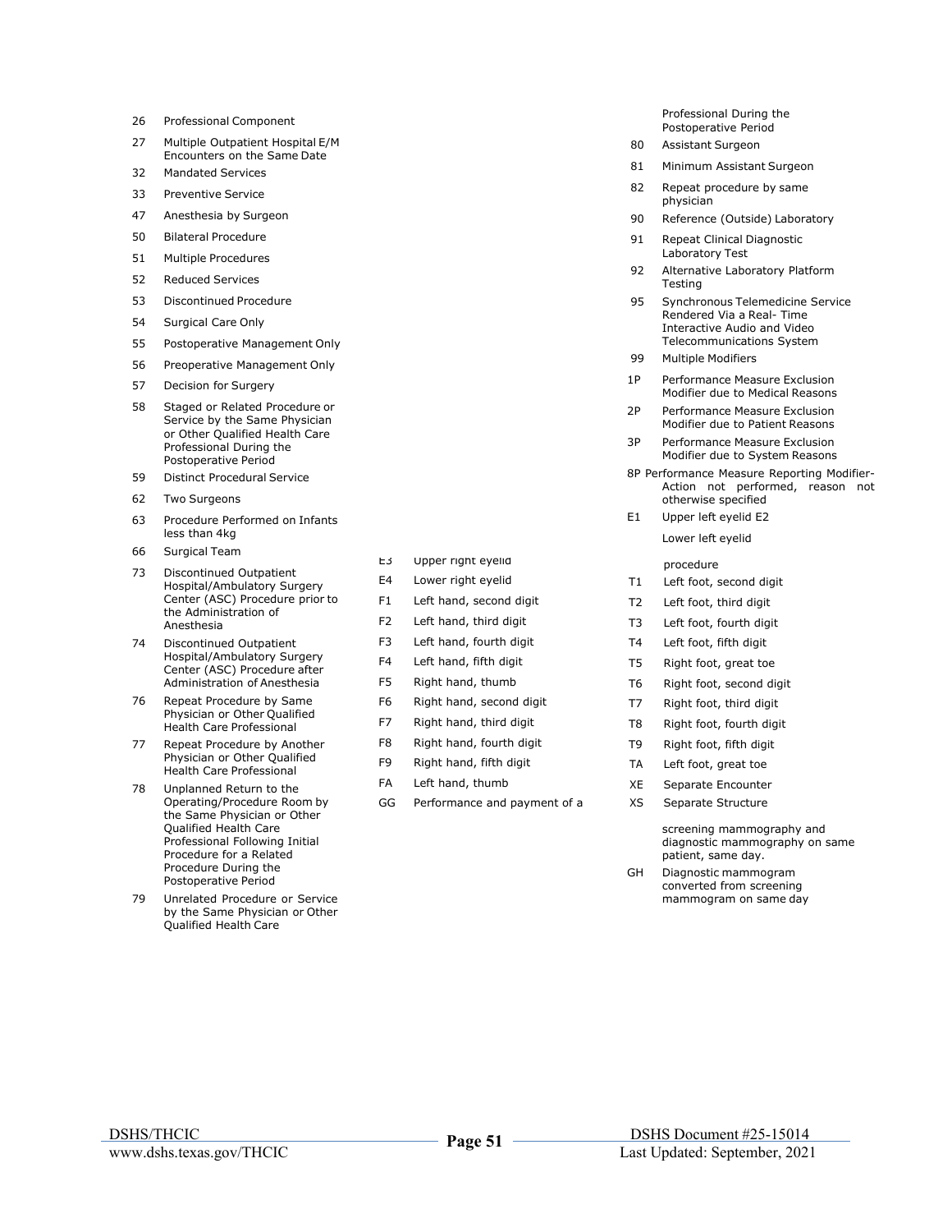| Code | Description |
|---|---|
| 26 | Professional Component |
| 27 | Multiple Outpatient Hospital E/M Encounters on the Same Date |
| 32 | Mandated Services |
| 33 | Preventive Service |
| 47 | Anesthesia by Surgeon |
| 50 | Bilateral Procedure |
| 51 | Multiple Procedures |
| 52 | Reduced Services |
| 53 | Discontinued Procedure |
| 54 | Surgical Care Only |
| 55 | Postoperative Management Only |
| 56 | Preoperative Management Only |
| 57 | Decision for Surgery |
| 58 | Staged or Related Procedure or Service by the Same Physician or Other Qualified Health Care Professional During the Postoperative Period |
| 59 | Distinct Procedural Service |
| 62 | Two Surgeons |
| 63 | Procedure Performed on Infants less than 4kg |
| 66 | Surgical Team |
| 73 | Discontinued Outpatient Hospital/Ambulatory Surgery Center (ASC) Procedure prior to the Administration of Anesthesia |
| 74 | Discontinued Outpatient Hospital/Ambulatory Surgery Center (ASC) Procedure after Administration of Anesthesia |
| 76 | Repeat Procedure by Same Physician or Other Qualified Health Care Professional |
| 77 | Repeat Procedure by Another Physician or Other Qualified Health Care Professional |
| 78 | Unplanned Return to the Operating/Procedure Room by the Same Physician or Other Qualified Health Care Professional Following Initial Procedure for a Related Procedure During the Postoperative Period |
| 79 | Unrelated Procedure or Service by the Same Physician or Other Qualified Health Care Professional During the Postoperative Period |
| 80 | Assistant Surgeon |
| 81 | Minimum Assistant Surgeon |
| 82 | Repeat procedure by same physician |
| 90 | Reference (Outside) Laboratory |
| 91 | Repeat Clinical Diagnostic Laboratory Test |
| 92 | Alternative Laboratory Platform Testing |
| 95 | Synchronous Telemedicine Service Rendered Via a Real- Time Interactive Audio and Video Telecommunications System |
| 99 | Multiple Modifiers |
| 1P | Performance Measure Exclusion Modifier due to Medical Reasons |
| 2P | Performance Measure Exclusion Modifier due to Patient Reasons |
| 3P | Performance Measure Exclusion Modifier due to System Reasons |
| 8P | Performance Measure Reporting Modifier-Action not performed, reason not otherwise specified |
| E1 | Upper left eyelid |
| E2 | Lower left eyelid |
| E3 | Upper right eyelid |
| E4 | Lower right eyelid |
| F1 | Left hand, second digit |
| F2 | Left hand, third digit |
| F3 | Left hand, fourth digit |
| F4 | Left hand, fifth digit |
| F5 | Right hand, thumb |
| F6 | Right hand, second digit |
| F7 | Right hand, third digit |
| F8 | Right hand, fourth digit |
| F9 | Right hand, fifth digit |
| FA | Left hand, thumb |
| GG | Performance and payment of a screening mammography and diagnostic mammography on same patient, same day. |
| GH | Diagnostic mammogram converted from screening mammogram on same day |
| procedure | |
| T1 | Left foot, second digit |
| T2 | Left foot, third digit |
| T3 | Left foot, fourth digit |
| T4 | Left foot, fifth digit |
| T5 | Right foot, great toe |
| T6 | Right foot, second digit |
| T7 | Right foot, third digit |
| T8 | Right foot, fourth digit |
| T9 | Right foot, fifth digit |
| TA | Left foot, great toe |
| XE | Separate Encounter |
| XS | Separate Structure |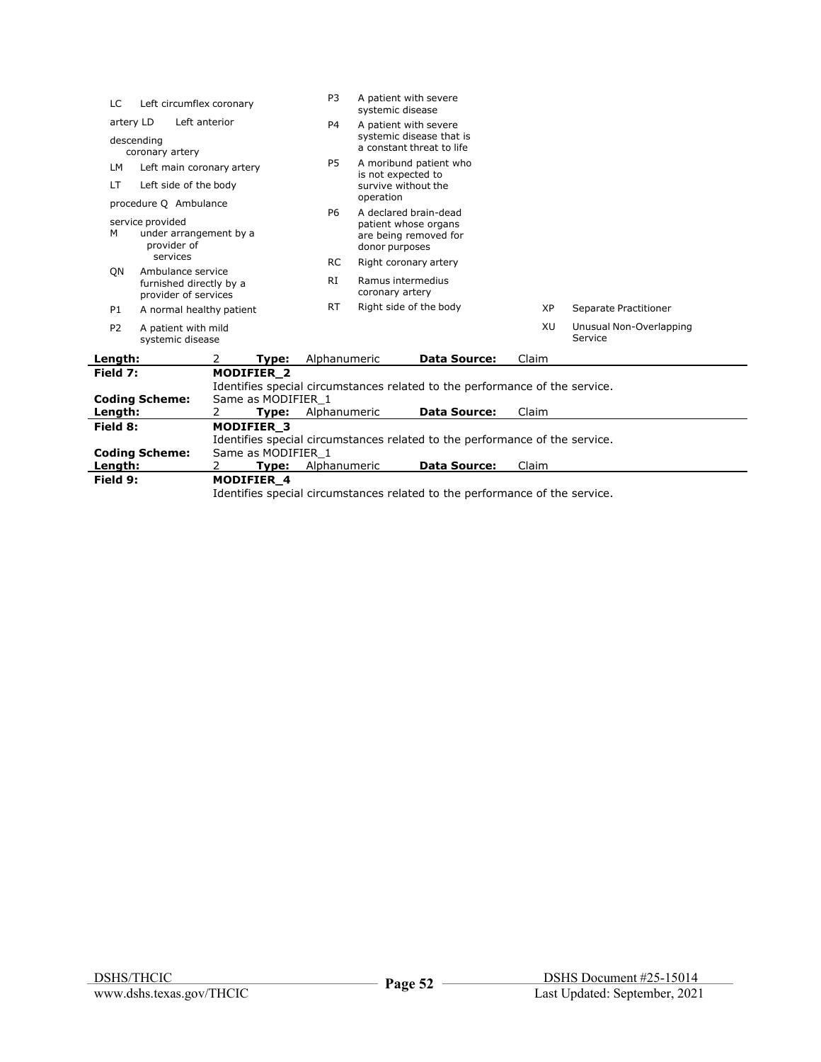| Code | Description |
|---|---|
| LC | Left circumflex coronary artery |
| LD | Left anterior descending coronary artery |
| LM | Left main coronary artery |
| LT | Left side of the body procedure |
| Q M | Ambulance service provided under arrangement by a provider of services |
| QN | Ambulance service furnished directly by a provider of services |
| P1 | A normal healthy patient |
| P2 | A patient with mild systemic disease |
| P3 | A patient with severe systemic disease |
| P4 | A patient with severe systemic disease that is a constant threat to life |
| P5 | A moribund patient who is not expected to survive without the operation |
| P6 | A declared brain-dead patient whose organs are being removed for donor purposes |
| RC | Right coronary artery |
| RI | Ramus intermedius coronary artery |
| RT | Right side of the body |
| XP | Separate Practitioner |
| XU | Unusual Non-Overlapping Service |

**Length:** 2 **Type:** Alphanumeric **Data Source:** Claim

---

**Field 7:** **MODIFIER_2**

Identifies special circumstances related to the performance of the service.

**Coding Scheme:** Same as MODIFIER_1

**Length:** 2 **Type:** Alphanumeric **Data Source:** Claim

---

**Field 8:** **MODIFIER_3**

Identifies special circumstances related to the performance of the service.

**Coding Scheme:** Same as MODIFIER_1

**Length:** 2 **Type:** Alphanumeric **Data Source:** Claim

---

**Field 9:** **MODIFIER_4**

Identifies special circumstances related to the performance of the service.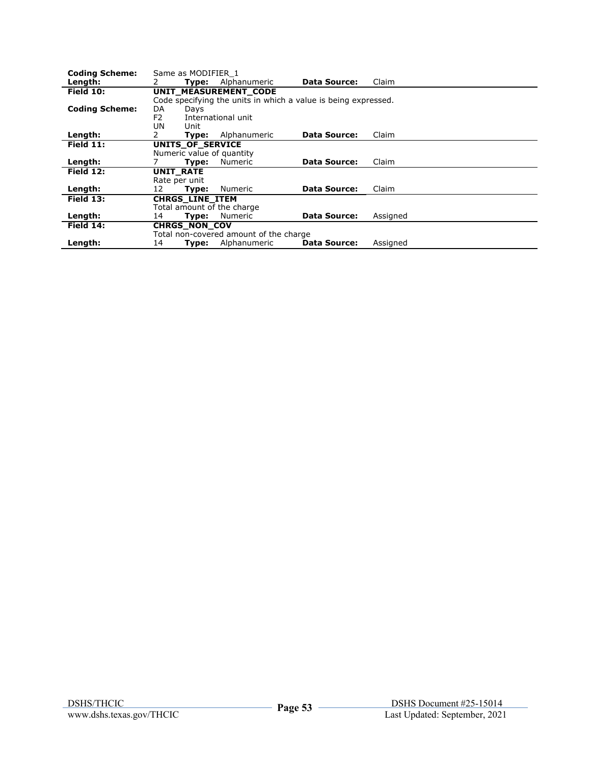| | | | | | |
|---|---|---|---|---|---|
| **Coding Scheme:** | Same as MODIFIER_1 | | | | |
| **Length:** | 2 | **Type:** Alphanumeric | | **Data Source:** | Claim |
| **Field 10:** | **UNIT_MEASUREMENT_CODE** | | | | |
| | Code specifying the units in which a value is being expressed. | | | | |
| **Coding Scheme:** | DA | Days | | | |
| | F2 | International unit | | | |
| | UN | Unit | | | |
| **Length:** | 2 | **Type:** Alphanumeric | | **Data Source:** | Claim |
| **Field 11:** | **UNITS_OF_SERVICE** | | | | |
| | Numeric value of quantity | | | | |
| **Length:** | 7 | **Type:** Numeric | | **Data Source:** | Claim |
| **Field 12:** | **UNIT_RATE** | | | | |
| | Rate per unit | | | | |
| **Length:** | 12 | **Type:** Numeric | | **Data Source:** | Claim |
| **Field 13:** | **CHRGS_LINE_ITEM** | | | | |
| | Total amount of the charge | | | | |
| **Length:** | 14 | **Type:** Numeric | | **Data Source:** | Assigned |
| **Field 14:** | **CHRGS_NON_COV** | | | | |
| | Total non-covered amount of the charge | | | | |
| **Length:** | 14 | **Type:** Alphanumeric | | **Data Source:** | Assigned |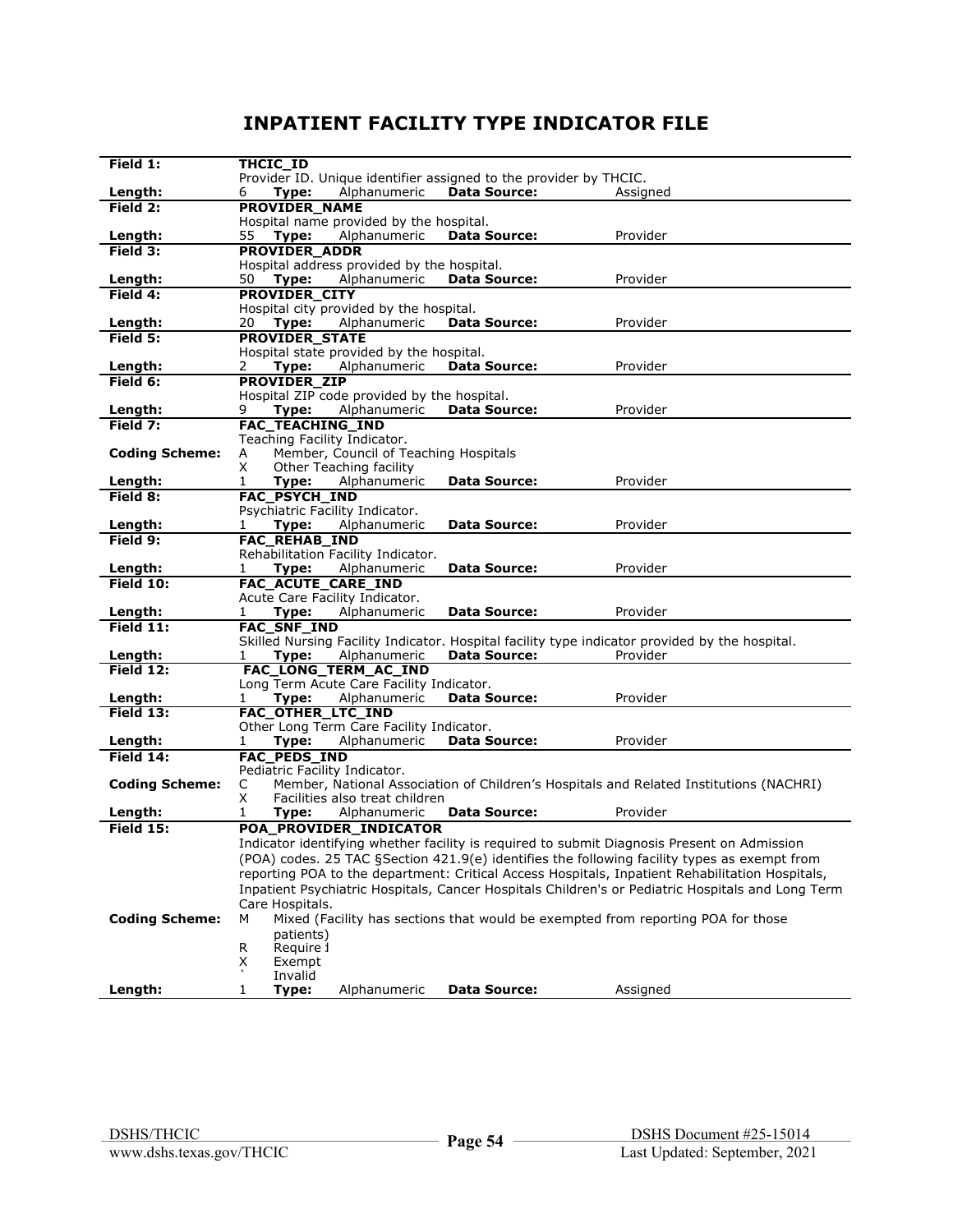# INPATIENT FACILITY TYPE INDICATOR FILE

| | |
|---|---|
| **Field 1:** | **THCIC_ID** |
| | Provider ID. Unique identifier assigned to the provider by THCIC. |
| **Length:** | 6 **Type:** Alphanumeric **Data Source:** Assigned |
| **Field 2:** | **PROVIDER_NAME** |
| | Hospital name provided by the hospital. |
| **Length:** | 55 **Type:** Alphanumeric **Data Source:** Provider |
| **Field 3:** | **PROVIDER_ADDR** |
| | Hospital address provided by the hospital. |
| **Length:** | 50 **Type:** Alphanumeric **Data Source:** Provider |
| **Field 4:** | **PROVIDER_CITY** |
| | Hospital city provided by the hospital. |
| **Length:** | 20 **Type:** Alphanumeric **Data Source:** Provider |
| **Field 5:** | **PROVIDER_STATE** |
| | Hospital state provided by the hospital. |
| **Length:** | 2 **Type:** Alphanumeric **Data Source:** Provider |
| **Field 6:** | **PROVIDER_ZIP** |
| | Hospital ZIP code provided by the hospital. |
| **Length:** | 9 **Type:** Alphanumeric **Data Source:** Provider |
| **Field 7:** | **FAC_TEACHING_IND** |
| | Teaching Facility Indicator. |
| **Coding Scheme:** | A Member, Council of Teaching Hospitals |
| | X Other Teaching facility |
| **Length:** | 1 **Type:** Alphanumeric **Data Source:** Provider |
| **Field 8:** | **FAC_PSYCH_IND** |
| | Psychiatric Facility Indicator. |
| **Length:** | 1 **Type:** Alphanumeric **Data Source:** Provider |
| **Field 9:** | **FAC_REHAB_IND** |
| | Rehabilitation Facility Indicator. |
| **Length:** | 1 **Type:** Alphanumeric **Data Source:** Provider |
| **Field 10:** | **FAC_ACUTE_CARE_IND** |
| | Acute Care Facility Indicator. |
| **Length:** | 1 **Type:** Alphanumeric **Data Source:** Provider |
| **Field 11:** | **FAC_SNF_IND** |
| | Skilled Nursing Facility Indicator. Hospital facility type indicator provided by the hospital. |
| **Length:** | 1 **Type:** Alphanumeric **Data Source:** Provider |
| **Field 12:** | **FAC_LONG_TERM_AC_IND** |
| | Long Term Acute Care Facility Indicator. |
| **Length:** | 1 **Type:** Alphanumeric **Data Source:** Provider |
| **Field 13:** | **FAC_OTHER_LTC_IND** |
| | Other Long Term Care Facility Indicator. |
| **Length:** | 1 **Type:** Alphanumeric **Data Source:** Provider |
| **Field 14:** | **FAC_PEDS_IND** |
| | Pediatric Facility Indicator. |
| **Coding Scheme:** | C Member, National Association of Children's Hospitals and Related Institutions (NACHRI) |
| | X Facilities also treat children |
| **Length:** | 1 **Type:** Alphanumeric **Data Source:** Provider |
| **Field 15:** | **POA_PROVIDER_INDICATOR** |
| | Indicator identifying whether facility is required to submit Diagnosis Present on Admission (POA) codes. 25 TAC §Section 421.9(e) identifies the following facility types as exempt from reporting POA to the department: Critical Access Hospitals, Inpatient Rehabilitation Hospitals, Inpatient Psychiatric Hospitals, Cancer Hospitals Children's or Pediatric Hospitals and Long Term Care Hospitals. |
| **Coding Scheme:** | M Mixed (Facility has sections that would be exempted from reporting POA for those patients) |
| | R Required |
| | X Exempt |
| | ` Invalid |
| **Length:** | 1 **Type:** Alphanumeric **Data Source:** Assigned |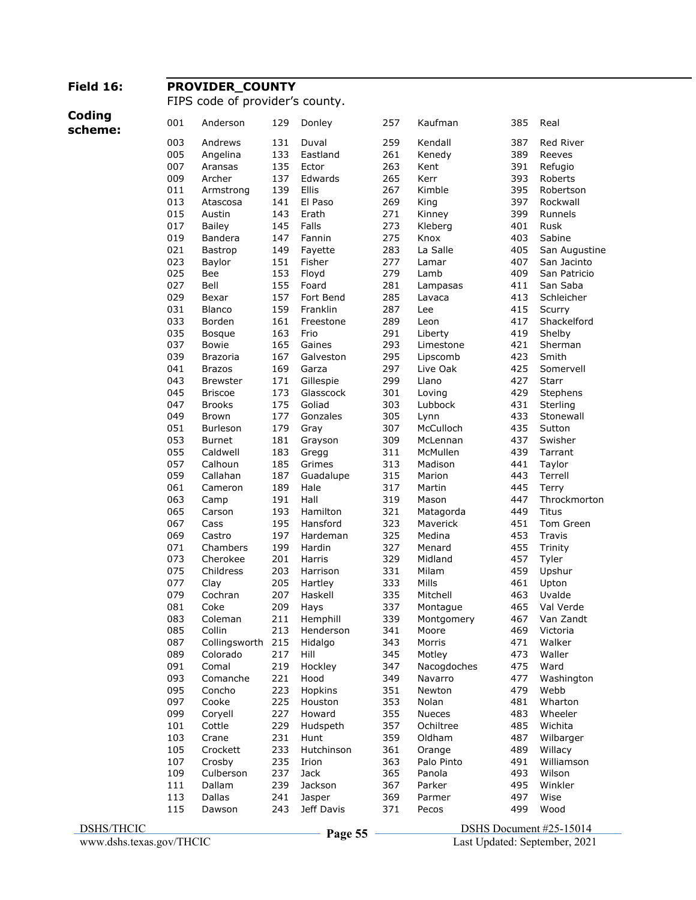**Field 16:** **PROVIDER_COUNTY**

FIPS code of provider's county.

**Coding scheme:**

| Code | County | Code | County | Code | County | Code | County |
|---|---|---|---|---|---|---|---|
| 001 | Anderson | 129 | Donley | 257 | Kaufman | 385 | Real |
| 003 | Andrews | 131 | Duval | 259 | Kendall | 387 | Red River |
| 005 | Angelina | 133 | Eastland | 261 | Kenedy | 389 | Reeves |
| 007 | Aransas | 135 | Ector | 263 | Kent | 391 | Refugio |
| 009 | Archer | 137 | Edwards | 265 | Kerr | 393 | Roberts |
| 011 | Armstrong | 139 | Ellis | 267 | Kimble | 395 | Robertson |
| 013 | Atascosa | 141 | El Paso | 269 | King | 397 | Rockwall |
| 015 | Austin | 143 | Erath | 271 | Kinney | 399 | Runnels |
| 017 | Bailey | 145 | Falls | 273 | Kleberg | 401 | Rusk |
| 019 | Bandera | 147 | Fannin | 275 | Knox | 403 | Sabine |
| 021 | Bastrop | 149 | Fayette | 283 | La Salle | 405 | San Augustine |
| 023 | Baylor | 151 | Fisher | 277 | Lamar | 407 | San Jacinto |
| 025 | Bee | 153 | Floyd | 279 | Lamb | 409 | San Patricio |
| 027 | Bell | 155 | Foard | 281 | Lampasas | 411 | San Saba |
| 029 | Bexar | 157 | Fort Bend | 285 | Lavaca | 413 | Schleicher |
| 031 | Blanco | 159 | Franklin | 287 | Lee | 415 | Scurry |
| 033 | Borden | 161 | Freestone | 289 | Leon | 417 | Shackelford |
| 035 | Bosque | 163 | Frio | 291 | Liberty | 419 | Shelby |
| 037 | Bowie | 165 | Gaines | 293 | Limestone | 421 | Sherman |
| 039 | Brazoria | 167 | Galveston | 295 | Lipscomb | 423 | Smith |
| 041 | Brazos | 169 | Garza | 297 | Live Oak | 425 | Somervell |
| 043 | Brewster | 171 | Gillespie | 299 | Llano | 427 | Starr |
| 045 | Briscoe | 173 | Glasscock | 301 | Loving | 429 | Stephens |
| 047 | Brooks | 175 | Goliad | 303 | Lubbock | 431 | Sterling |
| 049 | Brown | 177 | Gonzales | 305 | Lynn | 433 | Stonewall |
| 051 | Burleson | 179 | Gray | 307 | McCulloch | 435 | Sutton |
| 053 | Burnet | 181 | Grayson | 309 | McLennan | 437 | Swisher |
| 055 | Caldwell | 183 | Gregg | 311 | McMullen | 439 | Tarrant |
| 057 | Calhoun | 185 | Grimes | 313 | Madison | 441 | Taylor |
| 059 | Callahan | 187 | Guadalupe | 315 | Marion | 443 | Terrell |
| 061 | Cameron | 189 | Hale | 317 | Martin | 445 | Terry |
| 063 | Camp | 191 | Hall | 319 | Mason | 447 | Throckmorton |
| 065 | Carson | 193 | Hamilton | 321 | Matagorda | 449 | Titus |
| 067 | Cass | 195 | Hansford | 323 | Maverick | 451 | Tom Green |
| 069 | Castro | 197 | Hardeman | 325 | Medina | 453 | Travis |
| 071 | Chambers | 199 | Hardin | 327 | Menard | 455 | Trinity |
| 073 | Cherokee | 201 | Harris | 329 | Midland | 457 | Tyler |
| 075 | Childress | 203 | Harrison | 331 | Milam | 459 | Upshur |
| 077 | Clay | 205 | Hartley | 333 | Mills | 461 | Upton |
| 079 | Cochran | 207 | Haskell | 335 | Mitchell | 463 | Uvalde |
| 081 | Coke | 209 | Hays | 337 | Montague | 465 | Val Verde |
| 083 | Coleman | 211 | Hemphill | 339 | Montgomery | 467 | Van Zandt |
| 085 | Collin | 213 | Henderson | 341 | Moore | 469 | Victoria |
| 087 | Collingsworth | 215 | Hidalgo | 343 | Morris | 471 | Walker |
| 089 | Colorado | 217 | Hill | 345 | Motley | 473 | Waller |
| 091 | Comal | 219 | Hockley | 347 | Nacogdoches | 475 | Ward |
| 093 | Comanche | 221 | Hood | 349 | Navarro | 477 | Washington |
| 095 | Concho | 223 | Hopkins | 351 | Newton | 479 | Webb |
| 097 | Cooke | 225 | Houston | 353 | Nolan | 481 | Wharton |
| 099 | Coryell | 227 | Howard | 355 | Nueces | 483 | Wheeler |
| 101 | Cottle | 229 | Hudspeth | 357 | Ochiltree | 485 | Wichita |
| 103 | Crane | 231 | Hunt | 359 | Oldham | 487 | Wilbarger |
| 105 | Crockett | 233 | Hutchinson | 361 | Orange | 489 | Willacy |
| 107 | Crosby | 235 | Irion | 363 | Palo Pinto | 491 | Williamson |
| 109 | Culberson | 237 | Jack | 365 | Panola | 493 | Wilson |
| 111 | Dallam | 239 | Jackson | 367 | Parker | 495 | Winkler |
| 113 | Dallas | 241 | Jasper | 369 | Parmer | 497 | Wise |
| 115 | Dawson | 243 | Jeff Davis | 371 | Pecos | 499 | Wood |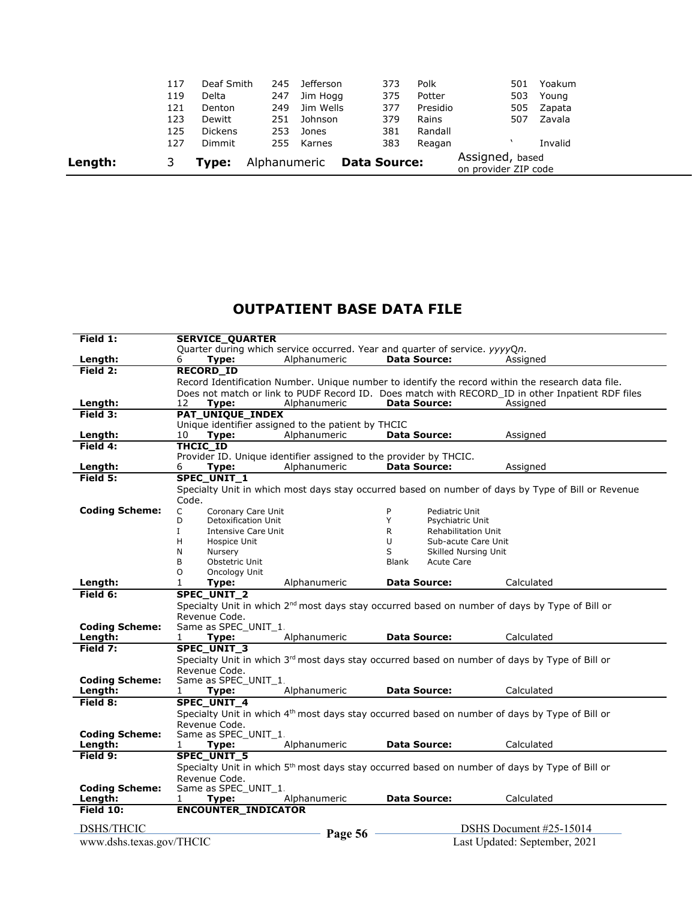| | | | | | | | |
|---|---|---|---|---|---|---|---|
| 117 | Deaf Smith | 245 | Jefferson | 373 | Polk | 501 | Yoakum |
| 119 | Delta | 247 | Jim Hogg | 375 | Potter | 503 | Young |
| 121 | Denton | 249 | Jim Wells | 377 | Presidio | 505 | Zapata |
| 123 | Dewitt | 251 | Johnson | 379 | Rains | 507 | Zavala |
| 125 | Dickens | 253 | Jones | 381 | Randall | | |
| 127 | Dimmit | 255 | Karnes | 383 | Reagan | ` | Invalid |

**Length:** 3 **Type:** Alphanumeric **Data Source:** Assigned, based on provider ZIP code

# OUTPATIENT BASE DATA FILE

**Field 1:** **SERVICE_QUARTER**
Quarter during which service occurred. Year and quarter of service. *yyyyQn*.
**Length:** 6 **Type:** Alphanumeric **Data Source:** Assigned

**Field 2:** **RECORD_ID**
Record Identification Number. Unique number to identify the record within the research data file. Does not match or link to PUDF Record ID. Does match with RECORD_ID in other Inpatient RDF files
**Length:** 12 **Type:** Alphanumeric **Data Source:** Assigned

**Field 3:** **PAT_UNIQUE_INDEX**
Unique identifier assigned to the patient by THCIC
**Length:** 10 **Type:** Alphanumeric **Data Source:** Assigned

**Field 4:** **THCIC_ID**
Provider ID. Unique identifier assigned to the provider by THCIC.
**Length:** 6 **Type:** Alphanumeric **Data Source:** Assigned

**Field 5:** **SPEC_UNIT_1**
Specialty Unit in which most days stay occurred based on number of days by Type of Bill or Revenue Code.

**Coding Scheme:**

| | | | |
|---|---|---|---|
| C | Coronary Care Unit | P | Pediatric Unit |
| D | Detoxification Unit | Y | Psychiatric Unit |
| I | Intensive Care Unit | R | Rehabilitation Unit |
| H | Hospice Unit | U | Sub-acute Care Unit |
| N | Nursery | S | Skilled Nursing Unit |
| B | Obstetric Unit | Blank | Acute Care |
| O | Oncology Unit | | |

**Length:** 1 **Type:** Alphanumeric **Data Source:** Calculated

**Field 6:** **SPEC_UNIT_2**
Specialty Unit in which 2nd most days stay occurred based on number of days by Type of Bill or Revenue Code.
**Coding Scheme:** Same as SPEC_UNIT_1.
**Length:** 1 **Type:** Alphanumeric **Data Source:** Calculated

**Field 7:** **SPEC_UNIT_3**
Specialty Unit in which 3rd most days stay occurred based on number of days by Type of Bill or Revenue Code.
**Coding Scheme:** Same as SPEC_UNIT_1.
**Length:** 1 **Type:** Alphanumeric **Data Source:** Calculated

**Field 8:** **SPEC_UNIT_4**
Specialty Unit in which 4th most days stay occurred based on number of days by Type of Bill or Revenue Code.
**Coding Scheme:** Same as SPEC_UNIT_1.
**Length:** 1 **Type:** Alphanumeric **Data Source:** Calculated

**Field 9:** **SPEC_UNIT_5**
Specialty Unit in which 5th most days stay occurred based on number of days by Type of Bill or Revenue Code.
**Coding Scheme:** Same as SPEC_UNIT_1.
**Length:** 1 **Type:** Alphanumeric **Data Source:** Calculated

**Field 10:** **ENCOUNTER_INDICATOR**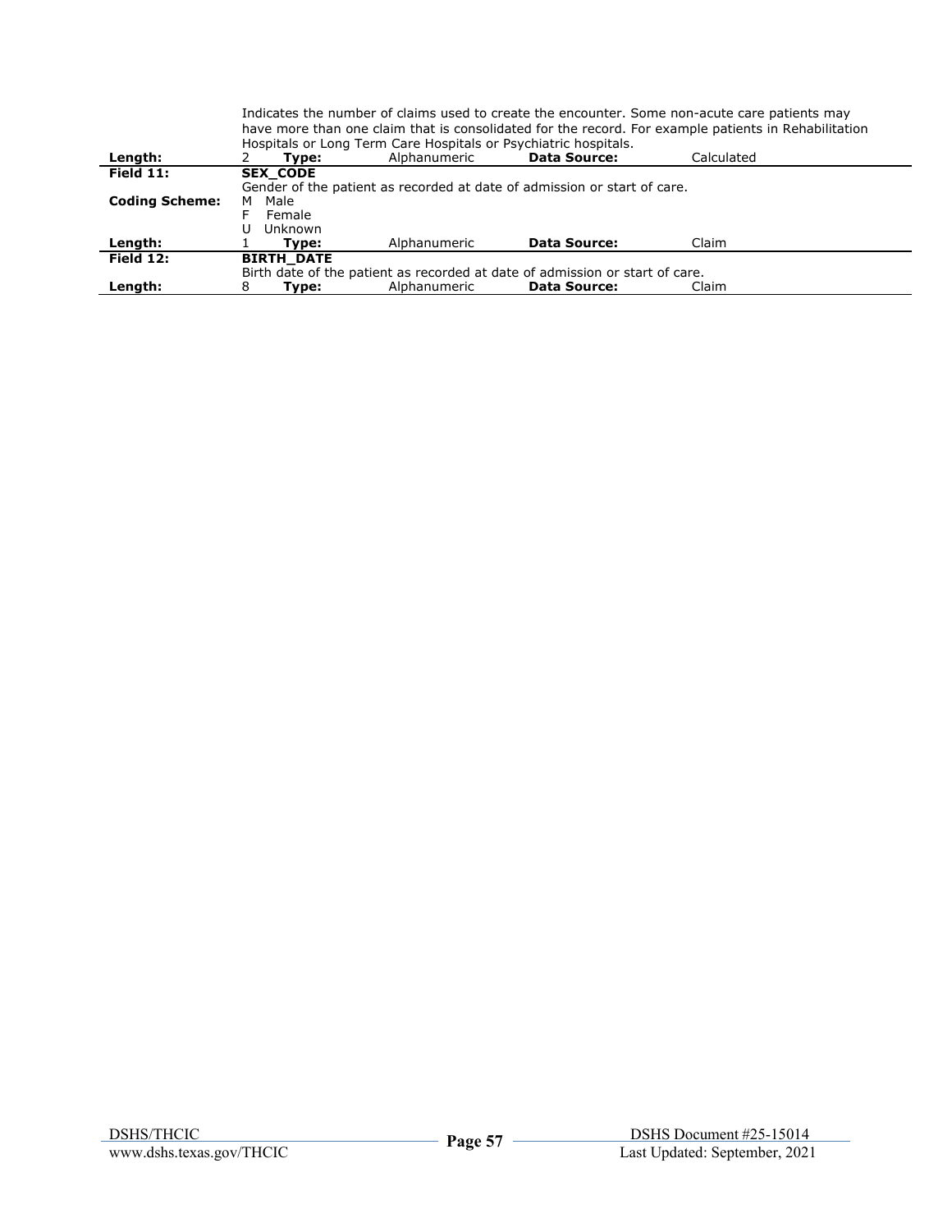Indicates the number of claims used to create the encounter. Some non-acute care patients may have more than one claim that is consolidated for the record. For example patients in Rehabilitation Hospitals or Long Term Care Hospitals or Psychiatric hospitals.

| | | | | | |
|---|---|---|---|---|---|
| **Length:** | 2 | **Type:** | Alphanumeric | **Data Source:** | Calculated |

| | |
|---|---|
| **Field 11:** | **SEX_CODE** |
| | Gender of the patient as recorded at date of admission or start of care. |
| **Coding Scheme:** | M Male<br>F Female<br>U Unknown |

| | | | | | |
|---|---|---|---|---|---|
| **Length:** | 1 | **Type:** | Alphanumeric | **Data Source:** | Claim |

| | |
|---|---|
| **Field 12:** | **BIRTH_DATE** |
| | Birth date of the patient as recorded at date of admission or start of care. |

| | | | | | |
|---|---|---|---|---|---|
| **Length:** | 8 | **Type:** | Alphanumeric | **Data Source:** | Claim |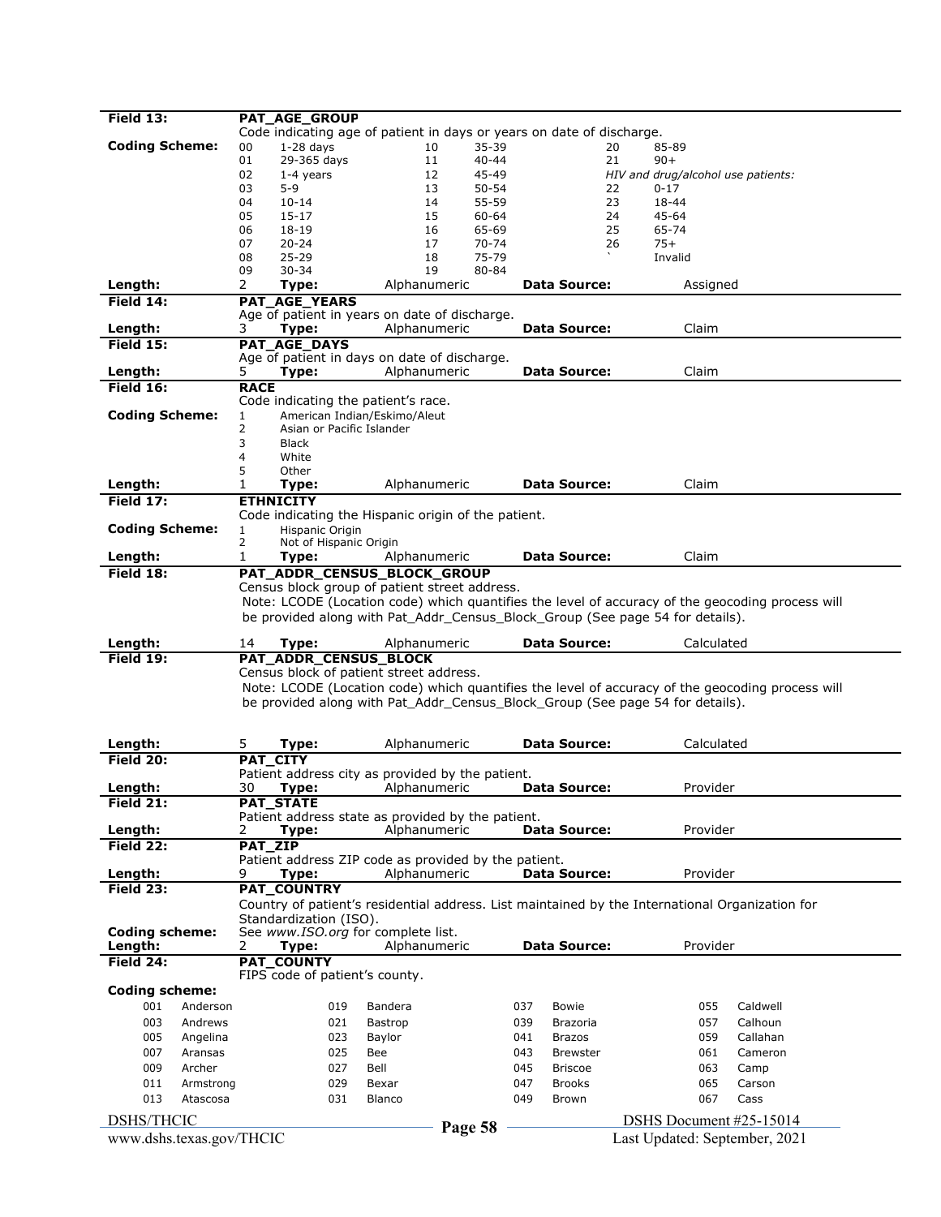**Field 13:** **PAT_AGE_GROUP**

Code indicating age of patient in days or years on date of discharge.

**Coding Scheme:**

| Code | Value | Code | Value | Code | Value |
|---|---|---|---|---|---|
| 00 | 1-28 days | 10 | 35-39 | 20 | 85-89 |
| 01 | 29-365 days | 11 | 40-44 | 21 | 90+ |
| 02 | 1-4 years | 12 | 45-49 | | *HIV and drug/alcohol use patients:* |
| 03 | 5-9 | 13 | 50-54 | 22 | 0-17 |
| 04 | 10-14 | 14 | 55-59 | 23 | 18-44 |
| 05 | 15-17 | 15 | 60-64 | 24 | 45-64 |
| 06 | 18-19 | 16 | 65-69 | 25 | 65-74 |
| 07 | 20-24 | 17 | 70-74 | 26 | 75+ |
| 08 | 25-29 | 18 | 75-79 | ` | Invalid |
| 09 | 30-34 | 19 | 80-84 | | |

**Length:** 2 **Type:** Alphanumeric **Data Source:** Assigned

**Field 14:** **PAT_AGE_YEARS**

Age of patient in years on date of discharge.

**Length:** 3 **Type:** Alphanumeric **Data Source:** Claim

**Field 15:** **PAT_AGE_DAYS**

Age of patient in days on date of discharge.

**Length:** 5 **Type:** Alphanumeric **Data Source:** Claim

**Field 16:** **RACE**

Code indicating the patient's race.

**Coding Scheme:**

- 1 American Indian/Eskimo/Aleut
- 2 Asian or Pacific Islander
- 3 Black
- 4 White
- 5 Other

**Length:** 1 **Type:** Alphanumeric **Data Source:** Claim

**Field 17:** **ETHNICITY**

Code indicating the Hispanic origin of the patient.

**Coding Scheme:**

- 1 Hispanic Origin
- 2 Not of Hispanic Origin

**Length:** 1 **Type:** Alphanumeric **Data Source:** Claim

**Field 18:** **PAT_ADDR_CENSUS_BLOCK_GROUP**

Census block group of patient street address.

Note: LCODE (Location code) which quantifies the level of accuracy of the geocoding process will be provided along with Pat_Addr_Census_Block_Group (See page 54 for details).

**Length:** 14 **Type:** Alphanumeric **Data Source:** Calculated

**Field 19:** **PAT_ADDR_CENSUS_BLOCK**

Census block of patient street address.

Note: LCODE (Location code) which quantifies the level of accuracy of the geocoding process will be provided along with Pat_Addr_Census_Block_Group (See page 54 for details).

**Length:** 5 **Type:** Alphanumeric **Data Source:** Calculated

**Field 20:** **PAT_CITY**

Patient address city as provided by the patient.

**Length:** 30 **Type:** Alphanumeric **Data Source:** Provider

**Field 21:** **PAT_STATE**

Patient address state as provided by the patient.

**Length:** 2 **Type:** Alphanumeric **Data Source:** Provider

**Field 22:** **PAT_ZIP**

Patient address ZIP code as provided by the patient.

**Length:** 9 **Type:** Alphanumeric **Data Source:** Provider

**Field 23:** **PAT_COUNTRY**

Country of patient's residential address. List maintained by the International Organization for Standardization (ISO).

**Coding scheme:** See *www.ISO.org* for complete list.

**Length:** 2 **Type:** Alphanumeric **Data Source:** Provider

**Field 24:** **PAT_COUNTY**

FIPS code of patient's county.

**Coding scheme:**

| Code | County | Code | County | Code | County | Code | County |
|---|---|---|---|---|---|---|---|
| 001 | Anderson | 019 | Bandera | 037 | Bowie | 055 | Caldwell |
| 003 | Andrews | 021 | Bastrop | 039 | Brazoria | 057 | Calhoun |
| 005 | Angelina | 023 | Baylor | 041 | Brazos | 059 | Callahan |
| 007 | Aransas | 025 | Bee | 043 | Brewster | 061 | Cameron |
| 009 | Archer | 027 | Bell | 045 | Briscoe | 063 | Camp |
| 011 | Armstrong | 029 | Bexar | 047 | Brooks | 065 | Carson |
| 013 | Atascosa | 031 | Blanco | 049 | Brown | 067 | Cass |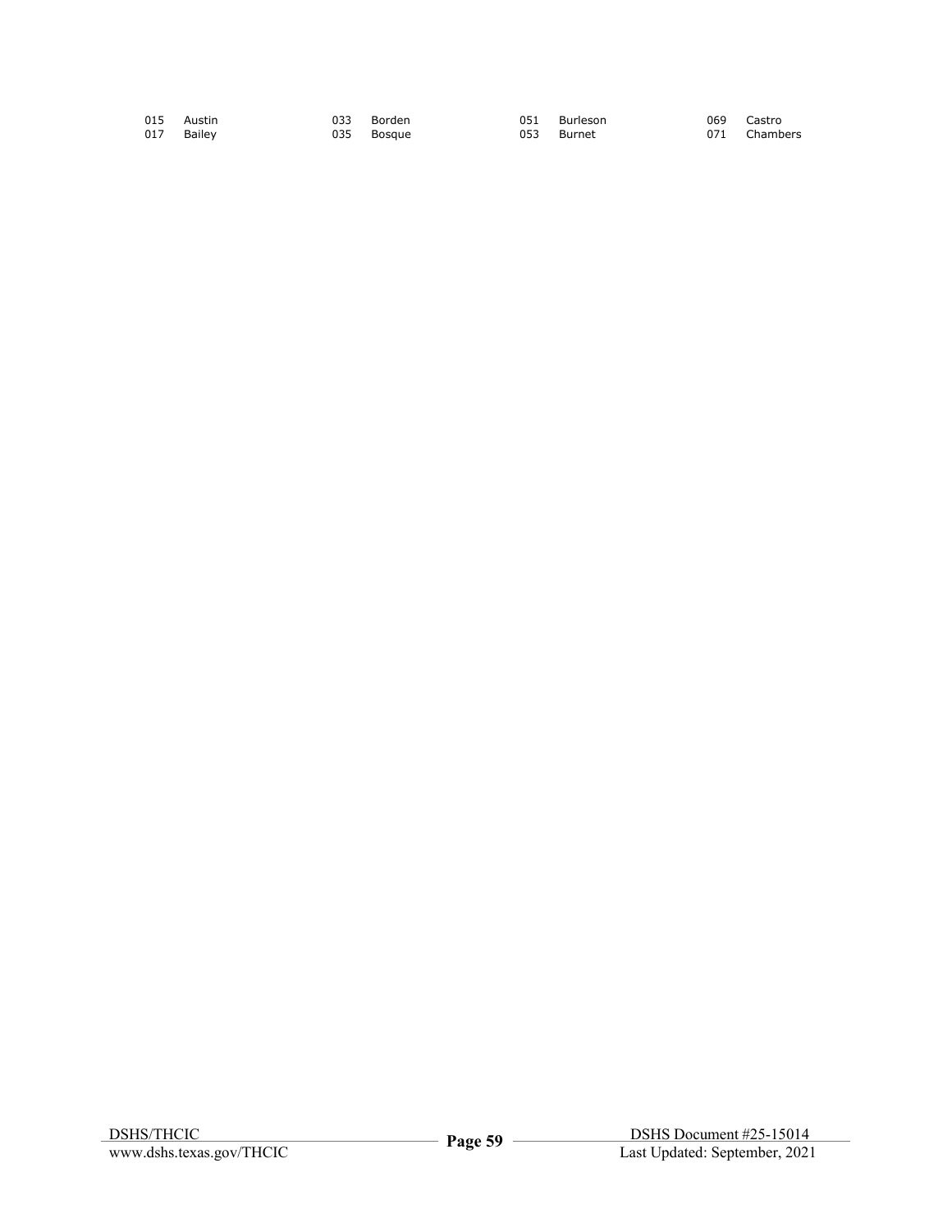| | | | | | | | |
|---|---|---|---|---|---|---|---|
| 015 | Austin | 033 | Borden | 051 | Burleson | 069 | Castro |
| 017 | Bailey | 035 | Bosque | 053 | Burnet | 071 | Chambers |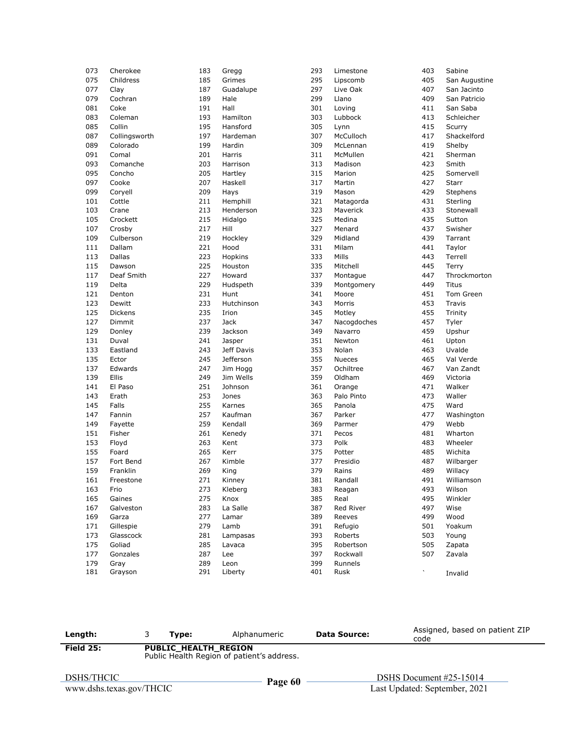| | | | | | | | |
|---|---|---|---|---|---|---|---|
| 073 | Cherokee | 183 | Gregg | 293 | Limestone | 403 | Sabine |
| 075 | Childress | 185 | Grimes | 295 | Lipscomb | 405 | San Augustine |
| 077 | Clay | 187 | Guadalupe | 297 | Live Oak | 407 | San Jacinto |
| 079 | Cochran | 189 | Hale | 299 | Llano | 409 | San Patricio |
| 081 | Coke | 191 | Hall | 301 | Loving | 411 | San Saba |
| 083 | Coleman | 193 | Hamilton | 303 | Lubbock | 413 | Schleicher |
| 085 | Collin | 195 | Hansford | 305 | Lynn | 415 | Scurry |
| 087 | Collingsworth | 197 | Hardeman | 307 | McCulloch | 417 | Shackelford |
| 089 | Colorado | 199 | Hardin | 309 | McLennan | 419 | Shelby |
| 091 | Comal | 201 | Harris | 311 | McMullen | 421 | Sherman |
| 093 | Comanche | 203 | Harrison | 313 | Madison | 423 | Smith |
| 095 | Concho | 205 | Hartley | 315 | Marion | 425 | Somervell |
| 097 | Cooke | 207 | Haskell | 317 | Martin | 427 | Starr |
| 099 | Coryell | 209 | Hays | 319 | Mason | 429 | Stephens |
| 101 | Cottle | 211 | Hemphill | 321 | Matagorda | 431 | Sterling |
| 103 | Crane | 213 | Henderson | 323 | Maverick | 433 | Stonewall |
| 105 | Crockett | 215 | Hidalgo | 325 | Medina | 435 | Sutton |
| 107 | Crosby | 217 | Hill | 327 | Menard | 437 | Swisher |
| 109 | Culberson | 219 | Hockley | 329 | Midland | 439 | Tarrant |
| 111 | Dallam | 221 | Hood | 331 | Milam | 441 | Taylor |
| 113 | Dallas | 223 | Hopkins | 333 | Mills | 443 | Terrell |
| 115 | Dawson | 225 | Houston | 335 | Mitchell | 445 | Terry |
| 117 | Deaf Smith | 227 | Howard | 337 | Montague | 447 | Throckmorton |
| 119 | Delta | 229 | Hudspeth | 339 | Montgomery | 449 | Titus |
| 121 | Denton | 231 | Hunt | 341 | Moore | 451 | Tom Green |
| 123 | Dewitt | 233 | Hutchinson | 343 | Morris | 453 | Travis |
| 125 | Dickens | 235 | Irion | 345 | Motley | 455 | Trinity |
| 127 | Dimmit | 237 | Jack | 347 | Nacogdoches | 457 | Tyler |
| 129 | Donley | 239 | Jackson | 349 | Navarro | 459 | Upshur |
| 131 | Duval | 241 | Jasper | 351 | Newton | 461 | Upton |
| 133 | Eastland | 243 | Jeff Davis | 353 | Nolan | 463 | Uvalde |
| 135 | Ector | 245 | Jefferson | 355 | Nueces | 465 | Val Verde |
| 137 | Edwards | 247 | Jim Hogg | 357 | Ochiltree | 467 | Van Zandt |
| 139 | Ellis | 249 | Jim Wells | 359 | Oldham | 469 | Victoria |
| 141 | El Paso | 251 | Johnson | 361 | Orange | 471 | Walker |
| 143 | Erath | 253 | Jones | 363 | Palo Pinto | 473 | Waller |
| 145 | Falls | 255 | Karnes | 365 | Panola | 475 | Ward |
| 147 | Fannin | 257 | Kaufman | 367 | Parker | 477 | Washington |
| 149 | Fayette | 259 | Kendall | 369 | Parmer | 479 | Webb |
| 151 | Fisher | 261 | Kenedy | 371 | Pecos | 481 | Wharton |
| 153 | Floyd | 263 | Kent | 373 | Polk | 483 | Wheeler |
| 155 | Foard | 265 | Kerr | 375 | Potter | 485 | Wichita |
| 157 | Fort Bend | 267 | Kimble | 377 | Presidio | 487 | Wilbarger |
| 159 | Franklin | 269 | King | 379 | Rains | 489 | Willacy |
| 161 | Freestone | 271 | Kinney | 381 | Randall | 491 | Williamson |
| 163 | Frio | 273 | Kleberg | 383 | Reagan | 493 | Wilson |
| 165 | Gaines | 275 | Knox | 385 | Real | 495 | Winkler |
| 167 | Galveston | 283 | La Salle | 387 | Red River | 497 | Wise |
| 169 | Garza | 277 | Lamar | 389 | Reeves | 499 | Wood |
| 171 | Gillespie | 279 | Lamb | 391 | Refugio | 501 | Yoakum |
| 173 | Glasscock | 281 | Lampasas | 393 | Roberts | 503 | Young |
| 175 | Goliad | 285 | Lavaca | 395 | Robertson | 505 | Zapata |
| 177 | Gonzales | 287 | Lee | 397 | Rockwall | 507 | Zavala |
| 179 | Gray | 289 | Leon | 399 | Runnels | | |
| 181 | Grayson | 291 | Liberty | 401 | Rusk | ` | Invalid |

| Length: | 3 | Type: | Alphanumeric | Data Source: | Assigned, based on patient ZIP code |
|---|---|---|---|---|---|

**Field 25:** **PUBLIC_HEALTH_REGION**
Public Health Region of patient's address.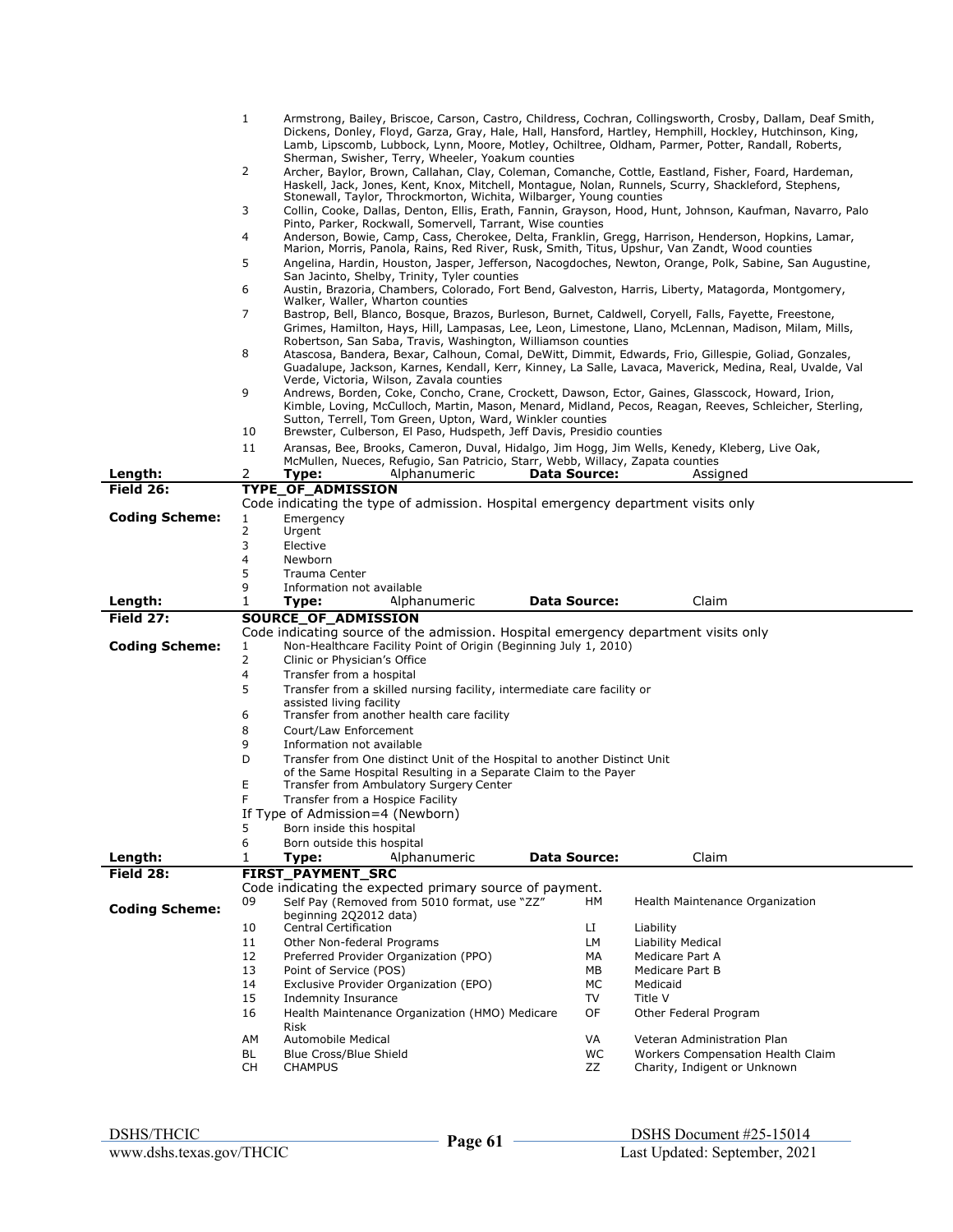| | |
|---|---|
| 1 | Armstrong, Bailey, Briscoe, Carson, Castro, Childress, Cochran, Collingsworth, Crosby, Dallam, Deaf Smith, Dickens, Donley, Floyd, Garza, Gray, Hale, Hall, Hansford, Hartley, Hemphill, Hockley, Hutchinson, King, Lamb, Lipscomb, Lubbock, Lynn, Moore, Motley, Ochiltree, Oldham, Parmer, Potter, Randall, Roberts, Sherman, Swisher, Terry, Wheeler, Yoakum counties |
| 2 | Archer, Baylor, Brown, Callahan, Clay, Coleman, Comanche, Cottle, Eastland, Fisher, Foard, Hardeman, Haskell, Jack, Jones, Kent, Knox, Mitchell, Montague, Nolan, Runnels, Scurry, Shackleford, Stephens, Stonewall, Taylor, Throckmorton, Wichita, Wilbarger, Young counties |
| 3 | Collin, Cooke, Dallas, Denton, Ellis, Erath, Fannin, Grayson, Hood, Hunt, Johnson, Kaufman, Navarro, Palo Pinto, Parker, Rockwall, Somervell, Tarrant, Wise counties |
| 4 | Anderson, Bowie, Camp, Cass, Cherokee, Delta, Franklin, Gregg, Harrison, Henderson, Hopkins, Lamar, Marion, Morris, Panola, Rains, Red River, Rusk, Smith, Titus, Upshur, Van Zandt, Wood counties |
| 5 | Angelina, Hardin, Houston, Jasper, Jefferson, Nacogdoches, Newton, Orange, Polk, Sabine, San Augustine, San Jacinto, Shelby, Trinity, Tyler counties |
| 6 | Austin, Brazoria, Chambers, Colorado, Fort Bend, Galveston, Harris, Liberty, Matagorda, Montgomery, Walker, Waller, Wharton counties |
| 7 | Bastrop, Bell, Blanco, Bosque, Brazos, Burleson, Burnet, Caldwell, Coryell, Falls, Fayette, Freestone, Grimes, Hamilton, Hays, Hill, Lampasas, Lee, Leon, Limestone, Llano, McLennan, Madison, Milam, Mills, Robertson, San Saba, Travis, Washington, Williamson counties |
| 8 | Atascosa, Bandera, Bexar, Calhoun, Comal, DeWitt, Dimmit, Edwards, Frio, Gillespie, Goliad, Gonzales, Guadalupe, Jackson, Karnes, Kendall, Kerr, Kinney, La Salle, Lavaca, Maverick, Medina, Real, Uvalde, Val Verde, Victoria, Wilson, Zavala counties |
| 9 | Andrews, Borden, Coke, Concho, Crane, Crockett, Dawson, Ector, Gaines, Glasscock, Howard, Irion, Kimble, Loving, McCulloch, Martin, Mason, Menard, Midland, Pecos, Reagan, Reeves, Schleicher, Sterling, Sutton, Terrell, Tom Green, Upton, Ward, Winkler counties |
| 10 | Brewster, Culberson, El Paso, Hudspeth, Jeff Davis, Presidio counties |
| 11 | Aransas, Bee, Brooks, Cameron, Duval, Hidalgo, Jim Hogg, Jim Wells, Kenedy, Kleberg, Live Oak, McMullen, Nueces, Refugio, San Patricio, Starr, Webb, Willacy, Zapata counties |

**Length:** 2 **Type:** Alphanumeric **Data Source:** Assigned

**Field 26:** **TYPE_OF_ADMISSION**

Code indicating the type of admission. Hospital emergency department visits only

**Coding Scheme:**

| Code | Description |
|---|---|
| 1 | Emergency |
| 2 | Urgent |
| 3 | Elective |
| 4 | Newborn |
| 5 | Trauma Center |
| 9 | Information not available |

**Length:** 1 **Type:** Alphanumeric **Data Source:** Claim

**Field 27:** **SOURCE_OF_ADMISSION**

Code indicating source of the admission. Hospital emergency department visits only

**Coding Scheme:**

| Code | Description |
|---|---|
| 1 | Non-Healthcare Facility Point of Origin (Beginning July 1, 2010) |
| 2 | Clinic or Physician's Office |
| 4 | Transfer from a hospital |
| 5 | Transfer from a skilled nursing facility, intermediate care facility or assisted living facility |
| 6 | Transfer from another health care facility |
| 8 | Court/Law Enforcement |
| 9 | Information not available |
| D | Transfer from One distinct Unit of the Hospital to another Distinct Unit of the Same Hospital Resulting in a Separate Claim to the Payer |
| E | Transfer from Ambulatory Surgery Center |
| F | Transfer from a Hospice Facility |

If Type of Admission=4 (Newborn)

| Code | Description |
|---|---|
| 5 | Born inside this hospital |
| 6 | Born outside this hospital |

**Length:** 1 **Type:** Alphanumeric **Data Source:** Claim

**Field 28:** **FIRST_PAYMENT_SRC**

Code indicating the expected primary source of payment.

**Coding Scheme:**

| Code | Description | Code | Description |
|---|---|---|---|
| 09 | Self Pay (Removed from 5010 format, use "ZZ" beginning 2Q2012 data) | HM | Health Maintenance Organization |
| 10 | Central Certification | LI | Liability |
| 11 | Other Non-federal Programs | LM | Liability Medical |
| 12 | Preferred Provider Organization (PPO) | MA | Medicare Part A |
| 13 | Point of Service (POS) | MB | Medicare Part B |
| 14 | Exclusive Provider Organization (EPO) | MC | Medicaid |
| 15 | Indemnity Insurance | TV | Title V |
| 16 | Health Maintenance Organization (HMO) Medicare Risk | OF | Other Federal Program |
| AM | Automobile Medical | VA | Veteran Administration Plan |
| BL | Blue Cross/Blue Shield | WC | Workers Compensation Health Claim |
| CH | CHAMPUS | ZZ | Charity, Indigent or Unknown |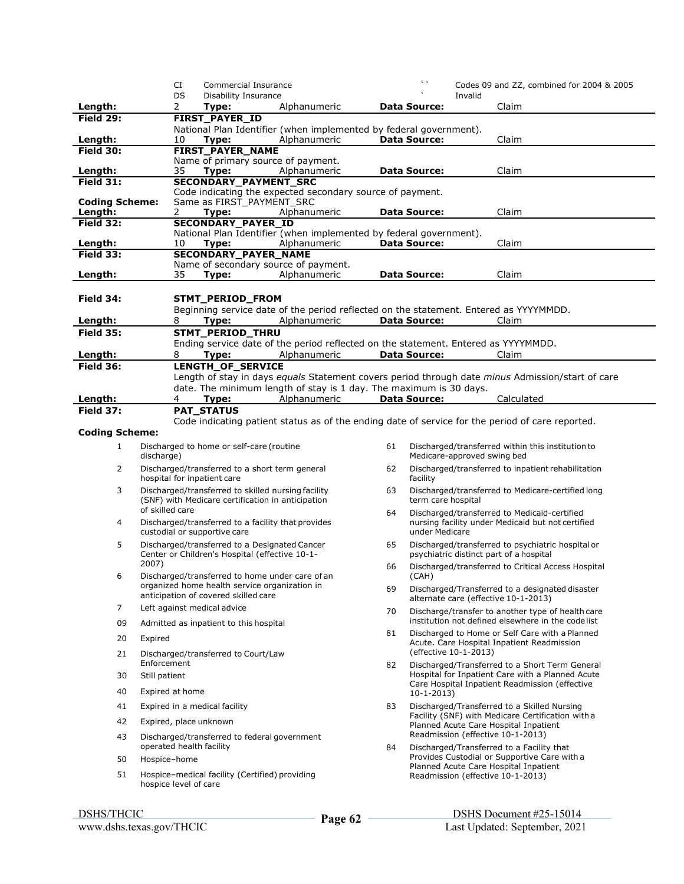| | | |
|---|---|---|
| CI | Commercial Insurance | |
| DS | Disability Insurance | |
| `` | | Codes 09 and ZZ, combined for 2004 & 2005 |
| ` | | Invalid |

**Length:** 2 **Type:** Alphanumeric **Data Source:** Claim

**Field 29:** **FIRST_PAYER_ID**

National Plan Identifier (when implemented by federal government).

**Length:** 10 **Type:** Alphanumeric **Data Source:** Claim

**Field 30:** **FIRST_PAYER_NAME**

Name of primary source of payment.

**Length:** 35 **Type:** Alphanumeric **Data Source:** Claim

**Field 31:** **SECONDARY_PAYMENT_SRC**

Code indicating the expected secondary source of payment.

**Coding Scheme:** Same as FIRST_PAYMENT_SRC

**Length:** 2 **Type:** Alphanumeric **Data Source:** Claim

**Field 32:** **SECONDARY_PAYER_ID**

National Plan Identifier (when implemented by federal government).

**Length:** 10 **Type:** Alphanumeric **Data Source:** Claim

**Field 33:** **SECONDARY_PAYER_NAME**

Name of secondary source of payment.

**Length:** 35 **Type:** Alphanumeric **Data Source:** Claim

**Field 34:** **STMT_PERIOD_FROM**

Beginning service date of the period reflected on the statement. Entered as YYYYMMDD.

**Length:** 8 **Type:** Alphanumeric **Data Source:** Claim

**Field 35:** **STMT_PERIOD_THRU**

Ending service date of the period reflected on the statement. Entered as YYYYMMDD.

**Length:** 8 **Type:** Alphanumeric **Data Source:** Claim

**Field 36:** **LENGTH_OF_SERVICE**

Length of stay in days *equals* Statement covers period through date *minus* Admission/start of care date. The minimum length of stay is 1 day. The maximum is 30 days.

**Length:** 4 **Type:** Alphanumeric **Data Source:** Calculated

**Field 37:** **PAT_STATUS**

Code indicating patient status as of the ending date of service for the period of care reported.

**Coding Scheme:**

| Code | Description |
|---|---|
| 1 | Discharged to home or self-care (routine discharge) |
| 2 | Discharged/transferred to a short term general hospital for inpatient care |
| 3 | Discharged/transferred to skilled nursing facility (SNF) with Medicare certification in anticipation of skilled care |
| 4 | Discharged/transferred to a facility that provides custodial or supportive care |
| 5 | Discharged/transferred to a Designated Cancer Center or Children's Hospital (effective 10-1-2007) |
| 6 | Discharged/transferred to home under care of an organized home health service organization in anticipation of covered skilled care |
| 7 | Left against medical advice |
| 09 | Admitted as inpatient to this hospital |
| 20 | Expired |
| 21 | Discharged/transferred to Court/Law Enforcement |
| 30 | Still patient |
| 40 | Expired at home |
| 41 | Expired in a medical facility |
| 42 | Expired, place unknown |
| 43 | Discharged/transferred to federal government operated health facility |
| 50 | Hospice–home |
| 51 | Hospice–medical facility (Certified) providing hospice level of care |
| 61 | Discharged/transferred within this institution to Medicare-approved swing bed |
| 62 | Discharged/transferred to inpatient rehabilitation facility |
| 63 | Discharged/transferred to Medicare-certified long term care hospital |
| 64 | Discharged/transferred to Medicaid-certified nursing facility under Medicaid but not certified under Medicare |
| 65 | Discharged/transferred to psychiatric hospital or psychiatric distinct part of a hospital |
| 66 | Discharged/transferred to Critical Access Hospital (CAH) |
| 69 | Discharged/Transferred to a designated disaster alternate care (effective 10-1-2013) |
| 70 | Discharge/transfer to another type of health care institution not defined elsewhere in the code list |
| 81 | Discharged to Home or Self Care with a Planned Acute. Care Hospital Inpatient Readmission (effective 10-1-2013) |
| 82 | Discharged/Transferred to a Short Term General Hospital for Inpatient Care with a Planned Acute Care Hospital Inpatient Readmission (effective 10-1-2013) |
| 83 | Discharged/Transferred to a Skilled Nursing Facility (SNF) with Medicare Certification with a Planned Acute Care Hospital Inpatient Readmission (effective 10-1-2013) |
| 84 | Discharged/Transferred to a Facility that Provides Custodial or Supportive Care with a Planned Acute Care Hospital Inpatient Readmission (effective 10-1-2013) |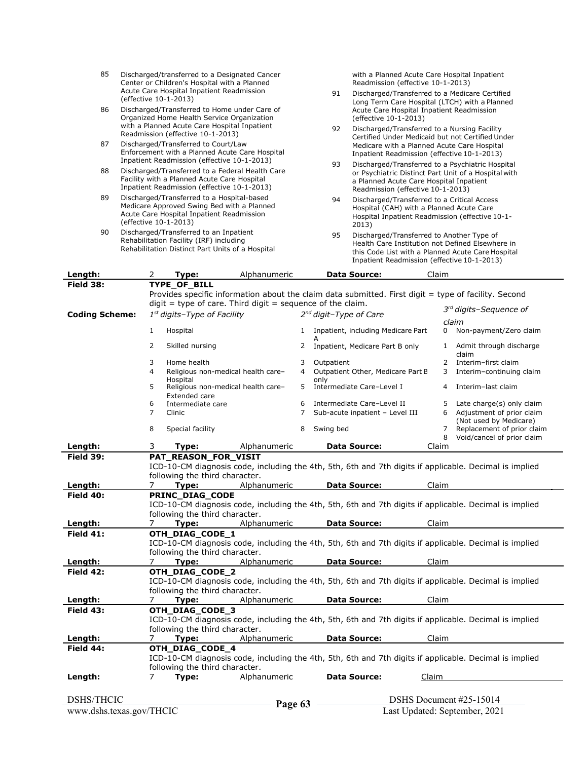| Code | Description |
|---|---|
| 85 | Discharged/transferred to a Designated Cancer Center or Children's Hospital with a Planned Acute Care Hospital Inpatient Readmission (effective 10-1-2013) |
| 86 | Discharged/Transferred to Home under Care of Organized Home Health Service Organization with a Planned Acute Care Hospital Inpatient Readmission (effective 10-1-2013) |
| 87 | Discharged/Transferred to Court/Law Enforcement with a Planned Acute Care Hospital Inpatient Readmission (effective 10-1-2013) |
| 88 | Discharged/Transferred to a Federal Health Care Facility with a Planned Acute Care Hospital Inpatient Readmission (effective 10-1-2013) |
| 89 | Discharged/Transferred to a Hospital-based Medicare Approved Swing Bed with a Planned Acute Care Hospital Inpatient Readmission (effective 10-1-2013) |
| 90 | Discharged/Transferred to an Inpatient Rehabilitation Facility (IRF) including Rehabilitation Distinct Part Units of a Hospital with a Planned Acute Care Hospital Inpatient Readmission (effective 10-1-2013) |
| 91 | Discharged/Transferred to a Medicare Certified Long Term Care Hospital (LTCH) with a Planned Acute Care Hospital Inpatient Readmission (effective 10-1-2013) |
| 92 | Discharged/Transferred to a Nursing Facility Certified Under Medicaid but not Certified Under Medicare with a Planned Acute Care Hospital Inpatient Readmission (effective 10-1-2013) |
| 93 | Discharged/Transferred to a Psychiatric Hospital or Psychiatric Distinct Part Unit of a Hospital with a Planned Acute Care Hospital Inpatient Readmission (effective 10-1-2013) |
| 94 | Discharged/Transferred to a Critical Access Hospital (CAH) with a Planned Acute Care Hospital Inpatient Readmission (effective 10-1-2013) |
| 95 | Discharged/Transferred to Another Type of Health Care Institution not Defined Elsewhere in this Code List with a Planned Acute Care Hospital Inpatient Readmission (effective 10-1-2013) |

**Length:** 2 **Type:** Alphanumeric **Data Source:** Claim

**Field 38:** **TYPE_OF_BILL**

Provides specific information about the claim data submitted. First digit = type of facility. Second digit = type of care. Third digit = sequence of the claim.

**Coding Scheme:**

| 1st digits–Type of Facility | | 2nd digit–Type of Care | | 3rd digits–Sequence of claim | |
|---|---|---|---|---|---|
| 1 | Hospital | 1 | Inpatient, including Medicare Part A | 0 | Non-payment/Zero claim |
| 2 | Skilled nursing | 2 | Inpatient, Medicare Part B only | 1 | Admit through discharge claim |
| 3 | Home health | 3 | Outpatient | 2 | Interim–first claim |
| 4 | Religious non-medical health care–Hospital | 4 | Outpatient Other, Medicare Part B only | 3 | Interim–continuing claim |
| 5 | Religious non-medical health care–Extended care | 5 | Intermediate Care–Level I | 4 | Interim–last claim |
| 6 | Intermediate care | 6 | Intermediate Care–Level II | 5 | Late charge(s) only claim |
| 7 | Clinic | 7 | Sub-acute inpatient – Level III | 6 | Adjustment of prior claim (Not used by Medicare) |
| 8 | Special facility | 8 | Swing bed | 7 | Replacement of prior claim |
| | | | | 8 | Void/cancel of prior claim |

**Length:** 3 **Type:** Alphanumeric **Data Source:** Claim

**Field 39:** **PAT_REASON_FOR_VISIT**

ICD-10-CM diagnosis code, including the 4th, 5th, 6th and 7th digits if applicable. Decimal is implied following the third character.

**Length:** 7 **Type:** Alphanumeric **Data Source:** Claim

**Field 40:** **PRINC_DIAG_CODE**

ICD-10-CM diagnosis code, including the 4th, 5th, 6th and 7th digits if applicable. Decimal is implied following the third character.

**Length:** 7 **Type:** Alphanumeric **Data Source:** Claim

**Field 41:** **OTH_DIAG_CODE_1**

ICD-10-CM diagnosis code, including the 4th, 5th, 6th and 7th digits if applicable. Decimal is implied following the third character.

**Length:** 7 **Type:** Alphanumeric **Data Source:** Claim

**Field 42:** **OTH_DIAG_CODE_2**

ICD-10-CM diagnosis code, including the 4th, 5th, 6th and 7th digits if applicable. Decimal is implied following the third character.

**Length:** 7 **Type:** Alphanumeric **Data Source:** Claim

**Field 43:** **OTH_DIAG_CODE_3**

ICD-10-CM diagnosis code, including the 4th, 5th, 6th and 7th digits if applicable. Decimal is implied following the third character.

**Length:** 7 **Type:** Alphanumeric **Data Source:** Claim

**Field 44:** **OTH_DIAG_CODE_4**

ICD-10-CM diagnosis code, including the 4th, 5th, 6th and 7th digits if applicable. Decimal is implied following the third character.

**Length:** 7 **Type:** Alphanumeric **Data Source:** Claim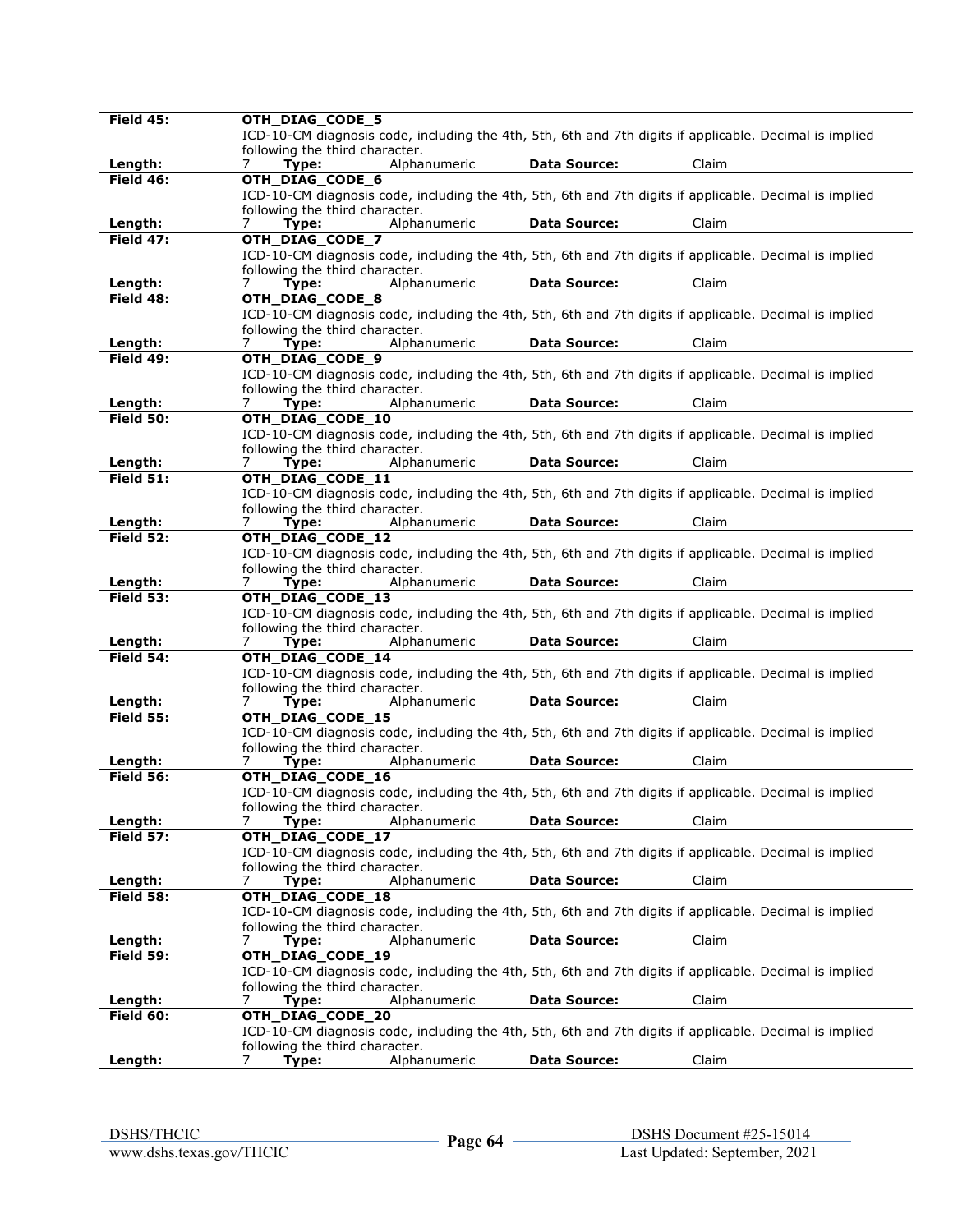| | | | | | |
|---|---|---|---|---|---|
| **Field 45:** | **OTH_DIAG_CODE_5** | | | | |
| | ICD-10-CM diagnosis code, including the 4th, 5th, 6th and 7th digits if applicable. Decimal is implied following the third character. | | | | |
| **Length:** | 7 | **Type:** | Alphanumeric | **Data Source:** | Claim |
| **Field 46:** | **OTH_DIAG_CODE_6** | | | | |
| | ICD-10-CM diagnosis code, including the 4th, 5th, 6th and 7th digits if applicable. Decimal is implied following the third character. | | | | |
| **Length:** | 7 | **Type:** | Alphanumeric | **Data Source:** | Claim |
| **Field 47:** | **OTH_DIAG_CODE_7** | | | | |
| | ICD-10-CM diagnosis code, including the 4th, 5th, 6th and 7th digits if applicable. Decimal is implied following the third character. | | | | |
| **Length:** | 7 | **Type:** | Alphanumeric | **Data Source:** | Claim |
| **Field 48:** | **OTH_DIAG_CODE_8** | | | | |
| | ICD-10-CM diagnosis code, including the 4th, 5th, 6th and 7th digits if applicable. Decimal is implied following the third character. | | | | |
| **Length:** | 7 | **Type:** | Alphanumeric | **Data Source:** | Claim |
| **Field 49:** | **OTH_DIAG_CODE_9** | | | | |
| | ICD-10-CM diagnosis code, including the 4th, 5th, 6th and 7th digits if applicable. Decimal is implied following the third character. | | | | |
| **Length:** | 7 | **Type:** | Alphanumeric | **Data Source:** | Claim |
| **Field 50:** | **OTH_DIAG_CODE_10** | | | | |
| | ICD-10-CM diagnosis code, including the 4th, 5th, 6th and 7th digits if applicable. Decimal is implied following the third character. | | | | |
| **Length:** | 7 | **Type:** | Alphanumeric | **Data Source:** | Claim |
| **Field 51:** | **OTH_DIAG_CODE_11** | | | | |
| | ICD-10-CM diagnosis code, including the 4th, 5th, 6th and 7th digits if applicable. Decimal is implied following the third character. | | | | |
| **Length:** | 7 | **Type:** | Alphanumeric | **Data Source:** | Claim |
| **Field 52:** | **OTH_DIAG_CODE_12** | | | | |
| | ICD-10-CM diagnosis code, including the 4th, 5th, 6th and 7th digits if applicable. Decimal is implied following the third character. | | | | |
| **Length:** | 7 | **Type:** | Alphanumeric | **Data Source:** | Claim |
| **Field 53:** | **OTH_DIAG_CODE_13** | | | | |
| | ICD-10-CM diagnosis code, including the 4th, 5th, 6th and 7th digits if applicable. Decimal is implied following the third character. | | | | |
| **Length:** | 7 | **Type:** | Alphanumeric | **Data Source:** | Claim |
| **Field 54:** | **OTH_DIAG_CODE_14** | | | | |
| | ICD-10-CM diagnosis code, including the 4th, 5th, 6th and 7th digits if applicable. Decimal is implied following the third character. | | | | |
| **Length:** | 7 | **Type:** | Alphanumeric | **Data Source:** | Claim |
| **Field 55:** | **OTH_DIAG_CODE_15** | | | | |
| | ICD-10-CM diagnosis code, including the 4th, 5th, 6th and 7th digits if applicable. Decimal is implied following the third character. | | | | |
| **Length:** | 7 | **Type:** | Alphanumeric | **Data Source:** | Claim |
| **Field 56:** | **OTH_DIAG_CODE_16** | | | | |
| | ICD-10-CM diagnosis code, including the 4th, 5th, 6th and 7th digits if applicable. Decimal is implied following the third character. | | | | |
| **Length:** | 7 | **Type:** | Alphanumeric | **Data Source:** | Claim |
| **Field 57:** | **OTH_DIAG_CODE_17** | | | | |
| | ICD-10-CM diagnosis code, including the 4th, 5th, 6th and 7th digits if applicable. Decimal is implied following the third character. | | | | |
| **Length:** | 7 | **Type:** | Alphanumeric | **Data Source:** | Claim |
| **Field 58:** | **OTH_DIAG_CODE_18** | | | | |
| | ICD-10-CM diagnosis code, including the 4th, 5th, 6th and 7th digits if applicable. Decimal is implied following the third character. | | | | |
| **Length:** | 7 | **Type:** | Alphanumeric | **Data Source:** | Claim |
| **Field 59:** | **OTH_DIAG_CODE_19** | | | | |
| | ICD-10-CM diagnosis code, including the 4th, 5th, 6th and 7th digits if applicable. Decimal is implied following the third character. | | | | |
| **Length:** | 7 | **Type:** | Alphanumeric | **Data Source:** | Claim |
| **Field 60:** | **OTH_DIAG_CODE_20** | | | | |
| | ICD-10-CM diagnosis code, including the 4th, 5th, 6th and 7th digits if applicable. Decimal is implied following the third character. | | | | |
| **Length:** | 7 | **Type:** | Alphanumeric | **Data Source:** | Claim |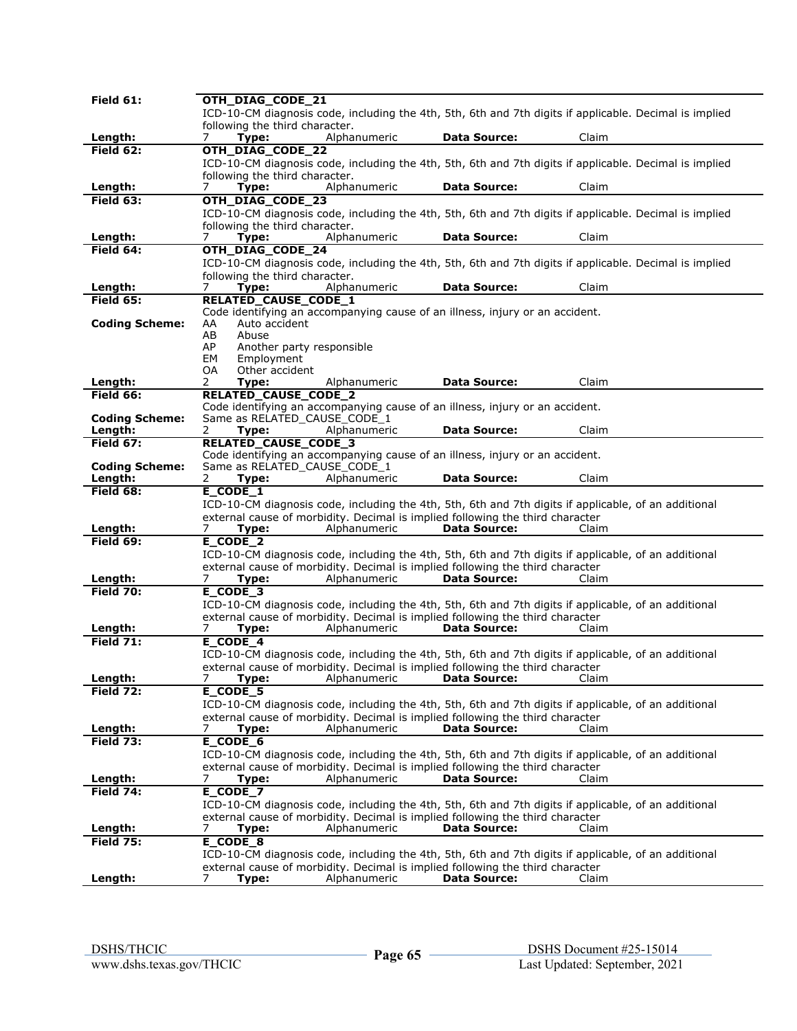**Field 61:** **OTH_DIAG_CODE_21**
ICD-10-CM diagnosis code, including the 4th, 5th, 6th and 7th digits if applicable. Decimal is implied following the third character.
**Length:** 7 **Type:** Alphanumeric **Data Source:** Claim

**Field 62:** **OTH_DIAG_CODE_22**
ICD-10-CM diagnosis code, including the 4th, 5th, 6th and 7th digits if applicable. Decimal is implied following the third character.
**Length:** 7 **Type:** Alphanumeric **Data Source:** Claim

**Field 63:** **OTH_DIAG_CODE_23**
ICD-10-CM diagnosis code, including the 4th, 5th, 6th and 7th digits if applicable. Decimal is implied following the third character.
**Length:** 7 **Type:** Alphanumeric **Data Source:** Claim

**Field 64:** **OTH_DIAG_CODE_24**
ICD-10-CM diagnosis code, including the 4th, 5th, 6th and 7th digits if applicable. Decimal is implied following the third character.
**Length:** 7 **Type:** Alphanumeric **Data Source:** Claim

**Field 65:** **RELATED_CAUSE_CODE_1**
Code identifying an accompanying cause of an illness, injury or an accident.
**Coding Scheme:**
AA Auto accident
AB Abuse
AP Another party responsible
EM Employment
OA Other accident
**Length:** 2 **Type:** Alphanumeric **Data Source:** Claim

**Field 66:** **RELATED_CAUSE_CODE_2**
Code identifying an accompanying cause of an illness, injury or an accident.
**Coding Scheme:** Same as RELATED_CAUSE_CODE_1
**Length:** 2 **Type:** Alphanumeric **Data Source:** Claim

**Field 67:** **RELATED_CAUSE_CODE_3**
Code identifying an accompanying cause of an illness, injury or an accident.
**Coding Scheme:** Same as RELATED_CAUSE_CODE_1
**Length:** 2 **Type:** Alphanumeric **Data Source:** Claim

**Field 68:** **E_CODE_1**
ICD-10-CM diagnosis code, including the 4th, 5th, 6th and 7th digits if applicable, of an additional external cause of morbidity. Decimal is implied following the third character
**Length:** 7 **Type:** Alphanumeric **Data Source:** Claim

**Field 69:** **E_CODE_2**
ICD-10-CM diagnosis code, including the 4th, 5th, 6th and 7th digits if applicable, of an additional external cause of morbidity. Decimal is implied following the third character
**Length:** 7 **Type:** Alphanumeric **Data Source:** Claim

**Field 70:** **E_CODE_3**
ICD-10-CM diagnosis code, including the 4th, 5th, 6th and 7th digits if applicable, of an additional external cause of morbidity. Decimal is implied following the third character
**Length:** 7 **Type:** Alphanumeric **Data Source:** Claim

**Field 71:** **E_CODE_4**
ICD-10-CM diagnosis code, including the 4th, 5th, 6th and 7th digits if applicable, of an additional external cause of morbidity. Decimal is implied following the third character
**Length:** 7 **Type:** Alphanumeric **Data Source:** Claim

**Field 72:** **E_CODE_5**
ICD-10-CM diagnosis code, including the 4th, 5th, 6th and 7th digits if applicable, of an additional external cause of morbidity. Decimal is implied following the third character
**Length:** 7 **Type:** Alphanumeric **Data Source:** Claim

**Field 73:** **E_CODE_6**
ICD-10-CM diagnosis code, including the 4th, 5th, 6th and 7th digits if applicable, of an additional external cause of morbidity. Decimal is implied following the third character
**Length:** 7 **Type:** Alphanumeric **Data Source:** Claim

**Field 74:** **E_CODE_7**
ICD-10-CM diagnosis code, including the 4th, 5th, 6th and 7th digits if applicable, of an additional external cause of morbidity. Decimal is implied following the third character
**Length:** 7 **Type:** Alphanumeric **Data Source:** Claim

**Field 75:** **E_CODE_8**
ICD-10-CM diagnosis code, including the 4th, 5th, 6th and 7th digits if applicable, of an additional external cause of morbidity. Decimal is implied following the third character
**Length:** 7 **Type:** Alphanumeric **Data Source:** Claim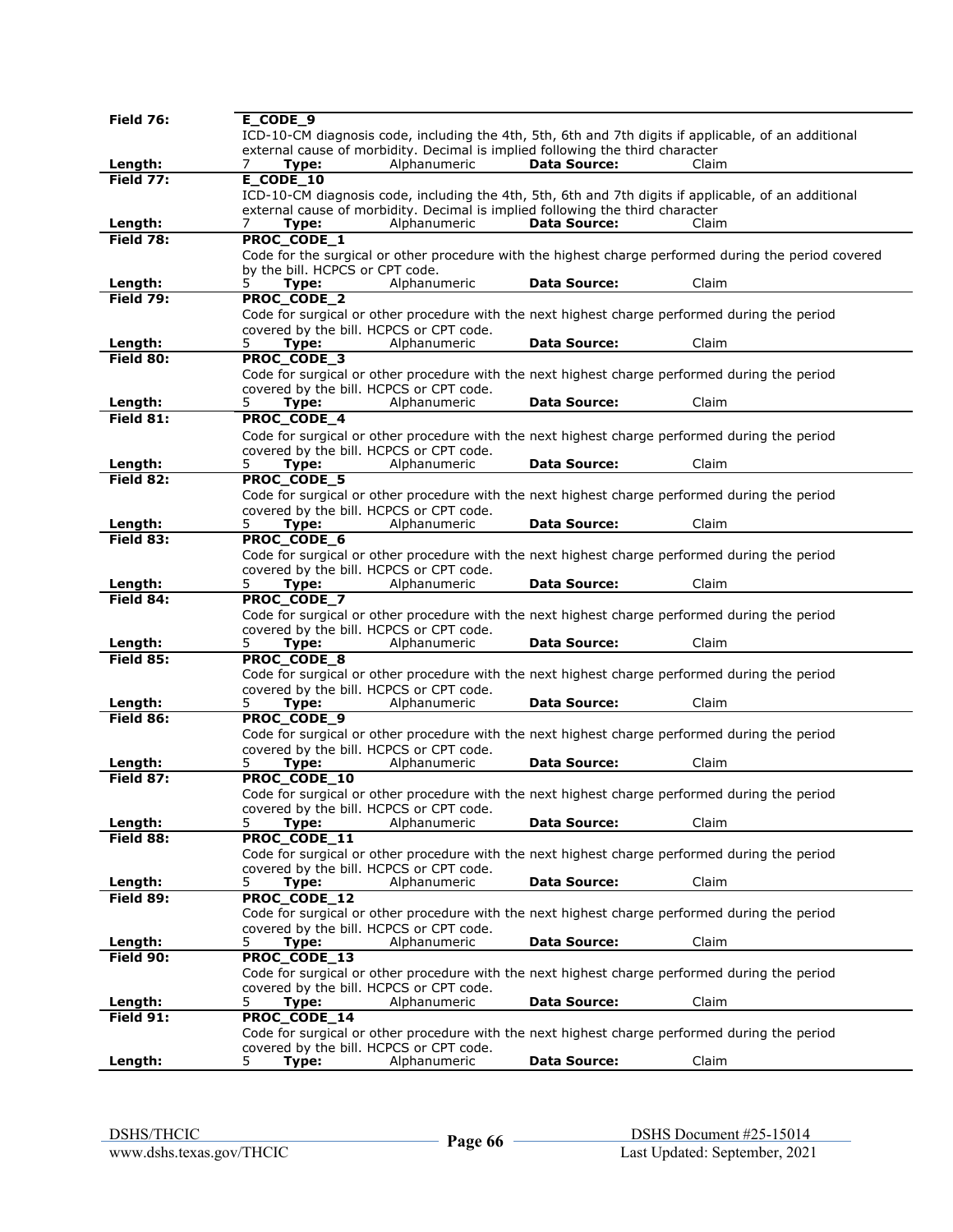| Field 76: | E_CODE_9 | | | |
|---|---|---|---|---|
| | ICD-10-CM diagnosis code, including the 4th, 5th, 6th and 7th digits if applicable, of an additional external cause of morbidity. Decimal is implied following the third character | | | |
| Length: | 7 **Type:** | Alphanumeric | **Data Source:** | Claim |
| **Field 77:** | **E_CODE_10** | | | |
| | ICD-10-CM diagnosis code, including the 4th, 5th, 6th and 7th digits if applicable, of an additional external cause of morbidity. Decimal is implied following the third character | | | |
| **Length:** | 7 **Type:** | Alphanumeric | **Data Source:** | Claim |
| **Field 78:** | **PROC_CODE_1** | | | |
| | Code for the surgical or other procedure with the highest charge performed during the period covered by the bill. HCPCS or CPT code. | | | |
| **Length:** | 5 **Type:** | Alphanumeric | **Data Source:** | Claim |
| **Field 79:** | **PROC_CODE_2** | | | |
| | Code for surgical or other procedure with the next highest charge performed during the period covered by the bill. HCPCS or CPT code. | | | |
| **Length:** | 5 **Type:** | Alphanumeric | **Data Source:** | Claim |
| **Field 80:** | **PROC_CODE_3** | | | |
| | Code for surgical or other procedure with the next highest charge performed during the period covered by the bill. HCPCS or CPT code. | | | |
| **Length:** | 5 **Type:** | Alphanumeric | **Data Source:** | Claim |
| **Field 81:** | **PROC_CODE_4** | | | |
| | Code for surgical or other procedure with the next highest charge performed during the period covered by the bill. HCPCS or CPT code. | | | |
| **Length:** | 5 **Type:** | Alphanumeric | **Data Source:** | Claim |
| **Field 82:** | **PROC_CODE_5** | | | |
| | Code for surgical or other procedure with the next highest charge performed during the period covered by the bill. HCPCS or CPT code. | | | |
| **Length:** | 5 **Type:** | Alphanumeric | **Data Source:** | Claim |
| **Field 83:** | **PROC_CODE_6** | | | |
| | Code for surgical or other procedure with the next highest charge performed during the period covered by the bill. HCPCS or CPT code. | | | |
| **Length:** | 5 **Type:** | Alphanumeric | **Data Source:** | Claim |
| **Field 84:** | **PROC_CODE_7** | | | |
| | Code for surgical or other procedure with the next highest charge performed during the period covered by the bill. HCPCS or CPT code. | | | |
| **Length:** | 5 **Type:** | Alphanumeric | **Data Source:** | Claim |
| **Field 85:** | **PROC_CODE_8** | | | |
| | Code for surgical or other procedure with the next highest charge performed during the period covered by the bill. HCPCS or CPT code. | | | |
| **Length:** | 5 **Type:** | Alphanumeric | **Data Source:** | Claim |
| **Field 86:** | **PROC_CODE_9** | | | |
| | Code for surgical or other procedure with the next highest charge performed during the period covered by the bill. HCPCS or CPT code. | | | |
| **Length:** | 5 **Type:** | Alphanumeric | **Data Source:** | Claim |
| **Field 87:** | **PROC_CODE_10** | | | |
| | Code for surgical or other procedure with the next highest charge performed during the period covered by the bill. HCPCS or CPT code. | | | |
| **Length:** | 5 **Type:** | Alphanumeric | **Data Source:** | Claim |
| **Field 88:** | **PROC_CODE_11** | | | |
| | Code for surgical or other procedure with the next highest charge performed during the period covered by the bill. HCPCS or CPT code. | | | |
| **Length:** | 5 **Type:** | Alphanumeric | **Data Source:** | Claim |
| **Field 89:** | **PROC_CODE_12** | | | |
| | Code for surgical or other procedure with the next highest charge performed during the period covered by the bill. HCPCS or CPT code. | | | |
| **Length:** | 5 **Type:** | Alphanumeric | **Data Source:** | Claim |
| **Field 90:** | **PROC_CODE_13** | | | |
| | Code for surgical or other procedure with the next highest charge performed during the period covered by the bill. HCPCS or CPT code. | | | |
| **Length:** | 5 **Type:** | Alphanumeric | **Data Source:** | Claim |
| **Field 91:** | **PROC_CODE_14** | | | |
| | Code for surgical or other procedure with the next highest charge performed during the period covered by the bill. HCPCS or CPT code. | | | |
| **Length:** | 5 **Type:** | Alphanumeric | **Data Source:** | Claim |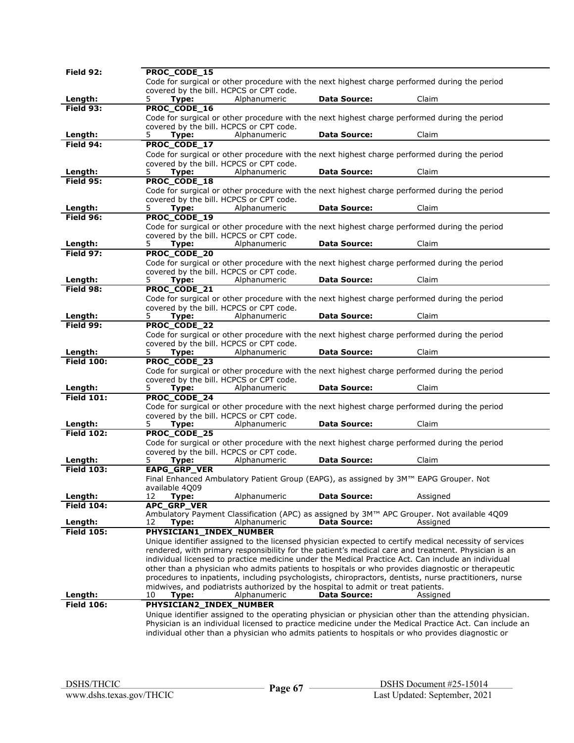| Field 92: | PROC_CODE_15 | | | |
|---|---|---|---|---|
| | Code for surgical or other procedure with the next highest charge performed during the period covered by the bill. HCPCS or CPT code. | | | |
| Length: | 5 **Type:** | Alphanumeric | **Data Source:** | Claim |
| **Field 93:** | **PROC_CODE_16** | | | |
| | Code for surgical or other procedure with the next highest charge performed during the period covered by the bill. HCPCS or CPT code. | | | |
| **Length:** | 5 **Type:** | Alphanumeric | **Data Source:** | Claim |
| **Field 94:** | **PROC_CODE_17** | | | |
| | Code for surgical or other procedure with the next highest charge performed during the period covered by the bill. HCPCS or CPT code. | | | |
| **Length:** | 5 **Type:** | Alphanumeric | **Data Source:** | Claim |
| **Field 95:** | **PROC_CODE_18** | | | |
| | Code for surgical or other procedure with the next highest charge performed during the period covered by the bill. HCPCS or CPT code. | | | |
| **Length:** | 5 **Type:** | Alphanumeric | **Data Source:** | Claim |
| **Field 96:** | **PROC_CODE_19** | | | |
| | Code for surgical or other procedure with the next highest charge performed during the period covered by the bill. HCPCS or CPT code. | | | |
| **Length:** | 5 **Type:** | Alphanumeric | **Data Source:** | Claim |
| **Field 97:** | **PROC_CODE_20** | | | |
| | Code for surgical or other procedure with the next highest charge performed during the period covered by the bill. HCPCS or CPT code. | | | |
| **Length:** | 5 **Type:** | Alphanumeric | **Data Source:** | Claim |
| **Field 98:** | **PROC_CODE_21** | | | |
| | Code for surgical or other procedure with the next highest charge performed during the period covered by the bill. HCPCS or CPT code. | | | |
| **Length:** | 5 **Type:** | Alphanumeric | **Data Source:** | Claim |
| **Field 99:** | **PROC_CODE_22** | | | |
| | Code for surgical or other procedure with the next highest charge performed during the period covered by the bill. HCPCS or CPT code. | | | |
| **Length:** | 5 **Type:** | Alphanumeric | **Data Source:** | Claim |
| **Field 100:** | **PROC_CODE_23** | | | |
| | Code for surgical or other procedure with the next highest charge performed during the period covered by the bill. HCPCS or CPT code. | | | |
| **Length:** | 5 **Type:** | Alphanumeric | **Data Source:** | Claim |
| **Field 101:** | **PROC_CODE_24** | | | |
| | Code for surgical or other procedure with the next highest charge performed during the period covered by the bill. HCPCS or CPT code. | | | |
| **Length:** | 5 **Type:** | Alphanumeric | **Data Source:** | Claim |
| **Field 102:** | **PROC_CODE_25** | | | |
| | Code for surgical or other procedure with the next highest charge performed during the period covered by the bill. HCPCS or CPT code. | | | |
| **Length:** | 5 **Type:** | Alphanumeric | **Data Source:** | Claim |
| **Field 103:** | **EAPG_GRP_VER** | | | |
| | Final Enhanced Ambulatory Patient Group (EAPG), as assigned by 3M™ EAPG Grouper. Not available 4Q09 | | | |
| **Length:** | 12 **Type:** | Alphanumeric | **Data Source:** | Assigned |
| **Field 104:** | **APC_GRP_VER** | | | |
| | Ambulatory Payment Classification (APC) as assigned by 3M™ APC Grouper. Not available 4Q09 | | | |
| **Length:** | 12 **Type:** | Alphanumeric | **Data Source:** | Assigned |
| **Field 105:** | **PHYSICIAN1_INDEX_NUMBER** | | | |
| | Unique identifier assigned to the licensed physician expected to certify medical necessity of services rendered, with primary responsibility for the patient's medical care and treatment. Physician is an individual licensed to practice medicine under the Medical Practice Act. Can include an individual other than a physician who admits patients to hospitals or who provides diagnostic or therapeutic procedures to inpatients, including psychologists, chiropractors, dentists, nurse practitioners, nurse midwives, and podiatrists authorized by the hospital to admit or treat patients. | | | |
| **Length:** | 10 **Type:** | Alphanumeric | **Data Source:** | Assigned |
| **Field 106:** | **PHYSICIAN2_INDEX_NUMBER** | | | |
| | Unique identifier assigned to the operating physician or physician other than the attending physician. Physician is an individual licensed to practice medicine under the Medical Practice Act. Can include an individual other than a physician who admits patients to hospitals or who provides diagnostic or | | | |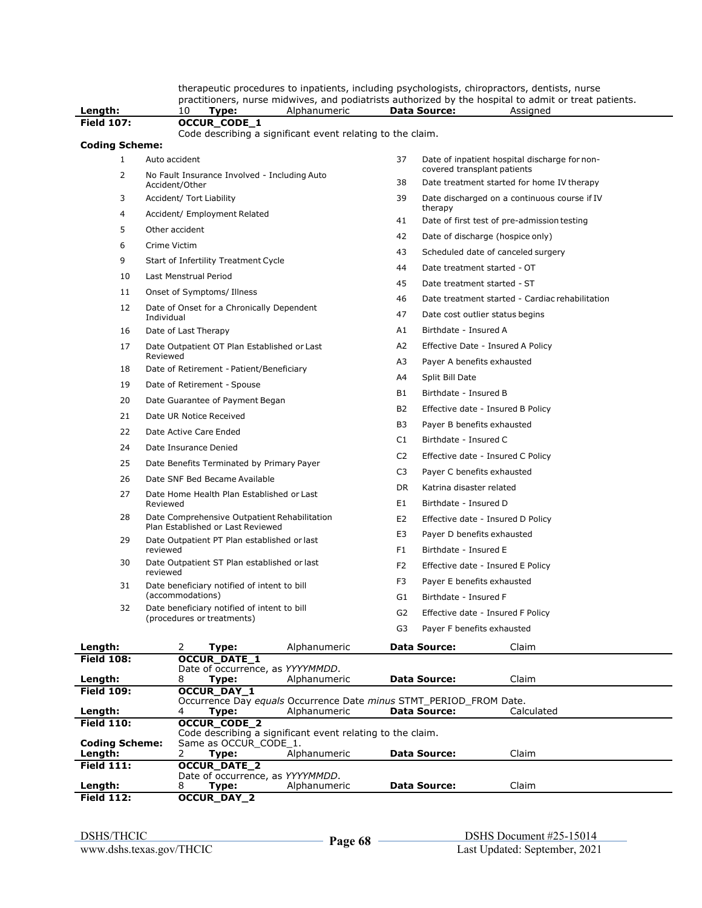therapeutic procedures to inpatients, including psychologists, chiropractors, dentists, nurse practitioners, nurse midwives, and podiatrists authorized by the hospital to admit or treat patients.

**Length:** 10 **Type:** Alphanumeric **Data Source:** Assigned

**Field 107:** **OCCUR_CODE_1**

Code describing a significant event relating to the claim.

**Coding Scheme:**

| Code | Description | Code | Description |
|---|---|---|---|
| 1 | Auto accident | 37 | Date of inpatient hospital discharge for non-covered transplant patients |
| 2 | No Fault Insurance Involved - Including Auto Accident/Other | 38 | Date treatment started for home IV therapy |
| 3 | Accident/ Tort Liability | 39 | Date discharged on a continuous course if IV therapy |
| 4 | Accident/ Employment Related | 41 | Date of first test of pre-admission testing |
| 5 | Other accident | 42 | Date of discharge (hospice only) |
| 6 | Crime Victim | 43 | Scheduled date of canceled surgery |
| 9 | Start of Infertility Treatment Cycle | 44 | Date treatment started - OT |
| 10 | Last Menstrual Period | 45 | Date treatment started - ST |
| 11 | Onset of Symptoms/ Illness | 46 | Date treatment started - Cardiac rehabilitation |
| 12 | Date of Onset for a Chronically Dependent Individual | 47 | Date cost outlier status begins |
| 16 | Date of Last Therapy | A1 | Birthdate - Insured A |
| 17 | Date Outpatient OT Plan Established or Last Reviewed | A2 | Effective Date - Insured A Policy |
| 18 | Date of Retirement - Patient/Beneficiary | A3 | Payer A benefits exhausted |
| 19 | Date of Retirement - Spouse | A4 | Split Bill Date |
| 20 | Date Guarantee of Payment Began | B1 | Birthdate - Insured B |
| 21 | Date UR Notice Received | B2 | Effective date - Insured B Policy |
| 22 | Date Active Care Ended | B3 | Payer B benefits exhausted |
| 24 | Date Insurance Denied | C1 | Birthdate - Insured C |
| 25 | Date Benefits Terminated by Primary Payer | C2 | Effective date - Insured C Policy |
| 26 | Date SNF Bed Became Available | C3 | Payer C benefits exhausted |
| 27 | Date Home Health Plan Established or Last Reviewed | DR | Katrina disaster related |
| 28 | Date Comprehensive Outpatient Rehabilitation Plan Established or Last Reviewed | E1 | Birthdate - Insured D |
| 29 | Date Outpatient PT Plan established or last reviewed | E2 | Effective date - Insured D Policy |
| 30 | Date Outpatient ST Plan established or last reviewed | E3 | Payer D benefits exhausted |
| 31 | Date beneficiary notified of intent to bill (accommodations) | F1 | Birthdate - Insured E |
| 32 | Date beneficiary notified of intent to bill (procedures or treatments) | F2 | Effective date - Insured E Policy |
| | | F3 | Payer E benefits exhausted |
| | | G1 | Birthdate - Insured F |
| | | G2 | Effective date - Insured F Policy |
| | | G3 | Payer F benefits exhausted |

**Length:** 2 **Type:** Alphanumeric **Data Source:** Claim

**Field 108:** **OCCUR_DATE_1**

Date of occurrence, as *YYYYMMDD*.

**Length:** 8 **Type:** Alphanumeric **Data Source:** Claim

**Field 109:** **OCCUR_DAY_1**

Occurrence Day *equals* Occurrence Date *minus* STMT_PERIOD_FROM Date.

**Length:** 4 **Type:** Alphanumeric **Data Source:** Calculated

**Field 110:** **OCCUR_CODE_2**

Code describing a significant event relating to the claim.

**Coding Scheme:** Same as OCCUR_CODE_1.

**Length:** 2 **Type:** Alphanumeric **Data Source:** Claim

**Field 111:** **OCCUR_DATE_2**

Date of occurrence, as *YYYYMMDD*.

**Length:** 8 **Type:** Alphanumeric **Data Source:** Claim

**Field 112:** **OCCUR_DAY_2**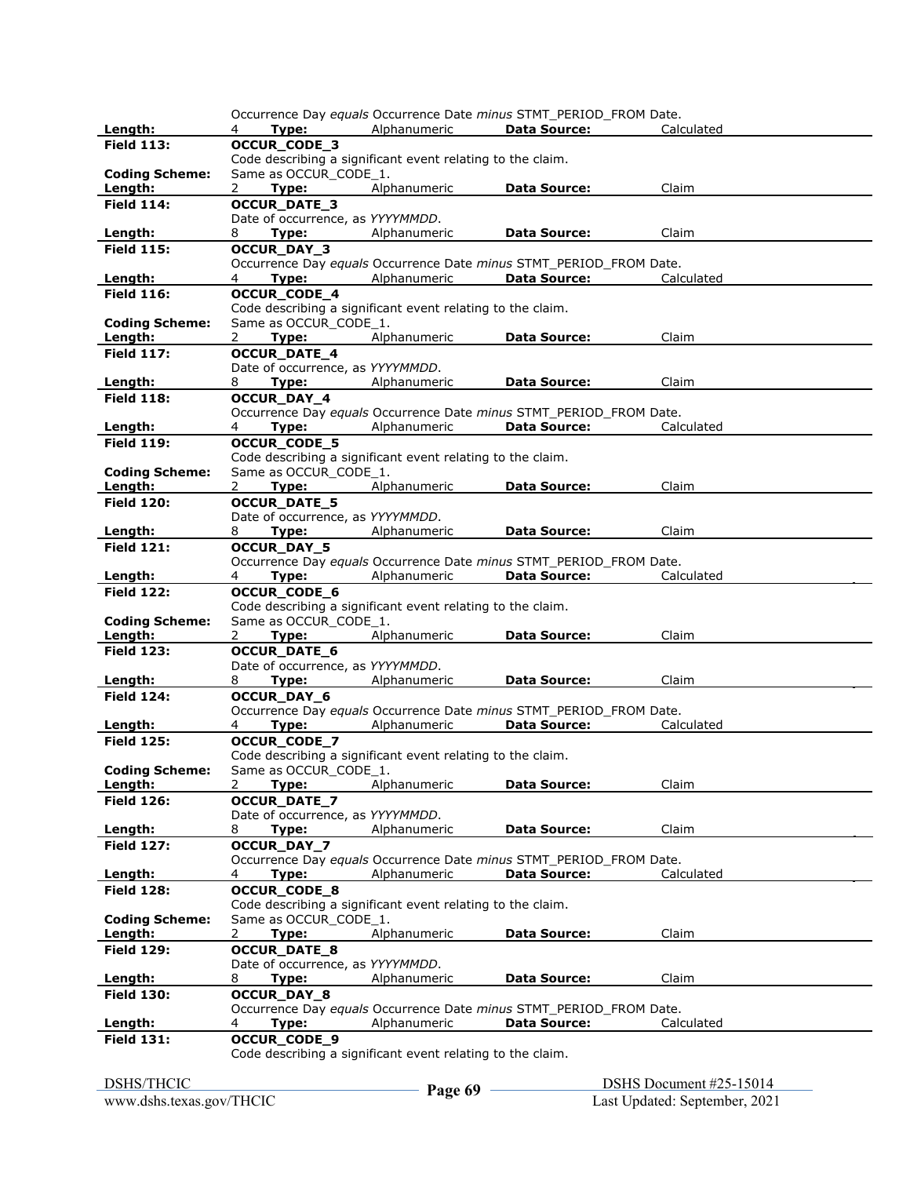Occurrence Day *equals* Occurrence Date *minus* STMT_PERIOD_FROM Date.

**Length:** 4 **Type:** Alphanumeric **Data Source:** Calculated

---

**Field 113:** **OCCUR_CODE_3**

Code describing a significant event relating to the claim.

**Coding Scheme:** Same as OCCUR_CODE_1.

**Length:** 2 **Type:** Alphanumeric **Data Source:** Claim

---

**Field 114:** **OCCUR_DATE_3**

Date of occurrence, as *YYYYMMDD*.

**Length:** 8 **Type:** Alphanumeric **Data Source:** Claim

---

**Field 115:** **OCCUR_DAY_3**

Occurrence Day *equals* Occurrence Date *minus* STMT_PERIOD_FROM Date.

**Length:** 4 **Type:** Alphanumeric **Data Source:** Calculated

---

**Field 116:** **OCCUR_CODE_4**

Code describing a significant event relating to the claim.

**Coding Scheme:** Same as OCCUR_CODE_1.

**Length:** 2 **Type:** Alphanumeric **Data Source:** Claim

---

**Field 117:** **OCCUR_DATE_4**

Date of occurrence, as *YYYYMMDD*.

**Length:** 8 **Type:** Alphanumeric **Data Source:** Claim

---

**Field 118:** **OCCUR_DAY_4**

Occurrence Day *equals* Occurrence Date *minus* STMT_PERIOD_FROM Date.

**Length:** 4 **Type:** Alphanumeric **Data Source:** Calculated

---

**Field 119:** **OCCUR_CODE_5**

Code describing a significant event relating to the claim.

**Coding Scheme:** Same as OCCUR_CODE_1.

**Length:** 2 **Type:** Alphanumeric **Data Source:** Claim

---

**Field 120:** **OCCUR_DATE_5**

Date of occurrence, as *YYYYMMDD*.

**Length:** 8 **Type:** Alphanumeric **Data Source:** Claim

---

**Field 121:** **OCCUR_DAY_5**

Occurrence Day *equals* Occurrence Date *minus* STMT_PERIOD_FROM Date.

**Length:** 4 **Type:** Alphanumeric **Data Source:** Calculated

---

**Field 122:** **OCCUR_CODE_6**

Code describing a significant event relating to the claim.

**Coding Scheme:** Same as OCCUR_CODE_1.

**Length:** 2 **Type:** Alphanumeric **Data Source:** Claim

---

**Field 123:** **OCCUR_DATE_6**

Date of occurrence, as *YYYYMMDD*.

**Length:** 8 **Type:** Alphanumeric **Data Source:** Claim

---

**Field 124:** **OCCUR_DAY_6**

Occurrence Day *equals* Occurrence Date *minus* STMT_PERIOD_FROM Date.

**Length:** 4 **Type:** Alphanumeric **Data Source:** Calculated

---

**Field 125:** **OCCUR_CODE_7**

Code describing a significant event relating to the claim.

**Coding Scheme:** Same as OCCUR_CODE_1.

**Length:** 2 **Type:** Alphanumeric **Data Source:** Claim

---

**Field 126:** **OCCUR_DATE_7**

Date of occurrence, as *YYYYMMDD*.

**Length:** 8 **Type:** Alphanumeric **Data Source:** Claim

---

**Field 127:** **OCCUR_DAY_7**

Occurrence Day *equals* Occurrence Date *minus* STMT_PERIOD_FROM Date.

**Length:** 4 **Type:** Alphanumeric **Data Source:** Calculated

---

**Field 128:** **OCCUR_CODE_8**

Code describing a significant event relating to the claim.

**Coding Scheme:** Same as OCCUR_CODE_1.

**Length:** 2 **Type:** Alphanumeric **Data Source:** Claim

---

**Field 129:** **OCCUR_DATE_8**

Date of occurrence, as *YYYYMMDD*.

**Length:** 8 **Type:** Alphanumeric **Data Source:** Claim

---

**Field 130:** **OCCUR_DAY_8**

Occurrence Day *equals* Occurrence Date *minus* STMT_PERIOD_FROM Date.

**Length:** 4 **Type:** Alphanumeric **Data Source:** Calculated

---

**Field 131:** **OCCUR_CODE_9**

Code describing a significant event relating to the claim.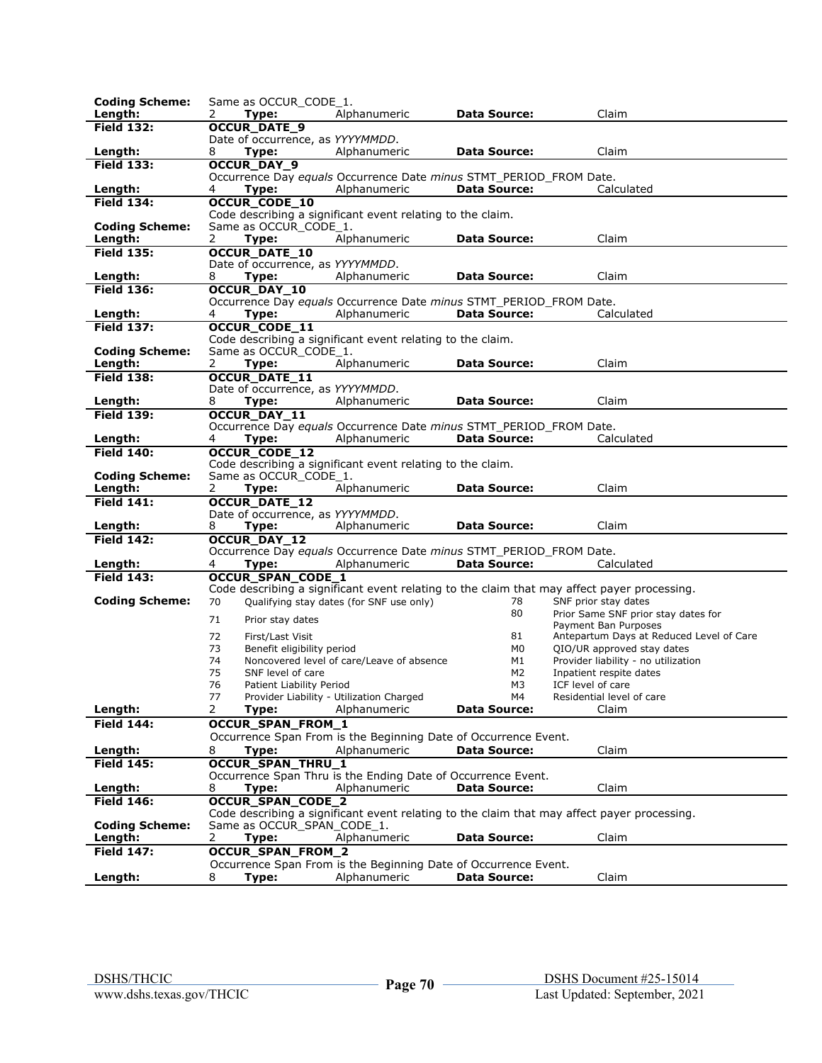**Coding Scheme:** Same as OCCUR_CODE_1.
**Length:** 2 **Type:** Alphanumeric **Data Source:** Claim

---

**Field 132:** **OCCUR_DATE_9**
Date of occurrence, as *YYYYMMDD*.
**Length:** 8 **Type:** Alphanumeric **Data Source:** Claim

---

**Field 133:** **OCCUR_DAY_9**
Occurrence Day *equals* Occurrence Date *minus* STMT_PERIOD_FROM Date.
**Length:** 4 **Type:** Alphanumeric **Data Source:** Calculated

---

**Field 134:** **OCCUR_CODE_10**
Code describing a significant event relating to the claim.
**Coding Scheme:** Same as OCCUR_CODE_1.
**Length:** 2 **Type:** Alphanumeric **Data Source:** Claim

---

**Field 135:** **OCCUR_DATE_10**
Date of occurrence, as *YYYYMMDD*.
**Length:** 8 **Type:** Alphanumeric **Data Source:** Claim

---

**Field 136:** **OCCUR_DAY_10**
Occurrence Day *equals* Occurrence Date *minus* STMT_PERIOD_FROM Date.
**Length:** 4 **Type:** Alphanumeric **Data Source:** Calculated

---

**Field 137:** **OCCUR_CODE_11**
Code describing a significant event relating to the claim.
**Coding Scheme:** Same as OCCUR_CODE_1.
**Length:** 2 **Type:** Alphanumeric **Data Source:** Claim

---

**Field 138:** **OCCUR_DATE_11**
Date of occurrence, as *YYYYMMDD*.
**Length:** 8 **Type:** Alphanumeric **Data Source:** Claim

---

**Field 139:** **OCCUR_DAY_11**
Occurrence Day *equals* Occurrence Date *minus* STMT_PERIOD_FROM Date.
**Length:** 4 **Type:** Alphanumeric **Data Source:** Calculated

---

**Field 140:** **OCCUR_CODE_12**
Code describing a significant event relating to the claim.
**Coding Scheme:** Same as OCCUR_CODE_1.
**Length:** 2 **Type:** Alphanumeric **Data Source:** Claim

---

**Field 141:** **OCCUR_DATE_12**
Date of occurrence, as *YYYYMMDD*.
**Length:** 8 **Type:** Alphanumeric **Data Source:** Claim

---

**Field 142:** **OCCUR_DAY_12**
Occurrence Day *equals* Occurrence Date *minus* STMT_PERIOD_FROM Date.
**Length:** 4 **Type:** Alphanumeric **Data Source:** Calculated

---

**Field 143:** **OCCUR_SPAN_CODE_1**
Code describing a significant event relating to the claim that may affect payer processing.
**Coding Scheme:**

| Code | Description | Code | Description |
|---|---|---|---|
| 70 | Qualifying stay dates (for SNF use only) | 78 | SNF prior stay dates |
| 71 | Prior stay dates | 80 | Prior Same SNF prior stay dates for Payment Ban Purposes |
| 72 | First/Last Visit | 81 | Antepartum Days at Reduced Level of Care |
| 73 | Benefit eligibility period | M0 | QIO/UR approved stay dates |
| 74 | Noncovered level of care/Leave of absence | M1 | Provider liability - no utilization |
| 75 | SNF level of care | M2 | Inpatient respite dates |
| 76 | Patient Liability Period | M3 | ICF level of care |
| 77 | Provider Liability - Utilization Charged | M4 | Residential level of care |

**Length:** 2 **Type:** Alphanumeric **Data Source:** Claim

---

**Field 144:** **OCCUR_SPAN_FROM_1**
Occurrence Span From is the Beginning Date of Occurrence Event.
**Length:** 8 **Type:** Alphanumeric **Data Source:** Claim

---

**Field 145:** **OCCUR_SPAN_THRU_1**
Occurrence Span Thru is the Ending Date of Occurrence Event.
**Length:** 8 **Type:** Alphanumeric **Data Source:** Claim

---

**Field 146:** **OCCUR_SPAN_CODE_2**
Code describing a significant event relating to the claim that may affect payer processing.
**Coding Scheme:** Same as OCCUR_SPAN_CODE_1.
**Length:** 2 **Type:** Alphanumeric **Data Source:** Claim

---

**Field 147:** **OCCUR_SPAN_FROM_2**
Occurrence Span From is the Beginning Date of Occurrence Event.
**Length:** 8 **Type:** Alphanumeric **Data Source:** Claim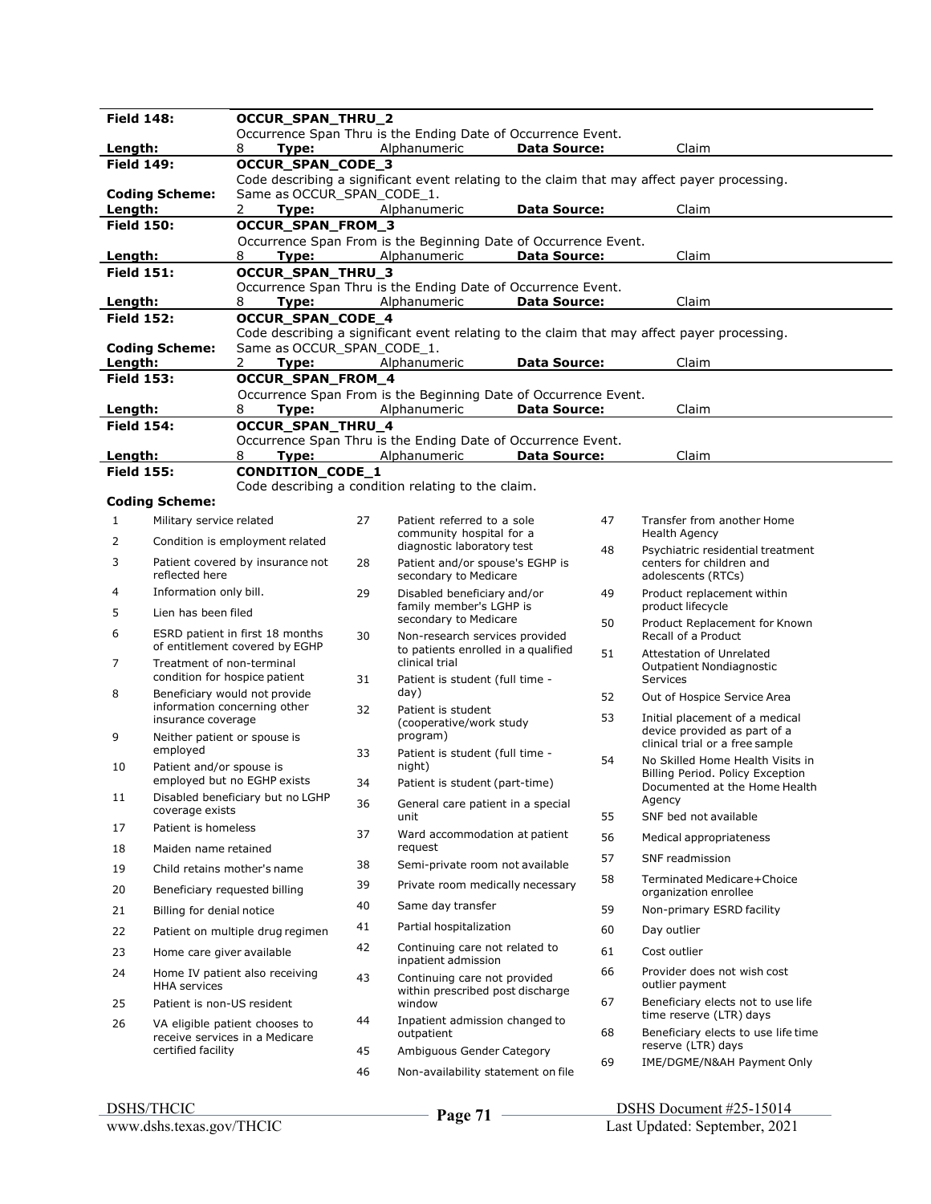**Field 148:** **OCCUR_SPAN_THRU_2**

Occurrence Span Thru is the Ending Date of Occurrence Event.

**Length:** 8 **Type:** Alphanumeric **Data Source:** Claim

**Field 149:** **OCCUR_SPAN_CODE_3**

Code describing a significant event relating to the claim that may affect payer processing.

**Coding Scheme:** Same as OCCUR_SPAN_CODE_1.

**Length:** 2 **Type:** Alphanumeric **Data Source:** Claim

**Field 150:** **OCCUR_SPAN_FROM_3**

Occurrence Span From is the Beginning Date of Occurrence Event.

**Length:** 8 **Type:** Alphanumeric **Data Source:** Claim

**Field 151:** **OCCUR_SPAN_THRU_3**

Occurrence Span Thru is the Ending Date of Occurrence Event.

**Length:** 8 **Type:** Alphanumeric **Data Source:** Claim

**Field 152:** **OCCUR_SPAN_CODE_4**

Code describing a significant event relating to the claim that may affect payer processing.

**Coding Scheme:** Same as OCCUR_SPAN_CODE_1.

**Length:** 2 **Type:** Alphanumeric **Data Source:** Claim

**Field 153:** **OCCUR_SPAN_FROM_4**

Occurrence Span From is the Beginning Date of Occurrence Event.

**Length:** 8 **Type:** Alphanumeric **Data Source:** Claim

**Field 154:** **OCCUR_SPAN_THRU_4**

Occurrence Span Thru is the Ending Date of Occurrence Event.

**Length:** 8 **Type:** Alphanumeric **Data Source:** Claim

**Field 155:** **CONDITION_CODE_1**

Code describing a condition relating to the claim.

**Coding Scheme:**

| Code | Description |
|---|---|
| 1 | Military service related |
| 2 | Condition is employment related |
| 3 | Patient covered by insurance not reflected here |
| 4 | Information only bill. |
| 5 | Lien has been filed |
| 6 | ESRD patient in first 18 months of entitlement covered by EGHP |
| 7 | Treatment of non-terminal condition for hospice patient |
| 8 | Beneficiary would not provide information concerning other insurance coverage |
| 9 | Neither patient or spouse is employed |
| 10 | Patient and/or spouse is employed but no EGHP exists |
| 11 | Disabled beneficiary but no LGHP coverage exists |
| 17 | Patient is homeless |
| 18 | Maiden name retained |
| 19 | Child retains mother's name |
| 20 | Beneficiary requested billing |
| 21 | Billing for denial notice |
| 22 | Patient on multiple drug regimen |
| 23 | Home care giver available |
| 24 | Home IV patient also receiving HHA services |
| 25 | Patient is non-US resident |
| 26 | VA eligible patient chooses to receive services in a Medicare certified facility |
| 27 | Patient referred to a sole community hospital for a diagnostic laboratory test |
| 28 | Patient and/or spouse's EGHP is secondary to Medicare |
| 29 | Disabled beneficiary and/or family member's LGHP is secondary to Medicare |
| 30 | Non-research services provided to patients enrolled in a qualified clinical trial |
| 31 | Patient is student (full time - day) |
| 32 | Patient is student (cooperative/work study program) |
| 33 | Patient is student (full time - night) |
| 34 | Patient is student (part-time) |
| 36 | General care patient in a special unit |
| 37 | Ward accommodation at patient request |
| 38 | Semi-private room not available |
| 39 | Private room medically necessary |
| 40 | Same day transfer |
| 41 | Partial hospitalization |
| 42 | Continuing care not related to inpatient admission |
| 43 | Continuing care not provided within prescribed post discharge window |
| 44 | Inpatient admission changed to outpatient |
| 45 | Ambiguous Gender Category |
| 46 | Non-availability statement on file |
| 47 | Transfer from another Home Health Agency |
| 48 | Psychiatric residential treatment centers for children and adolescents (RTCs) |
| 49 | Product replacement within product lifecycle |
| 50 | Product Replacement for Known Recall of a Product |
| 51 | Attestation of Unrelated Outpatient Nondiagnostic Services |
| 52 | Out of Hospice Service Area |
| 53 | Initial placement of a medical device provided as part of a clinical trial or a free sample |
| 54 | No Skilled Home Health Visits in Billing Period. Policy Exception Documented at the Home Health Agency |
| 55 | SNF bed not available |
| 56 | Medical appropriateness |
| 57 | SNF readmission |
| 58 | Terminated Medicare+Choice organization enrollee |
| 59 | Non-primary ESRD facility |
| 60 | Day outlier |
| 61 | Cost outlier |
| 66 | Provider does not wish cost outlier payment |
| 67 | Beneficiary elects not to use life time reserve (LTR) days |
| 68 | Beneficiary elects to use life time reserve (LTR) days |
| 69 | IME/DGME/N&AH Payment Only |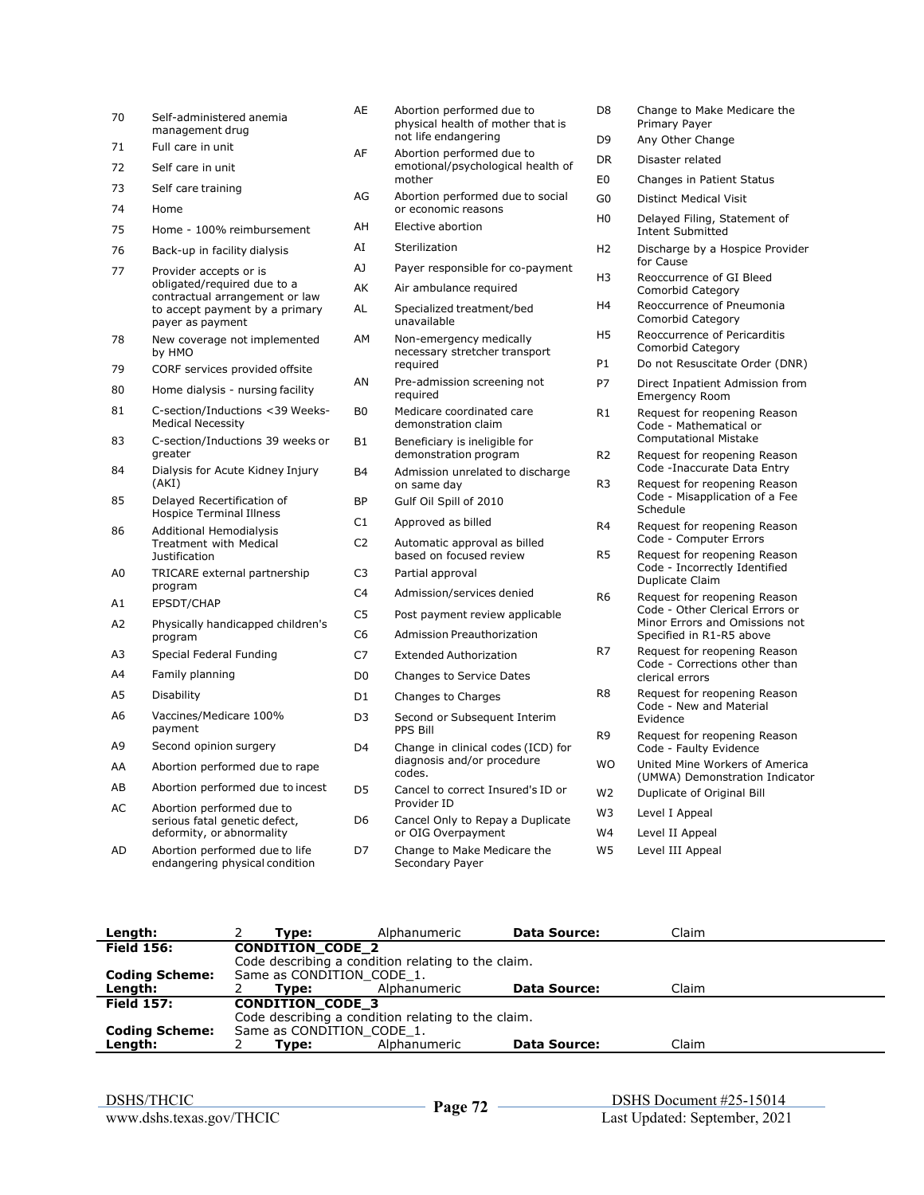| Code | Description |
|---|---|
| 70 | Self-administered anemia management drug |
| 71 | Full care in unit |
| 72 | Self care in unit |
| 73 | Self care training |
| 74 | Home |
| 75 | Home - 100% reimbursement |
| 76 | Back-up in facility dialysis |
| 77 | Provider accepts or is obligated/required due to a contractual arrangement or law to accept payment by a primary payer as payment |
| 78 | New coverage not implemented by HMO |
| 79 | CORF services provided offsite |
| 80 | Home dialysis - nursing facility |
| 81 | C-section/Inductions <39 Weeks-Medical Necessity |
| 83 | C-section/Inductions 39 weeks or greater |
| 84 | Dialysis for Acute Kidney Injury (AKI) |
| 85 | Delayed Recertification of Hospice Terminal Illness |
| 86 | Additional Hemodialysis Treatment with Medical Justification |
| A0 | TRICARE external partnership program |
| A1 | EPSDT/CHAP |
| A2 | Physically handicapped children's program |
| A3 | Special Federal Funding |
| A4 | Family planning |
| A5 | Disability |
| A6 | Vaccines/Medicare 100% payment |
| A9 | Second opinion surgery |
| AA | Abortion performed due to rape |
| AB | Abortion performed due to incest |
| AC | Abortion performed due to serious fatal genetic defect, deformity, or abnormality |
| AD | Abortion performed due to life endangering physical condition |
| AE | Abortion performed due to physical health of mother that is not life endangering |
| AF | Abortion performed due to emotional/psychological health of mother |
| AG | Abortion performed due to social or economic reasons |
| AH | Elective abortion |
| AI | Sterilization |
| AJ | Payer responsible for co-payment |
| AK | Air ambulance required |
| AL | Specialized treatment/bed unavailable |
| AM | Non-emergency medically necessary stretcher transport required |
| AN | Pre-admission screening not required |
| B0 | Medicare coordinated care demonstration claim |
| B1 | Beneficiary is ineligible for demonstration program |
| B4 | Admission unrelated to discharge on same day |
| BP | Gulf Oil Spill of 2010 |
| C1 | Approved as billed |
| C2 | Automatic approval as billed based on focused review |
| C3 | Partial approval |
| C4 | Admission/services denied |
| C5 | Post payment review applicable |
| C6 | Admission Preauthorization |
| C7 | Extended Authorization |
| D0 | Changes to Service Dates |
| D1 | Changes to Charges |
| D3 | Second or Subsequent Interim PPS Bill |
| D4 | Change in clinical codes (ICD) for diagnosis and/or procedure codes. |
| D5 | Cancel to correct Insured's ID or Provider ID |
| D6 | Cancel Only to Repay a Duplicate or OIG Overpayment |
| D7 | Change to Make Medicare the Secondary Payer |
| D8 | Change to Make Medicare the Primary Payer |
| D9 | Any Other Change |
| DR | Disaster related |
| E0 | Changes in Patient Status |
| G0 | Distinct Medical Visit |
| H0 | Delayed Filing, Statement of Intent Submitted |
| H2 | Discharge by a Hospice Provider for Cause |
| H3 | Reoccurrence of GI Bleed Comorbid Category |
| H4 | Reoccurrence of Pneumonia Comorbid Category |
| H5 | Reoccurrence of Pericarditis Comorbid Category |
| P1 | Do not Resuscitate Order (DNR) |
| P7 | Direct Inpatient Admission from Emergency Room |
| R1 | Request for reopening Reason Code - Mathematical or Computational Mistake |
| R2 | Request for reopening Reason Code -Inaccurate Data Entry |
| R3 | Request for reopening Reason Code - Misapplication of a Fee Schedule |
| R4 | Request for reopening Reason Code - Computer Errors |
| R5 | Request for reopening Reason Code - Incorrectly Identified Duplicate Claim |
| R6 | Request for reopening Reason Code - Other Clerical Errors or Minor Errors and Omissions not Specified in R1-R5 above |
| R7 | Request for reopening Reason Code - Corrections other than clerical errors |
| R8 | Request for reopening Reason Code - New and Material Evidence |
| R9 | Request for reopening Reason Code - Faulty Evidence |
| WO | United Mine Workers of America (UMWA) Demonstration Indicator |
| W2 | Duplicate of Original Bill |
| W3 | Level I Appeal |
| W4 | Level II Appeal |
| W5 | Level III Appeal |

| | | | | | |
|---|---|---|---|---|---|
| **Length:** | 2 | **Type:** | Alphanumeric | **Data Source:** | Claim |
| **Field 156:** | **CONDITION_CODE_2** | | | | |
| | Code describing a condition relating to the claim. | | | | |
| **Coding Scheme:** | Same as CONDITION_CODE_1. | | | | |
| **Length:** | 2 | **Type:** | Alphanumeric | **Data Source:** | Claim |
| **Field 157:** | **CONDITION_CODE_3** | | | | |
| | Code describing a condition relating to the claim. | | | | |
| **Coding Scheme:** | Same as CONDITION_CODE_1. | | | | |
| **Length:** | 2 | **Type:** | Alphanumeric | **Data Source:** | Claim |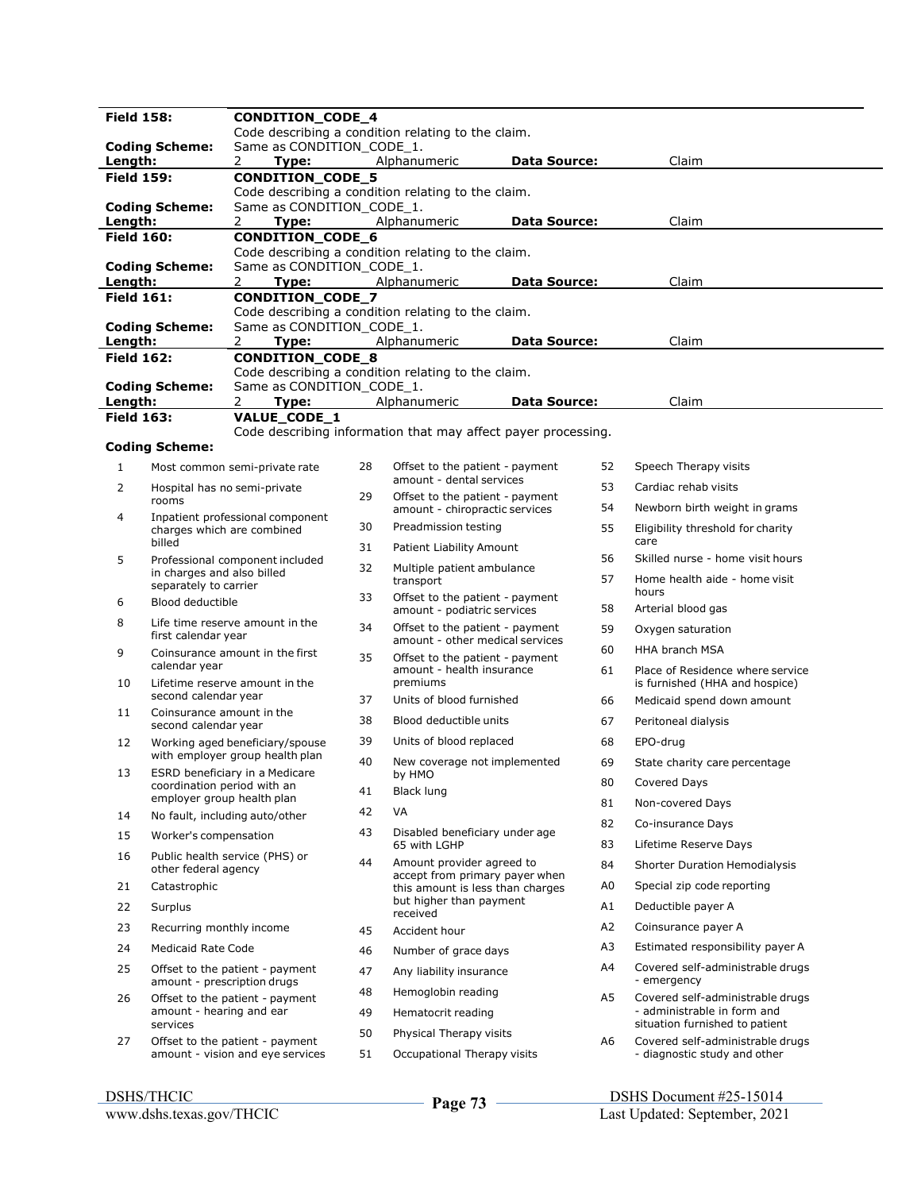**Field 158:** **CONDITION_CODE_4**

Code describing a condition relating to the claim.

**Coding Scheme:** Same as CONDITION_CODE_1.

**Length:** 2 **Type:** Alphanumeric **Data Source:** Claim

**Field 159:** **CONDITION_CODE_5**

Code describing a condition relating to the claim.

**Coding Scheme:** Same as CONDITION_CODE_1.

**Length:** 2 **Type:** Alphanumeric **Data Source:** Claim

**Field 160:** **CONDITION_CODE_6**

Code describing a condition relating to the claim.

**Coding Scheme:** Same as CONDITION_CODE_1.

**Length:** 2 **Type:** Alphanumeric **Data Source:** Claim

**Field 161:** **CONDITION_CODE_7**

Code describing a condition relating to the claim.

**Coding Scheme:** Same as CONDITION_CODE_1.

**Length:** 2 **Type:** Alphanumeric **Data Source:** Claim

**Field 162:** **CONDITION_CODE_8**

Code describing a condition relating to the claim.

**Coding Scheme:** Same as CONDITION_CODE_1.

**Length:** 2 **Type:** Alphanumeric **Data Source:** Claim

**Field 163:** **VALUE_CODE_1**

Code describing information that may affect payer processing.

**Coding Scheme:**

| Code | Description |
|---|---|
| 1 | Most common semi-private rate |
| 2 | Hospital has no semi-private rooms |
| 4 | Inpatient professional component charges which are combined billed |
| 5 | Professional component included in charges and also billed separately to carrier |
| 6 | Blood deductible |
| 8 | Life time reserve amount in the first calendar year |
| 9 | Coinsurance amount in the first calendar year |
| 10 | Lifetime reserve amount in the second calendar year |
| 11 | Coinsurance amount in the second calendar year |
| 12 | Working aged beneficiary/spouse with employer group health plan |
| 13 | ESRD beneficiary in a Medicare coordination period with an employer group health plan |
| 14 | No fault, including auto/other |
| 15 | Worker's compensation |
| 16 | Public health service (PHS) or other federal agency |
| 21 | Catastrophic |
| 22 | Surplus |
| 23 | Recurring monthly income |
| 24 | Medicaid Rate Code |
| 25 | Offset to the patient - payment amount - prescription drugs |
| 26 | Offset to the patient - payment amount - hearing and ear services |
| 27 | Offset to the patient - payment amount - vision and eye services |
| 28 | Offset to the patient - payment amount - dental services |
| 29 | Offset to the patient - payment amount - chiropractic services |
| 30 | Preadmission testing |
| 31 | Patient Liability Amount |
| 32 | Multiple patient ambulance transport |
| 33 | Offset to the patient - payment amount - podiatric services |
| 34 | Offset to the patient - payment amount - other medical services |
| 35 | Offset to the patient - payment amount - health insurance premiums |
| 37 | Units of blood furnished |
| 38 | Blood deductible units |
| 39 | Units of blood replaced |
| 40 | New coverage not implemented by HMO |
| 41 | Black lung |
| 42 | VA |
| 43 | Disabled beneficiary under age 65 with LGHP |
| 44 | Amount provider agreed to accept from primary payer when this amount is less than charges but higher than payment received |
| 45 | Accident hour |
| 46 | Number of grace days |
| 47 | Any liability insurance |
| 48 | Hemoglobin reading |
| 49 | Hematocrit reading |
| 50 | Physical Therapy visits |
| 51 | Occupational Therapy visits |
| 52 | Speech Therapy visits |
| 53 | Cardiac rehab visits |
| 54 | Newborn birth weight in grams |
| 55 | Eligibility threshold for charity care |
| 56 | Skilled nurse - home visit hours |
| 57 | Home health aide - home visit hours |
| 58 | Arterial blood gas |
| 59 | Oxygen saturation |
| 60 | HHA branch MSA |
| 61 | Place of Residence where service is furnished (HHA and hospice) |
| 66 | Medicaid spend down amount |
| 67 | Peritoneal dialysis |
| 68 | EPO-drug |
| 69 | State charity care percentage |
| 80 | Covered Days |
| 81 | Non-covered Days |
| 82 | Co-insurance Days |
| 83 | Lifetime Reserve Days |
| 84 | Shorter Duration Hemodialysis |
| A0 | Special zip code reporting |
| A1 | Deductible payer A |
| A2 | Coinsurance payer A |
| A3 | Estimated responsibility payer A |
| A4 | Covered self-administrable drugs - emergency |
| A5 | Covered self-administrable drugs - administrable in form and situation furnished to patient |
| A6 | Covered self-administrable drugs - diagnostic study and other |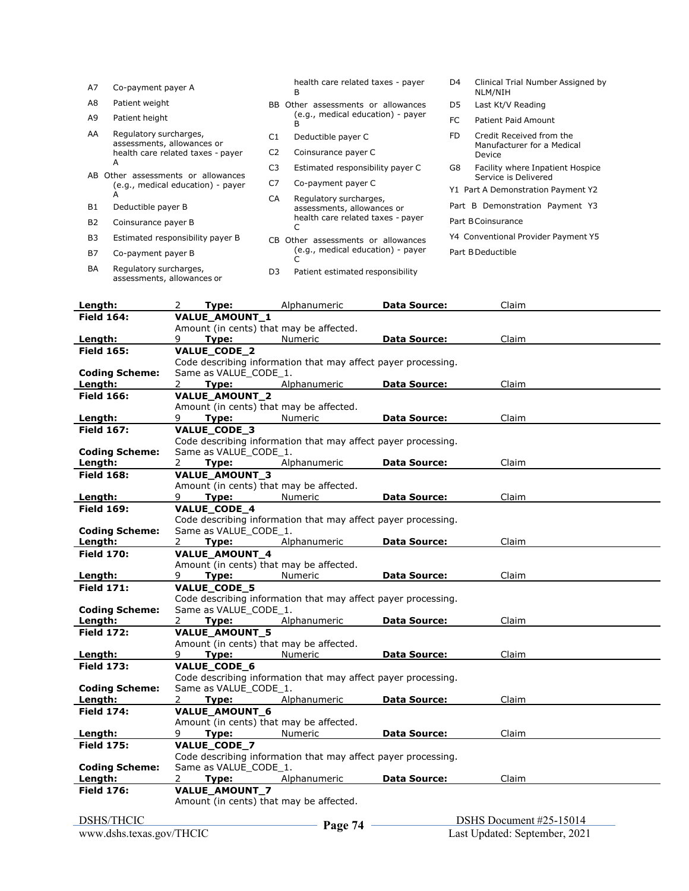A7 Co-payment payer A

A8 Patient weight

A9 Patient height

AA Regulatory surcharges, assessments, allowances or health care related taxes - payer A

AB Other assessments or allowances (e.g., medical education) - payer A

B1 Deductible payer B

B2 Coinsurance payer B

B3 Estimated responsibility payer B

B7 Co-payment payer B

BA Regulatory surcharges, assessments, allowances or health care related taxes - payer B

BB Other assessments or allowances (e.g., medical education) - payer B

C1 Deductible payer C

C2 Coinsurance payer C

C3 Estimated responsibility payer C

C7 Co-payment payer C

CA Regulatory surcharges, assessments, allowances or health care related taxes - payer C

CB Other assessments or allowances (e.g., medical education) - payer C

D3 Patient estimated responsibility

D4 Clinical Trial Number Assigned by NLM/NIH

D5 Last Kt/V Reading

FC Patient Paid Amount

FD Credit Received from the Manufacturer for a Medical Device

G8 Facility where Inpatient Hospice Service is Delivered

Y1 Part A Demonstration Payment Y2 Part B Demonstration Payment Y3 Part B Coinsurance

Y4 Conventional Provider Payment Y5 Part B Deductible

**Length:** 2 **Type:** Alphanumeric **Data Source:** Claim

**Field 164:** **VALUE_AMOUNT_1**
Amount (in cents) that may be affected.
**Length:** 9 **Type:** Numeric **Data Source:** Claim

**Field 165:** **VALUE_CODE_2**
Code describing information that may affect payer processing.
**Coding Scheme:** Same as VALUE_CODE_1.
**Length:** 2 **Type:** Alphanumeric **Data Source:** Claim

**Field 166:** **VALUE_AMOUNT_2**
Amount (in cents) that may be affected.
**Length:** 9 **Type:** Numeric **Data Source:** Claim

**Field 167:** **VALUE_CODE_3**
Code describing information that may affect payer processing.
**Coding Scheme:** Same as VALUE_CODE_1.
**Length:** 2 **Type:** Alphanumeric **Data Source:** Claim

**Field 168:** **VALUE_AMOUNT_3**
Amount (in cents) that may be affected.
**Length:** 9 **Type:** Numeric **Data Source:** Claim

**Field 169:** **VALUE_CODE_4**
Code describing information that may affect payer processing.
**Coding Scheme:** Same as VALUE_CODE_1.
**Length:** 2 **Type:** Alphanumeric **Data Source:** Claim

**Field 170:** **VALUE_AMOUNT_4**
Amount (in cents) that may be affected.
**Length:** 9 **Type:** Numeric **Data Source:** Claim

**Field 171:** **VALUE_CODE_5**
Code describing information that may affect payer processing.
**Coding Scheme:** Same as VALUE_CODE_1.
**Length:** 2 **Type:** Alphanumeric **Data Source:** Claim

**Field 172:** **VALUE_AMOUNT_5**
Amount (in cents) that may be affected.
**Length:** 9 **Type:** Numeric **Data Source:** Claim

**Field 173:** **VALUE_CODE_6**
Code describing information that may affect payer processing.
**Coding Scheme:** Same as VALUE_CODE_1.
**Length:** 2 **Type:** Alphanumeric **Data Source:** Claim

**Field 174:** **VALUE_AMOUNT_6**
Amount (in cents) that may be affected.
**Length:** 9 **Type:** Numeric **Data Source:** Claim

**Field 175:** **VALUE_CODE_7**
Code describing information that may affect payer processing.
**Coding Scheme:** Same as VALUE_CODE_1.
**Length:** 2 **Type:** Alphanumeric **Data Source:** Claim

**Field 176:** **VALUE_AMOUNT_7**
Amount (in cents) that may be affected.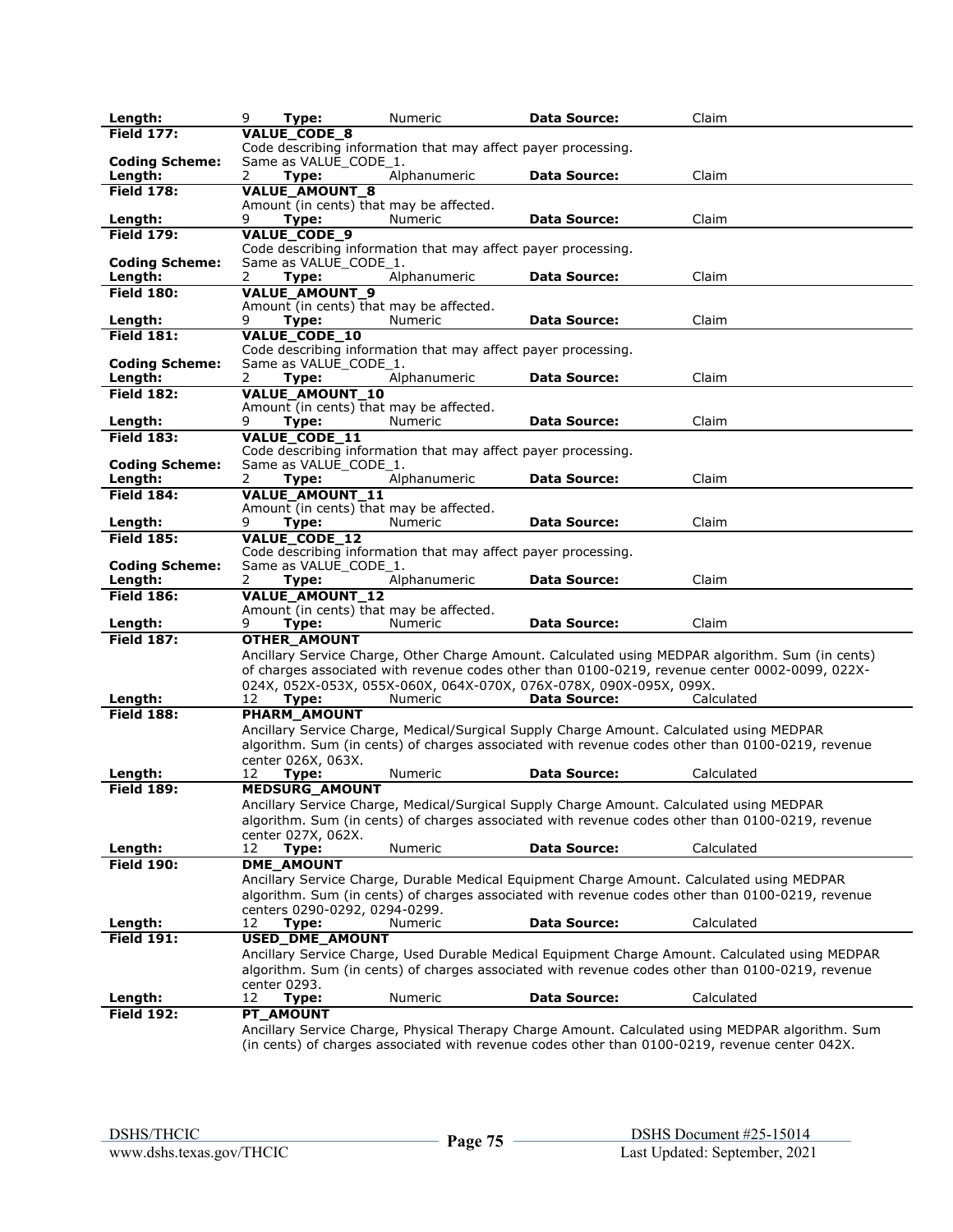| | | | | | | |
|---|---|---|---|---|---|---|
| **Length:** | 9 | **Type:** | Numeric | **Data Source:** | Claim | |

**Field 177:** **VALUE_CODE_8**
Code describing information that may affect payer processing.
**Coding Scheme:** Same as VALUE_CODE_1.
**Length:** 2 **Type:** Alphanumeric **Data Source:** Claim

**Field 178:** **VALUE_AMOUNT_8**
Amount (in cents) that may be affected.
**Length:** 9 **Type:** Numeric **Data Source:** Claim

**Field 179:** **VALUE_CODE_9**
Code describing information that may affect payer processing.
**Coding Scheme:** Same as VALUE_CODE_1.
**Length:** 2 **Type:** Alphanumeric **Data Source:** Claim

**Field 180:** **VALUE_AMOUNT_9**
Amount (in cents) that may be affected.
**Length:** 9 **Type:** Numeric **Data Source:** Claim

**Field 181:** **VALUE_CODE_10**
Code describing information that may affect payer processing.
**Coding Scheme:** Same as VALUE_CODE_1.
**Length:** 2 **Type:** Alphanumeric **Data Source:** Claim

**Field 182:** **VALUE_AMOUNT_10**
Amount (in cents) that may be affected.
**Length:** 9 **Type:** Numeric **Data Source:** Claim

**Field 183:** **VALUE_CODE_11**
Code describing information that may affect payer processing.
**Coding Scheme:** Same as VALUE_CODE_1.
**Length:** 2 **Type:** Alphanumeric **Data Source:** Claim

**Field 184:** **VALUE_AMOUNT_11**
Amount (in cents) that may be affected.
**Length:** 9 **Type:** Numeric **Data Source:** Claim

**Field 185:** **VALUE_CODE_12**
Code describing information that may affect payer processing.
**Coding Scheme:** Same as VALUE_CODE_1.
**Length:** 2 **Type:** Alphanumeric **Data Source:** Claim

**Field 186:** **VALUE_AMOUNT_12**
Amount (in cents) that may be affected.
**Length:** 9 **Type:** Numeric **Data Source:** Claim

**Field 187:** **OTHER_AMOUNT**
Ancillary Service Charge, Other Charge Amount. Calculated using MEDPAR algorithm. Sum (in cents) of charges associated with revenue codes other than 0100-0219, revenue center 0002-0099, 022X-024X, 052X-053X, 055X-060X, 064X-070X, 076X-078X, 090X-095X, 099X.
**Length:** 12 **Type:** Numeric **Data Source:** Calculated

**Field 188:** **PHARM_AMOUNT**
Ancillary Service Charge, Medical/Surgical Supply Charge Amount. Calculated using MEDPAR algorithm. Sum (in cents) of charges associated with revenue codes other than 0100-0219, revenue center 026X, 063X.
**Length:** 12 **Type:** Numeric **Data Source:** Calculated

**Field 189:** **MEDSURG_AMOUNT**
Ancillary Service Charge, Medical/Surgical Supply Charge Amount. Calculated using MEDPAR algorithm. Sum (in cents) of charges associated with revenue codes other than 0100-0219, revenue center 027X, 062X.
**Length:** 12 **Type:** Numeric **Data Source:** Calculated

**Field 190:** **DME_AMOUNT**
Ancillary Service Charge, Durable Medical Equipment Charge Amount. Calculated using MEDPAR algorithm. Sum (in cents) of charges associated with revenue codes other than 0100-0219, revenue centers 0290-0292, 0294-0299.
**Length:** 12 **Type:** Numeric **Data Source:** Calculated

**Field 191:** **USED_DME_AMOUNT**
Ancillary Service Charge, Used Durable Medical Equipment Charge Amount. Calculated using MEDPAR algorithm. Sum (in cents) of charges associated with revenue codes other than 0100-0219, revenue center 0293.
**Length:** 12 **Type:** Numeric **Data Source:** Calculated

**Field 192:** **PT_AMOUNT**
Ancillary Service Charge, Physical Therapy Charge Amount. Calculated using MEDPAR algorithm. Sum (in cents) of charges associated with revenue codes other than 0100-0219, revenue center 042X.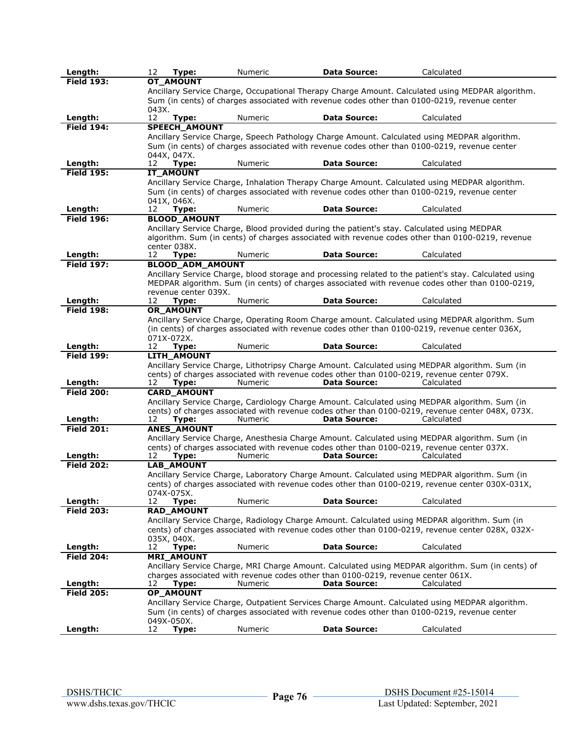| Length: | 12 **Type:** | Numeric | **Data Source:** | Calculated |
|---|---|---|---|---|
| **Field 193:** | **OT_AMOUNT** | | | |
| | Ancillary Service Charge, Occupational Therapy Charge Amount. Calculated using MEDPAR algorithm. Sum (in cents) of charges associated with revenue codes other than 0100-0219, revenue center 043X. | | | |
| **Length:** | 12 **Type:** | Numeric | **Data Source:** | Calculated |
| **Field 194:** | **SPEECH_AMOUNT** | | | |
| | Ancillary Service Charge, Speech Pathology Charge Amount. Calculated using MEDPAR algorithm. Sum (in cents) of charges associated with revenue codes other than 0100-0219, revenue center 044X, 047X. | | | |
| **Length:** | 12 **Type:** | Numeric | **Data Source:** | Calculated |
| **Field 195:** | **IT_AMOUNT** | | | |
| | Ancillary Service Charge, Inhalation Therapy Charge Amount. Calculated using MEDPAR algorithm. Sum (in cents) of charges associated with revenue codes other than 0100-0219, revenue center 041X, 046X. | | | |
| **Length:** | 12 **Type:** | Numeric | **Data Source:** | Calculated |
| **Field 196:** | **BLOOD_AMOUNT** | | | |
| | Ancillary Service Charge, Blood provided during the patient's stay. Calculated using MEDPAR algorithm. Sum (in cents) of charges associated with revenue codes other than 0100-0219, revenue center 038X. | | | |
| **Length:** | 12 **Type:** | Numeric | **Data Source:** | Calculated |
| **Field 197:** | **BLOOD_ADM_AMOUNT** | | | |
| | Ancillary Service Charge, blood storage and processing related to the patient's stay. Calculated using MEDPAR algorithm. Sum (in cents) of charges associated with revenue codes other than 0100-0219, revenue center 039X. | | | |
| **Length:** | 12 **Type:** | Numeric | **Data Source:** | Calculated |
| **Field 198:** | **OR_AMOUNT** | | | |
| | Ancillary Service Charge, Operating Room Charge amount. Calculated using MEDPAR algorithm. Sum (in cents) of charges associated with revenue codes other than 0100-0219, revenue center 036X, 071X-072X. | | | |
| **Length:** | 12 **Type:** | Numeric | **Data Source:** | Calculated |
| **Field 199:** | **LITH_AMOUNT** | | | |
| | Ancillary Service Charge, Lithotripsy Charge Amount. Calculated using MEDPAR algorithm. Sum (in cents) of charges associated with revenue codes other than 0100-0219, revenue center 079X. | | | |
| **Length:** | 12 **Type:** | Numeric | **Data Source:** | Calculated |
| **Field 200:** | **CARD_AMOUNT** | | | |
| | Ancillary Service Charge, Cardiology Charge Amount. Calculated using MEDPAR algorithm. Sum (in cents) of charges associated with revenue codes other than 0100-0219, revenue center 048X, 073X. | | | |
| **Length:** | 12 **Type:** | Numeric | **Data Source:** | Calculated |
| **Field 201:** | **ANES_AMOUNT** | | | |
| | Ancillary Service Charge, Anesthesia Charge Amount. Calculated using MEDPAR algorithm. Sum (in cents) of charges associated with revenue codes other than 0100-0219, revenue center 037X. | | | |
| **Length:** | 12 **Type:** | Numeric | **Data Source:** | Calculated |
| **Field 202:** | **LAB_AMOUNT** | | | |
| | Ancillary Service Charge, Laboratory Charge Amount. Calculated using MEDPAR algorithm. Sum (in cents) of charges associated with revenue codes other than 0100-0219, revenue center 030X-031X, 074X-075X. | | | |
| **Length:** | 12 **Type:** | Numeric | **Data Source:** | Calculated |
| **Field 203:** | **RAD_AMOUNT** | | | |
| | Ancillary Service Charge, Radiology Charge Amount. Calculated using MEDPAR algorithm. Sum (in cents) of charges associated with revenue codes other than 0100-0219, revenue center 028X, 032X-035X, 040X. | | | |
| **Length:** | 12 **Type:** | Numeric | **Data Source:** | Calculated |
| **Field 204:** | **MRI_AMOUNT** | | | |
| | Ancillary Service Charge, MRI Charge Amount. Calculated using MEDPAR algorithm. Sum (in cents) of charges associated with revenue codes other than 0100-0219, revenue center 061X. | | | |
| **Length:** | 12 **Type:** | Numeric | **Data Source:** | Calculated |
| **Field 205:** | **OP_AMOUNT** | | | |
| | Ancillary Service Charge, Outpatient Services Charge Amount. Calculated using MEDPAR algorithm. Sum (in cents) of charges associated with revenue codes other than 0100-0219, revenue center 049X-050X. | | | |
| **Length:** | 12 **Type:** | Numeric | **Data Source:** | Calculated |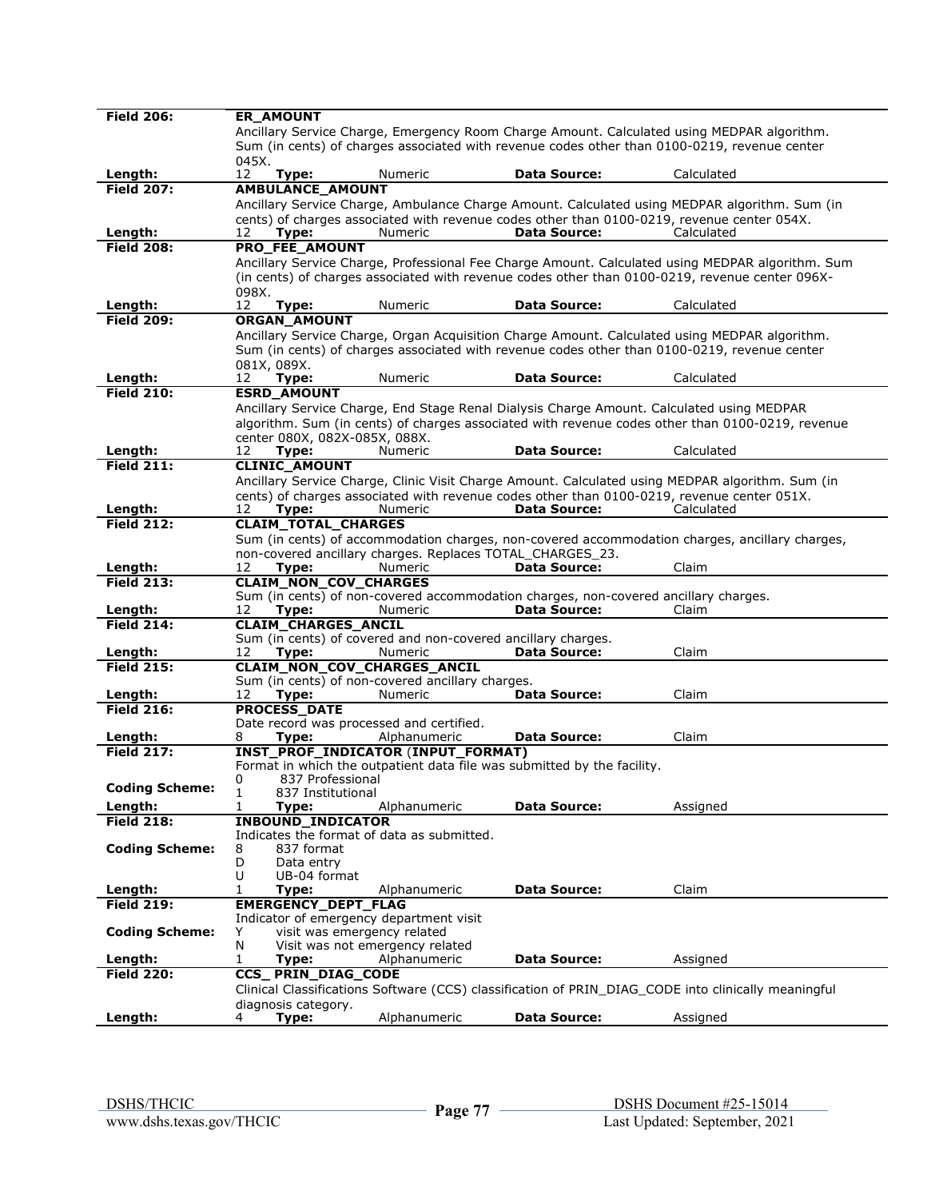| | |
|---|---|
| **Field 206:** | **ER_AMOUNT** |
| | Ancillary Service Charge, Emergency Room Charge Amount. Calculated using MEDPAR algorithm. Sum (in cents) of charges associated with revenue codes other than 0100-0219, revenue center 045X. |
| **Length:** | 12 **Type:** Numeric **Data Source:** Calculated |
| **Field 207:** | **AMBULANCE_AMOUNT** |
| | Ancillary Service Charge, Ambulance Charge Amount. Calculated using MEDPAR algorithm. Sum (in cents) of charges associated with revenue codes other than 0100-0219, revenue center 054X. |
| **Length:** | 12 **Type:** Numeric **Data Source:** Calculated |
| **Field 208:** | **PRO_FEE_AMOUNT** |
| | Ancillary Service Charge, Professional Fee Charge Amount. Calculated using MEDPAR algorithm. Sum (in cents) of charges associated with revenue codes other than 0100-0219, revenue center 096X-098X. |
| **Length:** | 12 **Type:** Numeric **Data Source:** Calculated |
| **Field 209:** | **ORGAN_AMOUNT** |
| | Ancillary Service Charge, Organ Acquisition Charge Amount. Calculated using MEDPAR algorithm. Sum (in cents) of charges associated with revenue codes other than 0100-0219, revenue center 081X, 089X. |
| **Length:** | 12 **Type:** Numeric **Data Source:** Calculated |
| **Field 210:** | **ESRD_AMOUNT** |
| | Ancillary Service Charge, End Stage Renal Dialysis Charge Amount. Calculated using MEDPAR algorithm. Sum (in cents) of charges associated with revenue codes other than 0100-0219, revenue center 080X, 082X-085X, 088X. |
| **Length:** | 12 **Type:** Numeric **Data Source:** Calculated |
| **Field 211:** | **CLINIC_AMOUNT** |
| | Ancillary Service Charge, Clinic Visit Charge Amount. Calculated using MEDPAR algorithm. Sum (in cents) of charges associated with revenue codes other than 0100-0219, revenue center 051X. |
| **Length:** | 12 **Type:** Numeric **Data Source:** Calculated |
| **Field 212:** | **CLAIM_TOTAL_CHARGES** |
| | Sum (in cents) of accommodation charges, non-covered accommodation charges, ancillary charges, non-covered ancillary charges. Replaces TOTAL_CHARGES_23. |
| **Length:** | 12 **Type:** Numeric **Data Source:** Claim |
| **Field 213:** | **CLAIM_NON_COV_CHARGES** |
| | Sum (in cents) of non-covered accommodation charges, non-covered ancillary charges. |
| **Length:** | 12 **Type:** Numeric **Data Source:** Claim |
| **Field 214:** | **CLAIM_CHARGES_ANCIL** |
| | Sum (in cents) of covered and non-covered ancillary charges. |
| **Length:** | 12 **Type:** Numeric **Data Source:** Claim |
| **Field 215:** | **CLAIM_NON_COV_CHARGES_ANCIL** |
| | Sum (in cents) of non-covered ancillary charges. |
| **Length:** | 12 **Type:** Numeric **Data Source:** Claim |
| **Field 216:** | **PROCESS_DATE** |
| | Date record was processed and certified. |
| **Length:** | 8 **Type:** Alphanumeric **Data Source:** Claim |
| **Field 217:** | **INST_PROF_INDICATOR (INPUT_FORMAT)** |
| | Format in which the outpatient data file was submitted by the facility. |
| **Coding Scheme:** | 0 837 Professional<br>1 837 Institutional |
| **Length:** | 1 **Type:** Alphanumeric **Data Source:** Assigned |
| **Field 218:** | **INBOUND_INDICATOR** |
| | Indicates the format of data as submitted. |
| **Coding Scheme:** | 8 837 format<br>D Data entry<br>U UB-04 format |
| **Length:** | 1 **Type:** Alphanumeric **Data Source:** Claim |
| **Field 219:** | **EMERGENCY_DEPT_FLAG** |
| | Indicator of emergency department visit |
| **Coding Scheme:** | Y visit was emergency related<br>N Visit was not emergency related |
| **Length:** | 1 **Type:** Alphanumeric **Data Source:** Assigned |
| **Field 220:** | **CCS_ PRIN_DIAG_CODE** |
| | Clinical Classifications Software (CCS) classification of PRIN_DIAG_CODE into clinically meaningful diagnosis category. |
| **Length:** | 4 **Type:** Alphanumeric **Data Source:** Assigned |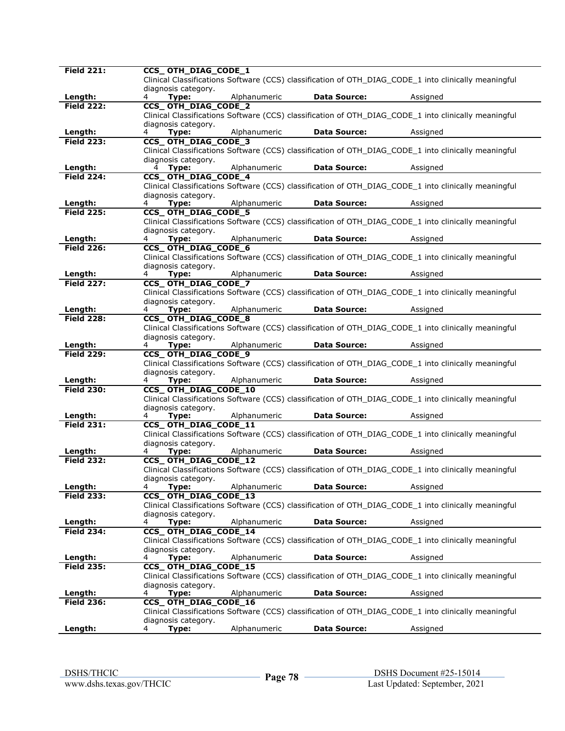| Field 221: | CCS_ OTH_DIAG_CODE_1 | | | |
|---|---|---|---|---|
| | Clinical Classifications Software (CCS) classification of OTH_DIAG_CODE_1 into clinically meaningful diagnosis category. | | | |
| Length: | 4 **Type:** | Alphanumeric | **Data Source:** | Assigned |
| **Field 222:** | **CCS_ OTH_DIAG_CODE_2** | | | |
| | Clinical Classifications Software (CCS) classification of OTH_DIAG_CODE_1 into clinically meaningful diagnosis category. | | | |
| **Length:** | 4 **Type:** | Alphanumeric | **Data Source:** | Assigned |
| **Field 223:** | **CCS_ OTH_DIAG_CODE_3** | | | |
| | Clinical Classifications Software (CCS) classification of OTH_DIAG_CODE_1 into clinically meaningful diagnosis category. | | | |
| **Length:** | 4 **Type:** | Alphanumeric | **Data Source:** | Assigned |
| **Field 224:** | **CCS_ OTH_DIAG_CODE_4** | | | |
| | Clinical Classifications Software (CCS) classification of OTH_DIAG_CODE_1 into clinically meaningful diagnosis category. | | | |
| **Length:** | 4 **Type:** | Alphanumeric | **Data Source:** | Assigned |
| **Field 225:** | **CCS_ OTH_DIAG_CODE_5** | | | |
| | Clinical Classifications Software (CCS) classification of OTH_DIAG_CODE_1 into clinically meaningful diagnosis category. | | | |
| **Length:** | 4 **Type:** | Alphanumeric | **Data Source:** | Assigned |
| **Field 226:** | **CCS_ OTH_DIAG_CODE_6** | | | |
| | Clinical Classifications Software (CCS) classification of OTH_DIAG_CODE_1 into clinically meaningful diagnosis category. | | | |
| **Length:** | 4 **Type:** | Alphanumeric | **Data Source:** | Assigned |
| **Field 227:** | **CCS_ OTH_DIAG_CODE_7** | | | |
| | Clinical Classifications Software (CCS) classification of OTH_DIAG_CODE_1 into clinically meaningful diagnosis category. | | | |
| **Length:** | 4 **Type:** | Alphanumeric | **Data Source:** | Assigned |
| **Field 228:** | **CCS_ OTH_DIAG_CODE_8** | | | |
| | Clinical Classifications Software (CCS) classification of OTH_DIAG_CODE_1 into clinically meaningful diagnosis category. | | | |
| **Length:** | 4 **Type:** | Alphanumeric | **Data Source:** | Assigned |
| **Field 229:** | **CCS_ OTH_DIAG_CODE_9** | | | |
| | Clinical Classifications Software (CCS) classification of OTH_DIAG_CODE_1 into clinically meaningful diagnosis category. | | | |
| **Length:** | 4 **Type:** | Alphanumeric | **Data Source:** | Assigned |
| **Field 230:** | **CCS_ OTH_DIAG_CODE_10** | | | |
| | Clinical Classifications Software (CCS) classification of OTH_DIAG_CODE_1 into clinically meaningful diagnosis category. | | | |
| **Length:** | 4 **Type:** | Alphanumeric | **Data Source:** | Assigned |
| **Field 231:** | **CCS_ OTH_DIAG_CODE_11** | | | |
| | Clinical Classifications Software (CCS) classification of OTH_DIAG_CODE_1 into clinically meaningful diagnosis category. | | | |
| **Length:** | 4 **Type:** | Alphanumeric | **Data Source:** | Assigned |
| **Field 232:** | **CCS_ OTH_DIAG_CODE_12** | | | |
| | Clinical Classifications Software (CCS) classification of OTH_DIAG_CODE_1 into clinically meaningful diagnosis category. | | | |
| **Length:** | 4 **Type:** | Alphanumeric | **Data Source:** | Assigned |
| **Field 233:** | **CCS_ OTH_DIAG_CODE_13** | | | |
| | Clinical Classifications Software (CCS) classification of OTH_DIAG_CODE_1 into clinically meaningful diagnosis category. | | | |
| **Length:** | 4 **Type:** | Alphanumeric | **Data Source:** | Assigned |
| **Field 234:** | **CCS_ OTH_DIAG_CODE_14** | | | |
| | Clinical Classifications Software (CCS) classification of OTH_DIAG_CODE_1 into clinically meaningful diagnosis category. | | | |
| **Length:** | 4 **Type:** | Alphanumeric | **Data Source:** | Assigned |
| **Field 235:** | **CCS_ OTH_DIAG_CODE_15** | | | |
| | Clinical Classifications Software (CCS) classification of OTH_DIAG_CODE_1 into clinically meaningful diagnosis category. | | | |
| **Length:** | 4 **Type:** | Alphanumeric | **Data Source:** | Assigned |
| **Field 236:** | **CCS_ OTH_DIAG_CODE_16** | | | |
| | Clinical Classifications Software (CCS) classification of OTH_DIAG_CODE_1 into clinically meaningful diagnosis category. | | | |
| **Length:** | 4 **Type:** | Alphanumeric | **Data Source:** | Assigned |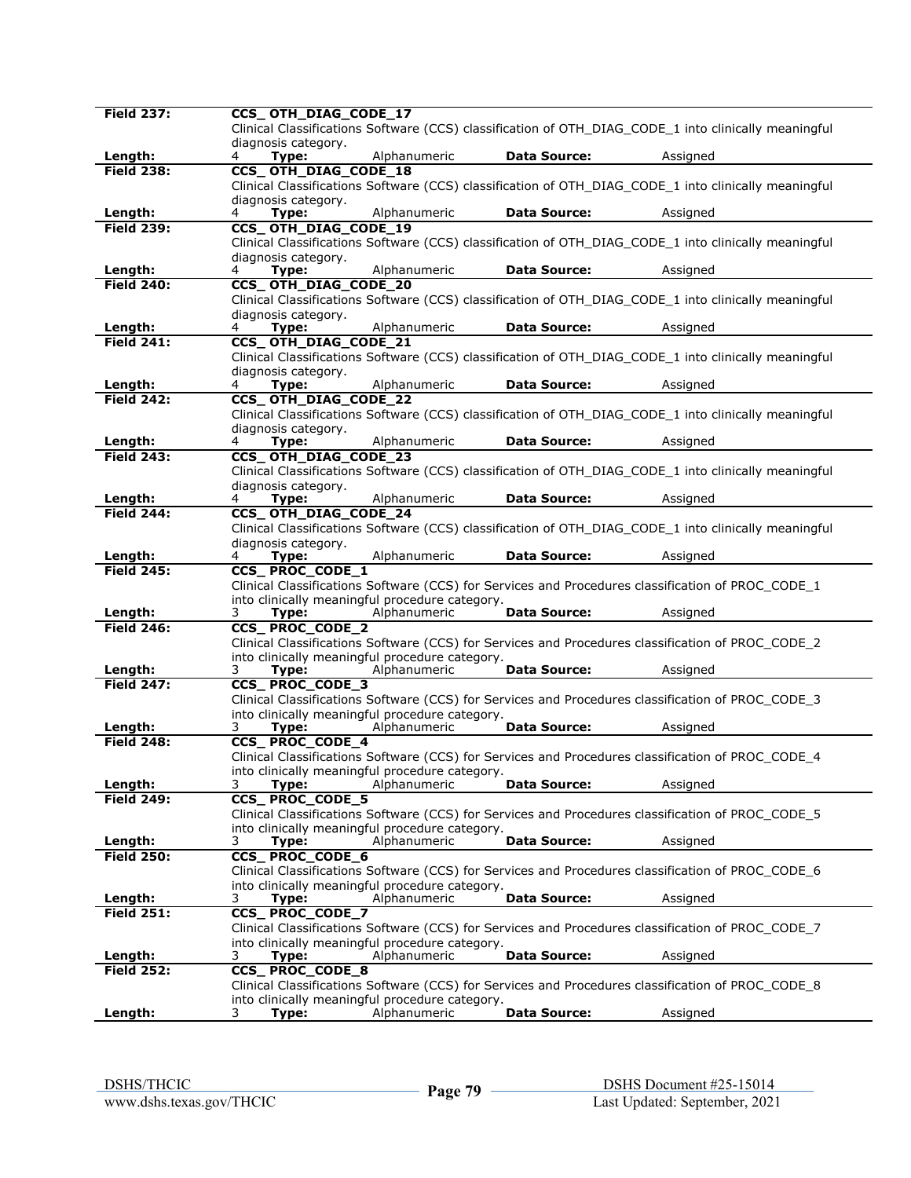| | | | | | |
|---|---|---|---|---|---|
| **Field 237:** | **CCS_ OTH_DIAG_CODE_17** | | | | |
| | Clinical Classifications Software (CCS) classification of OTH_DIAG_CODE_1 into clinically meaningful diagnosis category. | | | | |
| **Length:** | 4 | **Type:** | Alphanumeric | **Data Source:** | Assigned |
| **Field 238:** | **CCS_ OTH_DIAG_CODE_18** | | | | |
| | Clinical Classifications Software (CCS) classification of OTH_DIAG_CODE_1 into clinically meaningful diagnosis category. | | | | |
| **Length:** | 4 | **Type:** | Alphanumeric | **Data Source:** | Assigned |
| **Field 239:** | **CCS_ OTH_DIAG_CODE_19** | | | | |
| | Clinical Classifications Software (CCS) classification of OTH_DIAG_CODE_1 into clinically meaningful diagnosis category. | | | | |
| **Length:** | 4 | **Type:** | Alphanumeric | **Data Source:** | Assigned |
| **Field 240:** | **CCS_ OTH_DIAG_CODE_20** | | | | |
| | Clinical Classifications Software (CCS) classification of OTH_DIAG_CODE_1 into clinically meaningful diagnosis category. | | | | |
| **Length:** | 4 | **Type:** | Alphanumeric | **Data Source:** | Assigned |
| **Field 241:** | **CCS_ OTH_DIAG_CODE_21** | | | | |
| | Clinical Classifications Software (CCS) classification of OTH_DIAG_CODE_1 into clinically meaningful diagnosis category. | | | | |
| **Length:** | 4 | **Type:** | Alphanumeric | **Data Source:** | Assigned |
| **Field 242:** | **CCS_ OTH_DIAG_CODE_22** | | | | |
| | Clinical Classifications Software (CCS) classification of OTH_DIAG_CODE_1 into clinically meaningful diagnosis category. | | | | |
| **Length:** | 4 | **Type:** | Alphanumeric | **Data Source:** | Assigned |
| **Field 243:** | **CCS_ OTH_DIAG_CODE_23** | | | | |
| | Clinical Classifications Software (CCS) classification of OTH_DIAG_CODE_1 into clinically meaningful diagnosis category. | | | | |
| **Length:** | 4 | **Type:** | Alphanumeric | **Data Source:** | Assigned |
| **Field 244:** | **CCS_ OTH_DIAG_CODE_24** | | | | |
| | Clinical Classifications Software (CCS) classification of OTH_DIAG_CODE_1 into clinically meaningful diagnosis category. | | | | |
| **Length:** | 4 | **Type:** | Alphanumeric | **Data Source:** | Assigned |
| **Field 245:** | **CCS_ PROC_CODE_1** | | | | |
| | Clinical Classifications Software (CCS) for Services and Procedures classification of PROC_CODE_1 into clinically meaningful procedure category. | | | | |
| **Length:** | 3 | **Type:** | Alphanumeric | **Data Source:** | Assigned |
| **Field 246:** | **CCS_ PROC_CODE_2** | | | | |
| | Clinical Classifications Software (CCS) for Services and Procedures classification of PROC_CODE_2 into clinically meaningful procedure category. | | | | |
| **Length:** | 3 | **Type:** | Alphanumeric | **Data Source:** | Assigned |
| **Field 247:** | **CCS_ PROC_CODE_3** | | | | |
| | Clinical Classifications Software (CCS) for Services and Procedures classification of PROC_CODE_3 into clinically meaningful procedure category. | | | | |
| **Length:** | 3 | **Type:** | Alphanumeric | **Data Source:** | Assigned |
| **Field 248:** | **CCS_ PROC_CODE_4** | | | | |
| | Clinical Classifications Software (CCS) for Services and Procedures classification of PROC_CODE_4 into clinically meaningful procedure category. | | | | |
| **Length:** | 3 | **Type:** | Alphanumeric | **Data Source:** | Assigned |
| **Field 249:** | **CCS_ PROC_CODE_5** | | | | |
| | Clinical Classifications Software (CCS) for Services and Procedures classification of PROC_CODE_5 into clinically meaningful procedure category. | | | | |
| **Length:** | 3 | **Type:** | Alphanumeric | **Data Source:** | Assigned |
| **Field 250:** | **CCS_ PROC_CODE_6** | | | | |
| | Clinical Classifications Software (CCS) for Services and Procedures classification of PROC_CODE_6 into clinically meaningful procedure category. | | | | |
| **Length:** | 3 | **Type:** | Alphanumeric | **Data Source:** | Assigned |
| **Field 251:** | **CCS_ PROC_CODE_7** | | | | |
| | Clinical Classifications Software (CCS) for Services and Procedures classification of PROC_CODE_7 into clinically meaningful procedure category. | | | | |
| **Length:** | 3 | **Type:** | Alphanumeric | **Data Source:** | Assigned |
| **Field 252:** | **CCS_ PROC_CODE_8** | | | | |
| | Clinical Classifications Software (CCS) for Services and Procedures classification of PROC_CODE_8 into clinically meaningful procedure category. | | | | |
| **Length:** | 3 | **Type:** | Alphanumeric | **Data Source:** | Assigned |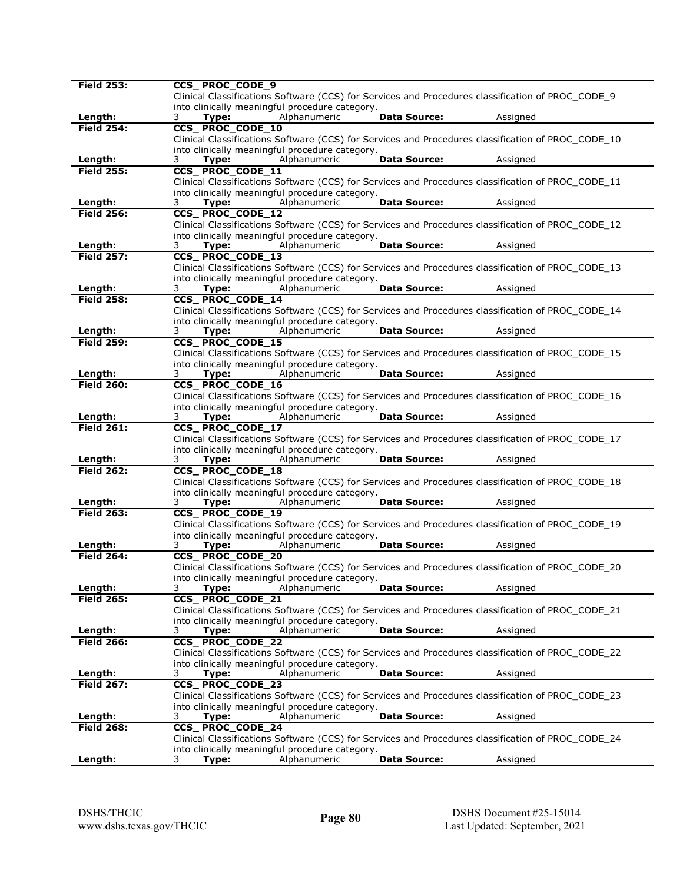| | |
|---|---|
| **Field 253:** | **CCS_ PROC_CODE_9** |
| | Clinical Classifications Software (CCS) for Services and Procedures classification of PROC_CODE_9 into clinically meaningful procedure category. |
| **Length:** | 3 **Type:** Alphanumeric **Data Source:** Assigned |
| **Field 254:** | **CCS_ PROC_CODE_10** |
| | Clinical Classifications Software (CCS) for Services and Procedures classification of PROC_CODE_10 into clinically meaningful procedure category. |
| **Length:** | 3 **Type:** Alphanumeric **Data Source:** Assigned |
| **Field 255:** | **CCS_ PROC_CODE_11** |
| | Clinical Classifications Software (CCS) for Services and Procedures classification of PROC_CODE_11 into clinically meaningful procedure category. |
| **Length:** | 3 **Type:** Alphanumeric **Data Source:** Assigned |
| **Field 256:** | **CCS_ PROC_CODE_12** |
| | Clinical Classifications Software (CCS) for Services and Procedures classification of PROC_CODE_12 into clinically meaningful procedure category. |
| **Length:** | 3 **Type:** Alphanumeric **Data Source:** Assigned |
| **Field 257:** | **CCS_ PROC_CODE_13** |
| | Clinical Classifications Software (CCS) for Services and Procedures classification of PROC_CODE_13 into clinically meaningful procedure category. |
| **Length:** | 3 **Type:** Alphanumeric **Data Source:** Assigned |
| **Field 258:** | **CCS_ PROC_CODE_14** |
| | Clinical Classifications Software (CCS) for Services and Procedures classification of PROC_CODE_14 into clinically meaningful procedure category. |
| **Length:** | 3 **Type:** Alphanumeric **Data Source:** Assigned |
| **Field 259:** | **CCS_ PROC_CODE_15** |
| | Clinical Classifications Software (CCS) for Services and Procedures classification of PROC_CODE_15 into clinically meaningful procedure category. |
| **Length:** | 3 **Type:** Alphanumeric **Data Source:** Assigned |
| **Field 260:** | **CCS_ PROC_CODE_16** |
| | Clinical Classifications Software (CCS) for Services and Procedures classification of PROC_CODE_16 into clinically meaningful procedure category. |
| **Length:** | 3 **Type:** Alphanumeric **Data Source:** Assigned |
| **Field 261:** | **CCS_ PROC_CODE_17** |
| | Clinical Classifications Software (CCS) for Services and Procedures classification of PROC_CODE_17 into clinically meaningful procedure category. |
| **Length:** | 3 **Type:** Alphanumeric **Data Source:** Assigned |
| **Field 262:** | **CCS_ PROC_CODE_18** |
| | Clinical Classifications Software (CCS) for Services and Procedures classification of PROC_CODE_18 into clinically meaningful procedure category. |
| **Length:** | 3 **Type:** Alphanumeric **Data Source:** Assigned |
| **Field 263:** | **CCS_ PROC_CODE_19** |
| | Clinical Classifications Software (CCS) for Services and Procedures classification of PROC_CODE_19 into clinically meaningful procedure category. |
| **Length:** | 3 **Type:** Alphanumeric **Data Source:** Assigned |
| **Field 264:** | **CCS_ PROC_CODE_20** |
| | Clinical Classifications Software (CCS) for Services and Procedures classification of PROC_CODE_20 into clinically meaningful procedure category. |
| **Length:** | 3 **Type:** Alphanumeric **Data Source:** Assigned |
| **Field 265:** | **CCS_ PROC_CODE_21** |
| | Clinical Classifications Software (CCS) for Services and Procedures classification of PROC_CODE_21 into clinically meaningful procedure category. |
| **Length:** | 3 **Type:** Alphanumeric **Data Source:** Assigned |
| **Field 266:** | **CCS_ PROC_CODE_22** |
| | Clinical Classifications Software (CCS) for Services and Procedures classification of PROC_CODE_22 into clinically meaningful procedure category. |
| **Length:** | 3 **Type:** Alphanumeric **Data Source:** Assigned |
| **Field 267:** | **CCS_ PROC_CODE_23** |
| | Clinical Classifications Software (CCS) for Services and Procedures classification of PROC_CODE_23 into clinically meaningful procedure category. |
| **Length:** | 3 **Type:** Alphanumeric **Data Source:** Assigned |
| **Field 268:** | **CCS_ PROC_CODE_24** |
| | Clinical Classifications Software (CCS) for Services and Procedures classification of PROC_CODE_24 into clinically meaningful procedure category. |
| **Length:** | 3 **Type:** Alphanumeric **Data Source:** Assigned |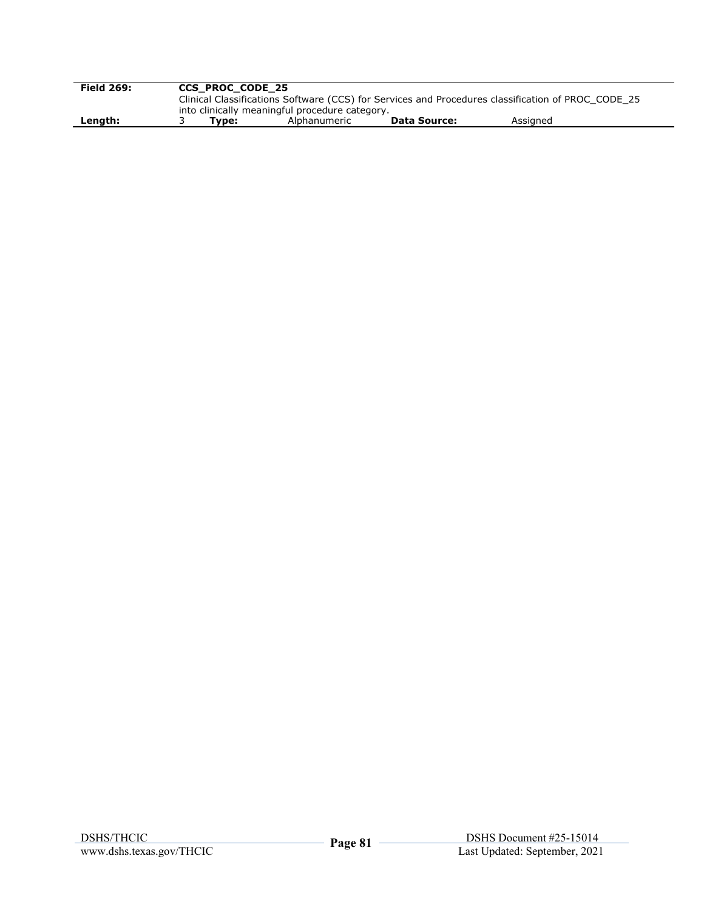| **Field 269:** | **CCS_PROC_CODE_25** | | | | |
|---|---|---|---|---|---|
| | Clinical Classifications Software (CCS) for Services and Procedures classification of PROC_CODE_25 into clinically meaningful procedure category. | | | | |
| **Length:** | 3 | **Type:** | Alphanumeric | **Data Source:** | Assigned |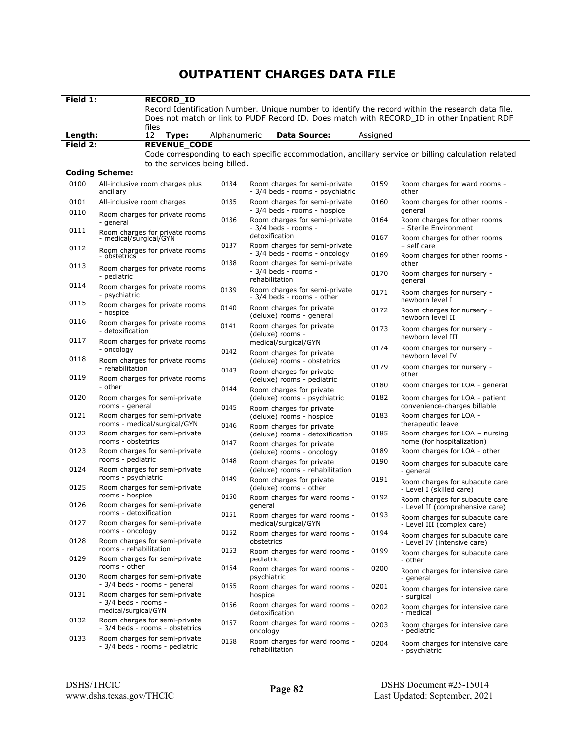# OUTPATIENT CHARGES DATA FILE

| | |
|---|---|
| **Field 1:** | **RECORD_ID** |
| | Record Identification Number. Unique number to identify the record within the research data file. Does not match or link to PUDF Record ID. Does match with RECORD_ID in other Inpatient RDF files |
| **Length:** | 12 **Type:** Alphanumeric **Data Source:** Assigned |
| **Field 2:** | **REVENUE_CODE** |
| | Code corresponding to each specific accommodation, ancillary service or billing calculation related to the services being billed. |

**Coding Scheme:**

| Code | Description |
|---|---|
| 0100 | All-inclusive room charges plus ancillary |
| 0101 | All-inclusive room charges |
| 0110 | Room charges for private rooms - general |
| 0111 | Room charges for private rooms - medical/surgical/GYN |
| 0112 | Room charges for private rooms - obstetrics |
| 0113 | Room charges for private rooms - pediatric |
| 0114 | Room charges for private rooms - psychiatric |
| 0115 | Room charges for private rooms - hospice |
| 0116 | Room charges for private rooms - detoxification |
| 0117 | Room charges for private rooms - oncology |
| 0118 | Room charges for private rooms - rehabilitation |
| 0119 | Room charges for private rooms - other |
| 0120 | Room charges for semi-private rooms - general |
| 0121 | Room charges for semi-private rooms - medical/surgical/GYN |
| 0122 | Room charges for semi-private rooms - obstetrics |
| 0123 | Room charges for semi-private rooms - pediatric |
| 0124 | Room charges for semi-private rooms - psychiatric |
| 0125 | Room charges for semi-private rooms - hospice |
| 0126 | Room charges for semi-private rooms - detoxification |
| 0127 | Room charges for semi-private rooms - oncology |
| 0128 | Room charges for semi-private rooms - rehabilitation |
| 0129 | Room charges for semi-private rooms - other |
| 0130 | Room charges for semi-private - 3/4 beds - rooms - general |
| 0131 | Room charges for semi-private - 3/4 beds - rooms - medical/surgical/GYN |
| 0132 | Room charges for semi-private - 3/4 beds - rooms - obstetrics |
| 0133 | Room charges for semi-private - 3/4 beds - rooms - pediatric |
| 0134 | Room charges for semi-private - 3/4 beds - rooms - psychiatric |
| 0135 | Room charges for semi-private - 3/4 beds - rooms - hospice |
| 0136 | Room charges for semi-private - 3/4 beds - rooms - detoxification |
| 0137 | Room charges for semi-private - 3/4 beds - rooms - oncology |
| 0138 | Room charges for semi-private - 3/4 beds - rooms - rehabilitation |
| 0139 | Room charges for semi-private - 3/4 beds - rooms - other |
| 0140 | Room charges for private (deluxe) rooms - general |
| 0141 | Room charges for private (deluxe) rooms - medical/surgical/GYN |
| 0142 | Room charges for private (deluxe) rooms - obstetrics |
| 0143 | Room charges for private (deluxe) rooms - pediatric |
| 0144 | Room charges for private (deluxe) rooms - psychiatric |
| 0145 | Room charges for private (deluxe) rooms - hospice |
| 0146 | Room charges for private (deluxe) rooms - detoxification |
| 0147 | Room charges for private (deluxe) rooms - oncology |
| 0148 | Room charges for private (deluxe) rooms - rehabilitation |
| 0149 | Room charges for private (deluxe) rooms - other |
| 0150 | Room charges for ward rooms - general |
| 0151 | Room charges for ward rooms - medical/surgical/GYN |
| 0152 | Room charges for ward rooms - obstetrics |
| 0153 | Room charges for ward rooms - pediatric |
| 0154 | Room charges for ward rooms - psychiatric |
| 0155 | Room charges for ward rooms - hospice |
| 0156 | Room charges for ward rooms - detoxification |
| 0157 | Room charges for ward rooms - oncology |
| 0158 | Room charges for ward rooms - rehabilitation |
| 0159 | Room charges for ward rooms - other |
| 0160 | Room charges for other rooms - general |
| 0164 | Room charges for other rooms – Sterile Environment |
| 0167 | Room charges for other rooms – self care |
| 0169 | Room charges for other rooms - other |
| 0170 | Room charges for nursery - general |
| 0171 | Room charges for nursery - newborn level I |
| 0172 | Room charges for nursery - newborn level II |
| 0173 | Room charges for nursery - newborn level III |
| 0174 | Room charges for nursery - newborn level IV |
| 0179 | Room charges for nursery - other |
| 0180 | Room charges for LOA - general |
| 0182 | Room charges for LOA - patient convenience-charges billable |
| 0183 | Room charges for LOA - therapeutic leave |
| 0185 | Room charges for LOA – nursing home (for hospitalization) |
| 0189 | Room charges for LOA - other |
| 0190 | Room charges for subacute care - general |
| 0191 | Room charges for subacute care - Level I (skilled care) |
| 0192 | Room charges for subacute care - Level II (comprehensive care) |
| 0193 | Room charges for subacute care - Level III (complex care) |
| 0194 | Room charges for subacute care - Level IV (intensive care) |
| 0199 | Room charges for subacute care - other |
| 0200 | Room charges for intensive care - general |
| 0201 | Room charges for intensive care - surgical |
| 0202 | Room charges for intensive care - medical |
| 0203 | Room charges for intensive care - pediatric |
| 0204 | Room charges for intensive care - psychiatric |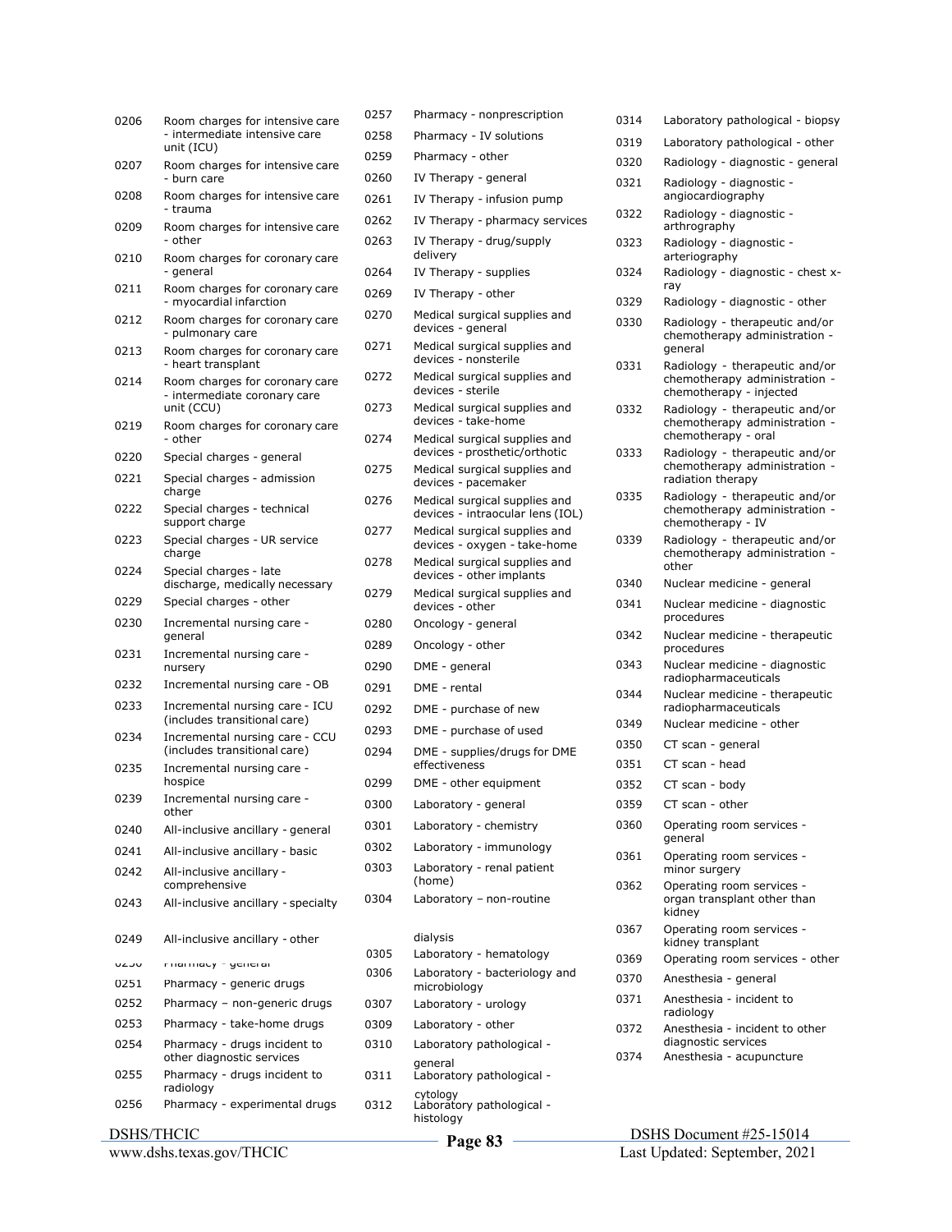| Code | Description |
|---|---|
| 0206 | Room charges for intensive care - intermediate intensive care unit (ICU) |
| 0207 | Room charges for intensive care - burn care |
| 0208 | Room charges for intensive care - trauma |
| 0209 | Room charges for intensive care - other |
| 0210 | Room charges for coronary care - general |
| 0211 | Room charges for coronary care - myocardial infarction |
| 0212 | Room charges for coronary care - pulmonary care |
| 0213 | Room charges for coronary care - heart transplant |
| 0214 | Room charges for coronary care - intermediate coronary care unit (CCU) |
| 0219 | Room charges for coronary care - other |
| 0220 | Special charges - general |
| 0221 | Special charges - admission charge |
| 0222 | Special charges - technical support charge |
| 0223 | Special charges - UR service charge |
| 0224 | Special charges - late discharge, medically necessary |
| 0229 | Special charges - other |
| 0230 | Incremental nursing care - general |
| 0231 | Incremental nursing care - nursery |
| 0232 | Incremental nursing care - OB |
| 0233 | Incremental nursing care - ICU (includes transitional care) |
| 0234 | Incremental nursing care - CCU (includes transitional care) |
| 0235 | Incremental nursing care - hospice |
| 0239 | Incremental nursing care - other |
| 0240 | All-inclusive ancillary - general |
| 0241 | All-inclusive ancillary - basic |
| 0242 | All-inclusive ancillary - comprehensive |
| 0243 | All-inclusive ancillary - specialty |
| 0249 | All-inclusive ancillary - other |
| 0250 | Pharmacy - general |
| 0251 | Pharmacy - generic drugs |
| 0252 | Pharmacy – non-generic drugs |
| 0253 | Pharmacy - take-home drugs |
| 0254 | Pharmacy - drugs incident to other diagnostic services |
| 0255 | Pharmacy - drugs incident to radiology |
| 0256 | Pharmacy - experimental drugs |
| 0257 | Pharmacy - nonprescription |
| 0258 | Pharmacy - IV solutions |
| 0259 | Pharmacy - other |
| 0260 | IV Therapy - general |
| 0261 | IV Therapy - infusion pump |
| 0262 | IV Therapy - pharmacy services |
| 0263 | IV Therapy - drug/supply delivery |
| 0264 | IV Therapy - supplies |
| 0269 | IV Therapy - other |
| 0270 | Medical surgical supplies and devices - general |
| 0271 | Medical surgical supplies and devices - nonsterile |
| 0272 | Medical surgical supplies and devices - sterile |
| 0273 | Medical surgical supplies and devices - take-home |
| 0274 | Medical surgical supplies and devices - prosthetic/orthotic |
| 0275 | Medical surgical supplies and devices - pacemaker |
| 0276 | Medical surgical supplies and devices - intraocular lens (IOL) |
| 0277 | Medical surgical supplies and devices - oxygen - take-home |
| 0278 | Medical surgical supplies and devices - other implants |
| 0279 | Medical surgical supplies and devices - other |
| 0280 | Oncology - general |
| 0289 | Oncology - other |
| 0290 | DME - general |
| 0291 | DME - rental |
| 0292 | DME - purchase of new |
| 0293 | DME - purchase of used |
| 0294 | DME - supplies/drugs for DME effectiveness |
| 0299 | DME - other equipment |
| 0300 | Laboratory - general |
| 0301 | Laboratory - chemistry |
| 0302 | Laboratory - immunology |
| 0303 | Laboratory - renal patient (home) |
| 0304 | Laboratory – non-routine dialysis |
| 0305 | Laboratory - hematology |
| 0306 | Laboratory - bacteriology and microbiology |
| 0307 | Laboratory - urology |
| 0309 | Laboratory - other |
| 0310 | Laboratory pathological - general |
| 0311 | Laboratory pathological - cytology |
| 0312 | Laboratory pathological - histology |
| 0314 | Laboratory pathological - biopsy |
| 0319 | Laboratory pathological - other |
| 0320 | Radiology - diagnostic - general |
| 0321 | Radiology - diagnostic - angiocardiography |
| 0322 | Radiology - diagnostic - arthrography |
| 0323 | Radiology - diagnostic - arteriography |
| 0324 | Radiology - diagnostic - chest x-ray |
| 0329 | Radiology - diagnostic - other |
| 0330 | Radiology - therapeutic and/or chemotherapy administration - general |
| 0331 | Radiology - therapeutic and/or chemotherapy administration - chemotherapy - injected |
| 0332 | Radiology - therapeutic and/or chemotherapy administration - chemotherapy - oral |
| 0333 | Radiology - therapeutic and/or chemotherapy administration - radiation therapy |
| 0335 | Radiology - therapeutic and/or chemotherapy administration - chemotherapy - IV |
| 0339 | Radiology - therapeutic and/or chemotherapy administration - other |
| 0340 | Nuclear medicine - general |
| 0341 | Nuclear medicine - diagnostic procedures |
| 0342 | Nuclear medicine - therapeutic procedures |
| 0343 | Nuclear medicine - diagnostic radiopharmaceuticals |
| 0344 | Nuclear medicine - therapeutic radiopharmaceuticals |
| 0349 | Nuclear medicine - other |
| 0350 | CT scan - general |
| 0351 | CT scan - head |
| 0352 | CT scan - body |
| 0359 | CT scan - other |
| 0360 | Operating room services - general |
| 0361 | Operating room services - minor surgery |
| 0362 | Operating room services - organ transplant other than kidney |
| 0367 | Operating room services - kidney transplant |
| 0369 | Operating room services - other |
| 0370 | Anesthesia - general |
| 0371 | Anesthesia - incident to radiology |
| 0372 | Anesthesia - incident to other diagnostic services |
| 0374 | Anesthesia - acupuncture |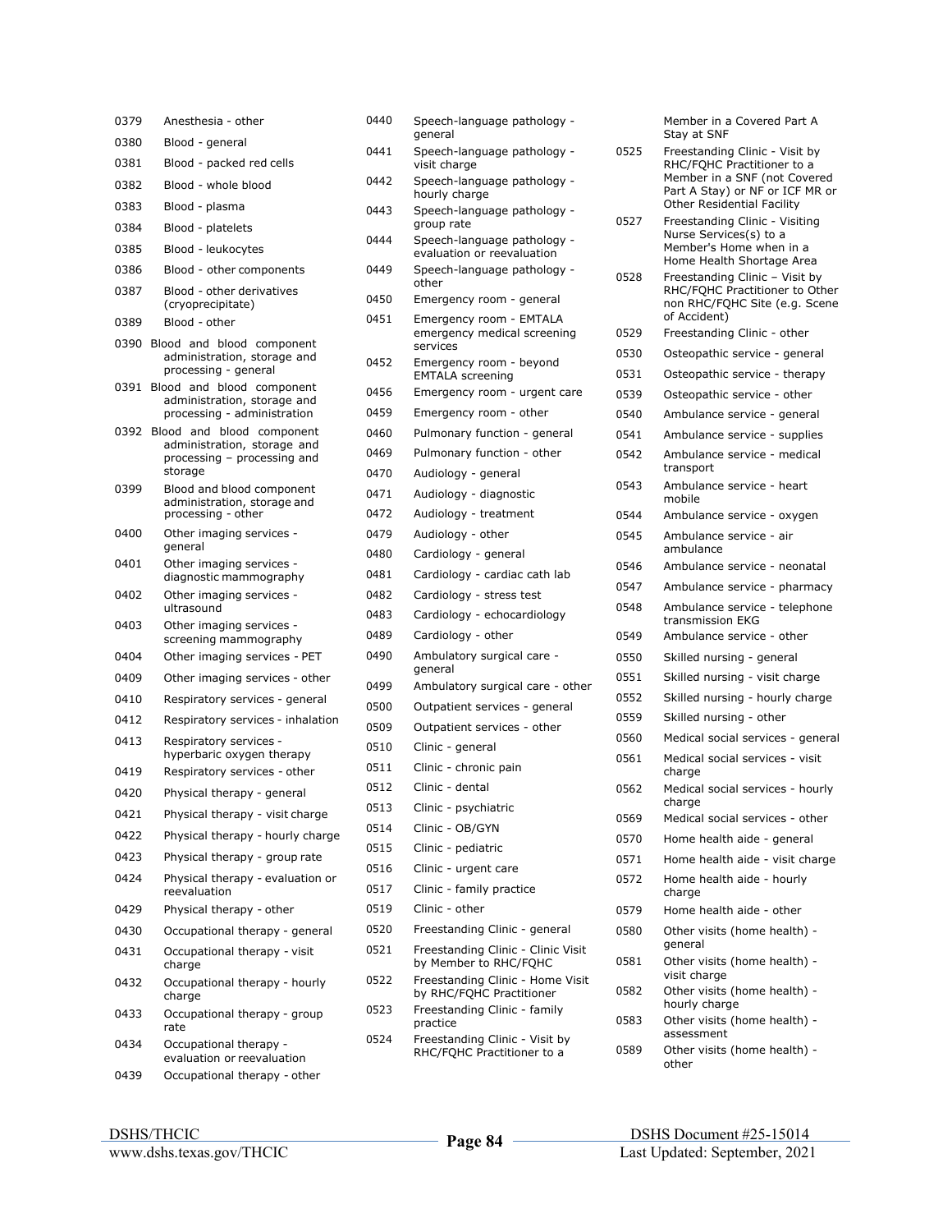| Code | Description |
|---|---|
| 0379 | Anesthesia - other |
| 0380 | Blood - general |
| 0381 | Blood - packed red cells |
| 0382 | Blood - whole blood |
| 0383 | Blood - plasma |
| 0384 | Blood - platelets |
| 0385 | Blood - leukocytes |
| 0386 | Blood - other components |
| 0387 | Blood - other derivatives (cryoprecipitate) |
| 0389 | Blood - other |
| 0390 | Blood and blood component administration, storage and processing - general |
| 0391 | Blood and blood component administration, storage and processing - administration |
| 0392 | Blood and blood component administration, storage and processing – processing and storage |
| 0399 | Blood and blood component administration, storage and processing - other |
| 0400 | Other imaging services - general |
| 0401 | Other imaging services - diagnostic mammography |
| 0402 | Other imaging services - ultrasound |
| 0403 | Other imaging services - screening mammography |
| 0404 | Other imaging services - PET |
| 0409 | Other imaging services - other |
| 0410 | Respiratory services - general |
| 0412 | Respiratory services - inhalation |
| 0413 | Respiratory services - hyperbaric oxygen therapy |
| 0419 | Respiratory services - other |
| 0420 | Physical therapy - general |
| 0421 | Physical therapy - visit charge |
| 0422 | Physical therapy - hourly charge |
| 0423 | Physical therapy - group rate |
| 0424 | Physical therapy - evaluation or reevaluation |
| 0429 | Physical therapy - other |
| 0430 | Occupational therapy - general |
| 0431 | Occupational therapy - visit charge |
| 0432 | Occupational therapy - hourly charge |
| 0433 | Occupational therapy - group rate |
| 0434 | Occupational therapy - evaluation or reevaluation |
| 0439 | Occupational therapy - other |
| 0440 | Speech-language pathology - general |
| 0441 | Speech-language pathology - visit charge |
| 0442 | Speech-language pathology - hourly charge |
| 0443 | Speech-language pathology - group rate |
| 0444 | Speech-language pathology - evaluation or reevaluation |
| 0449 | Speech-language pathology - other |
| 0450 | Emergency room - general |
| 0451 | Emergency room - EMTALA emergency medical screening services |
| 0452 | Emergency room - beyond EMTALA screening |
| 0456 | Emergency room - urgent care |
| 0459 | Emergency room - other |
| 0460 | Pulmonary function - general |
| 0469 | Pulmonary function - other |
| 0470 | Audiology - general |
| 0471 | Audiology - diagnostic |
| 0472 | Audiology - treatment |
| 0479 | Audiology - other |
| 0480 | Cardiology - general |
| 0481 | Cardiology - cardiac cath lab |
| 0482 | Cardiology - stress test |
| 0483 | Cardiology - echocardiology |
| 0489 | Cardiology - other |
| 0490 | Ambulatory surgical care - general |
| 0499 | Ambulatory surgical care - other |
| 0500 | Outpatient services - general |
| 0509 | Outpatient services - other |
| 0510 | Clinic - general |
| 0511 | Clinic - chronic pain |
| 0512 | Clinic - dental |
| 0513 | Clinic - psychiatric |
| 0514 | Clinic - OB/GYN |
| 0515 | Clinic - pediatric |
| 0516 | Clinic - urgent care |
| 0517 | Clinic - family practice |
| 0519 | Clinic - other |
| 0520 | Freestanding Clinic - general |
| 0521 | Freestanding Clinic - Clinic Visit by Member to RHC/FQHC |
| 0522 | Freestanding Clinic - Home Visit by RHC/FQHC Practitioner |
| 0523 | Freestanding Clinic - family practice |
| 0524 | Freestanding Clinic - Visit by RHC/FQHC Practitioner to a Member in a Covered Part A Stay at SNF |
| 0525 | Freestanding Clinic - Visit by RHC/FQHC Practitioner to a Member in a SNF (not Covered Part A Stay) or NF or ICF MR or Other Residential Facility |
| 0527 | Freestanding Clinic - Visiting Nurse Services(s) to a Member's Home when in a Home Health Shortage Area |
| 0528 | Freestanding Clinic – Visit by RHC/FQHC Practitioner to Other non RHC/FQHC Site (e.g. Scene of Accident) |
| 0529 | Freestanding Clinic - other |
| 0530 | Osteopathic service - general |
| 0531 | Osteopathic service - therapy |
| 0539 | Osteopathic service - other |
| 0540 | Ambulance service - general |
| 0541 | Ambulance service - supplies |
| 0542 | Ambulance service - medical transport |
| 0543 | Ambulance service - heart mobile |
| 0544 | Ambulance service - oxygen |
| 0545 | Ambulance service - air ambulance |
| 0546 | Ambulance service - neonatal |
| 0547 | Ambulance service - pharmacy |
| 0548 | Ambulance service - telephone transmission EKG |
| 0549 | Ambulance service - other |
| 0550 | Skilled nursing - general |
| 0551 | Skilled nursing - visit charge |
| 0552 | Skilled nursing - hourly charge |
| 0559 | Skilled nursing - other |
| 0560 | Medical social services - general |
| 0561 | Medical social services - visit charge |
| 0562 | Medical social services - hourly charge |
| 0569 | Medical social services - other |
| 0570 | Home health aide - general |
| 0571 | Home health aide - visit charge |
| 0572 | Home health aide - hourly charge |
| 0579 | Home health aide - other |
| 0580 | Other visits (home health) - general |
| 0581 | Other visits (home health) - visit charge |
| 0582 | Other visits (home health) - hourly charge |
| 0583 | Other visits (home health) - assessment |
| 0589 | Other visits (home health) - other |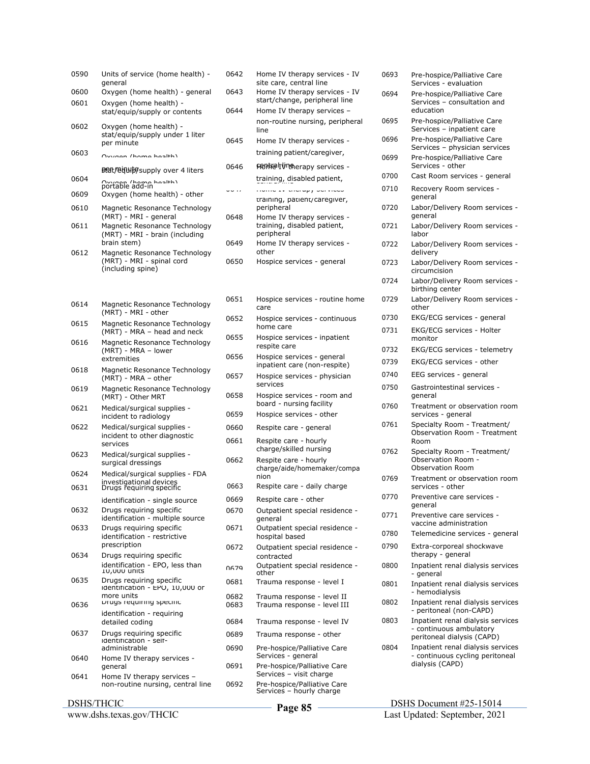| Code | Description |
|---|---|
| 0590 | Units of service (home health) - general |
| 0600 | Oxygen (home health) - general |
| 0601 | Oxygen (home health) - stat/equip/supply or contents |
| 0602 | Oxygen (home health) - stat/equip/supply under 1 liter per minute |
| 0603 | Oxygen (home health) - stat/equip/supply over 4 liters per minute |
| 0604 | Oxygen (home health) - portable add-in |
| 0609 | Oxygen (home health) - other |
| 0610 | Magnetic Resonance Technology (MRT) - MRI - general |
| 0611 | Magnetic Resonance Technology (MRT) - MRI - brain (including brain stem) |
| 0612 | Magnetic Resonance Technology (MRT) - MRI - spinal cord (including spine) |
| 0614 | Magnetic Resonance Technology (MRT) - MRI - other |
| 0615 | Magnetic Resonance Technology (MRT) - MRA – head and neck |
| 0616 | Magnetic Resonance Technology (MRT) - MRA – lower extremities |
| 0618 | Magnetic Resonance Technology (MRT) - MRA – other |
| 0619 | Magnetic Resonance Technology (MRT) - Other MRT |
| 0621 | Medical/surgical supplies - incident to radiology |
| 0622 | Medical/surgical supplies - incident to other diagnostic services |
| 0623 | Medical/surgical supplies - surgical dressings |
| 0624 | Medical/surgical supplies - FDA investigational devices |
| 0631 | Drugs requiring specific identification - single source |
| 0632 | Drugs requiring specific identification - multiple source |
| 0633 | Drugs requiring specific identification - restrictive prescription |
| 0634 | Drugs requiring specific identification - EPO, less than 10,000 units |
| 0635 | Drugs requiring specific identification - EPO, 10,000 or more units |
| 0636 | Drugs requiring specific identification - requiring detailed coding |
| 0637 | Drugs requiring specific identification - self-administrable |
| 0640 | Home IV therapy services - general |
| 0641 | Home IV therapy services – non-routine nursing, central line |
| 0642 | Home IV therapy services - IV site care, central line |
| 0643 | Home IV therapy services - IV start/change, peripheral line |
| 0644 | Home IV therapy services – non-routine nursing, peripheral line |
| 0645 | Home IV therapy services - training patient/caregiver, central line |
| 0646 | Home IV therapy services - training, disabled patient, central line |
| 0647 | Home IV therapy services - training, patient/caregiver, peripheral |
| 0648 | Home IV therapy services - training, disabled patient, peripheral |
| 0649 | Home IV therapy services - other |
| 0650 | Hospice services - general |
| 0651 | Hospice services - routine home care |
| 0652 | Hospice services - continuous home care |
| 0655 | Hospice services - inpatient respite care |
| 0656 | Hospice services - general inpatient care (non-respite) |
| 0657 | Hospice services - physician services |
| 0658 | Hospice services - room and board - nursing facility |
| 0659 | Hospice services - other |
| 0660 | Respite care - general |
| 0661 | Respite care - hourly charge/skilled nursing |
| 0662 | Respite care - hourly charge/aide/homemaker/companion |
| 0663 | Respite care - daily charge |
| 0669 | Respite care - other |
| 0670 | Outpatient special residence - general |
| 0671 | Outpatient special residence - hospital based |
| 0672 | Outpatient special residence - contracted |
| 0679 | Outpatient special residence - other |
| 0681 | Trauma response - level I |
| 0682 | Trauma response - level II |
| 0683 | Trauma response - level III |
| 0684 | Trauma response - level IV |
| 0689 | Trauma response - other |
| 0690 | Pre-hospice/Palliative Care Services - general |
| 0691 | Pre-hospice/Palliative Care Services – visit charge |
| 0692 | Pre-hospice/Palliative Care Services – hourly charge |
| 0693 | Pre-hospice/Palliative Care Services - evaluation |
| 0694 | Pre-hospice/Palliative Care Services – consultation and education |
| 0695 | Pre-hospice/Palliative Care Services – inpatient care |
| 0696 | Pre-hospice/Palliative Care Services – physician services |
| 0699 | Pre-hospice/Palliative Care Services - other |
| 0700 | Cast Room services - general |
| 0710 | Recovery Room services - general |
| 0720 | Labor/Delivery Room services - general |
| 0721 | Labor/Delivery Room services - labor |
| 0722 | Labor/Delivery Room services - delivery |
| 0723 | Labor/Delivery Room services - circumcision |
| 0724 | Labor/Delivery Room services - birthing center |
| 0729 | Labor/Delivery Room services - other |
| 0730 | EKG/ECG services - general |
| 0731 | EKG/ECG services - Holter monitor |
| 0732 | EKG/ECG services - telemetry |
| 0739 | EKG/ECG services - other |
| 0740 | EEG services - general |
| 0750 | Gastrointestinal services - general |
| 0760 | Treatment or observation room services - general |
| 0761 | Specialty Room - Treatment/ Observation Room - Treatment Room |
| 0762 | Specialty Room - Treatment/ Observation Room - Observation Room |
| 0769 | Treatment or observation room services - other |
| 0770 | Preventive care services - general |
| 0771 | Preventive care services - vaccine administration |
| 0780 | Telemedicine services - general |
| 0790 | Extra-corporeal shockwave therapy - general |
| 0800 | Inpatient renal dialysis services - general |
| 0801 | Inpatient renal dialysis services - hemodialysis |
| 0802 | Inpatient renal dialysis services - peritoneal (non-CAPD) |
| 0803 | Inpatient renal dialysis services - continuous ambulatory peritoneal dialysis (CAPD) |
| 0804 | Inpatient renal dialysis services - continuous cycling peritoneal dialysis (CAPD) |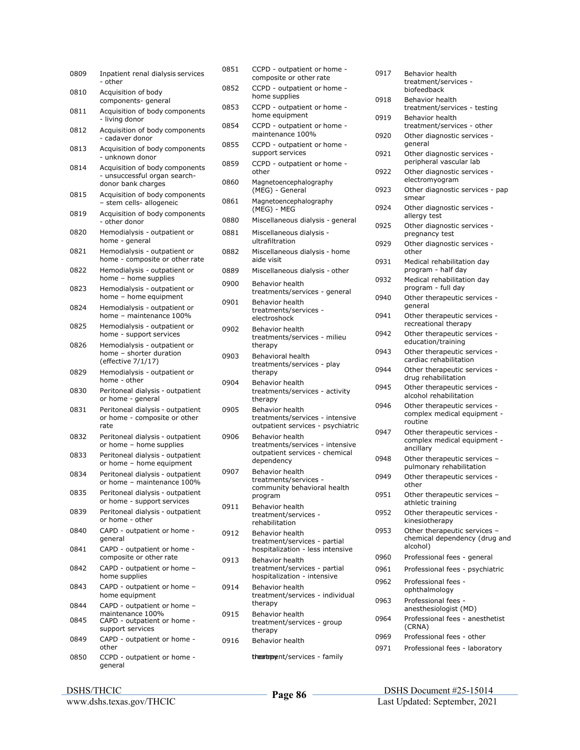| Code | Description |
|---|---|
| 0809 | Inpatient renal dialysis services - other |
| 0810 | Acquisition of body components- general |
| 0811 | Acquisition of body components - living donor |
| 0812 | Acquisition of body components - cadaver donor |
| 0813 | Acquisition of body components - unknown donor |
| 0814 | Acquisition of body components - unsuccessful organ search- donor bank charges |
| 0815 | Acquisition of body components – stem cells- allogeneic |
| 0819 | Acquisition of body components - other donor |
| 0820 | Hemodialysis - outpatient or home - general |
| 0821 | Hemodialysis - outpatient or home - composite or other rate |
| 0822 | Hemodialysis - outpatient or home – home supplies |
| 0823 | Hemodialysis - outpatient or home – home equipment |
| 0824 | Hemodialysis - outpatient or home – maintenance 100% |
| 0825 | Hemodialysis - outpatient or home - support services |
| 0826 | Hemodialysis - outpatient or home – shorter duration (effective 7/1/17) |
| 0829 | Hemodialysis - outpatient or home - other |
| 0830 | Peritoneal dialysis - outpatient or home - general |
| 0831 | Peritoneal dialysis - outpatient or home - composite or other rate |
| 0832 | Peritoneal dialysis - outpatient or home – home supplies |
| 0833 | Peritoneal dialysis - outpatient or home – home equipment |
| 0834 | Peritoneal dialysis - outpatient or home – maintenance 100% |
| 0835 | Peritoneal dialysis - outpatient or home - support services |
| 0839 | Peritoneal dialysis - outpatient or home - other |
| 0840 | CAPD - outpatient or home - general |
| 0841 | CAPD - outpatient or home - composite or other rate |
| 0842 | CAPD - outpatient or home – home supplies |
| 0843 | CAPD - outpatient or home – home equipment |
| 0844 | CAPD - outpatient or home – maintenance 100% |
| 0845 | CAPD - outpatient or home - support services |
| 0849 | CAPD - outpatient or home - other |
| 0850 | CCPD - outpatient or home - general |
| 0851 | CCPD - outpatient or home - composite or other rate |
| 0852 | CCPD - outpatient or home - home supplies |
| 0853 | CCPD - outpatient or home - home equipment |
| 0854 | CCPD - outpatient or home - maintenance 100% |
| 0855 | CCPD - outpatient or home - support services |
| 0859 | CCPD - outpatient or home - other |
| 0860 | Magnetoencephalography (MEG) - General |
| 0861 | Magnetoencephalography (MEG) - MEG |
| 0880 | Miscellaneous dialysis - general |
| 0881 | Miscellaneous dialysis - ultrafiltration |
| 0882 | Miscellaneous dialysis - home aide visit |
| 0889 | Miscellaneous dialysis - other |
| 0900 | Behavior health treatments/services - general |
| 0901 | Behavior health treatments/services - electroshock |
| 0902 | Behavior health treatments/services - milieu therapy |
| 0903 | Behavioral health treatments/services - play therapy |
| 0904 | Behavior health treatments/services - activity therapy |
| 0905 | Behavior health treatments/services - intensive outpatient services - psychiatric |
| 0906 | Behavior health treatments/services - intensive outpatient services - chemical dependency |
| 0907 | Behavior health treatments/services - community behavioral health program |
| 0911 | Behavior health treatment/services - rehabilitation |
| 0912 | Behavior health treatment/services - partial hospitalization - less intensive |
| 0913 | Behavior health treatment/services - partial hospitalization - intensive |
| 0914 | Behavior health treatment/services - individual therapy |
| 0915 | Behavior health treatment/services - group therapy |
| 0916 | Behavior health treatment/services - family therapy |
| 0917 | Behavior health treatment/services - biofeedback |
| 0918 | Behavior health treatment/services - testing |
| 0919 | Behavior health treatment/services - other |
| 0920 | Other diagnostic services - general |
| 0921 | Other diagnostic services - peripheral vascular lab |
| 0922 | Other diagnostic services - electromyogram |
| 0923 | Other diagnostic services - pap smear |
| 0924 | Other diagnostic services - allergy test |
| 0925 | Other diagnostic services - pregnancy test |
| 0929 | Other diagnostic services - other |
| 0931 | Medical rehabilitation day program - half day |
| 0932 | Medical rehabilitation day program - full day |
| 0940 | Other therapeutic services - general |
| 0941 | Other therapeutic services - recreational therapy |
| 0942 | Other therapeutic services - education/training |
| 0943 | Other therapeutic services - cardiac rehabilitation |
| 0944 | Other therapeutic services - drug rehabilitation |
| 0945 | Other therapeutic services - alcohol rehabilitation |
| 0946 | Other therapeutic services - complex medical equipment - routine |
| 0947 | Other therapeutic services - complex medical equipment - ancillary |
| 0948 | Other therapeutic services – pulmonary rehabilitation |
| 0949 | Other therapeutic services - other |
| 0951 | Other therapeutic services – athletic training |
| 0952 | Other therapeutic services - kinesiotherapy |
| 0953 | Other therapeutic services – chemical dependency (drug and alcohol) |
| 0960 | Professional fees - general |
| 0961 | Professional fees - psychiatric |
| 0962 | Professional fees - ophthalmology |
| 0963 | Professional fees - anesthesiologist (MD) |
| 0964 | Professional fees - anesthetist (CRNA) |
| 0969 | Professional fees - other |
| 0971 | Professional fees - laboratory |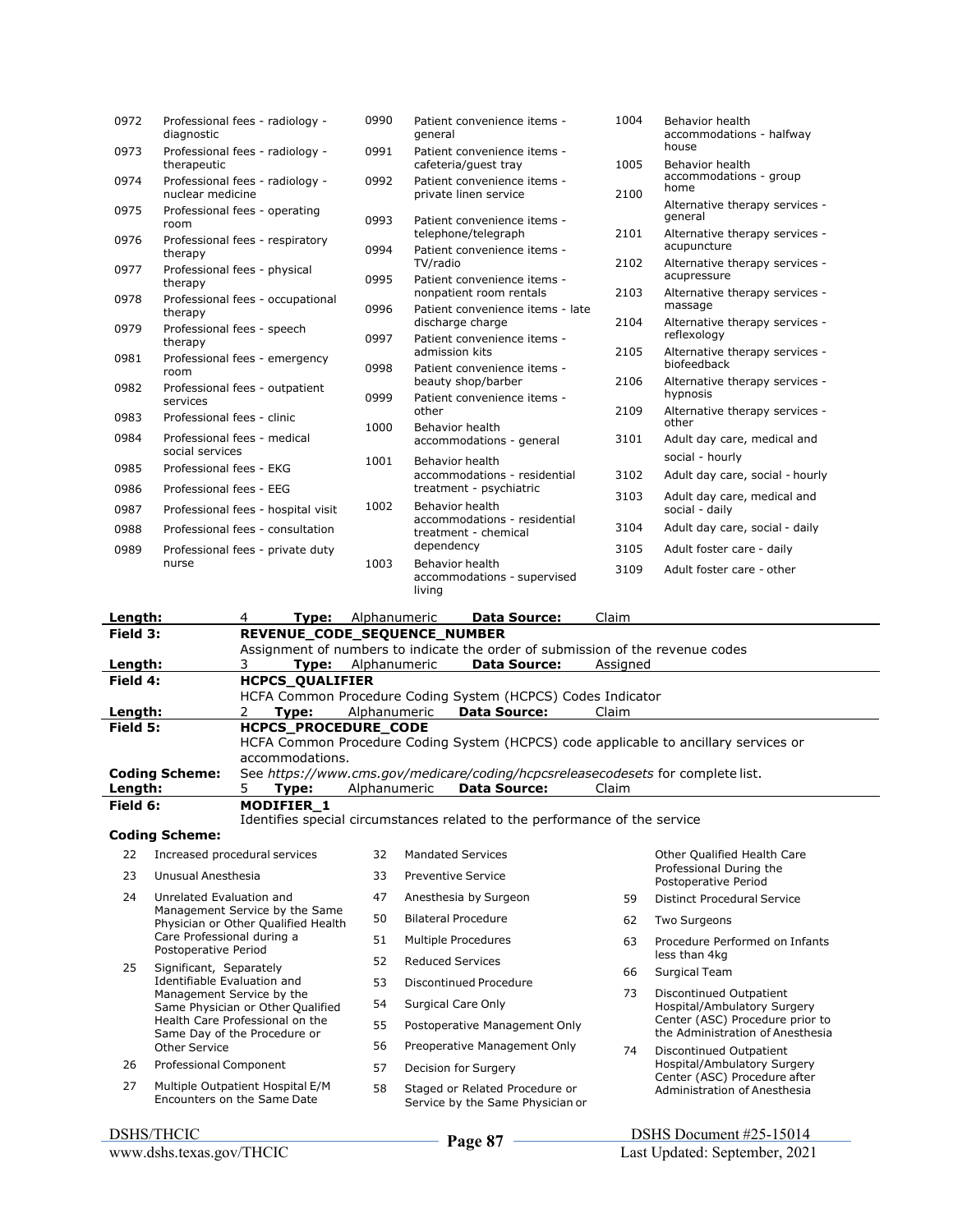| Code | Description |
|---|---|
| 0972 | Professional fees - radiology - diagnostic |
| 0973 | Professional fees - radiology - therapeutic |
| 0974 | Professional fees - radiology - nuclear medicine |
| 0975 | Professional fees - operating room |
| 0976 | Professional fees - respiratory therapy |
| 0977 | Professional fees - physical therapy |
| 0978 | Professional fees - occupational therapy |
| 0979 | Professional fees - speech therapy |
| 0981 | Professional fees - emergency room |
| 0982 | Professional fees - outpatient services |
| 0983 | Professional fees - clinic |
| 0984 | Professional fees - medical social services |
| 0985 | Professional fees - EKG |
| 0986 | Professional fees - EEG |
| 0987 | Professional fees - hospital visit |
| 0988 | Professional fees - consultation |
| 0989 | Professional fees - private duty nurse |
| 0990 | Patient convenience items - general |
| 0991 | Patient convenience items - cafeteria/guest tray |
| 0992 | Patient convenience items - private linen service |
| 0993 | Patient convenience items - telephone/telegraph |
| 0994 | Patient convenience items - TV/radio |
| 0995 | Patient convenience items - nonpatient room rentals |
| 0996 | Patient convenience items - late discharge charge |
| 0997 | Patient convenience items - admission kits |
| 0998 | Patient convenience items - beauty shop/barber |
| 0999 | Patient convenience items - other |
| 1000 | Behavior health accommodations - general |
| 1001 | Behavior health accommodations - residential treatment - psychiatric |
| 1002 | Behavior health accommodations - residential treatment - chemical dependency |
| 1003 | Behavior health accommodations - supervised living |
| 1004 | Behavior health accommodations - halfway house |
| 1005 | Behavior health accommodations - group home |
| 2100 | Alternative therapy services - general |
| 2101 | Alternative therapy services - acupuncture |
| 2102 | Alternative therapy services - acupressure |
| 2103 | Alternative therapy services - massage |
| 2104 | Alternative therapy services - reflexology |
| 2105 | Alternative therapy services - biofeedback |
| 2106 | Alternative therapy services - hypnosis |
| 2109 | Alternative therapy services - other |
| 3101 | Adult day care, medical and social - hourly |
| 3102 | Adult day care, social - hourly |
| 3103 | Adult day care, medical and social - daily |
| 3104 | Adult day care, social - daily |
| 3105 | Adult foster care - daily |
| 3109 | Adult foster care - other |

**Length:** 4 **Type:** Alphanumeric **Data Source:** Claim

**Field 3:** **REVENUE_CODE_SEQUENCE_NUMBER**

Assignment of numbers to indicate the order of submission of the revenue codes

**Length:** 3 **Type:** Alphanumeric **Data Source:** Assigned

**Field 4:** **HCPCS_QUALIFIER**

HCFA Common Procedure Coding System (HCPCS) Codes Indicator

**Length:** 2 **Type:** Alphanumeric **Data Source:** Claim

**Field 5:** **HCPCS_PROCEDURE_CODE**

HCFA Common Procedure Coding System (HCPCS) code applicable to ancillary services or accommodations.

**Coding Scheme:** See *https://www.cms.gov/medicare/coding/hcpcsreleasecodesets* for complete list.

**Length:** 5 **Type:** Alphanumeric **Data Source:** Claim

**Field 6:** **MODIFIER_1**

Identifies special circumstances related to the performance of the service

**Coding Scheme:**

| Code | Description |
|---|---|
| 22 | Increased procedural services |
| 23 | Unusual Anesthesia |
| 24 | Unrelated Evaluation and Management Service by the Same Physician or Other Qualified Health Care Professional during a Postoperative Period |
| 25 | Significant, Separately Identifiable Evaluation and Management Service by the Same Physician or Other Qualified Health Care Professional on the Same Day of the Procedure or Other Service |
| 26 | Professional Component |
| 27 | Multiple Outpatient Hospital E/M Encounters on the Same Date |
| 32 | Mandated Services |
| 33 | Preventive Service |
| 47 | Anesthesia by Surgeon |
| 50 | Bilateral Procedure |
| 51 | Multiple Procedures |
| 52 | Reduced Services |
| 53 | Discontinued Procedure |
| 54 | Surgical Care Only |
| 55 | Postoperative Management Only |
| 56 | Preoperative Management Only |
| 57 | Decision for Surgery |
| 58 | Staged or Related Procedure or Service by the Same Physician or Other Qualified Health Care Professional During the Postoperative Period |
| 59 | Distinct Procedural Service |
| 62 | Two Surgeons |
| 63 | Procedure Performed on Infants less than 4kg |
| 66 | Surgical Team |
| 73 | Discontinued Outpatient Hospital/Ambulatory Surgery Center (ASC) Procedure prior to the Administration of Anesthesia |
| 74 | Discontinued Outpatient Hospital/Ambulatory Surgery Center (ASC) Procedure after Administration of Anesthesia |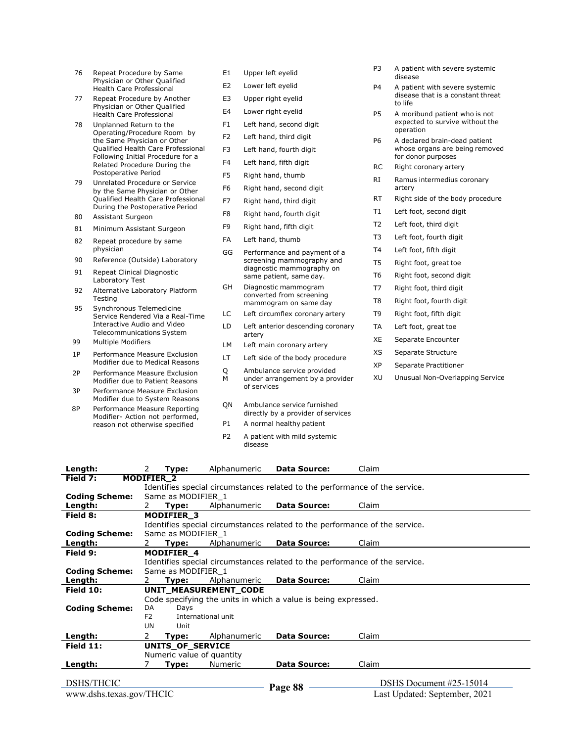| Code | Description |
|---|---|
| 76 | Repeat Procedure by Same Physician or Other Qualified Health Care Professional |
| 77 | Repeat Procedure by Another Physician or Other Qualified Health Care Professional |
| 78 | Unplanned Return to the Operating/Procedure Room by the Same Physician or Other Qualified Health Care Professional Following Initial Procedure for a Related Procedure During the Postoperative Period |
| 79 | Unrelated Procedure or Service by the Same Physician or Other Qualified Health Care Professional During the Postoperative Period |
| 80 | Assistant Surgeon |
| 81 | Minimum Assistant Surgeon |
| 82 | Repeat procedure by same physician |
| 90 | Reference (Outside) Laboratory |
| 91 | Repeat Clinical Diagnostic Laboratory Test |
| 92 | Alternative Laboratory Platform Testing |
| 95 | Synchronous Telemedicine Service Rendered Via a Real-Time Interactive Audio and Video Telecommunications System |
| 99 | Multiple Modifiers |
| 1P | Performance Measure Exclusion Modifier due to Medical Reasons |
| 2P | Performance Measure Exclusion Modifier due to Patient Reasons |
| 3P | Performance Measure Exclusion Modifier due to System Reasons |
| 8P | Performance Measure Reporting Modifier- Action not performed, reason not otherwise specified |
| E1 | Upper left eyelid |
| E2 | Lower left eyelid |
| E3 | Upper right eyelid |
| E4 | Lower right eyelid |
| F1 | Left hand, second digit |
| F2 | Left hand, third digit |
| F3 | Left hand, fourth digit |
| F4 | Left hand, fifth digit |
| F5 | Right hand, thumb |
| F6 | Right hand, second digit |
| F7 | Right hand, third digit |
| F8 | Right hand, fourth digit |
| F9 | Right hand, fifth digit |
| FA | Left hand, thumb |
| GG | Performance and payment of a screening mammography and diagnostic mammography on same patient, same day. |
| GH | Diagnostic mammogram converted from screening mammogram on same day |
| LC | Left circumflex coronary artery |
| LD | Left anterior descending coronary artery |
| LM | Left main coronary artery |
| LT | Left side of the body procedure |
| QM | Ambulance service provided under arrangement by a provider of services |
| QN | Ambulance service furnished directly by a provider of services |
| P1 | A normal healthy patient |
| P2 | A patient with mild systemic disease |
| P3 | A patient with severe systemic disease |
| P4 | A patient with severe systemic disease that is a constant threat to life |
| P5 | A moribund patient who is not expected to survive without the operation |
| P6 | A declared brain-dead patient whose organs are being removed for donor purposes |
| RC | Right coronary artery |
| RI | Ramus intermedius coronary artery |
| RT | Right side of the body procedure |
| T1 | Left foot, second digit |
| T2 | Left foot, third digit |
| T3 | Left foot, fourth digit |
| T4 | Left foot, fifth digit |
| T5 | Right foot, great toe |
| T6 | Right foot, second digit |
| T7 | Right foot, third digit |
| T8 | Right foot, fourth digit |
| T9 | Right foot, fifth digit |
| TA | Left foot, great toe |
| XE | Separate Encounter |
| XS | Separate Structure |
| XP | Separate Practitioner |
| XU | Unusual Non-Overlapping Service |

**Length:** 2 **Type:** Alphanumeric **Data Source:** Claim

**Field 7:** **MODIFIER_2**
Identifies special circumstances related to the performance of the service.
**Coding Scheme:** Same as MODIFIER_1
**Length:** 2 **Type:** Alphanumeric **Data Source:** Claim

**Field 8:** **MODIFIER_3**
Identifies special circumstances related to the performance of the service.
**Coding Scheme:** Same as MODIFIER_1
**Length:** 2 **Type:** Alphanumeric **Data Source:** Claim

**Field 9:** **MODIFIER_4**
Identifies special circumstances related to the performance of the service.
**Coding Scheme:** Same as MODIFIER_1
**Length:** 2 **Type:** Alphanumeric **Data Source:** Claim

**Field 10:** **UNIT_MEASUREMENT_CODE**
Code specifying the units in which a value is being expressed.
**Coding Scheme:**

| Code | Description |
|---|---|
| DA | Days |
| F2 | International unit |
| UN | Unit |

**Length:** 2 **Type:** Alphanumeric **Data Source:** Claim

**Field 11:** **UNITS_OF_SERVICE**
Numeric value of quantity
**Length:** 7 **Type:** Numeric **Data Source:** Claim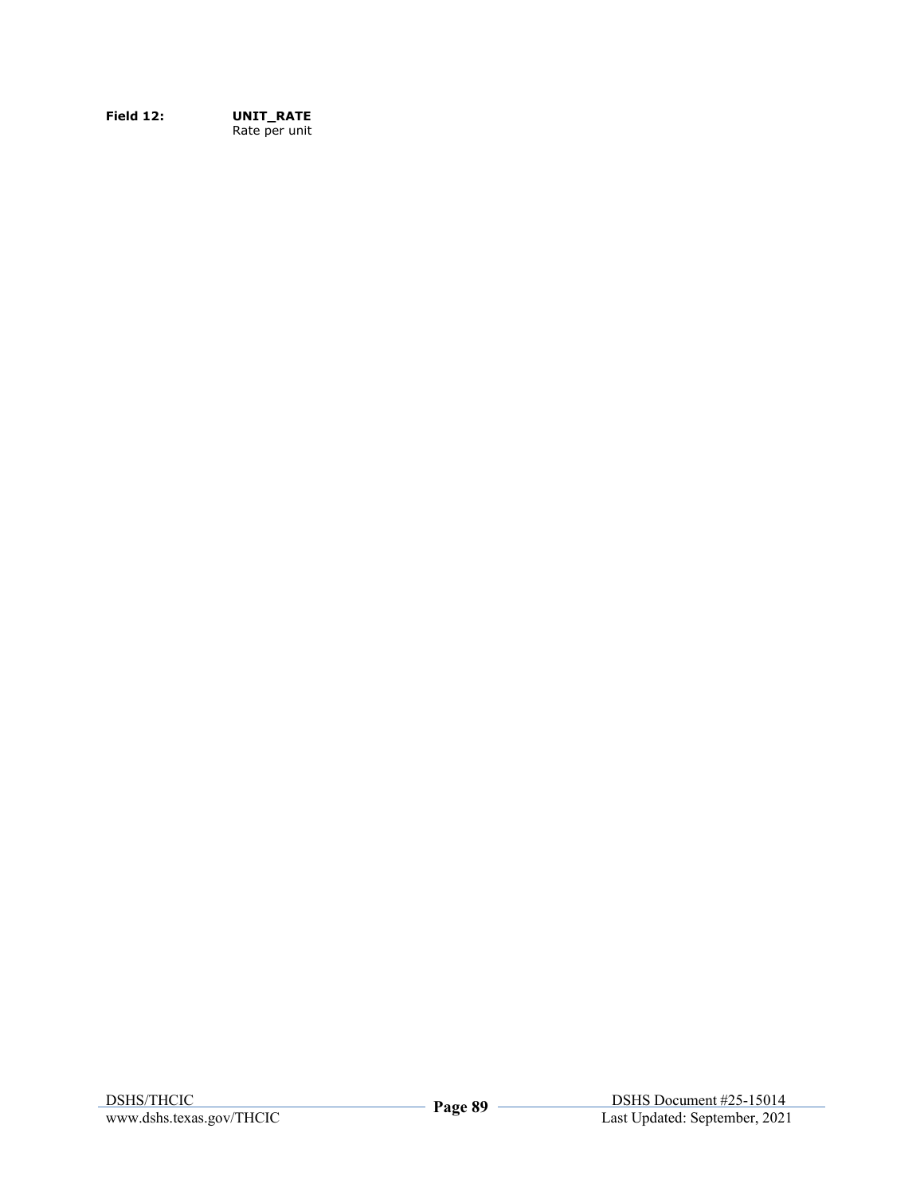**Field 12:** **UNIT_RATE**
Rate per unit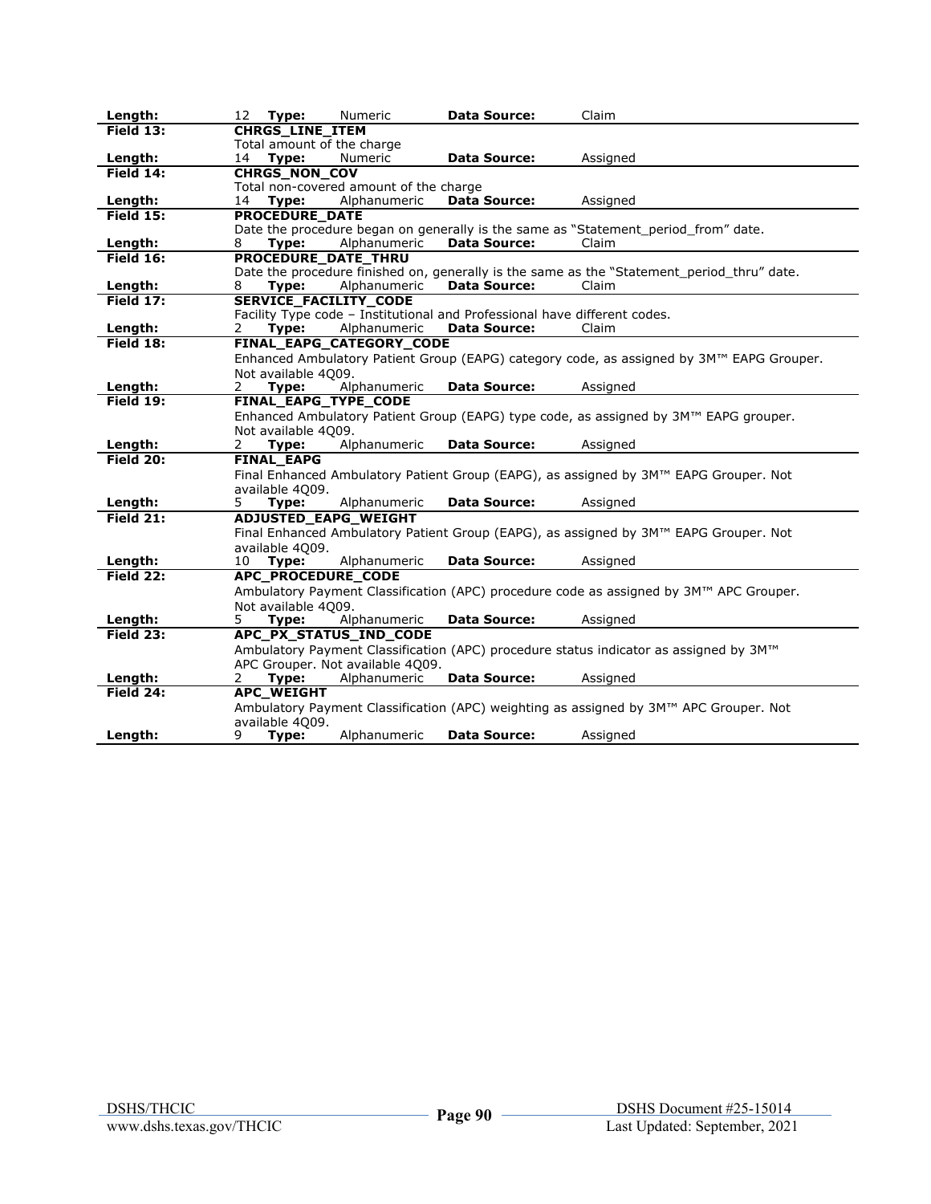| | | | | | | |
|---|---|---|---|---|---|---|
| **Length:** | 12 | **Type:** | Numeric | **Data Source:** | Claim | |

| | |
|---|---|
| **Field 13:** | **CHRGS_LINE_ITEM** |
| | Total amount of the charge |
| **Length:** | 14 **Type:** Numeric **Data Source:** Assigned |
| **Field 14:** | **CHRGS_NON_COV** |
| | Total non-covered amount of the charge |
| **Length:** | 14 **Type:** Alphanumeric **Data Source:** Assigned |
| **Field 15:** | **PROCEDURE_DATE** |
| | Date the procedure began on generally is the same as "Statement_period_from" date. |
| **Length:** | 8 **Type:** Alphanumeric **Data Source:** Claim |
| **Field 16:** | **PROCEDURE_DATE_THRU** |
| | Date the procedure finished on, generally is the same as the "Statement_period_thru" date. |
| **Length:** | 8 **Type:** Alphanumeric **Data Source:** Claim |
| **Field 17:** | **SERVICE_FACILITY_CODE** |
| | Facility Type code – Institutional and Professional have different codes. |
| **Length:** | 2 **Type:** Alphanumeric **Data Source:** Claim |
| **Field 18:** | **FINAL_EAPG_CATEGORY_CODE** |
| | Enhanced Ambulatory Patient Group (EAPG) category code, as assigned by 3M™ EAPG Grouper. Not available 4Q09. |
| **Length:** | 2 **Type:** Alphanumeric **Data Source:** Assigned |
| **Field 19:** | **FINAL_EAPG_TYPE_CODE** |
| | Enhanced Ambulatory Patient Group (EAPG) type code, as assigned by 3M™ EAPG grouper. Not available 4Q09. |
| **Length:** | 2 **Type:** Alphanumeric **Data Source:** Assigned |
| **Field 20:** | **FINAL_EAPG** |
| | Final Enhanced Ambulatory Patient Group (EAPG), as assigned by 3M™ EAPG Grouper. Not available 4Q09. |
| **Length:** | 5 **Type:** Alphanumeric **Data Source:** Assigned |
| **Field 21:** | **ADJUSTED_EAPG_WEIGHT** |
| | Final Enhanced Ambulatory Patient Group (EAPG), as assigned by 3M™ EAPG Grouper. Not available 4Q09. |
| **Length:** | 10 **Type:** Alphanumeric **Data Source:** Assigned |
| **Field 22:** | **APC_PROCEDURE_CODE** |
| | Ambulatory Payment Classification (APC) procedure code as assigned by 3M™ APC Grouper. Not available 4Q09. |
| **Length:** | 5 **Type:** Alphanumeric **Data Source:** Assigned |
| **Field 23:** | **APC_PX_STATUS_IND_CODE** |
| | Ambulatory Payment Classification (APC) procedure status indicator as assigned by 3M™ APC Grouper. Not available 4Q09. |
| **Length:** | 2 **Type:** Alphanumeric **Data Source:** Assigned |
| **Field 24:** | **APC_WEIGHT** |
| | Ambulatory Payment Classification (APC) weighting as assigned by 3M™ APC Grouper. Not available 4Q09. |
| **Length:** | 9 **Type:** Alphanumeric **Data Source:** Assigned |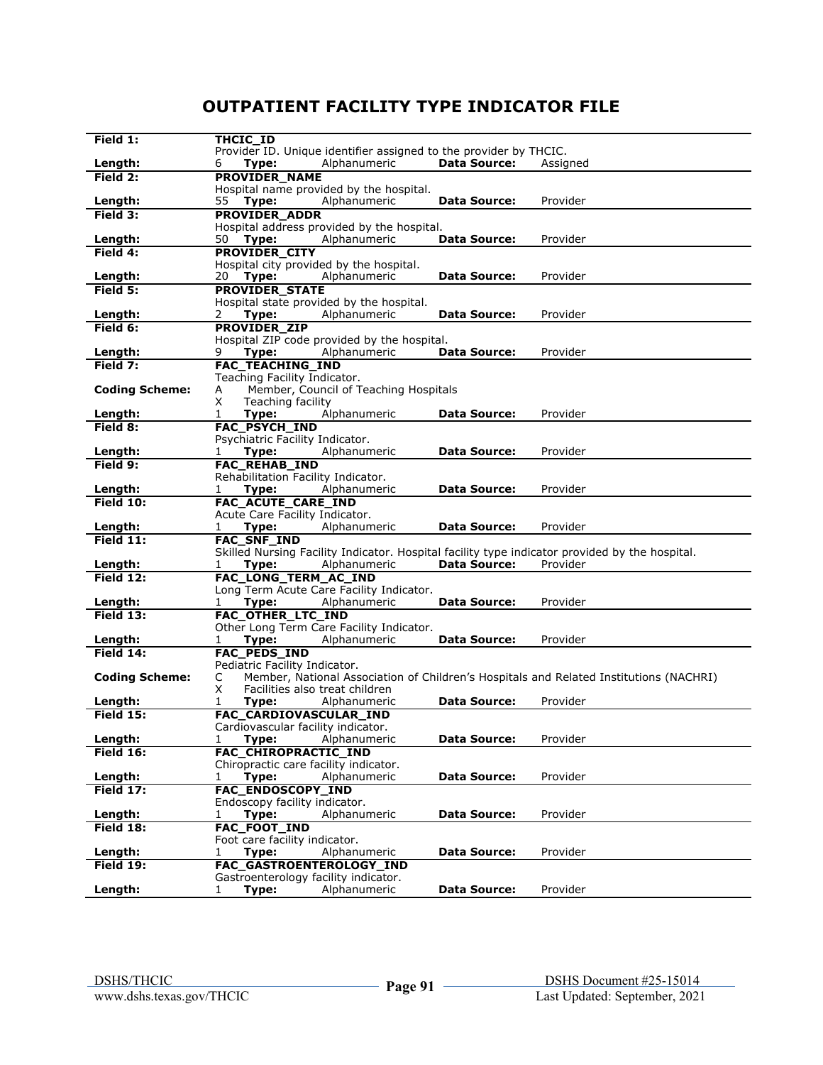# OUTPATIENT FACILITY TYPE INDICATOR FILE

| | |
|---|---|
| **Field 1:** | **THCIC_ID** |
| | Provider ID. Unique identifier assigned to the provider by THCIC. |
| **Length:** | 6 **Type:** Alphanumeric **Data Source:** Assigned |
| **Field 2:** | **PROVIDER_NAME** |
| | Hospital name provided by the hospital. |
| **Length:** | 55 **Type:** Alphanumeric **Data Source:** Provider |
| **Field 3:** | **PROVIDER_ADDR** |
| | Hospital address provided by the hospital. |
| **Length:** | 50 **Type:** Alphanumeric **Data Source:** Provider |
| **Field 4:** | **PROVIDER_CITY** |
| | Hospital city provided by the hospital. |
| **Length:** | 20 **Type:** Alphanumeric **Data Source:** Provider |
| **Field 5:** | **PROVIDER_STATE** |
| | Hospital state provided by the hospital. |
| **Length:** | 2 **Type:** Alphanumeric **Data Source:** Provider |
| **Field 6:** | **PROVIDER_ZIP** |
| | Hospital ZIP code provided by the hospital. |
| **Length:** | 9 **Type:** Alphanumeric **Data Source:** Provider |
| **Field 7:** | **FAC_TEACHING_IND** |
| | Teaching Facility Indicator. |
| **Coding Scheme:** | A Member, Council of Teaching Hospitals |
| | X Teaching facility |
| **Length:** | 1 **Type:** Alphanumeric **Data Source:** Provider |
| **Field 8:** | **FAC_PSYCH_IND** |
| | Psychiatric Facility Indicator. |
| **Length:** | 1 **Type:** Alphanumeric **Data Source:** Provider |
| **Field 9:** | **FAC_REHAB_IND** |
| | Rehabilitation Facility Indicator. |
| **Length:** | 1 **Type:** Alphanumeric **Data Source:** Provider |
| **Field 10:** | **FAC_ACUTE_CARE_IND** |
| | Acute Care Facility Indicator. |
| **Length:** | 1 **Type:** Alphanumeric **Data Source:** Provider |
| **Field 11:** | **FAC_SNF_IND** |
| | Skilled Nursing Facility Indicator. Hospital facility type indicator provided by the hospital. |
| **Length:** | 1 **Type:** Alphanumeric **Data Source:** Provider |
| **Field 12:** | **FAC_LONG_TERM_AC_IND** |
| | Long Term Acute Care Facility Indicator. |
| **Length:** | 1 **Type:** Alphanumeric **Data Source:** Provider |
| **Field 13:** | **FAC_OTHER_LTC_IND** |
| | Other Long Term Care Facility Indicator. |
| **Length:** | 1 **Type:** Alphanumeric **Data Source:** Provider |
| **Field 14:** | **FAC_PEDS_IND** |
| | Pediatric Facility Indicator. |
| **Coding Scheme:** | C Member, National Association of Children's Hospitals and Related Institutions (NACHRI) |
| | X Facilities also treat children |
| **Length:** | 1 **Type:** Alphanumeric **Data Source:** Provider |
| **Field 15:** | **FAC_CARDIOVASCULAR_IND** |
| | Cardiovascular facility indicator. |
| **Length:** | 1 **Type:** Alphanumeric **Data Source:** Provider |
| **Field 16:** | **FAC_CHIROPRACTIC_IND** |
| | Chiropractic care facility indicator. |
| **Length:** | 1 **Type:** Alphanumeric **Data Source:** Provider |
| **Field 17:** | **FAC_ENDOSCOPY_IND** |
| | Endoscopy facility indicator. |
| **Length:** | 1 **Type:** Alphanumeric **Data Source:** Provider |
| **Field 18:** | **FAC_FOOT_IND** |
| | Foot care facility indicator. |
| **Length:** | 1 **Type:** Alphanumeric **Data Source:** Provider |
| **Field 19:** | **FAC_GASTROENTEROLOGY_IND** |
| | Gastroenterology facility indicator. |
| **Length:** | 1 **Type:** Alphanumeric **Data Source:** Provider |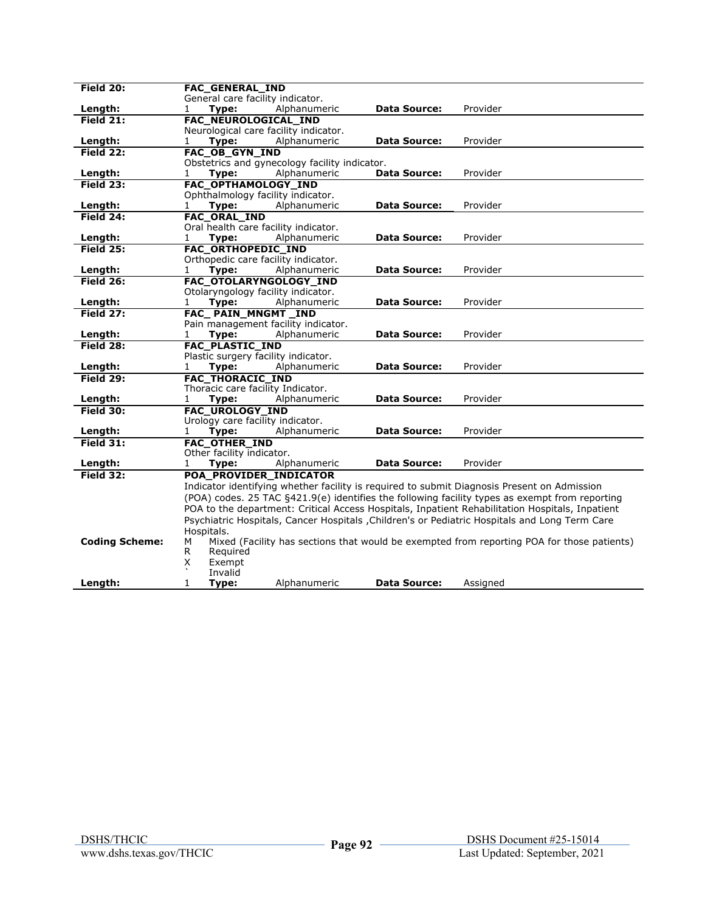| | | | | | |
|---|---|---|---|---|---|
| **Field 20:** | **FAC_GENERAL_IND** | | | | |
| | General care facility indicator. | | | | |
| **Length:** | 1 | **Type:** | Alphanumeric | **Data Source:** | Provider |
| **Field 21:** | **FAC_NEUROLOGICAL_IND** | | | | |
| | Neurological care facility indicator. | | | | |
| **Length:** | 1 | **Type:** | Alphanumeric | **Data Source:** | Provider |
| **Field 22:** | **FAC_OB_GYN_IND** | | | | |
| | Obstetrics and gynecology facility indicator. | | | | |
| **Length:** | 1 | **Type:** | Alphanumeric | **Data Source:** | Provider |
| **Field 23:** | **FAC_OPTHAMOLOGY_IND** | | | | |
| | Ophthalmology facility indicator. | | | | |
| **Length:** | 1 | **Type:** | Alphanumeric | **Data Source:** | Provider |
| **Field 24:** | **FAC_ORAL_IND** | | | | |
| | Oral health care facility indicator. | | | | |
| **Length:** | 1 | **Type:** | Alphanumeric | **Data Source:** | Provider |
| **Field 25:** | **FAC_ORTHOPEDIC_IND** | | | | |
| | Orthopedic care facility indicator. | | | | |
| **Length:** | 1 | **Type:** | Alphanumeric | **Data Source:** | Provider |
| **Field 26:** | **FAC_OTOLARYNGOLOGY_IND** | | | | |
| | Otolaryngology facility indicator. | | | | |
| **Length:** | 1 | **Type:** | Alphanumeric | **Data Source:** | Provider |
| **Field 27:** | **FAC_ PAIN_MNGMT _IND** | | | | |
| | Pain management facility indicator. | | | | |
| **Length:** | 1 | **Type:** | Alphanumeric | **Data Source:** | Provider |
| **Field 28:** | **FAC_PLASTIC_IND** | | | | |
| | Plastic surgery facility indicator. | | | | |
| **Length:** | 1 | **Type:** | Alphanumeric | **Data Source:** | Provider |
| **Field 29:** | **FAC_THORACIC_IND** | | | | |
| | Thoracic care facility Indicator. | | | | |
| **Length:** | 1 | **Type:** | Alphanumeric | **Data Source:** | Provider |
| **Field 30:** | **FAC_UROLOGY_IND** | | | | |
| | Urology care facility indicator. | | | | |
| **Length:** | 1 | **Type:** | Alphanumeric | **Data Source:** | Provider |
| **Field 31:** | **FAC_OTHER_IND** | | | | |
| | Other facility indicator. | | | | |
| **Length:** | 1 | **Type:** | Alphanumeric | **Data Source:** | Provider |
| **Field 32:** | **POA_PROVIDER_INDICATOR** | | | | |
| | Indicator identifying whether facility is required to submit Diagnosis Present on Admission (POA) codes. 25 TAC §421.9(e) identifies the following facility types as exempt from reporting POA to the department: Critical Access Hospitals, Inpatient Rehabilitation Hospitals, Inpatient Psychiatric Hospitals, Cancer Hospitals ,Children's or Pediatric Hospitals and Long Term Care Hospitals. | | | | |
| **Coding Scheme:** | M Mixed (Facility has sections that would be exempted from reporting POA for those patients)<br>R Required<br>X Exempt<br>` Invalid | | | | |
| **Length:** | 1 | **Type:** | Alphanumeric | **Data Source:** | Assigned |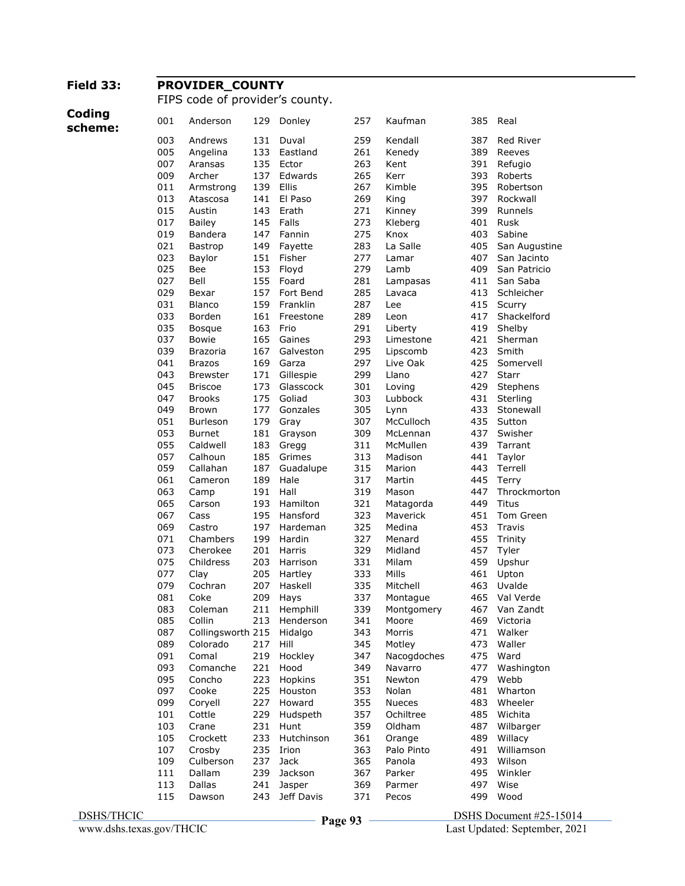**Field 33:** **PROVIDER_COUNTY**

FIPS code of provider's county.

**Coding scheme:**

| Code | County | Code | County | Code | County | Code | County |
|---|---|---|---|---|---|---|---|
| 001 | Anderson | 129 | Donley | 257 | Kaufman | 385 | Real |
| 003 | Andrews | 131 | Duval | 259 | Kendall | 387 | Red River |
| 005 | Angelina | 133 | Eastland | 261 | Kenedy | 389 | Reeves |
| 007 | Aransas | 135 | Ector | 263 | Kent | 391 | Refugio |
| 009 | Archer | 137 | Edwards | 265 | Kerr | 393 | Roberts |
| 011 | Armstrong | 139 | Ellis | 267 | Kimble | 395 | Robertson |
| 013 | Atascosa | 141 | El Paso | 269 | King | 397 | Rockwall |
| 015 | Austin | 143 | Erath | 271 | Kinney | 399 | Runnels |
| 017 | Bailey | 145 | Falls | 273 | Kleberg | 401 | Rusk |
| 019 | Bandera | 147 | Fannin | 275 | Knox | 403 | Sabine |
| 021 | Bastrop | 149 | Fayette | 283 | La Salle | 405 | San Augustine |
| 023 | Baylor | 151 | Fisher | 277 | Lamar | 407 | San Jacinto |
| 025 | Bee | 153 | Floyd | 279 | Lamb | 409 | San Patricio |
| 027 | Bell | 155 | Foard | 281 | Lampasas | 411 | San Saba |
| 029 | Bexar | 157 | Fort Bend | 285 | Lavaca | 413 | Schleicher |
| 031 | Blanco | 159 | Franklin | 287 | Lee | 415 | Scurry |
| 033 | Borden | 161 | Freestone | 289 | Leon | 417 | Shackelford |
| 035 | Bosque | 163 | Frio | 291 | Liberty | 419 | Shelby |
| 037 | Bowie | 165 | Gaines | 293 | Limestone | 421 | Sherman |
| 039 | Brazoria | 167 | Galveston | 295 | Lipscomb | 423 | Smith |
| 041 | Brazos | 169 | Garza | 297 | Live Oak | 425 | Somervell |
| 043 | Brewster | 171 | Gillespie | 299 | Llano | 427 | Starr |
| 045 | Briscoe | 173 | Glasscock | 301 | Loving | 429 | Stephens |
| 047 | Brooks | 175 | Goliad | 303 | Lubbock | 431 | Sterling |
| 049 | Brown | 177 | Gonzales | 305 | Lynn | 433 | Stonewall |
| 051 | Burleson | 179 | Gray | 307 | McCulloch | 435 | Sutton |
| 053 | Burnet | 181 | Grayson | 309 | McLennan | 437 | Swisher |
| 055 | Caldwell | 183 | Gregg | 311 | McMullen | 439 | Tarrant |
| 057 | Calhoun | 185 | Grimes | 313 | Madison | 441 | Taylor |
| 059 | Callahan | 187 | Guadalupe | 315 | Marion | 443 | Terrell |
| 061 | Cameron | 189 | Hale | 317 | Martin | 445 | Terry |
| 063 | Camp | 191 | Hall | 319 | Mason | 447 | Throckmorton |
| 065 | Carson | 193 | Hamilton | 321 | Matagorda | 449 | Titus |
| 067 | Cass | 195 | Hansford | 323 | Maverick | 451 | Tom Green |
| 069 | Castro | 197 | Hardeman | 325 | Medina | 453 | Travis |
| 071 | Chambers | 199 | Hardin | 327 | Menard | 455 | Trinity |
| 073 | Cherokee | 201 | Harris | 329 | Midland | 457 | Tyler |
| 075 | Childress | 203 | Harrison | 331 | Milam | 459 | Upshur |
| 077 | Clay | 205 | Hartley | 333 | Mills | 461 | Upton |
| 079 | Cochran | 207 | Haskell | 335 | Mitchell | 463 | Uvalde |
| 081 | Coke | 209 | Hays | 337 | Montague | 465 | Val Verde |
| 083 | Coleman | 211 | Hemphill | 339 | Montgomery | 467 | Van Zandt |
| 085 | Collin | 213 | Henderson | 341 | Moore | 469 | Victoria |
| 087 | Collingsworth | 215 | Hidalgo | 343 | Morris | 471 | Walker |
| 089 | Colorado | 217 | Hill | 345 | Motley | 473 | Waller |
| 091 | Comal | 219 | Hockley | 347 | Nacogdoches | 475 | Ward |
| 093 | Comanche | 221 | Hood | 349 | Navarro | 477 | Washington |
| 095 | Concho | 223 | Hopkins | 351 | Newton | 479 | Webb |
| 097 | Cooke | 225 | Houston | 353 | Nolan | 481 | Wharton |
| 099 | Coryell | 227 | Howard | 355 | Nueces | 483 | Wheeler |
| 101 | Cottle | 229 | Hudspeth | 357 | Ochiltree | 485 | Wichita |
| 103 | Crane | 231 | Hunt | 359 | Oldham | 487 | Wilbarger |
| 105 | Crockett | 233 | Hutchinson | 361 | Orange | 489 | Willacy |
| 107 | Crosby | 235 | Irion | 363 | Palo Pinto | 491 | Williamson |
| 109 | Culberson | 237 | Jack | 365 | Panola | 493 | Wilson |
| 111 | Dallam | 239 | Jackson | 367 | Parker | 495 | Winkler |
| 113 | Dallas | 241 | Jasper | 369 | Parmer | 497 | Wise |
| 115 | Dawson | 243 | Jeff Davis | 371 | Pecos | 499 | Wood |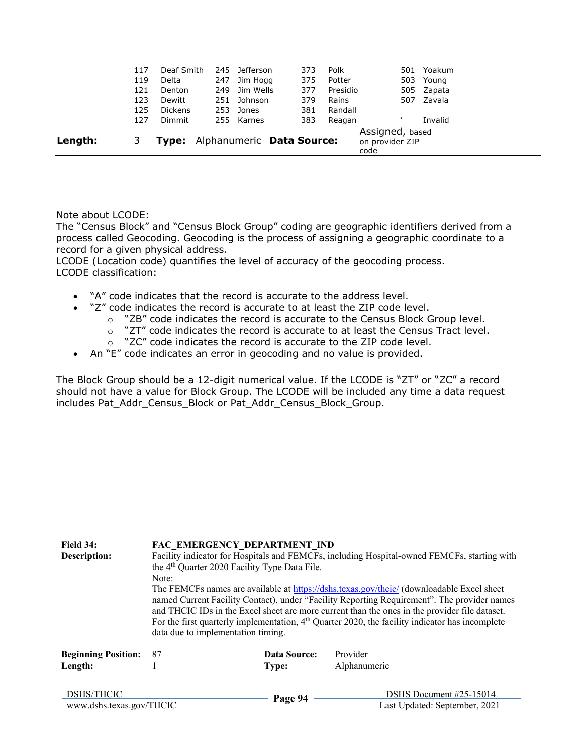| | | | | | | | |
|---|---|---|---|---|---|---|---|
| 117 | Deaf Smith | 245 | Jefferson | 373 | Polk | 501 | Yoakum |
| 119 | Delta | 247 | Jim Hogg | 375 | Potter | 503 | Young |
| 121 | Denton | 249 | Jim Wells | 377 | Presidio | 505 | Zapata |
| 123 | Dewitt | 251 | Johnson | 379 | Rains | 507 | Zavala |
| 125 | Dickens | 253 | Jones | 381 | Randall | | |
| 127 | Dimmit | 255 | Karnes | 383 | Reagan | ` | Invalid |

| | | | | | |
|---|---|---|---|---|---|
| **Length:** | 3 | **Type:** | Alphanumeric | **Data Source:** | Assigned, based on provider ZIP code |

Note about LCODE:
The "Census Block" and "Census Block Group" coding are geographic identifiers derived from a process called Geocoding. Geocoding is the process of assigning a geographic coordinate to a record for a given physical address.
LCODE (Location code) quantifies the level of accuracy of the geocoding process.
LCODE classification:

- "A" code indicates that the record is accurate to the address level.
- "Z" code indicates the record is accurate to at least the ZIP code level.
  - "ZB" code indicates the record is accurate to the Census Block Group level.
  - "ZT" code indicates the record is accurate to at least the Census Tract level.
  - "ZC" code indicates the record is accurate to the ZIP code level.
- An "E" code indicates an error in geocoding and no value is provided.

The Block Group should be a 12-digit numerical value. If the LCODE is "ZT" or "ZC" a record should not have a value for Block Group. The LCODE will be included any time a data request includes Pat_Addr_Census_Block or Pat_Addr_Census_Block_Group.

| | | | |
|---|---|---|---|
| **Field 34:** | **FAC_EMERGENCY_DEPARTMENT_IND** | | |
| **Description:** | Facility indicator for Hospitals and FEMCFs, including Hospital-owned FEMCFs, starting with the 4th Quarter 2020 Facility Type Data File.<br>Note:<br>The FEMCFs names are available at https://dshs.texas.gov/thcic/ (downloadable Excel sheet named Current Facility Contact), under "Facility Reporting Requirement". The provider names and THCIC IDs in the Excel sheet are more current than the ones in the provider file dataset. For the first quarterly implementation, 4th Quarter 2020, the facility indicator has incomplete data due to implementation timing. | | |
| **Beginning Position:** | 87 | **Data Source:** | Provider |
| **Length:** | 1 | **Type:** | Alphanumeric |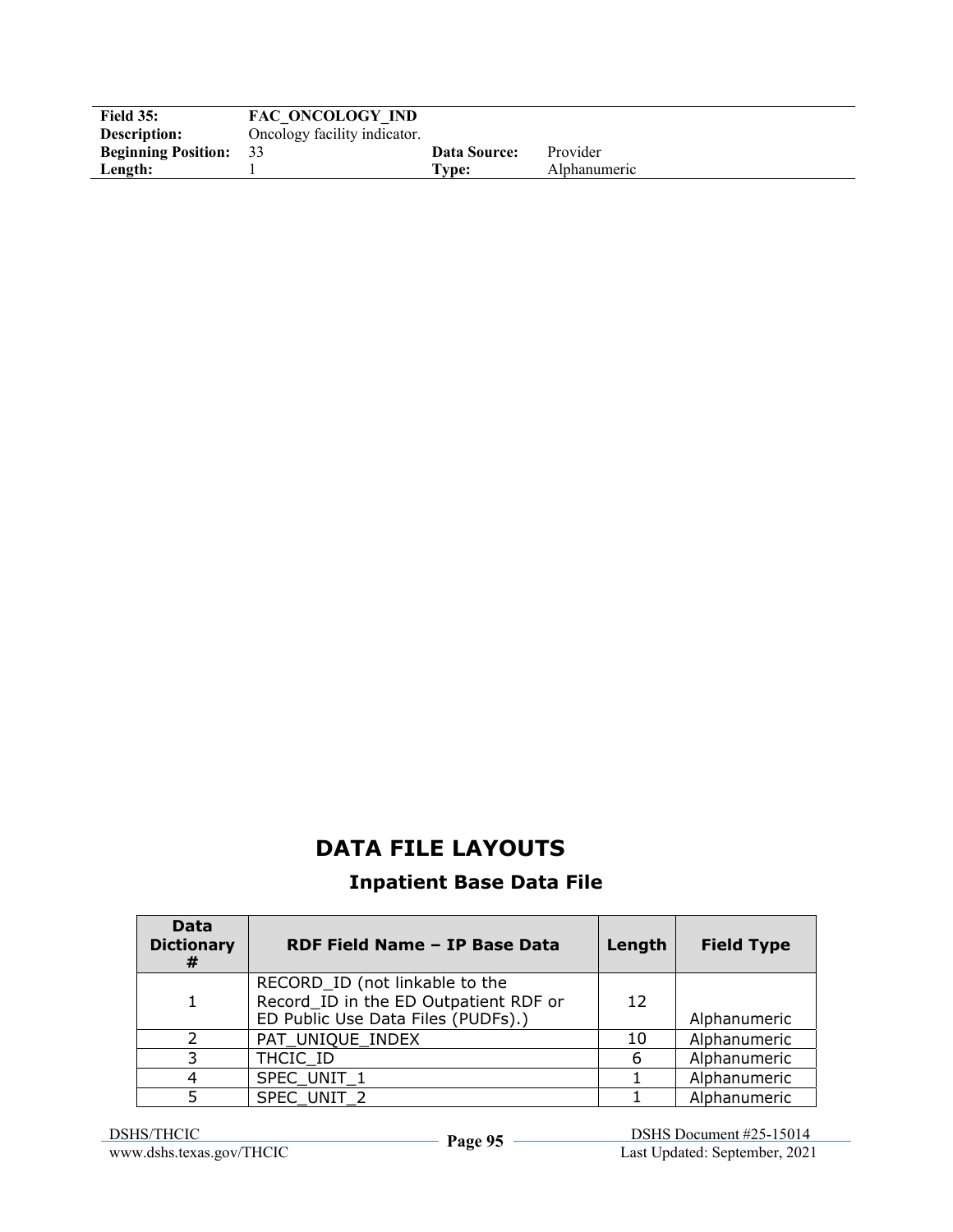| | | | |
|---|---|---|---|
| **Field 35:** | **FAC_ONCOLOGY_IND** | | |
| **Description:** | Oncology facility indicator. | | |
| **Beginning Position:** | 33 | **Data Source:** | Provider |
| **Length:** | 1 | **Type:** | Alphanumeric |

# DATA FILE LAYOUTS

## Inpatient Base Data File

| Data Dictionary # | RDF Field Name – IP Base Data | Length | Field Type |
|---|---|---|---|
| 1 | RECORD_ID (not linkable to the Record_ID in the ED Outpatient RDF or ED Public Use Data Files (PUDFs).) | 12 | Alphanumeric |
| 2 | PAT_UNIQUE_INDEX | 10 | Alphanumeric |
| 3 | THCIC_ID | 6 | Alphanumeric |
| 4 | SPEC_UNIT_1 | 1 | Alphanumeric |
| 5 | SPEC_UNIT_2 | 1 | Alphanumeric |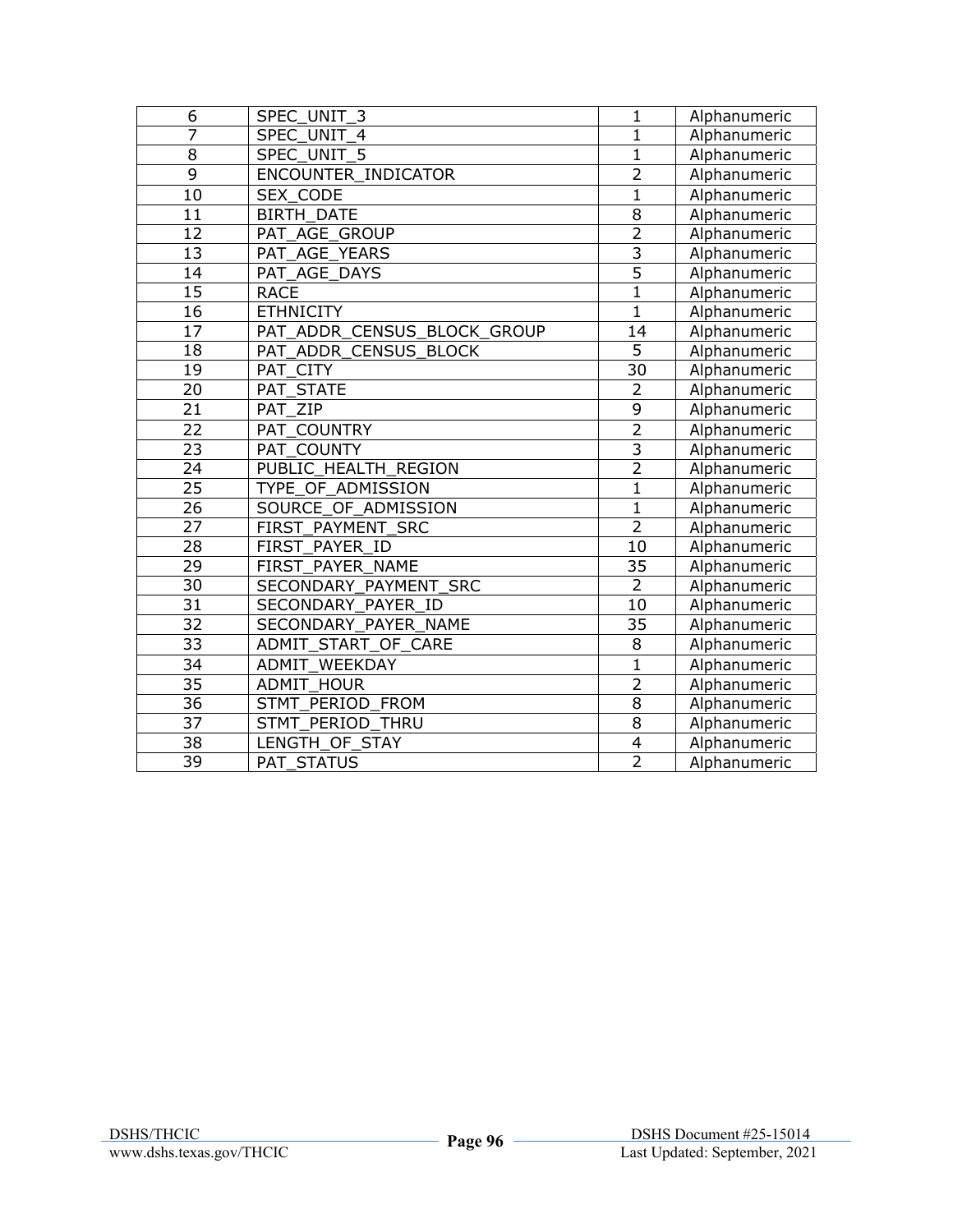| 6 | SPEC_UNIT_3 | 1 | Alphanumeric |
|---|---|---|---|
| 7 | SPEC_UNIT_4 | 1 | Alphanumeric |
| 8 | SPEC_UNIT_5 | 1 | Alphanumeric |
| 9 | ENCOUNTER_INDICATOR | 2 | Alphanumeric |
| 10 | SEX_CODE | 1 | Alphanumeric |
| 11 | BIRTH_DATE | 8 | Alphanumeric |
| 12 | PAT_AGE_GROUP | 2 | Alphanumeric |
| 13 | PAT_AGE_YEARS | 3 | Alphanumeric |
| 14 | PAT_AGE_DAYS | 5 | Alphanumeric |
| 15 | RACE | 1 | Alphanumeric |
| 16 | ETHNICITY | 1 | Alphanumeric |
| 17 | PAT_ADDR_CENSUS_BLOCK_GROUP | 14 | Alphanumeric |
| 18 | PAT_ADDR_CENSUS_BLOCK | 5 | Alphanumeric |
| 19 | PAT_CITY | 30 | Alphanumeric |
| 20 | PAT_STATE | 2 | Alphanumeric |
| 21 | PAT_ZIP | 9 | Alphanumeric |
| 22 | PAT_COUNTRY | 2 | Alphanumeric |
| 23 | PAT_COUNTY | 3 | Alphanumeric |
| 24 | PUBLIC_HEALTH_REGION | 2 | Alphanumeric |
| 25 | TYPE_OF_ADMISSION | 1 | Alphanumeric |
| 26 | SOURCE_OF_ADMISSION | 1 | Alphanumeric |
| 27 | FIRST_PAYMENT_SRC | 2 | Alphanumeric |
| 28 | FIRST_PAYER_ID | 10 | Alphanumeric |
| 29 | FIRST_PAYER_NAME | 35 | Alphanumeric |
| 30 | SECONDARY_PAYMENT_SRC | 2 | Alphanumeric |
| 31 | SECONDARY_PAYER_ID | 10 | Alphanumeric |
| 32 | SECONDARY_PAYER_NAME | 35 | Alphanumeric |
| 33 | ADMIT_START_OF_CARE | 8 | Alphanumeric |
| 34 | ADMIT_WEEKDAY | 1 | Alphanumeric |
| 35 | ADMIT_HOUR | 2 | Alphanumeric |
| 36 | STMT_PERIOD_FROM | 8 | Alphanumeric |
| 37 | STMT_PERIOD_THRU | 8 | Alphanumeric |
| 38 | LENGTH_OF_STAY | 4 | Alphanumeric |
| 39 | PAT_STATUS | 2 | Alphanumeric |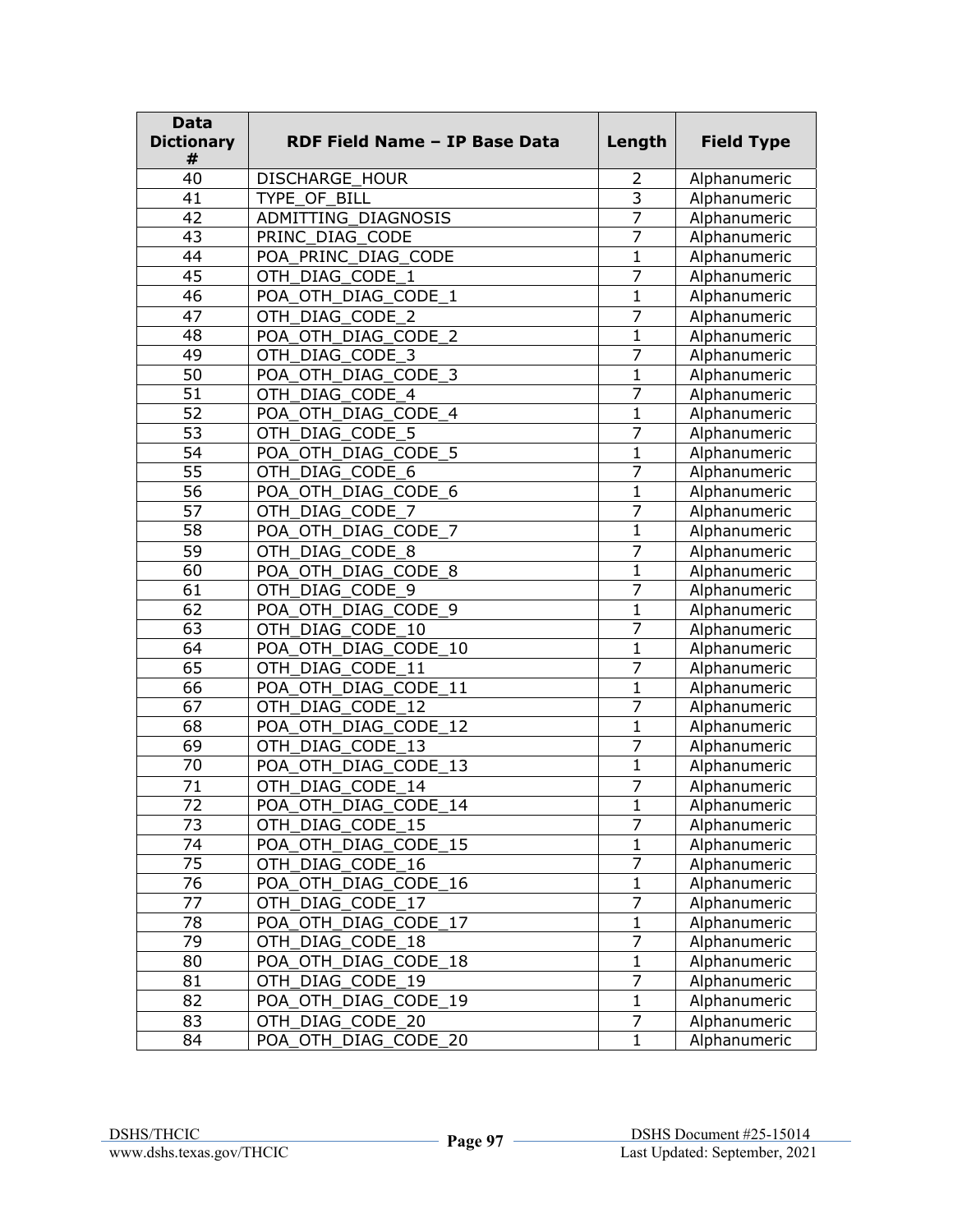| Data Dictionary # | RDF Field Name – IP Base Data | Length | Field Type |
|---|---|---|---|
| 40 | DISCHARGE_HOUR | 2 | Alphanumeric |
| 41 | TYPE_OF_BILL | 3 | Alphanumeric |
| 42 | ADMITTING_DIAGNOSIS | 7 | Alphanumeric |
| 43 | PRINC_DIAG_CODE | 7 | Alphanumeric |
| 44 | POA_PRINC_DIAG_CODE | 1 | Alphanumeric |
| 45 | OTH_DIAG_CODE_1 | 7 | Alphanumeric |
| 46 | POA_OTH_DIAG_CODE_1 | 1 | Alphanumeric |
| 47 | OTH_DIAG_CODE_2 | 7 | Alphanumeric |
| 48 | POA_OTH_DIAG_CODE_2 | 1 | Alphanumeric |
| 49 | OTH_DIAG_CODE_3 | 7 | Alphanumeric |
| 50 | POA_OTH_DIAG_CODE_3 | 1 | Alphanumeric |
| 51 | OTH_DIAG_CODE_4 | 7 | Alphanumeric |
| 52 | POA_OTH_DIAG_CODE_4 | 1 | Alphanumeric |
| 53 | OTH_DIAG_CODE_5 | 7 | Alphanumeric |
| 54 | POA_OTH_DIAG_CODE_5 | 1 | Alphanumeric |
| 55 | OTH_DIAG_CODE_6 | 7 | Alphanumeric |
| 56 | POA_OTH_DIAG_CODE_6 | 1 | Alphanumeric |
| 57 | OTH_DIAG_CODE_7 | 7 | Alphanumeric |
| 58 | POA_OTH_DIAG_CODE_7 | 1 | Alphanumeric |
| 59 | OTH_DIAG_CODE_8 | 7 | Alphanumeric |
| 60 | POA_OTH_DIAG_CODE_8 | 1 | Alphanumeric |
| 61 | OTH_DIAG_CODE_9 | 7 | Alphanumeric |
| 62 | POA_OTH_DIAG_CODE_9 | 1 | Alphanumeric |
| 63 | OTH_DIAG_CODE_10 | 7 | Alphanumeric |
| 64 | POA_OTH_DIAG_CODE_10 | 1 | Alphanumeric |
| 65 | OTH_DIAG_CODE_11 | 7 | Alphanumeric |
| 66 | POA_OTH_DIAG_CODE_11 | 1 | Alphanumeric |
| 67 | OTH_DIAG_CODE_12 | 7 | Alphanumeric |
| 68 | POA_OTH_DIAG_CODE_12 | 1 | Alphanumeric |
| 69 | OTH_DIAG_CODE_13 | 7 | Alphanumeric |
| 70 | POA_OTH_DIAG_CODE_13 | 1 | Alphanumeric |
| 71 | OTH_DIAG_CODE_14 | 7 | Alphanumeric |
| 72 | POA_OTH_DIAG_CODE_14 | 1 | Alphanumeric |
| 73 | OTH_DIAG_CODE_15 | 7 | Alphanumeric |
| 74 | POA_OTH_DIAG_CODE_15 | 1 | Alphanumeric |
| 75 | OTH_DIAG_CODE_16 | 7 | Alphanumeric |
| 76 | POA_OTH_DIAG_CODE_16 | 1 | Alphanumeric |
| 77 | OTH_DIAG_CODE_17 | 7 | Alphanumeric |
| 78 | POA_OTH_DIAG_CODE_17 | 1 | Alphanumeric |
| 79 | OTH_DIAG_CODE_18 | 7 | Alphanumeric |
| 80 | POA_OTH_DIAG_CODE_18 | 1 | Alphanumeric |
| 81 | OTH_DIAG_CODE_19 | 7 | Alphanumeric |
| 82 | POA_OTH_DIAG_CODE_19 | 1 | Alphanumeric |
| 83 | OTH_DIAG_CODE_20 | 7 | Alphanumeric |
| 84 | POA_OTH_DIAG_CODE_20 | 1 | Alphanumeric |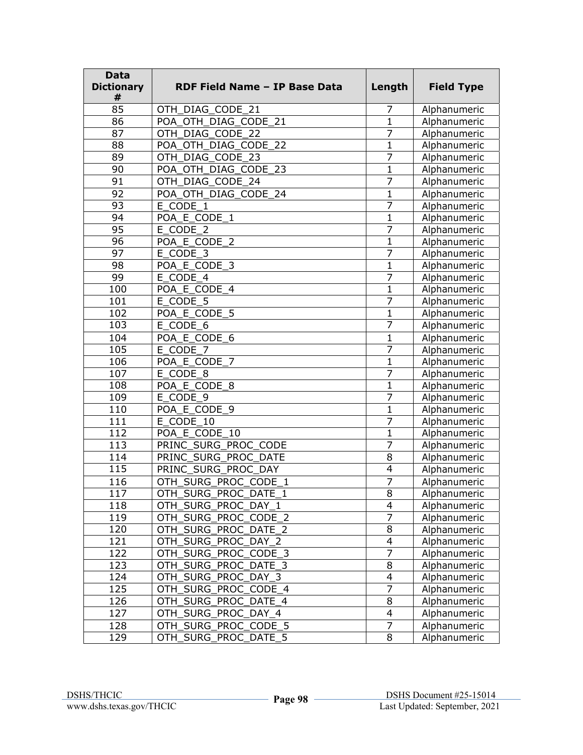| Data Dictionary # | RDF Field Name – IP Base Data | Length | Field Type |
|---|---|---|---|
| 85 | OTH_DIAG_CODE_21 | 7 | Alphanumeric |
| 86 | POA_OTH_DIAG_CODE_21 | 1 | Alphanumeric |
| 87 | OTH_DIAG_CODE_22 | 7 | Alphanumeric |
| 88 | POA_OTH_DIAG_CODE_22 | 1 | Alphanumeric |
| 89 | OTH_DIAG_CODE_23 | 7 | Alphanumeric |
| 90 | POA_OTH_DIAG_CODE_23 | 1 | Alphanumeric |
| 91 | OTH_DIAG_CODE_24 | 7 | Alphanumeric |
| 92 | POA_OTH_DIAG_CODE_24 | 1 | Alphanumeric |
| 93 | E_CODE_1 | 7 | Alphanumeric |
| 94 | POA_E_CODE_1 | 1 | Alphanumeric |
| 95 | E_CODE_2 | 7 | Alphanumeric |
| 96 | POA_E_CODE_2 | 1 | Alphanumeric |
| 97 | E_CODE_3 | 7 | Alphanumeric |
| 98 | POA_E_CODE_3 | 1 | Alphanumeric |
| 99 | E_CODE_4 | 7 | Alphanumeric |
| 100 | POA_E_CODE_4 | 1 | Alphanumeric |
| 101 | E_CODE_5 | 7 | Alphanumeric |
| 102 | POA_E_CODE_5 | 1 | Alphanumeric |
| 103 | E_CODE_6 | 7 | Alphanumeric |
| 104 | POA_E_CODE_6 | 1 | Alphanumeric |
| 105 | E_CODE_7 | 7 | Alphanumeric |
| 106 | POA_E_CODE_7 | 1 | Alphanumeric |
| 107 | E_CODE_8 | 7 | Alphanumeric |
| 108 | POA_E_CODE_8 | 1 | Alphanumeric |
| 109 | E_CODE_9 | 7 | Alphanumeric |
| 110 | POA_E_CODE_9 | 1 | Alphanumeric |
| 111 | E_CODE_10 | 7 | Alphanumeric |
| 112 | POA_E_CODE_10 | 1 | Alphanumeric |
| 113 | PRINC_SURG_PROC_CODE | 7 | Alphanumeric |
| 114 | PRINC_SURG_PROC_DATE | 8 | Alphanumeric |
| 115 | PRINC_SURG_PROC_DAY | 4 | Alphanumeric |
| 116 | OTH_SURG_PROC_CODE_1 | 7 | Alphanumeric |
| 117 | OTH_SURG_PROC_DATE_1 | 8 | Alphanumeric |
| 118 | OTH_SURG_PROC_DAY_1 | 4 | Alphanumeric |
| 119 | OTH_SURG_PROC_CODE_2 | 7 | Alphanumeric |
| 120 | OTH_SURG_PROC_DATE_2 | 8 | Alphanumeric |
| 121 | OTH_SURG_PROC_DAY_2 | 4 | Alphanumeric |
| 122 | OTH_SURG_PROC_CODE_3 | 7 | Alphanumeric |
| 123 | OTH_SURG_PROC_DATE_3 | 8 | Alphanumeric |
| 124 | OTH_SURG_PROC_DAY_3 | 4 | Alphanumeric |
| 125 | OTH_SURG_PROC_CODE_4 | 7 | Alphanumeric |
| 126 | OTH_SURG_PROC_DATE_4 | 8 | Alphanumeric |
| 127 | OTH_SURG_PROC_DAY_4 | 4 | Alphanumeric |
| 128 | OTH_SURG_PROC_CODE_5 | 7 | Alphanumeric |
| 129 | OTH_SURG_PROC_DATE_5 | 8 | Alphanumeric |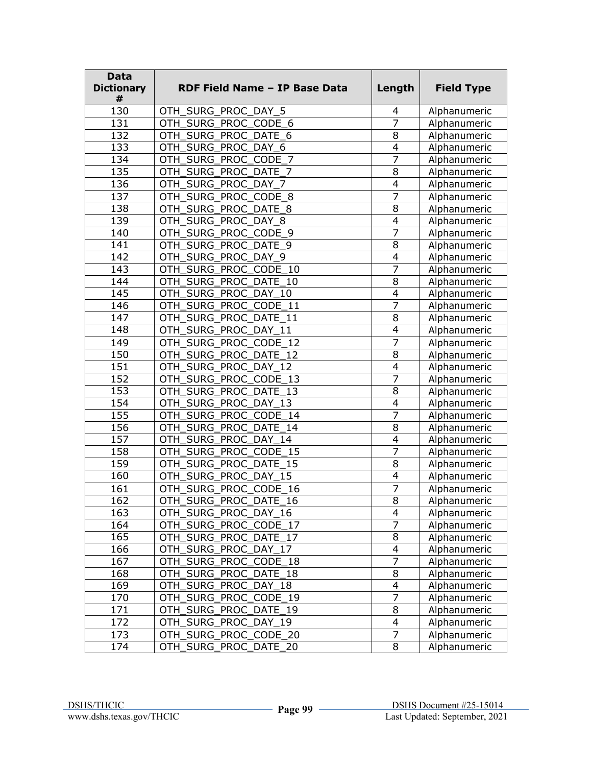| Data Dictionary # | RDF Field Name – IP Base Data | Length | Field Type |
|---|---|---|---|
| 130 | OTH_SURG_PROC_DAY_5 | 4 | Alphanumeric |
| 131 | OTH_SURG_PROC_CODE_6 | 7 | Alphanumeric |
| 132 | OTH_SURG_PROC_DATE_6 | 8 | Alphanumeric |
| 133 | OTH_SURG_PROC_DAY_6 | 4 | Alphanumeric |
| 134 | OTH_SURG_PROC_CODE_7 | 7 | Alphanumeric |
| 135 | OTH_SURG_PROC_DATE_7 | 8 | Alphanumeric |
| 136 | OTH_SURG_PROC_DAY_7 | 4 | Alphanumeric |
| 137 | OTH_SURG_PROC_CODE_8 | 7 | Alphanumeric |
| 138 | OTH_SURG_PROC_DATE_8 | 8 | Alphanumeric |
| 139 | OTH_SURG_PROC_DAY_8 | 4 | Alphanumeric |
| 140 | OTH_SURG_PROC_CODE_9 | 7 | Alphanumeric |
| 141 | OTH_SURG_PROC_DATE_9 | 8 | Alphanumeric |
| 142 | OTH_SURG_PROC_DAY_9 | 4 | Alphanumeric |
| 143 | OTH_SURG_PROC_CODE_10 | 7 | Alphanumeric |
| 144 | OTH_SURG_PROC_DATE_10 | 8 | Alphanumeric |
| 145 | OTH_SURG_PROC_DAY_10 | 4 | Alphanumeric |
| 146 | OTH_SURG_PROC_CODE_11 | 7 | Alphanumeric |
| 147 | OTH_SURG_PROC_DATE_11 | 8 | Alphanumeric |
| 148 | OTH_SURG_PROC_DAY_11 | 4 | Alphanumeric |
| 149 | OTH_SURG_PROC_CODE_12 | 7 | Alphanumeric |
| 150 | OTH_SURG_PROC_DATE_12 | 8 | Alphanumeric |
| 151 | OTH_SURG_PROC_DAY_12 | 4 | Alphanumeric |
| 152 | OTH_SURG_PROC_CODE_13 | 7 | Alphanumeric |
| 153 | OTH_SURG_PROC_DATE_13 | 8 | Alphanumeric |
| 154 | OTH_SURG_PROC_DAY_13 | 4 | Alphanumeric |
| 155 | OTH_SURG_PROC_CODE_14 | 7 | Alphanumeric |
| 156 | OTH_SURG_PROC_DATE_14 | 8 | Alphanumeric |
| 157 | OTH_SURG_PROC_DAY_14 | 4 | Alphanumeric |
| 158 | OTH_SURG_PROC_CODE_15 | 7 | Alphanumeric |
| 159 | OTH_SURG_PROC_DATE_15 | 8 | Alphanumeric |
| 160 | OTH_SURG_PROC_DAY_15 | 4 | Alphanumeric |
| 161 | OTH_SURG_PROC_CODE_16 | 7 | Alphanumeric |
| 162 | OTH_SURG_PROC_DATE_16 | 8 | Alphanumeric |
| 163 | OTH_SURG_PROC_DAY_16 | 4 | Alphanumeric |
| 164 | OTH_SURG_PROC_CODE_17 | 7 | Alphanumeric |
| 165 | OTH_SURG_PROC_DATE_17 | 8 | Alphanumeric |
| 166 | OTH_SURG_PROC_DAY_17 | 4 | Alphanumeric |
| 167 | OTH_SURG_PROC_CODE_18 | 7 | Alphanumeric |
| 168 | OTH_SURG_PROC_DATE_18 | 8 | Alphanumeric |
| 169 | OTH_SURG_PROC_DAY_18 | 4 | Alphanumeric |
| 170 | OTH_SURG_PROC_CODE_19 | 7 | Alphanumeric |
| 171 | OTH_SURG_PROC_DATE_19 | 8 | Alphanumeric |
| 172 | OTH_SURG_PROC_DAY_19 | 4 | Alphanumeric |
| 173 | OTH_SURG_PROC_CODE_20 | 7 | Alphanumeric |
| 174 | OTH_SURG_PROC_DATE_20 | 8 | Alphanumeric |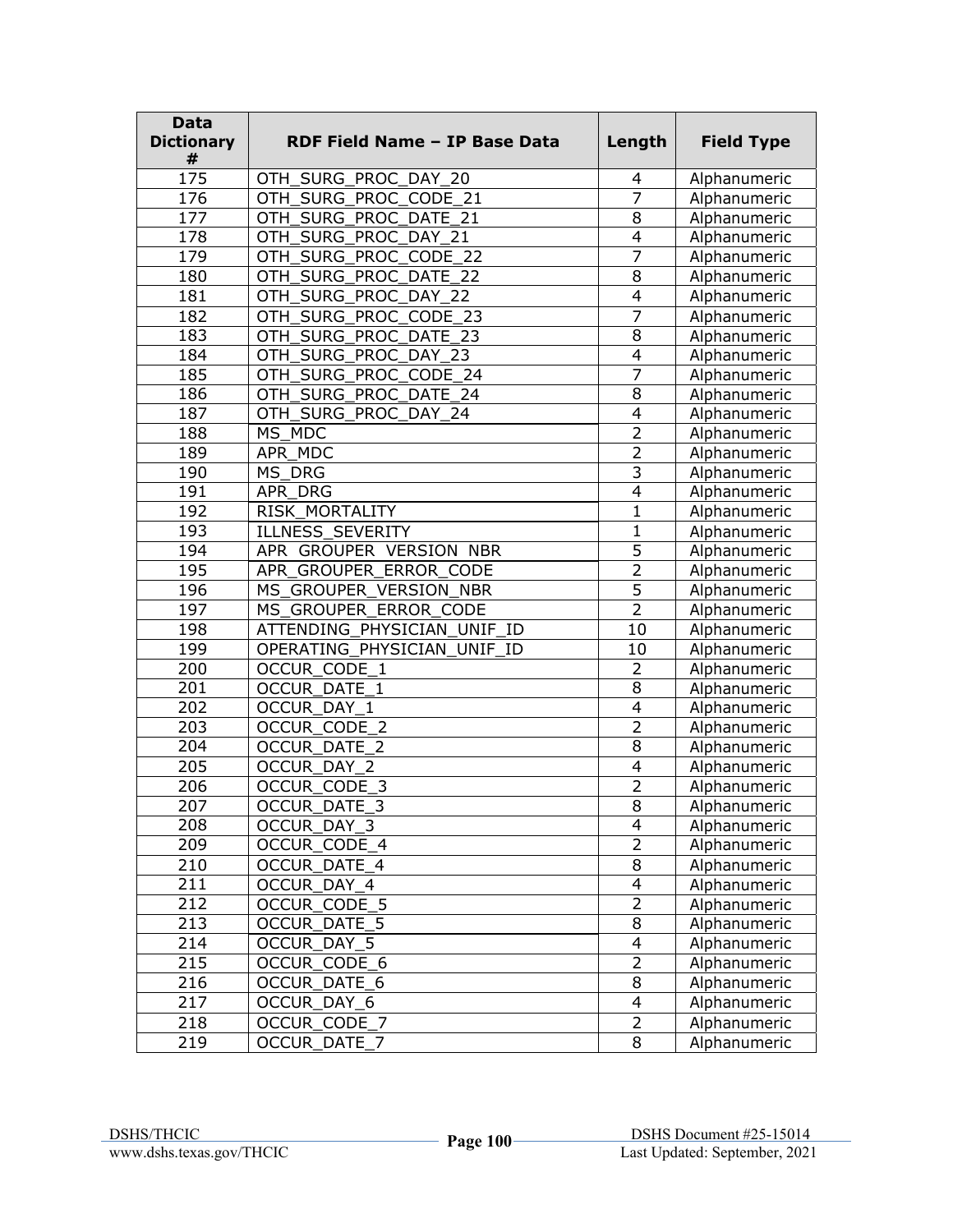| Data Dictionary # | RDF Field Name – IP Base Data | Length | Field Type |
|---|---|---|---|
| 175 | OTH_SURG_PROC_DAY_20 | 4 | Alphanumeric |
| 176 | OTH_SURG_PROC_CODE_21 | 7 | Alphanumeric |
| 177 | OTH_SURG_PROC_DATE_21 | 8 | Alphanumeric |
| 178 | OTH_SURG_PROC_DAY_21 | 4 | Alphanumeric |
| 179 | OTH_SURG_PROC_CODE_22 | 7 | Alphanumeric |
| 180 | OTH_SURG_PROC_DATE_22 | 8 | Alphanumeric |
| 181 | OTH_SURG_PROC_DAY_22 | 4 | Alphanumeric |
| 182 | OTH_SURG_PROC_CODE_23 | 7 | Alphanumeric |
| 183 | OTH_SURG_PROC_DATE_23 | 8 | Alphanumeric |
| 184 | OTH_SURG_PROC_DAY_23 | 4 | Alphanumeric |
| 185 | OTH_SURG_PROC_CODE_24 | 7 | Alphanumeric |
| 186 | OTH_SURG_PROC_DATE_24 | 8 | Alphanumeric |
| 187 | OTH_SURG_PROC_DAY_24 | 4 | Alphanumeric |
| 188 | MS_MDC | 2 | Alphanumeric |
| 189 | APR_MDC | 2 | Alphanumeric |
| 190 | MS_DRG | 3 | Alphanumeric |
| 191 | APR_DRG | 4 | Alphanumeric |
| 192 | RISK_MORTALITY | 1 | Alphanumeric |
| 193 | ILLNESS_SEVERITY | 1 | Alphanumeric |
| 194 | APR_GROUPER_VERSION_NBR | 5 | Alphanumeric |
| 195 | APR_GROUPER_ERROR_CODE | 2 | Alphanumeric |
| 196 | MS_GROUPER_VERSION_NBR | 5 | Alphanumeric |
| 197 | MS_GROUPER_ERROR_CODE | 2 | Alphanumeric |
| 198 | ATTENDING_PHYSICIAN_UNIF_ID | 10 | Alphanumeric |
| 199 | OPERATING_PHYSICIAN_UNIF_ID | 10 | Alphanumeric |
| 200 | OCCUR_CODE_1 | 2 | Alphanumeric |
| 201 | OCCUR_DATE_1 | 8 | Alphanumeric |
| 202 | OCCUR_DAY_1 | 4 | Alphanumeric |
| 203 | OCCUR_CODE_2 | 2 | Alphanumeric |
| 204 | OCCUR_DATE_2 | 8 | Alphanumeric |
| 205 | OCCUR_DAY_2 | 4 | Alphanumeric |
| 206 | OCCUR_CODE_3 | 2 | Alphanumeric |
| 207 | OCCUR_DATE_3 | 8 | Alphanumeric |
| 208 | OCCUR_DAY_3 | 4 | Alphanumeric |
| 209 | OCCUR_CODE_4 | 2 | Alphanumeric |
| 210 | OCCUR_DATE_4 | 8 | Alphanumeric |
| 211 | OCCUR_DAY_4 | 4 | Alphanumeric |
| 212 | OCCUR_CODE_5 | 2 | Alphanumeric |
| 213 | OCCUR_DATE_5 | 8 | Alphanumeric |
| 214 | OCCUR_DAY_5 | 4 | Alphanumeric |
| 215 | OCCUR_CODE_6 | 2 | Alphanumeric |
| 216 | OCCUR_DATE_6 | 8 | Alphanumeric |
| 217 | OCCUR_DAY_6 | 4 | Alphanumeric |
| 218 | OCCUR_CODE_7 | 2 | Alphanumeric |
| 219 | OCCUR_DATE_7 | 8 | Alphanumeric |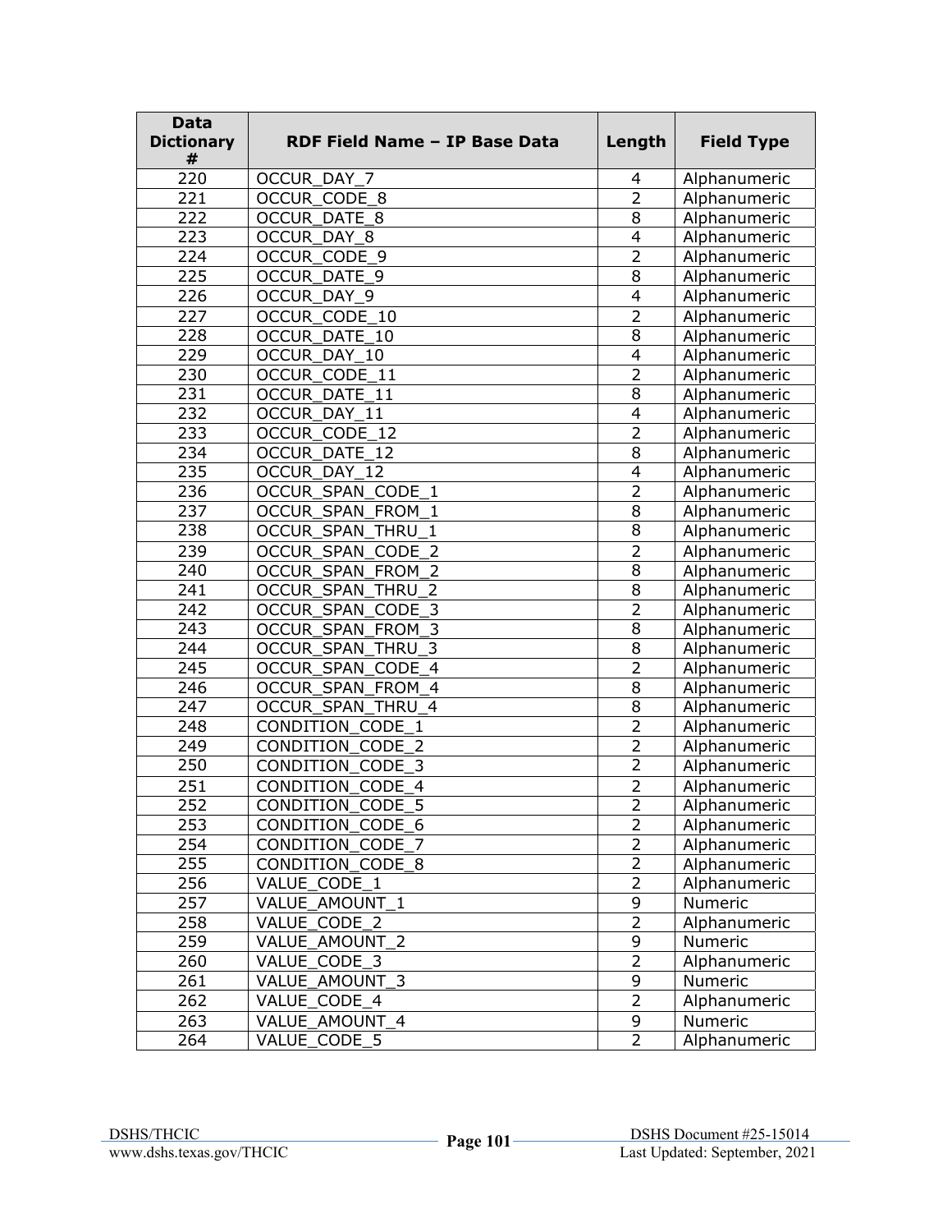| Data Dictionary # | RDF Field Name – IP Base Data | Length | Field Type |
|---|---|---|---|
| 220 | OCCUR_DAY_7 | 4 | Alphanumeric |
| 221 | OCCUR_CODE_8 | 2 | Alphanumeric |
| 222 | OCCUR_DATE_8 | 8 | Alphanumeric |
| 223 | OCCUR_DAY_8 | 4 | Alphanumeric |
| 224 | OCCUR_CODE_9 | 2 | Alphanumeric |
| 225 | OCCUR_DATE_9 | 8 | Alphanumeric |
| 226 | OCCUR_DAY_9 | 4 | Alphanumeric |
| 227 | OCCUR_CODE_10 | 2 | Alphanumeric |
| 228 | OCCUR_DATE_10 | 8 | Alphanumeric |
| 229 | OCCUR_DAY_10 | 4 | Alphanumeric |
| 230 | OCCUR_CODE_11 | 2 | Alphanumeric |
| 231 | OCCUR_DATE_11 | 8 | Alphanumeric |
| 232 | OCCUR_DAY_11 | 4 | Alphanumeric |
| 233 | OCCUR_CODE_12 | 2 | Alphanumeric |
| 234 | OCCUR_DATE_12 | 8 | Alphanumeric |
| 235 | OCCUR_DAY_12 | 4 | Alphanumeric |
| 236 | OCCUR_SPAN_CODE_1 | 2 | Alphanumeric |
| 237 | OCCUR_SPAN_FROM_1 | 8 | Alphanumeric |
| 238 | OCCUR_SPAN_THRU_1 | 8 | Alphanumeric |
| 239 | OCCUR_SPAN_CODE_2 | 2 | Alphanumeric |
| 240 | OCCUR_SPAN_FROM_2 | 8 | Alphanumeric |
| 241 | OCCUR_SPAN_THRU_2 | 8 | Alphanumeric |
| 242 | OCCUR_SPAN_CODE_3 | 2 | Alphanumeric |
| 243 | OCCUR_SPAN_FROM_3 | 8 | Alphanumeric |
| 244 | OCCUR_SPAN_THRU_3 | 8 | Alphanumeric |
| 245 | OCCUR_SPAN_CODE_4 | 2 | Alphanumeric |
| 246 | OCCUR_SPAN_FROM_4 | 8 | Alphanumeric |
| 247 | OCCUR_SPAN_THRU_4 | 8 | Alphanumeric |
| 248 | CONDITION_CODE_1 | 2 | Alphanumeric |
| 249 | CONDITION_CODE_2 | 2 | Alphanumeric |
| 250 | CONDITION_CODE_3 | 2 | Alphanumeric |
| 251 | CONDITION_CODE_4 | 2 | Alphanumeric |
| 252 | CONDITION_CODE_5 | 2 | Alphanumeric |
| 253 | CONDITION_CODE_6 | 2 | Alphanumeric |
| 254 | CONDITION_CODE_7 | 2 | Alphanumeric |
| 255 | CONDITION_CODE_8 | 2 | Alphanumeric |
| 256 | VALUE_CODE_1 | 2 | Alphanumeric |
| 257 | VALUE_AMOUNT_1 | 9 | Numeric |
| 258 | VALUE_CODE_2 | 2 | Alphanumeric |
| 259 | VALUE_AMOUNT_2 | 9 | Numeric |
| 260 | VALUE_CODE_3 | 2 | Alphanumeric |
| 261 | VALUE_AMOUNT_3 | 9 | Numeric |
| 262 | VALUE_CODE_4 | 2 | Alphanumeric |
| 263 | VALUE_AMOUNT_4 | 9 | Numeric |
| 264 | VALUE_CODE_5 | 2 | Alphanumeric |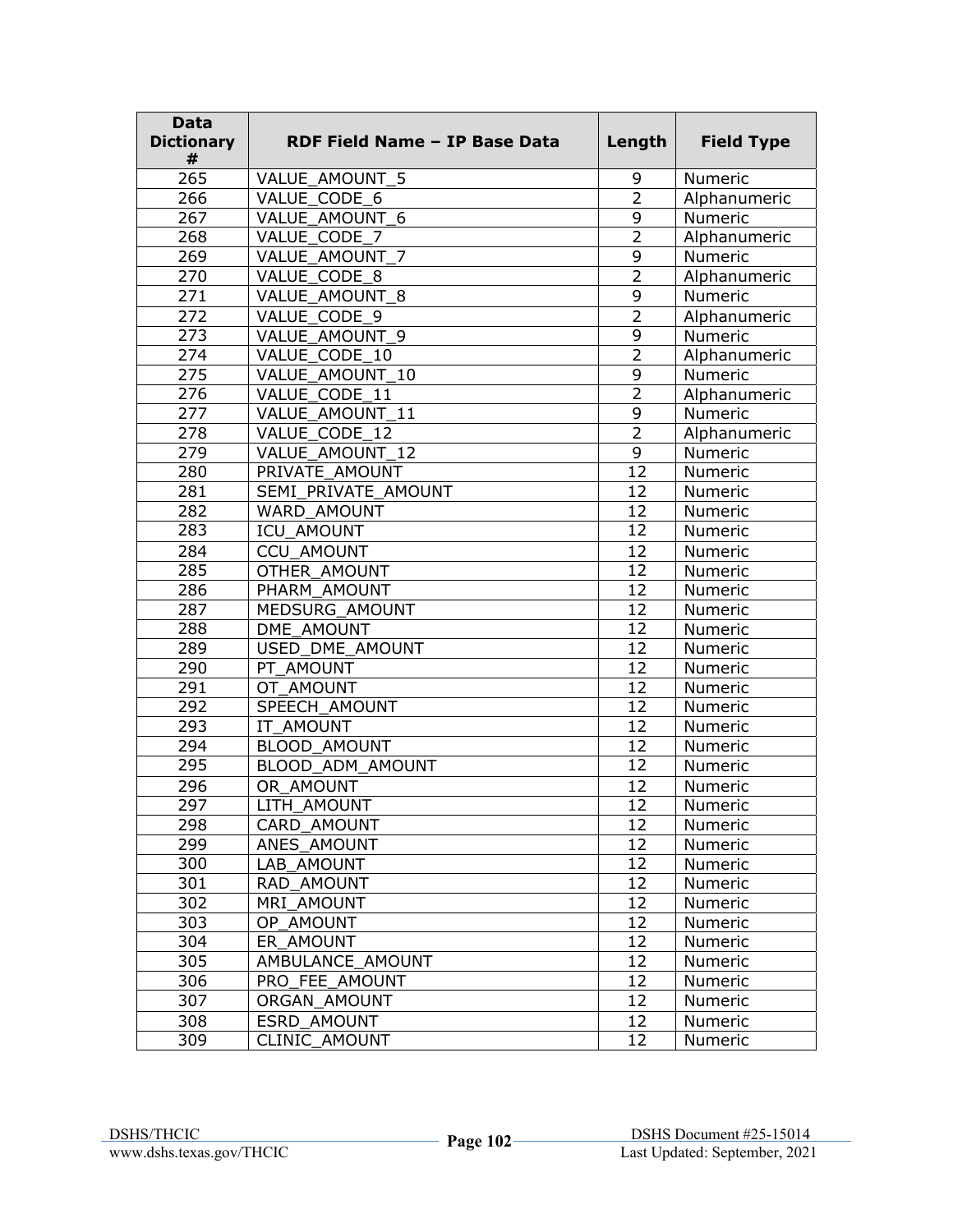| Data Dictionary # | RDF Field Name – IP Base Data | Length | Field Type |
|---|---|---|---|
| 265 | VALUE_AMOUNT_5 | 9 | Numeric |
| 266 | VALUE_CODE_6 | 2 | Alphanumeric |
| 267 | VALUE_AMOUNT_6 | 9 | Numeric |
| 268 | VALUE_CODE_7 | 2 | Alphanumeric |
| 269 | VALUE_AMOUNT_7 | 9 | Numeric |
| 270 | VALUE_CODE_8 | 2 | Alphanumeric |
| 271 | VALUE_AMOUNT_8 | 9 | Numeric |
| 272 | VALUE_CODE_9 | 2 | Alphanumeric |
| 273 | VALUE_AMOUNT_9 | 9 | Numeric |
| 274 | VALUE_CODE_10 | 2 | Alphanumeric |
| 275 | VALUE_AMOUNT_10 | 9 | Numeric |
| 276 | VALUE_CODE_11 | 2 | Alphanumeric |
| 277 | VALUE_AMOUNT_11 | 9 | Numeric |
| 278 | VALUE_CODE_12 | 2 | Alphanumeric |
| 279 | VALUE_AMOUNT_12 | 9 | Numeric |
| 280 | PRIVATE_AMOUNT | 12 | Numeric |
| 281 | SEMI_PRIVATE_AMOUNT | 12 | Numeric |
| 282 | WARD_AMOUNT | 12 | Numeric |
| 283 | ICU_AMOUNT | 12 | Numeric |
| 284 | CCU_AMOUNT | 12 | Numeric |
| 285 | OTHER_AMOUNT | 12 | Numeric |
| 286 | PHARM_AMOUNT | 12 | Numeric |
| 287 | MEDSURG_AMOUNT | 12 | Numeric |
| 288 | DME_AMOUNT | 12 | Numeric |
| 289 | USED_DME_AMOUNT | 12 | Numeric |
| 290 | PT_AMOUNT | 12 | Numeric |
| 291 | OT_AMOUNT | 12 | Numeric |
| 292 | SPEECH_AMOUNT | 12 | Numeric |
| 293 | IT_AMOUNT | 12 | Numeric |
| 294 | BLOOD_AMOUNT | 12 | Numeric |
| 295 | BLOOD_ADM_AMOUNT | 12 | Numeric |
| 296 | OR_AMOUNT | 12 | Numeric |
| 297 | LITH_AMOUNT | 12 | Numeric |
| 298 | CARD_AMOUNT | 12 | Numeric |
| 299 | ANES_AMOUNT | 12 | Numeric |
| 300 | LAB_AMOUNT | 12 | Numeric |
| 301 | RAD_AMOUNT | 12 | Numeric |
| 302 | MRI_AMOUNT | 12 | Numeric |
| 303 | OP_AMOUNT | 12 | Numeric |
| 304 | ER_AMOUNT | 12 | Numeric |
| 305 | AMBULANCE_AMOUNT | 12 | Numeric |
| 306 | PRO_FEE_AMOUNT | 12 | Numeric |
| 307 | ORGAN_AMOUNT | 12 | Numeric |
| 308 | ESRD_AMOUNT | 12 | Numeric |
| 309 | CLINIC_AMOUNT | 12 | Numeric |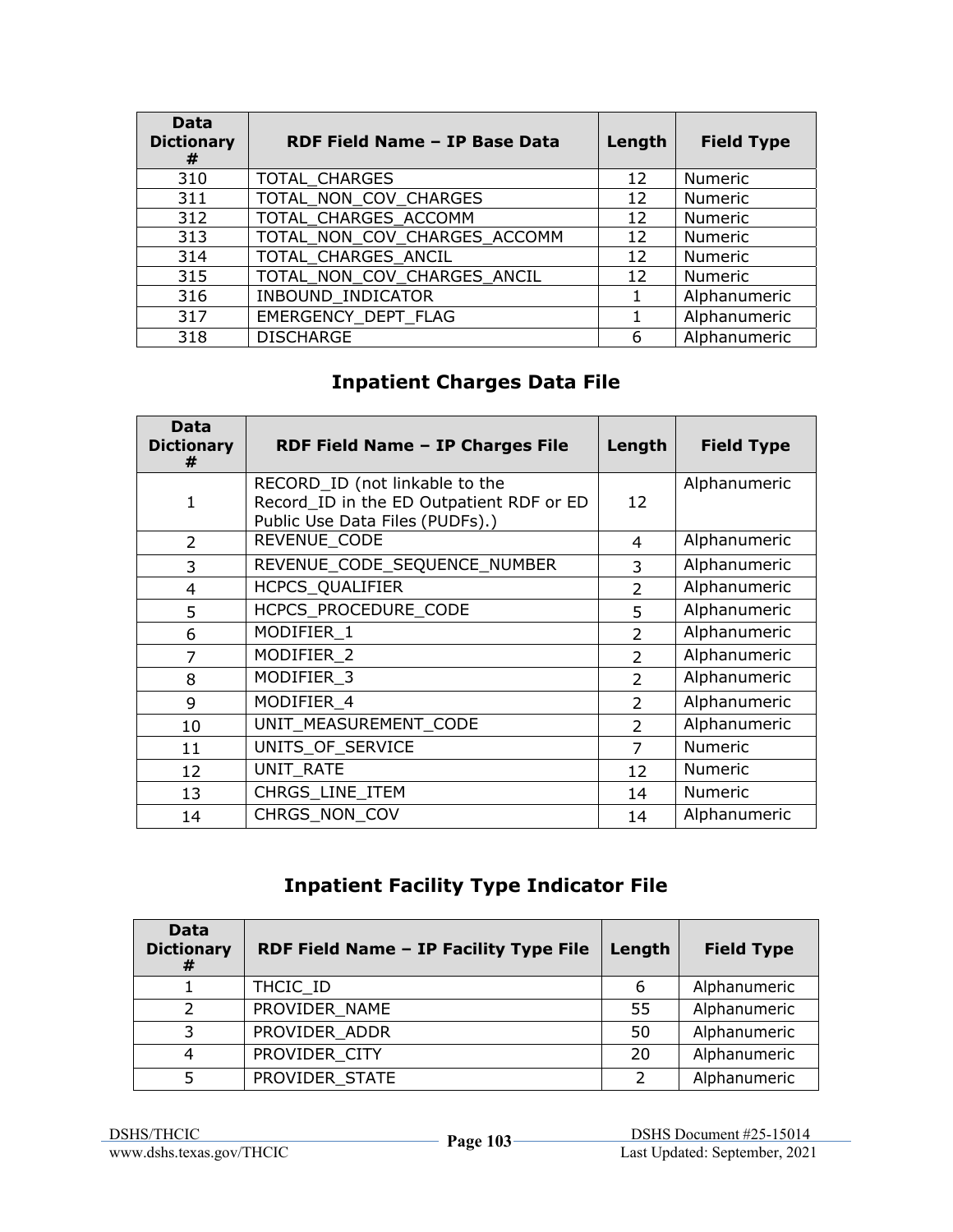| Data Dictionary # | RDF Field Name – IP Base Data | Length | Field Type |
| --- | --- | --- | --- |
| 310 | TOTAL_CHARGES | 12 | Numeric |
| 311 | TOTAL_NON_COV_CHARGES | 12 | Numeric |
| 312 | TOTAL_CHARGES_ACCOMM | 12 | Numeric |
| 313 | TOTAL_NON_COV_CHARGES_ACCOMM | 12 | Numeric |
| 314 | TOTAL_CHARGES_ANCIL | 12 | Numeric |
| 315 | TOTAL_NON_COV_CHARGES_ANCIL | 12 | Numeric |
| 316 | INBOUND_INDICATOR | 1 | Alphanumeric |
| 317 | EMERGENCY_DEPT_FLAG | 1 | Alphanumeric |
| 318 | DISCHARGE | 6 | Alphanumeric |

## Inpatient Charges Data File

| Data Dictionary # | RDF Field Name – IP Charges File | Length | Field Type |
| --- | --- | --- | --- |
| 1 | RECORD_ID (not linkable to the Record_ID in the ED Outpatient RDF or ED Public Use Data Files (PUDFs).) | 12 | Alphanumeric |
| 2 | REVENUE_CODE | 4 | Alphanumeric |
| 3 | REVENUE_CODE_SEQUENCE_NUMBER | 3 | Alphanumeric |
| 4 | HCPCS_QUALIFIER | 2 | Alphanumeric |
| 5 | HCPCS_PROCEDURE_CODE | 5 | Alphanumeric |
| 6 | MODIFIER_1 | 2 | Alphanumeric |
| 7 | MODIFIER_2 | 2 | Alphanumeric |
| 8 | MODIFIER_3 | 2 | Alphanumeric |
| 9 | MODIFIER_4 | 2 | Alphanumeric |
| 10 | UNIT_MEASUREMENT_CODE | 2 | Alphanumeric |
| 11 | UNITS_OF_SERVICE | 7 | Numeric |
| 12 | UNIT_RATE | 12 | Numeric |
| 13 | CHRGS_LINE_ITEM | 14 | Numeric |
| 14 | CHRGS_NON_COV | 14 | Alphanumeric |

## Inpatient Facility Type Indicator File

| Data Dictionary # | RDF Field Name – IP Facility Type File | Length | Field Type |
| --- | --- | --- | --- |
| 1 | THCIC_ID | 6 | Alphanumeric |
| 2 | PROVIDER_NAME | 55 | Alphanumeric |
| 3 | PROVIDER_ADDR | 50 | Alphanumeric |
| 4 | PROVIDER_CITY | 20 | Alphanumeric |
| 5 | PROVIDER_STATE | 2 | Alphanumeric |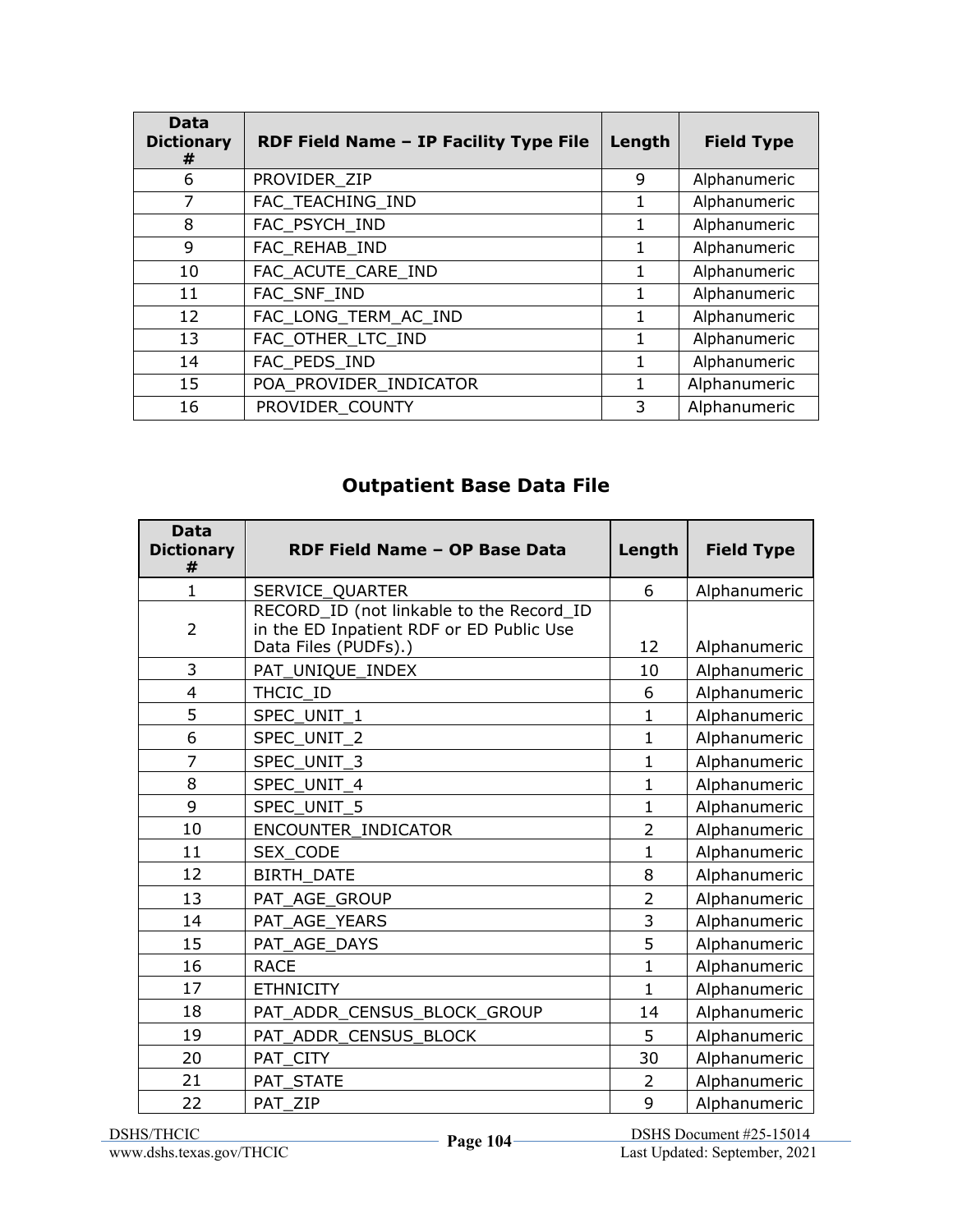| Data Dictionary # | RDF Field Name – IP Facility Type File | Length | Field Type |
|---|---|---|---|
| 6 | PROVIDER_ZIP | 9 | Alphanumeric |
| 7 | FAC_TEACHING_IND | 1 | Alphanumeric |
| 8 | FAC_PSYCH_IND | 1 | Alphanumeric |
| 9 | FAC_REHAB_IND | 1 | Alphanumeric |
| 10 | FAC_ACUTE_CARE_IND | 1 | Alphanumeric |
| 11 | FAC_SNF_IND | 1 | Alphanumeric |
| 12 | FAC_LONG_TERM_AC_IND | 1 | Alphanumeric |
| 13 | FAC_OTHER_LTC_IND | 1 | Alphanumeric |
| 14 | FAC_PEDS_IND | 1 | Alphanumeric |
| 15 | POA_PROVIDER_INDICATOR | 1 | Alphanumeric |
| 16 | PROVIDER_COUNTY | 3 | Alphanumeric |

## Outpatient Base Data File

| Data Dictionary # | RDF Field Name – OP Base Data | Length | Field Type |
|---|---|---|---|
| 1 | SERVICE_QUARTER | 6 | Alphanumeric |
| 2 | RECORD_ID (not linkable to the Record_ID in the ED Inpatient RDF or ED Public Use Data Files (PUDFs).) | 12 | Alphanumeric |
| 3 | PAT_UNIQUE_INDEX | 10 | Alphanumeric |
| 4 | THCIC_ID | 6 | Alphanumeric |
| 5 | SPEC_UNIT_1 | 1 | Alphanumeric |
| 6 | SPEC_UNIT_2 | 1 | Alphanumeric |
| 7 | SPEC_UNIT_3 | 1 | Alphanumeric |
| 8 | SPEC_UNIT_4 | 1 | Alphanumeric |
| 9 | SPEC_UNIT_5 | 1 | Alphanumeric |
| 10 | ENCOUNTER_INDICATOR | 2 | Alphanumeric |
| 11 | SEX_CODE | 1 | Alphanumeric |
| 12 | BIRTH_DATE | 8 | Alphanumeric |
| 13 | PAT_AGE_GROUP | 2 | Alphanumeric |
| 14 | PAT_AGE_YEARS | 3 | Alphanumeric |
| 15 | PAT_AGE_DAYS | 5 | Alphanumeric |
| 16 | RACE | 1 | Alphanumeric |
| 17 | ETHNICITY | 1 | Alphanumeric |
| 18 | PAT_ADDR_CENSUS_BLOCK_GROUP | 14 | Alphanumeric |
| 19 | PAT_ADDR_CENSUS_BLOCK | 5 | Alphanumeric |
| 20 | PAT_CITY | 30 | Alphanumeric |
| 21 | PAT_STATE | 2 | Alphanumeric |
| 22 | PAT_ZIP | 9 | Alphanumeric |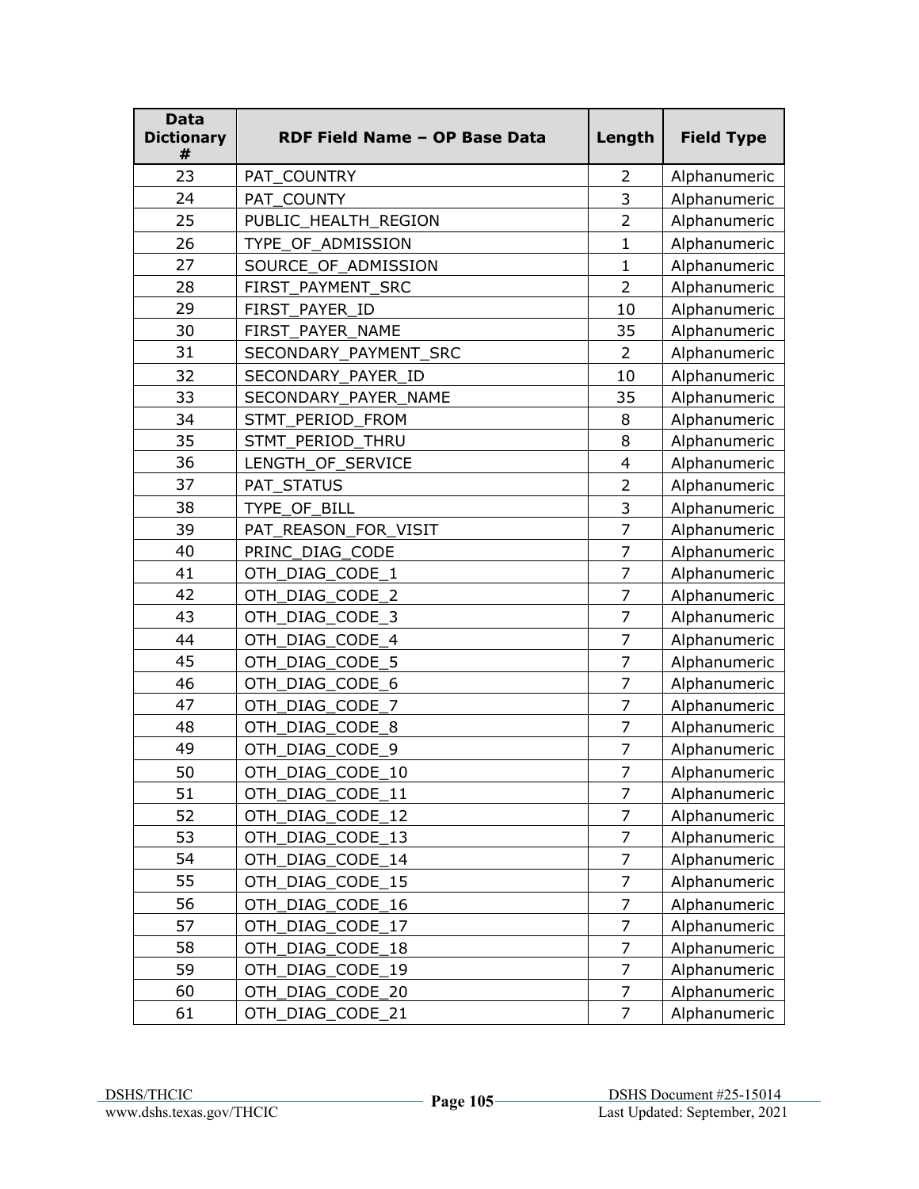| Data Dictionary # | RDF Field Name – OP Base Data | Length | Field Type |
|---|---|---|---|
| 23 | PAT_COUNTRY | 2 | Alphanumeric |
| 24 | PAT_COUNTY | 3 | Alphanumeric |
| 25 | PUBLIC_HEALTH_REGION | 2 | Alphanumeric |
| 26 | TYPE_OF_ADMISSION | 1 | Alphanumeric |
| 27 | SOURCE_OF_ADMISSION | 1 | Alphanumeric |
| 28 | FIRST_PAYMENT_SRC | 2 | Alphanumeric |
| 29 | FIRST_PAYER_ID | 10 | Alphanumeric |
| 30 | FIRST_PAYER_NAME | 35 | Alphanumeric |
| 31 | SECONDARY_PAYMENT_SRC | 2 | Alphanumeric |
| 32 | SECONDARY_PAYER_ID | 10 | Alphanumeric |
| 33 | SECONDARY_PAYER_NAME | 35 | Alphanumeric |
| 34 | STMT_PERIOD_FROM | 8 | Alphanumeric |
| 35 | STMT_PERIOD_THRU | 8 | Alphanumeric |
| 36 | LENGTH_OF_SERVICE | 4 | Alphanumeric |
| 37 | PAT_STATUS | 2 | Alphanumeric |
| 38 | TYPE_OF_BILL | 3 | Alphanumeric |
| 39 | PAT_REASON_FOR_VISIT | 7 | Alphanumeric |
| 40 | PRINC_DIAG_CODE | 7 | Alphanumeric |
| 41 | OTH_DIAG_CODE_1 | 7 | Alphanumeric |
| 42 | OTH_DIAG_CODE_2 | 7 | Alphanumeric |
| 43 | OTH_DIAG_CODE_3 | 7 | Alphanumeric |
| 44 | OTH_DIAG_CODE_4 | 7 | Alphanumeric |
| 45 | OTH_DIAG_CODE_5 | 7 | Alphanumeric |
| 46 | OTH_DIAG_CODE_6 | 7 | Alphanumeric |
| 47 | OTH_DIAG_CODE_7 | 7 | Alphanumeric |
| 48 | OTH_DIAG_CODE_8 | 7 | Alphanumeric |
| 49 | OTH_DIAG_CODE_9 | 7 | Alphanumeric |
| 50 | OTH_DIAG_CODE_10 | 7 | Alphanumeric |
| 51 | OTH_DIAG_CODE_11 | 7 | Alphanumeric |
| 52 | OTH_DIAG_CODE_12 | 7 | Alphanumeric |
| 53 | OTH_DIAG_CODE_13 | 7 | Alphanumeric |
| 54 | OTH_DIAG_CODE_14 | 7 | Alphanumeric |
| 55 | OTH_DIAG_CODE_15 | 7 | Alphanumeric |
| 56 | OTH_DIAG_CODE_16 | 7 | Alphanumeric |
| 57 | OTH_DIAG_CODE_17 | 7 | Alphanumeric |
| 58 | OTH_DIAG_CODE_18 | 7 | Alphanumeric |
| 59 | OTH_DIAG_CODE_19 | 7 | Alphanumeric |
| 60 | OTH_DIAG_CODE_20 | 7 | Alphanumeric |
| 61 | OTH_DIAG_CODE_21 | 7 | Alphanumeric |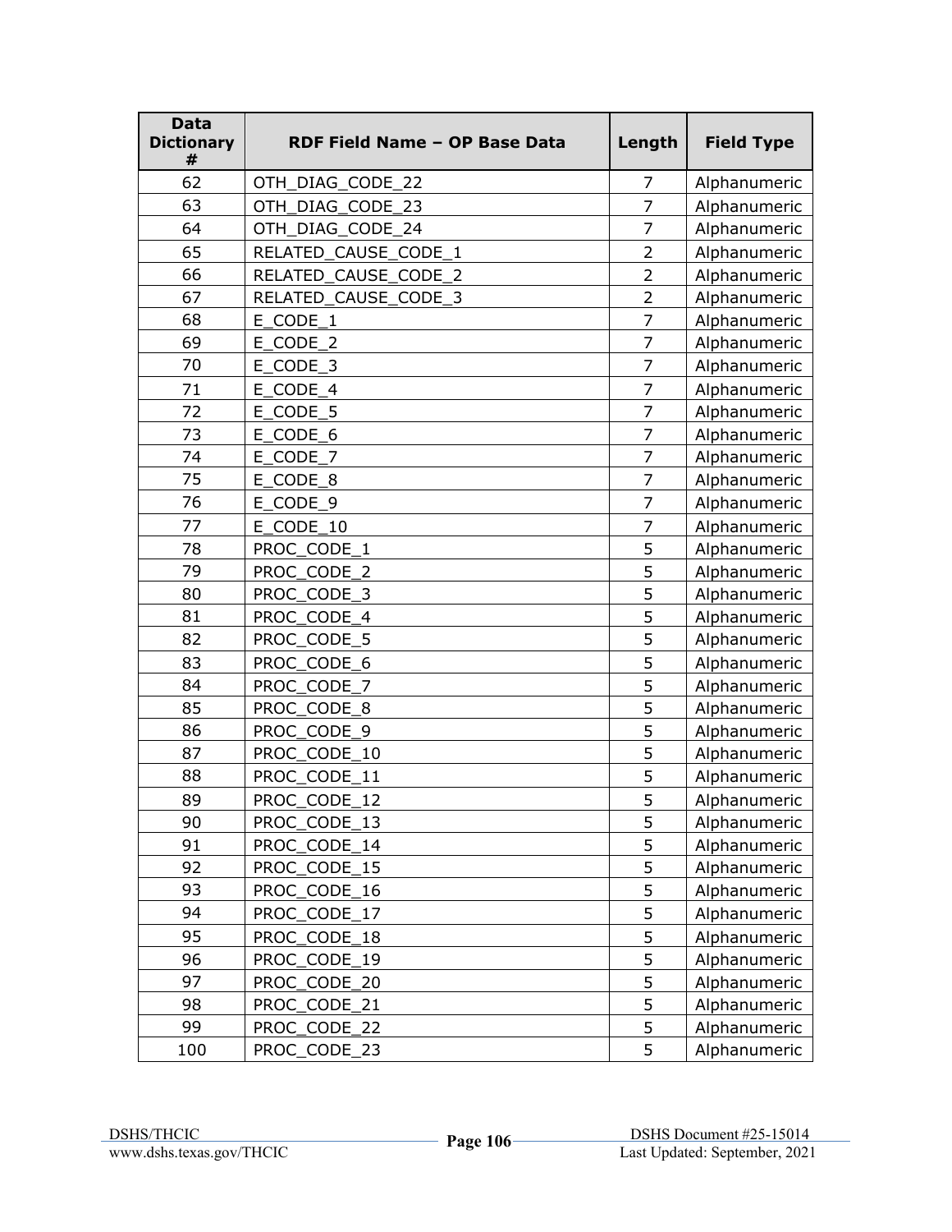| Data Dictionary # | RDF Field Name – OP Base Data | Length | Field Type |
|---|---|---|---|
| 62 | OTH_DIAG_CODE_22 | 7 | Alphanumeric |
| 63 | OTH_DIAG_CODE_23 | 7 | Alphanumeric |
| 64 | OTH_DIAG_CODE_24 | 7 | Alphanumeric |
| 65 | RELATED_CAUSE_CODE_1 | 2 | Alphanumeric |
| 66 | RELATED_CAUSE_CODE_2 | 2 | Alphanumeric |
| 67 | RELATED_CAUSE_CODE_3 | 2 | Alphanumeric |
| 68 | E_CODE_1 | 7 | Alphanumeric |
| 69 | E_CODE_2 | 7 | Alphanumeric |
| 70 | E_CODE_3 | 7 | Alphanumeric |
| 71 | E_CODE_4 | 7 | Alphanumeric |
| 72 | E_CODE_5 | 7 | Alphanumeric |
| 73 | E_CODE_6 | 7 | Alphanumeric |
| 74 | E_CODE_7 | 7 | Alphanumeric |
| 75 | E_CODE_8 | 7 | Alphanumeric |
| 76 | E_CODE_9 | 7 | Alphanumeric |
| 77 | E_CODE_10 | 7 | Alphanumeric |
| 78 | PROC_CODE_1 | 5 | Alphanumeric |
| 79 | PROC_CODE_2 | 5 | Alphanumeric |
| 80 | PROC_CODE_3 | 5 | Alphanumeric |
| 81 | PROC_CODE_4 | 5 | Alphanumeric |
| 82 | PROC_CODE_5 | 5 | Alphanumeric |
| 83 | PROC_CODE_6 | 5 | Alphanumeric |
| 84 | PROC_CODE_7 | 5 | Alphanumeric |
| 85 | PROC_CODE_8 | 5 | Alphanumeric |
| 86 | PROC_CODE_9 | 5 | Alphanumeric |
| 87 | PROC_CODE_10 | 5 | Alphanumeric |
| 88 | PROC_CODE_11 | 5 | Alphanumeric |
| 89 | PROC_CODE_12 | 5 | Alphanumeric |
| 90 | PROC_CODE_13 | 5 | Alphanumeric |
| 91 | PROC_CODE_14 | 5 | Alphanumeric |
| 92 | PROC_CODE_15 | 5 | Alphanumeric |
| 93 | PROC_CODE_16 | 5 | Alphanumeric |
| 94 | PROC_CODE_17 | 5 | Alphanumeric |
| 95 | PROC_CODE_18 | 5 | Alphanumeric |
| 96 | PROC_CODE_19 | 5 | Alphanumeric |
| 97 | PROC_CODE_20 | 5 | Alphanumeric |
| 98 | PROC_CODE_21 | 5 | Alphanumeric |
| 99 | PROC_CODE_22 | 5 | Alphanumeric |
| 100 | PROC_CODE_23 | 5 | Alphanumeric |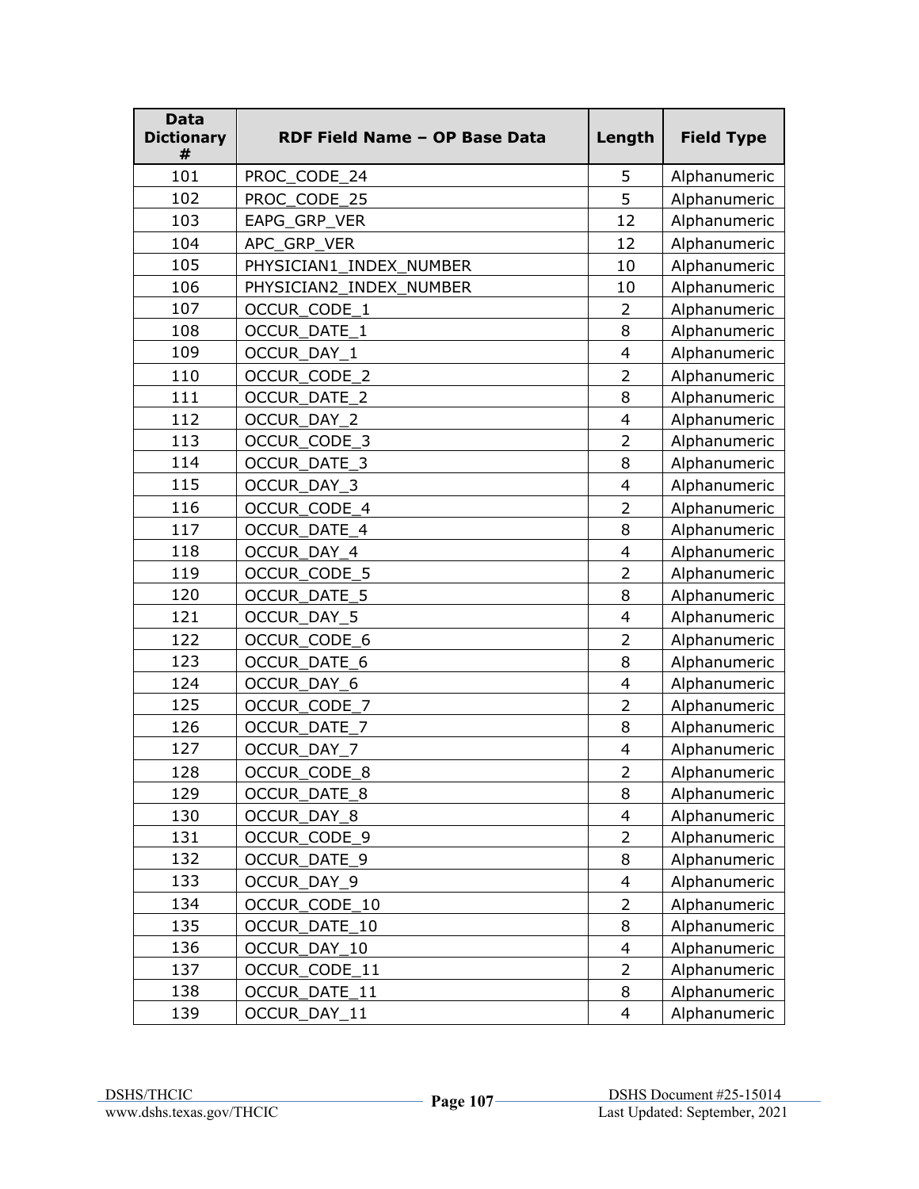| Data Dictionary # | RDF Field Name – OP Base Data | Length | Field Type |
|---|---|---|---|
| 101 | PROC_CODE_24 | 5 | Alphanumeric |
| 102 | PROC_CODE_25 | 5 | Alphanumeric |
| 103 | EAPG_GRP_VER | 12 | Alphanumeric |
| 104 | APC_GRP_VER | 12 | Alphanumeric |
| 105 | PHYSICIAN1_INDEX_NUMBER | 10 | Alphanumeric |
| 106 | PHYSICIAN2_INDEX_NUMBER | 10 | Alphanumeric |
| 107 | OCCUR_CODE_1 | 2 | Alphanumeric |
| 108 | OCCUR_DATE_1 | 8 | Alphanumeric |
| 109 | OCCUR_DAY_1 | 4 | Alphanumeric |
| 110 | OCCUR_CODE_2 | 2 | Alphanumeric |
| 111 | OCCUR_DATE_2 | 8 | Alphanumeric |
| 112 | OCCUR_DAY_2 | 4 | Alphanumeric |
| 113 | OCCUR_CODE_3 | 2 | Alphanumeric |
| 114 | OCCUR_DATE_3 | 8 | Alphanumeric |
| 115 | OCCUR_DAY_3 | 4 | Alphanumeric |
| 116 | OCCUR_CODE_4 | 2 | Alphanumeric |
| 117 | OCCUR_DATE_4 | 8 | Alphanumeric |
| 118 | OCCUR_DAY_4 | 4 | Alphanumeric |
| 119 | OCCUR_CODE_5 | 2 | Alphanumeric |
| 120 | OCCUR_DATE_5 | 8 | Alphanumeric |
| 121 | OCCUR_DAY_5 | 4 | Alphanumeric |
| 122 | OCCUR_CODE_6 | 2 | Alphanumeric |
| 123 | OCCUR_DATE_6 | 8 | Alphanumeric |
| 124 | OCCUR_DAY_6 | 4 | Alphanumeric |
| 125 | OCCUR_CODE_7 | 2 | Alphanumeric |
| 126 | OCCUR_DATE_7 | 8 | Alphanumeric |
| 127 | OCCUR_DAY_7 | 4 | Alphanumeric |
| 128 | OCCUR_CODE_8 | 2 | Alphanumeric |
| 129 | OCCUR_DATE_8 | 8 | Alphanumeric |
| 130 | OCCUR_DAY_8 | 4 | Alphanumeric |
| 131 | OCCUR_CODE_9 | 2 | Alphanumeric |
| 132 | OCCUR_DATE_9 | 8 | Alphanumeric |
| 133 | OCCUR_DAY_9 | 4 | Alphanumeric |
| 134 | OCCUR_CODE_10 | 2 | Alphanumeric |
| 135 | OCCUR_DATE_10 | 8 | Alphanumeric |
| 136 | OCCUR_DAY_10 | 4 | Alphanumeric |
| 137 | OCCUR_CODE_11 | 2 | Alphanumeric |
| 138 | OCCUR_DATE_11 | 8 | Alphanumeric |
| 139 | OCCUR_DAY_11 | 4 | Alphanumeric |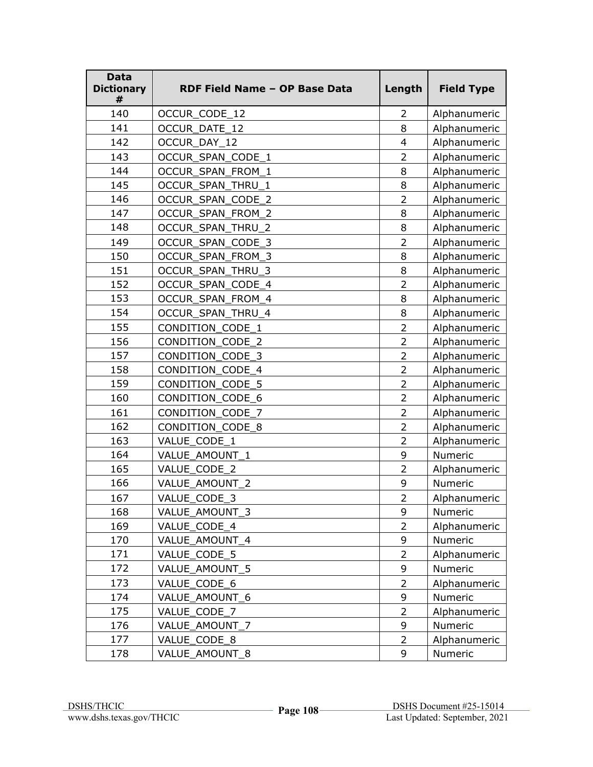| Data Dictionary # | RDF Field Name – OP Base Data | Length | Field Type |
|---|---|---|---|
| 140 | OCCUR_CODE_12 | 2 | Alphanumeric |
| 141 | OCCUR_DATE_12 | 8 | Alphanumeric |
| 142 | OCCUR_DAY_12 | 4 | Alphanumeric |
| 143 | OCCUR_SPAN_CODE_1 | 2 | Alphanumeric |
| 144 | OCCUR_SPAN_FROM_1 | 8 | Alphanumeric |
| 145 | OCCUR_SPAN_THRU_1 | 8 | Alphanumeric |
| 146 | OCCUR_SPAN_CODE_2 | 2 | Alphanumeric |
| 147 | OCCUR_SPAN_FROM_2 | 8 | Alphanumeric |
| 148 | OCCUR_SPAN_THRU_2 | 8 | Alphanumeric |
| 149 | OCCUR_SPAN_CODE_3 | 2 | Alphanumeric |
| 150 | OCCUR_SPAN_FROM_3 | 8 | Alphanumeric |
| 151 | OCCUR_SPAN_THRU_3 | 8 | Alphanumeric |
| 152 | OCCUR_SPAN_CODE_4 | 2 | Alphanumeric |
| 153 | OCCUR_SPAN_FROM_4 | 8 | Alphanumeric |
| 154 | OCCUR_SPAN_THRU_4 | 8 | Alphanumeric |
| 155 | CONDITION_CODE_1 | 2 | Alphanumeric |
| 156 | CONDITION_CODE_2 | 2 | Alphanumeric |
| 157 | CONDITION_CODE_3 | 2 | Alphanumeric |
| 158 | CONDITION_CODE_4 | 2 | Alphanumeric |
| 159 | CONDITION_CODE_5 | 2 | Alphanumeric |
| 160 | CONDITION_CODE_6 | 2 | Alphanumeric |
| 161 | CONDITION_CODE_7 | 2 | Alphanumeric |
| 162 | CONDITION_CODE_8 | 2 | Alphanumeric |
| 163 | VALUE_CODE_1 | 2 | Alphanumeric |
| 164 | VALUE_AMOUNT_1 | 9 | Numeric |
| 165 | VALUE_CODE_2 | 2 | Alphanumeric |
| 166 | VALUE_AMOUNT_2 | 9 | Numeric |
| 167 | VALUE_CODE_3 | 2 | Alphanumeric |
| 168 | VALUE_AMOUNT_3 | 9 | Numeric |
| 169 | VALUE_CODE_4 | 2 | Alphanumeric |
| 170 | VALUE_AMOUNT_4 | 9 | Numeric |
| 171 | VALUE_CODE_5 | 2 | Alphanumeric |
| 172 | VALUE_AMOUNT_5 | 9 | Numeric |
| 173 | VALUE_CODE_6 | 2 | Alphanumeric |
| 174 | VALUE_AMOUNT_6 | 9 | Numeric |
| 175 | VALUE_CODE_7 | 2 | Alphanumeric |
| 176 | VALUE_AMOUNT_7 | 9 | Numeric |
| 177 | VALUE_CODE_8 | 2 | Alphanumeric |
| 178 | VALUE_AMOUNT_8 | 9 | Numeric |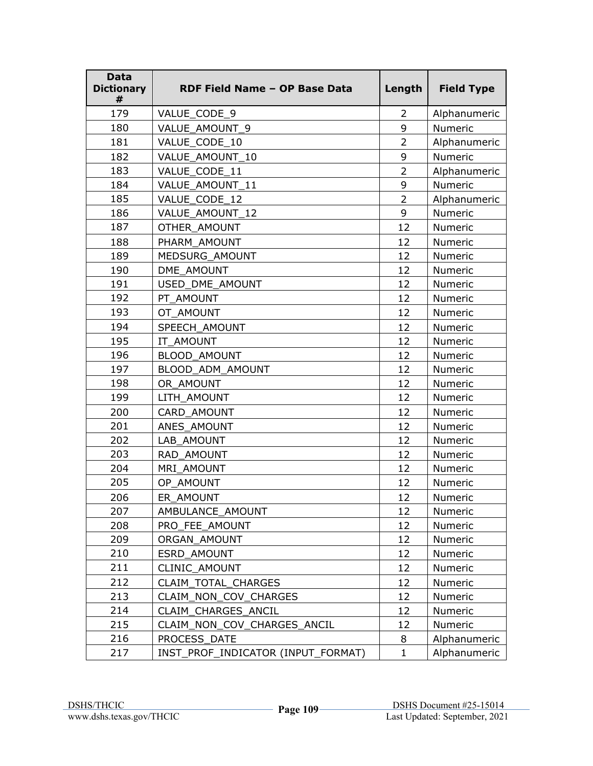| Data Dictionary # | RDF Field Name – OP Base Data | Length | Field Type |
|---|---|---|---|
| 179 | VALUE_CODE_9 | 2 | Alphanumeric |
| 180 | VALUE_AMOUNT_9 | 9 | Numeric |
| 181 | VALUE_CODE_10 | 2 | Alphanumeric |
| 182 | VALUE_AMOUNT_10 | 9 | Numeric |
| 183 | VALUE_CODE_11 | 2 | Alphanumeric |
| 184 | VALUE_AMOUNT_11 | 9 | Numeric |
| 185 | VALUE_CODE_12 | 2 | Alphanumeric |
| 186 | VALUE_AMOUNT_12 | 9 | Numeric |
| 187 | OTHER_AMOUNT | 12 | Numeric |
| 188 | PHARM_AMOUNT | 12 | Numeric |
| 189 | MEDSURG_AMOUNT | 12 | Numeric |
| 190 | DME_AMOUNT | 12 | Numeric |
| 191 | USED_DME_AMOUNT | 12 | Numeric |
| 192 | PT_AMOUNT | 12 | Numeric |
| 193 | OT_AMOUNT | 12 | Numeric |
| 194 | SPEECH_AMOUNT | 12 | Numeric |
| 195 | IT_AMOUNT | 12 | Numeric |
| 196 | BLOOD_AMOUNT | 12 | Numeric |
| 197 | BLOOD_ADM_AMOUNT | 12 | Numeric |
| 198 | OR_AMOUNT | 12 | Numeric |
| 199 | LITH_AMOUNT | 12 | Numeric |
| 200 | CARD_AMOUNT | 12 | Numeric |
| 201 | ANES_AMOUNT | 12 | Numeric |
| 202 | LAB_AMOUNT | 12 | Numeric |
| 203 | RAD_AMOUNT | 12 | Numeric |
| 204 | MRI_AMOUNT | 12 | Numeric |
| 205 | OP_AMOUNT | 12 | Numeric |
| 206 | ER_AMOUNT | 12 | Numeric |
| 207 | AMBULANCE_AMOUNT | 12 | Numeric |
| 208 | PRO_FEE_AMOUNT | 12 | Numeric |
| 209 | ORGAN_AMOUNT | 12 | Numeric |
| 210 | ESRD_AMOUNT | 12 | Numeric |
| 211 | CLINIC_AMOUNT | 12 | Numeric |
| 212 | CLAIM_TOTAL_CHARGES | 12 | Numeric |
| 213 | CLAIM_NON_COV_CHARGES | 12 | Numeric |
| 214 | CLAIM_CHARGES_ANCIL | 12 | Numeric |
| 215 | CLAIM_NON_COV_CHARGES_ANCIL | 12 | Numeric |
| 216 | PROCESS_DATE | 8 | Alphanumeric |
| 217 | INST_PROF_INDICATOR (INPUT_FORMAT) | 1 | Alphanumeric |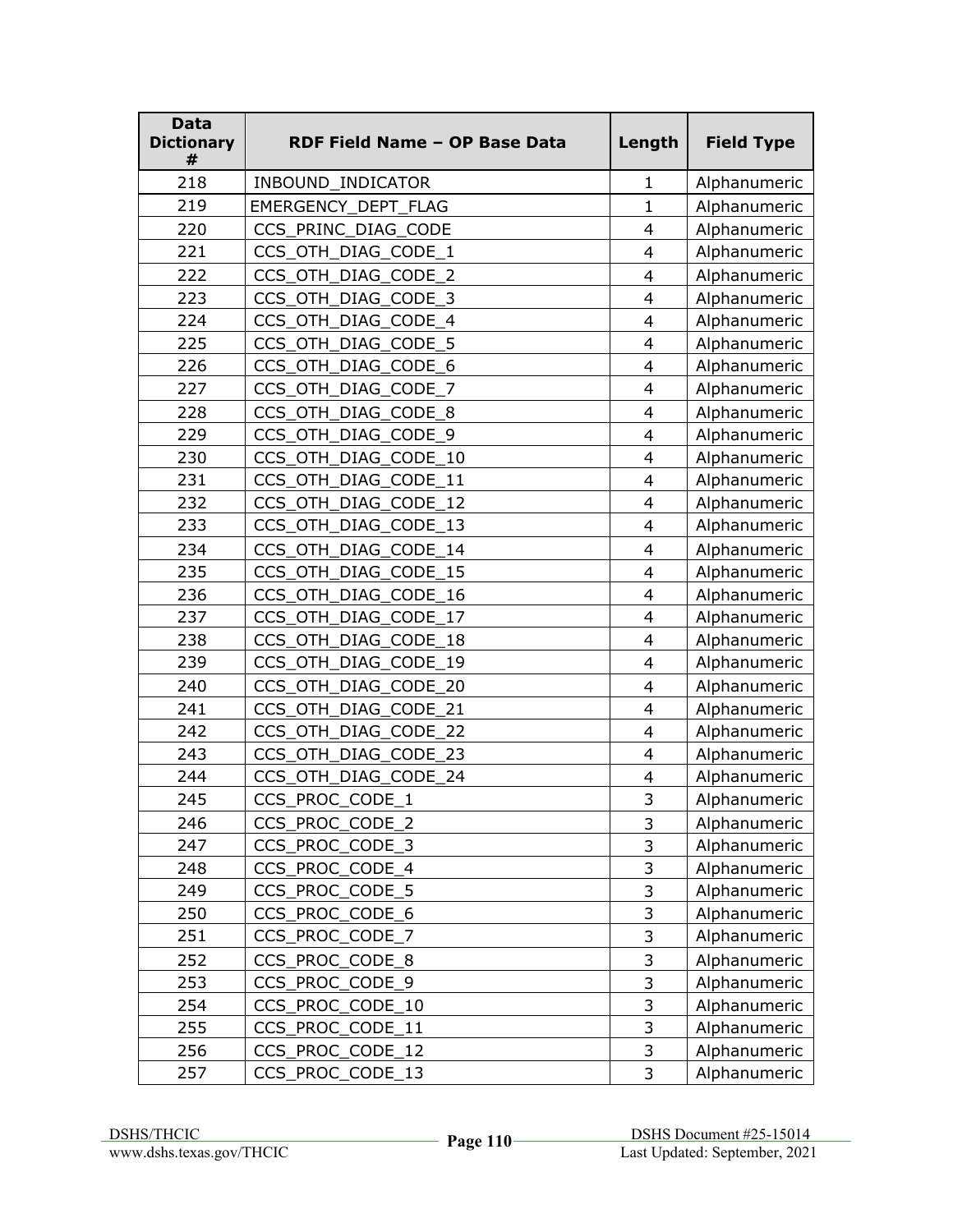| Data Dictionary # | RDF Field Name – OP Base Data | Length | Field Type |
|---|---|---|---|
| 218 | INBOUND_INDICATOR | 1 | Alphanumeric |
| 219 | EMERGENCY_DEPT_FLAG | 1 | Alphanumeric |
| 220 | CCS_PRINC_DIAG_CODE | 4 | Alphanumeric |
| 221 | CCS_OTH_DIAG_CODE_1 | 4 | Alphanumeric |
| 222 | CCS_OTH_DIAG_CODE_2 | 4 | Alphanumeric |
| 223 | CCS_OTH_DIAG_CODE_3 | 4 | Alphanumeric |
| 224 | CCS_OTH_DIAG_CODE_4 | 4 | Alphanumeric |
| 225 | CCS_OTH_DIAG_CODE_5 | 4 | Alphanumeric |
| 226 | CCS_OTH_DIAG_CODE_6 | 4 | Alphanumeric |
| 227 | CCS_OTH_DIAG_CODE_7 | 4 | Alphanumeric |
| 228 | CCS_OTH_DIAG_CODE_8 | 4 | Alphanumeric |
| 229 | CCS_OTH_DIAG_CODE_9 | 4 | Alphanumeric |
| 230 | CCS_OTH_DIAG_CODE_10 | 4 | Alphanumeric |
| 231 | CCS_OTH_DIAG_CODE_11 | 4 | Alphanumeric |
| 232 | CCS_OTH_DIAG_CODE_12 | 4 | Alphanumeric |
| 233 | CCS_OTH_DIAG_CODE_13 | 4 | Alphanumeric |
| 234 | CCS_OTH_DIAG_CODE_14 | 4 | Alphanumeric |
| 235 | CCS_OTH_DIAG_CODE_15 | 4 | Alphanumeric |
| 236 | CCS_OTH_DIAG_CODE_16 | 4 | Alphanumeric |
| 237 | CCS_OTH_DIAG_CODE_17 | 4 | Alphanumeric |
| 238 | CCS_OTH_DIAG_CODE_18 | 4 | Alphanumeric |
| 239 | CCS_OTH_DIAG_CODE_19 | 4 | Alphanumeric |
| 240 | CCS_OTH_DIAG_CODE_20 | 4 | Alphanumeric |
| 241 | CCS_OTH_DIAG_CODE_21 | 4 | Alphanumeric |
| 242 | CCS_OTH_DIAG_CODE_22 | 4 | Alphanumeric |
| 243 | CCS_OTH_DIAG_CODE_23 | 4 | Alphanumeric |
| 244 | CCS_OTH_DIAG_CODE_24 | 4 | Alphanumeric |
| 245 | CCS_PROC_CODE_1 | 3 | Alphanumeric |
| 246 | CCS_PROC_CODE_2 | 3 | Alphanumeric |
| 247 | CCS_PROC_CODE_3 | 3 | Alphanumeric |
| 248 | CCS_PROC_CODE_4 | 3 | Alphanumeric |
| 249 | CCS_PROC_CODE_5 | 3 | Alphanumeric |
| 250 | CCS_PROC_CODE_6 | 3 | Alphanumeric |
| 251 | CCS_PROC_CODE_7 | 3 | Alphanumeric |
| 252 | CCS_PROC_CODE_8 | 3 | Alphanumeric |
| 253 | CCS_PROC_CODE_9 | 3 | Alphanumeric |
| 254 | CCS_PROC_CODE_10 | 3 | Alphanumeric |
| 255 | CCS_PROC_CODE_11 | 3 | Alphanumeric |
| 256 | CCS_PROC_CODE_12 | 3 | Alphanumeric |
| 257 | CCS_PROC_CODE_13 | 3 | Alphanumeric |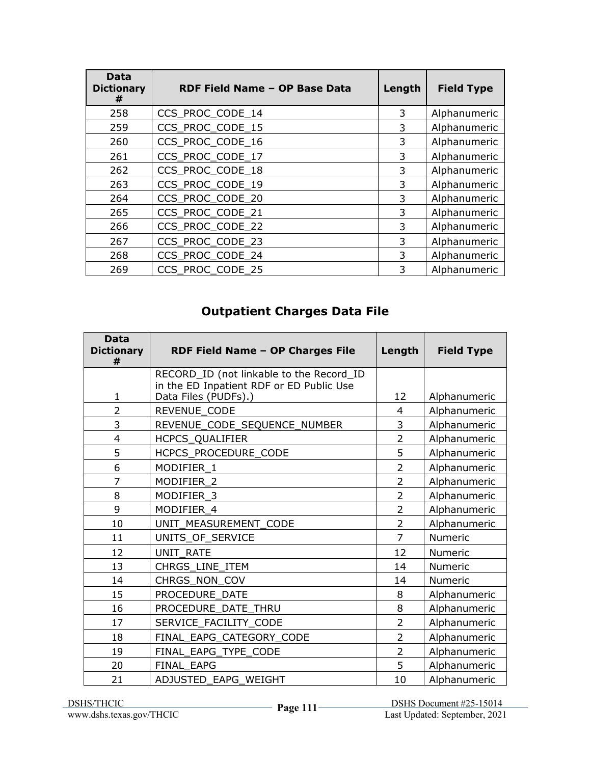| Data Dictionary # | RDF Field Name – OP Base Data | Length | Field Type |
|---|---|---|---|
| 258 | CCS_PROC_CODE_14 | 3 | Alphanumeric |
| 259 | CCS_PROC_CODE_15 | 3 | Alphanumeric |
| 260 | CCS_PROC_CODE_16 | 3 | Alphanumeric |
| 261 | CCS_PROC_CODE_17 | 3 | Alphanumeric |
| 262 | CCS_PROC_CODE_18 | 3 | Alphanumeric |
| 263 | CCS_PROC_CODE_19 | 3 | Alphanumeric |
| 264 | CCS_PROC_CODE_20 | 3 | Alphanumeric |
| 265 | CCS_PROC_CODE_21 | 3 | Alphanumeric |
| 266 | CCS_PROC_CODE_22 | 3 | Alphanumeric |
| 267 | CCS_PROC_CODE_23 | 3 | Alphanumeric |
| 268 | CCS_PROC_CODE_24 | 3 | Alphanumeric |
| 269 | CCS_PROC_CODE_25 | 3 | Alphanumeric |

## Outpatient Charges Data File

| Data Dictionary # | RDF Field Name – OP Charges File | Length | Field Type |
|---|---|---|---|
| 1 | RECORD_ID (not linkable to the Record_ID in the ED Inpatient RDF or ED Public Use Data Files (PUDFs).) | 12 | Alphanumeric |
| 2 | REVENUE_CODE | 4 | Alphanumeric |
| 3 | REVENUE_CODE_SEQUENCE_NUMBER | 3 | Alphanumeric |
| 4 | HCPCS_QUALIFIER | 2 | Alphanumeric |
| 5 | HCPCS_PROCEDURE_CODE | 5 | Alphanumeric |
| 6 | MODIFIER_1 | 2 | Alphanumeric |
| 7 | MODIFIER_2 | 2 | Alphanumeric |
| 8 | MODIFIER_3 | 2 | Alphanumeric |
| 9 | MODIFIER_4 | 2 | Alphanumeric |
| 10 | UNIT_MEASUREMENT_CODE | 2 | Alphanumeric |
| 11 | UNITS_OF_SERVICE | 7 | Numeric |
| 12 | UNIT_RATE | 12 | Numeric |
| 13 | CHRGS_LINE_ITEM | 14 | Numeric |
| 14 | CHRGS_NON_COV | 14 | Numeric |
| 15 | PROCEDURE_DATE | 8 | Alphanumeric |
| 16 | PROCEDURE_DATE_THRU | 8 | Alphanumeric |
| 17 | SERVICE_FACILITY_CODE | 2 | Alphanumeric |
| 18 | FINAL_EAPG_CATEGORY_CODE | 2 | Alphanumeric |
| 19 | FINAL_EAPG_TYPE_CODE | 2 | Alphanumeric |
| 20 | FINAL_EAPG | 5 | Alphanumeric |
| 21 | ADJUSTED_EAPG_WEIGHT | 10 | Alphanumeric |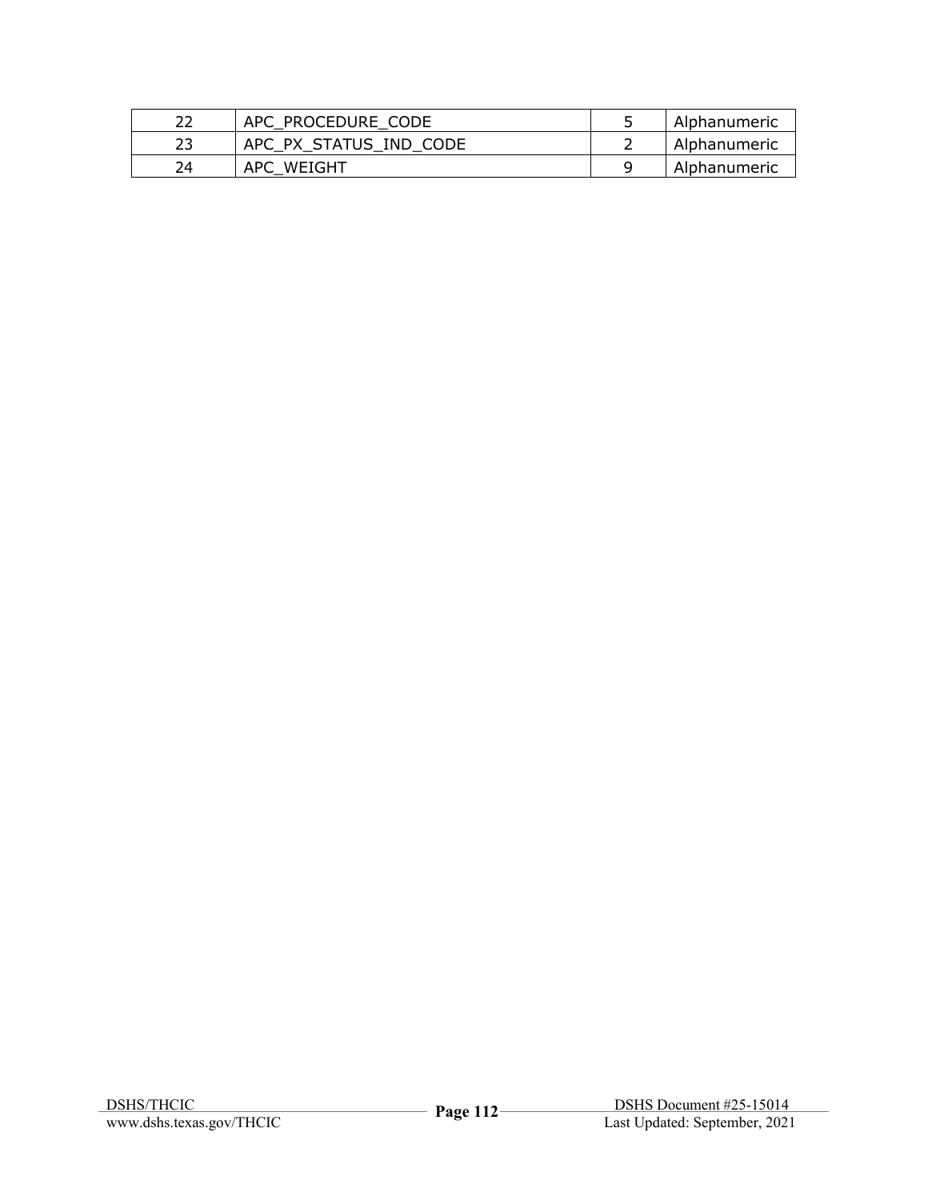| | | | |
|---|---|---|---|
| 22 | APC_PROCEDURE_CODE | 5 | Alphanumeric |
| 23 | APC_PX_STATUS_IND_CODE | 2 | Alphanumeric |
| 24 | APC_WEIGHT | 9 | Alphanumeric |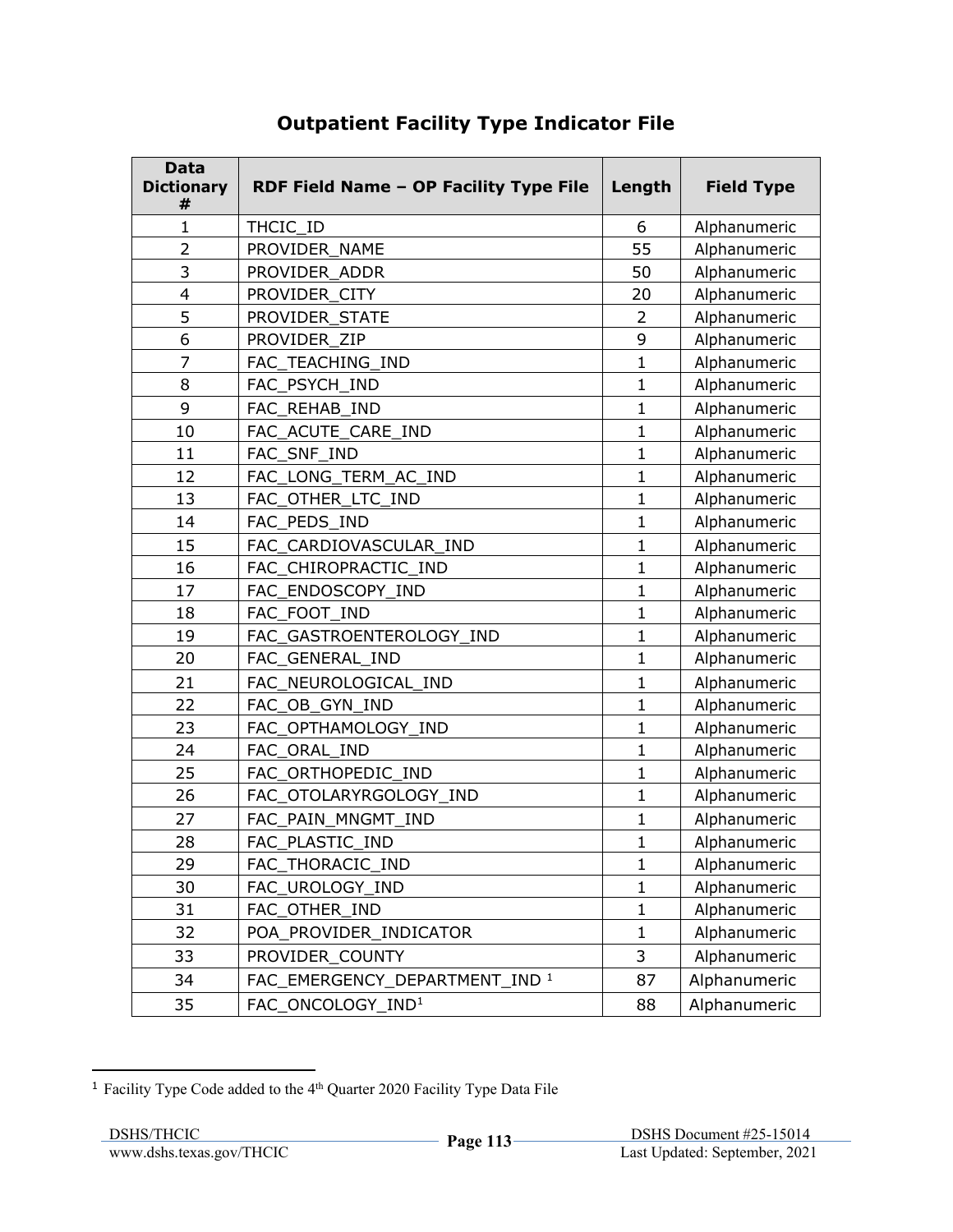## Outpatient Facility Type Indicator File

| Data Dictionary # | RDF Field Name – OP Facility Type File | Length | Field Type |
|---|---|---|---|
| 1 | THCIC_ID | 6 | Alphanumeric |
| 2 | PROVIDER_NAME | 55 | Alphanumeric |
| 3 | PROVIDER_ADDR | 50 | Alphanumeric |
| 4 | PROVIDER_CITY | 20 | Alphanumeric |
| 5 | PROVIDER_STATE | 2 | Alphanumeric |
| 6 | PROVIDER_ZIP | 9 | Alphanumeric |
| 7 | FAC_TEACHING_IND | 1 | Alphanumeric |
| 8 | FAC_PSYCH_IND | 1 | Alphanumeric |
| 9 | FAC_REHAB_IND | 1 | Alphanumeric |
| 10 | FAC_ACUTE_CARE_IND | 1 | Alphanumeric |
| 11 | FAC_SNF_IND | 1 | Alphanumeric |
| 12 | FAC_LONG_TERM_AC_IND | 1 | Alphanumeric |
| 13 | FAC_OTHER_LTC_IND | 1 | Alphanumeric |
| 14 | FAC_PEDS_IND | 1 | Alphanumeric |
| 15 | FAC_CARDIOVASCULAR_IND | 1 | Alphanumeric |
| 16 | FAC_CHIROPRACTIC_IND | 1 | Alphanumeric |
| 17 | FAC_ENDOSCOPY_IND | 1 | Alphanumeric |
| 18 | FAC_FOOT_IND | 1 | Alphanumeric |
| 19 | FAC_GASTROENTEROLOGY_IND | 1 | Alphanumeric |
| 20 | FAC_GENERAL_IND | 1 | Alphanumeric |
| 21 | FAC_NEUROLOGICAL_IND | 1 | Alphanumeric |
| 22 | FAC_OB_GYN_IND | 1 | Alphanumeric |
| 23 | FAC_OPTHAMOLOGY_IND | 1 | Alphanumeric |
| 24 | FAC_ORAL_IND | 1 | Alphanumeric |
| 25 | FAC_ORTHOPEDIC_IND | 1 | Alphanumeric |
| 26 | FAC_OTOLARYRGOLOGY_IND | 1 | Alphanumeric |
| 27 | FAC_PAIN_MNGMT_IND | 1 | Alphanumeric |
| 28 | FAC_PLASTIC_IND | 1 | Alphanumeric |
| 29 | FAC_THORACIC_IND | 1 | Alphanumeric |
| 30 | FAC_UROLOGY_IND | 1 | Alphanumeric |
| 31 | FAC_OTHER_IND | 1 | Alphanumeric |
| 32 | POA_PROVIDER_INDICATOR | 1 | Alphanumeric |
| 33 | PROVIDER_COUNTY | 3 | Alphanumeric |
| 34 | FAC_EMERGENCY_DEPARTMENT_IND [1] | 87 | Alphanumeric |
| 35 | FAC_ONCOLOGY_IND[1] | 88 | Alphanumeric |

[1] Facility Type Code added to the 4th Quarter 2020 Facility Type Data File